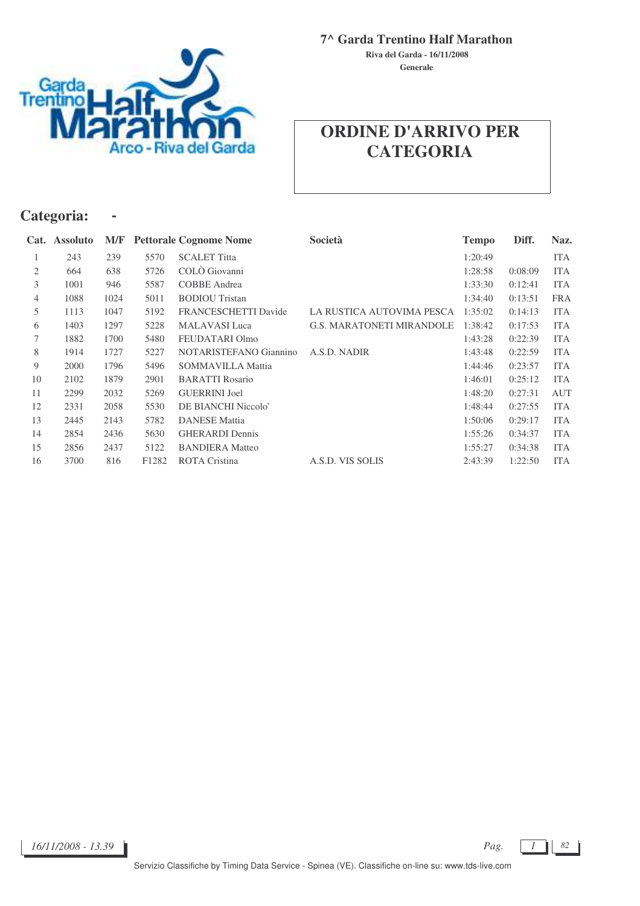**7^ Garda Trentino Half Marathon**

**Riva del Garda - 16/11/2008**

**Generale**

# ORDINE D'ARRIVO PER CATEGORIA

## Categoria: -

| Cat. | Assoluto | M/F | Pettorale | Cognome Nome | Società | Tempo | Diff. | Naz. |
|---|---|---|---|---|---|---|---|---|
| 1 | 243 | 239 | 5570 | SCALET Titta | | 1:20:49 | | ITA |
| 2 | 664 | 638 | 5726 | COLÒ Giovanni | | 1:28:58 | 0:08:09 | ITA |
| 3 | 1001 | 946 | 5587 | COBBE Andrea | | 1:33:30 | 0:12:41 | ITA |
| 4 | 1088 | 1024 | 5011 | BODIOU Tristan | | 1:34:40 | 0:13:51 | FRA |
| 5 | 1113 | 1047 | 5192 | FRANCESCHETTI Davide | LA RUSTICA AUTOVIMA PESCA | 1:35:02 | 0:14:13 | ITA |
| 6 | 1403 | 1297 | 5228 | MALAVASI Luca | G.S. MARATONETI MIRANDOLE | 1:38:42 | 0:17:53 | ITA |
| 7 | 1882 | 1700 | 5480 | FEUDATARI Olmo | | 1:43:28 | 0:22:39 | ITA |
| 8 | 1914 | 1727 | 5227 | NOTARISTEFANO Giannino | A.S.D. NADIR | 1:43:48 | 0:22:59 | ITA |
| 9 | 2000 | 1796 | 5496 | SOMMAVILLA Mattia | | 1:44:46 | 0:23:57 | ITA |
| 10 | 2102 | 1879 | 2901 | BARATTI Rosario | | 1:46:01 | 0:25:12 | ITA |
| 11 | 2299 | 2032 | 5269 | GUERRINI Joel | | 1:48:20 | 0:27:31 | AUT |
| 12 | 2331 | 2058 | 5530 | DE BIANCHI Niccolo' | | 1:48:44 | 0:27:55 | ITA |
| 13 | 2445 | 2143 | 5782 | DANESE Mattia | | 1:50:06 | 0:29:17 | ITA |
| 14 | 2854 | 2436 | 5630 | GHERARDI Dennis | | 1:55:26 | 0:34:37 | ITA |
| 15 | 2856 | 2437 | 5122 | BANDIERA Matteo | | 1:55:27 | 0:34:38 | ITA |
| 16 | 3700 | 816 | F1282 | ROTA Cristina | A.S.D. VIS SOLIS | 2:43:39 | 1:22:50 | ITA |

*16/11/2008 - 13.39*

Servizio Classifiche by Timing Data Service - Spinea (VE). Classifiche on-line su: www.tds-live.com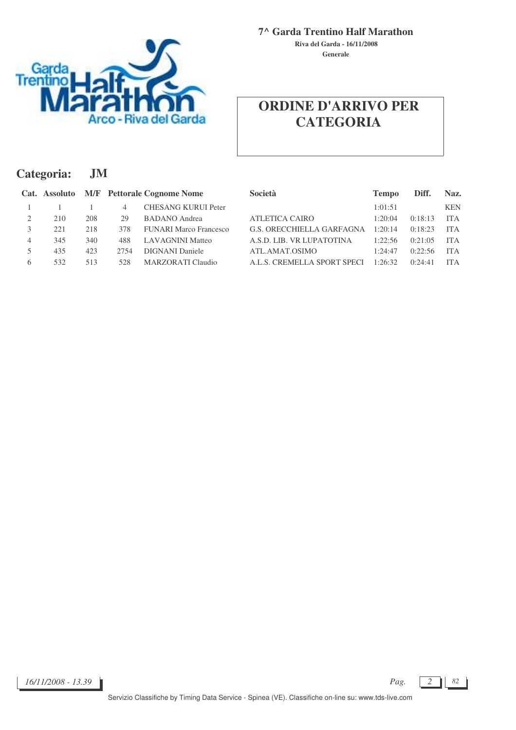**7^ Garda Trentino Half Marathon**

**Riva del Garda - 16/11/2008**

**Generale**

# ORDINE D'ARRIVO PER CATEGORIA

## Categoria: JM

| Cat. | Assoluto | M/F | Pettorale | Cognome Nome | Società | Tempo | Diff. | Naz. |
|---|---|---|---|---|---|---|---|---|
| 1 | 1 | 1 | 4 | CHESANG KURUI Peter | | 1:01:51 | | KEN |
| 2 | 210 | 208 | 29 | BADANO Andrea | ATLETICA CAIRO | 1:20:04 | 0:18:13 | ITA |
| 3 | 221 | 218 | 378 | FUNARI Marco Francesco | G.S. ORECCHIELLA GARFAGNA | 1:20:14 | 0:18:23 | ITA |
| 4 | 345 | 340 | 488 | LAVAGNINI Matteo | A.S.D. LIB. VR LUPATOTINA | 1:22:56 | 0:21:05 | ITA |
| 5 | 435 | 423 | 2754 | DIGNANI Daniele | ATL.AMAT.OSIMO | 1:24:47 | 0:22:56 | ITA |
| 6 | 532 | 513 | 528 | MARZORATI Claudio | A.L.S. CREMELLA SPORT SPECI | 1:26:32 | 0:24:41 | ITA |

*16/11/2008 - 13.39*

Servizio Classifiche by Timing Data Service - Spinea (VE). Classifiche on-line su: www.tds-live.com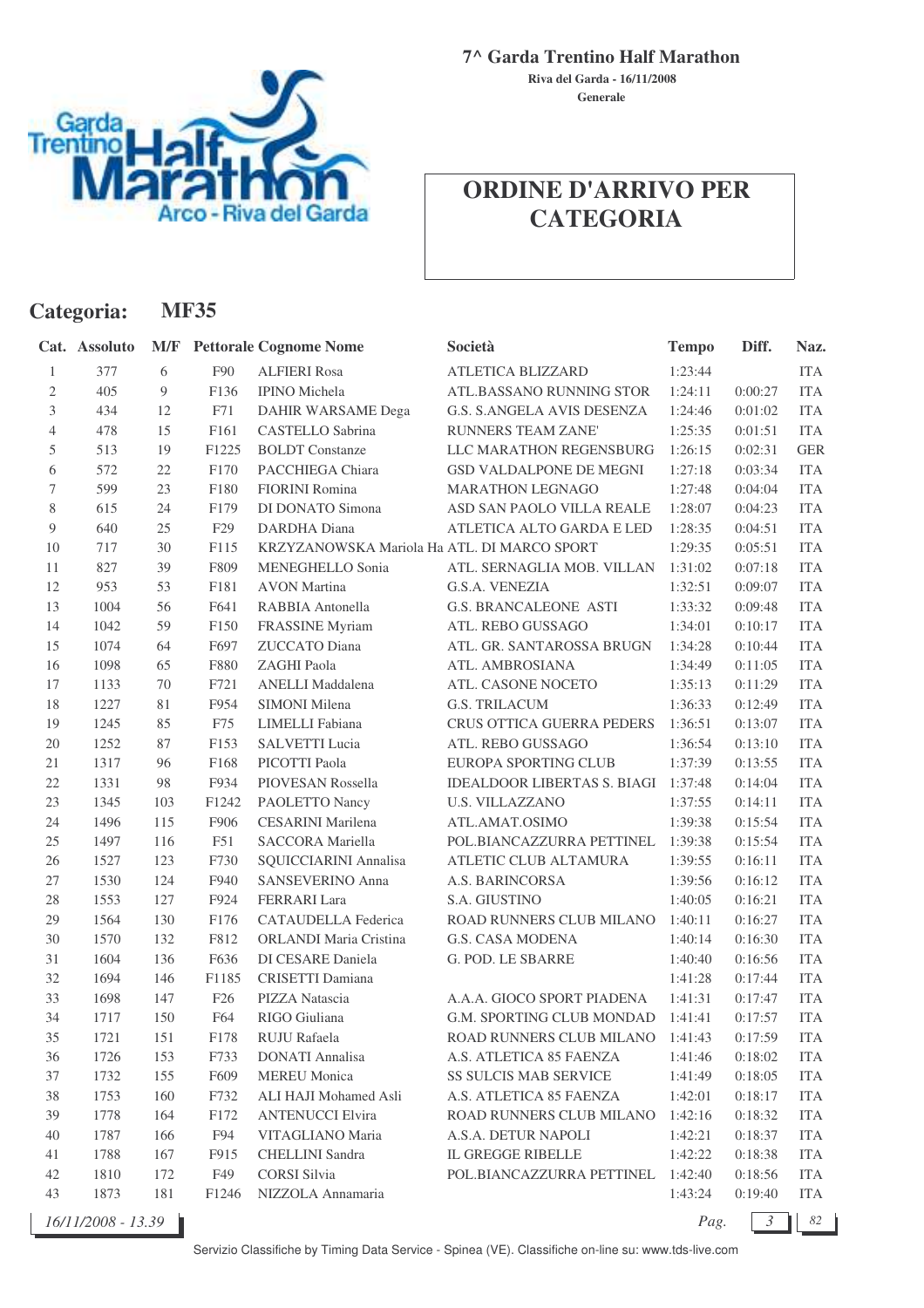**7^ Garda Trentino Half Marathon**

**Riva del Garda - 16/11/2008**

**Generale**

# ORDINE D'ARRIVO PER CATEGORIA

## Categoria: MF35

| Cat. | Assoluto | M/F | Pettorale | Cognome Nome | Società | Tempo | Diff. | Naz. |
|---|---|---|---|---|---|---|---|---|
| 1 | 377 | 6 | F90 | ALFIERI Rosa | ATLETICA BLIZZARD | 1:23:44 | | ITA |
| 2 | 405 | 9 | F136 | IPINO Michela | ATL.BASSANO RUNNING STOR | 1:24:11 | 0:00:27 | ITA |
| 3 | 434 | 12 | F71 | DAHIR WARSAME Dega | G.S. S.ANGELA AVIS DESENZA | 1:24:46 | 0:01:02 | ITA |
| 4 | 478 | 15 | F161 | CASTELLO Sabrina | RUNNERS TEAM ZANE' | 1:25:35 | 0:01:51 | ITA |
| 5 | 513 | 19 | F1225 | BOLDT Constanze | LLC MARATHON REGENSBURG | 1:26:15 | 0:02:31 | GER |
| 6 | 572 | 22 | F170 | PACCHIEGA Chiara | GSD VALDALPONE DE MEGNI | 1:27:18 | 0:03:34 | ITA |
| 7 | 599 | 23 | F180 | FIORINI Romina | MARATHON LEGNAGO | 1:27:48 | 0:04:04 | ITA |
| 8 | 615 | 24 | F179 | DI DONATO Simona | ASD SAN PAOLO VILLA REALE | 1:28:07 | 0:04:23 | ITA |
| 9 | 640 | 25 | F29 | DARDHA Diana | ATLETICA ALTO GARDA E LED | 1:28:35 | 0:04:51 | ITA |
| 10 | 717 | 30 | F115 | KRZYZANOWSKA Mariola Ha | ATL. DI MARCO SPORT | 1:29:35 | 0:05:51 | ITA |
| 11 | 827 | 39 | F809 | MENEGHELLO Sonia | ATL. SERNAGLIA MOB. VILLAN | 1:31:02 | 0:07:18 | ITA |
| 12 | 953 | 53 | F181 | AVON Martina | G.S.A. VENEZIA | 1:32:51 | 0:09:07 | ITA |
| 13 | 1004 | 56 | F641 | RABBIA Antonella | G.S. BRANCALEONE ASTI | 1:33:32 | 0:09:48 | ITA |
| 14 | 1042 | 59 | F150 | FRASSINE Myriam | ATL. REBO GUSSAGO | 1:34:01 | 0:10:17 | ITA |
| 15 | 1074 | 64 | F697 | ZUCCATO Diana | ATL. GR. SANTAROSSA BRUGN | 1:34:28 | 0:10:44 | ITA |
| 16 | 1098 | 65 | F880 | ZAGHI Paola | ATL. AMBROSIANA | 1:34:49 | 0:11:05 | ITA |
| 17 | 1133 | 70 | F721 | ANELLI Maddalena | ATL. CASONE NOCETO | 1:35:13 | 0:11:29 | ITA |
| 18 | 1227 | 81 | F954 | SIMONI Milena | G.S. TRILACUM | 1:36:33 | 0:12:49 | ITA |
| 19 | 1245 | 85 | F75 | LIMELLI Fabiana | CRUS OTTICA GUERRA PEDERS | 1:36:51 | 0:13:07 | ITA |
| 20 | 1252 | 87 | F153 | SALVETTI Lucia | ATL. REBO GUSSAGO | 1:36:54 | 0:13:10 | ITA |
| 21 | 1317 | 96 | F168 | PICOTTI Paola | EUROPA SPORTING CLUB | 1:37:39 | 0:13:55 | ITA |
| 22 | 1331 | 98 | F934 | PIOVESAN Rossella | IDEALDOOR LIBERTAS S. BIAGI | 1:37:48 | 0:14:04 | ITA |
| 23 | 1345 | 103 | F1242 | PAOLETTO Nancy | U.S. VILLAZZANO | 1:37:55 | 0:14:11 | ITA |
| 24 | 1496 | 115 | F906 | CESARINI Marilena | ATL.AMAT.OSIMO | 1:39:38 | 0:15:54 | ITA |
| 25 | 1497 | 116 | F51 | SACCORA Mariella | POL.BIANCAZZURRA PETTINEL | 1:39:38 | 0:15:54 | ITA |
| 26 | 1527 | 123 | F730 | SQUICCIARINI Annalisa | ATLETIC CLUB ALTAMURA | 1:39:55 | 0:16:11 | ITA |
| 27 | 1530 | 124 | F940 | SANSEVERINO Anna | A.S. BARINCORSA | 1:39:56 | 0:16:12 | ITA |
| 28 | 1553 | 127 | F924 | FERRARI Lara | S.A. GIUSTINO | 1:40:05 | 0:16:21 | ITA |
| 29 | 1564 | 130 | F176 | CATAUDELLA Federica | ROAD RUNNERS CLUB MILANO | 1:40:11 | 0:16:27 | ITA |
| 30 | 1570 | 132 | F812 | ORLANDI Maria Cristina | G.S. CASA MODENA | 1:40:14 | 0:16:30 | ITA |
| 31 | 1604 | 136 | F636 | DI CESARE Daniela | G. POD. LE SBARRE | 1:40:40 | 0:16:56 | ITA |
| 32 | 1694 | 146 | F1185 | CRISETTI Damiana | | 1:41:28 | 0:17:44 | ITA |
| 33 | 1698 | 147 | F26 | PIZZA Natascia | A.A.A. GIOCO SPORT PIADENA | 1:41:31 | 0:17:47 | ITA |
| 34 | 1717 | 150 | F64 | RIGO Giuliana | G.M. SPORTING CLUB MONDAD | 1:41:41 | 0:17:57 | ITA |
| 35 | 1721 | 151 | F178 | RUJU Rafaela | ROAD RUNNERS CLUB MILANO | 1:41:43 | 0:17:59 | ITA |
| 36 | 1726 | 153 | F733 | DONATI Annalisa | A.S. ATLETICA 85 FAENZA | 1:41:46 | 0:18:02 | ITA |
| 37 | 1732 | 155 | F609 | MEREU Monica | SS SULCIS MAB SERVICE | 1:41:49 | 0:18:05 | ITA |
| 38 | 1753 | 160 | F732 | ALI HAJI Mohamed Asli | A.S. ATLETICA 85 FAENZA | 1:42:01 | 0:18:17 | ITA |
| 39 | 1778 | 164 | F172 | ANTENUCCI Elvira | ROAD RUNNERS CLUB MILANO | 1:42:16 | 0:18:32 | ITA |
| 40 | 1787 | 166 | F94 | VITAGLIANO Maria | A.S.A. DETUR NAPOLI | 1:42:21 | 0:18:37 | ITA |
| 41 | 1788 | 167 | F915 | CHELLINI Sandra | IL GREGGE RIBELLE | 1:42:22 | 0:18:38 | ITA |
| 42 | 1810 | 172 | F49 | CORSI Silvia | POL.BIANCAZZURRA PETTINEL | 1:42:40 | 0:18:56 | ITA |
| 43 | 1873 | 181 | F1246 | NIZZOLA Annamaria | | 1:43:24 | 0:19:40 | ITA |

*16/11/2008 - 13.39*

Servizio Classifiche by Timing Data Service - Spinea (VE). Classifiche on-line su: www.tds-live.com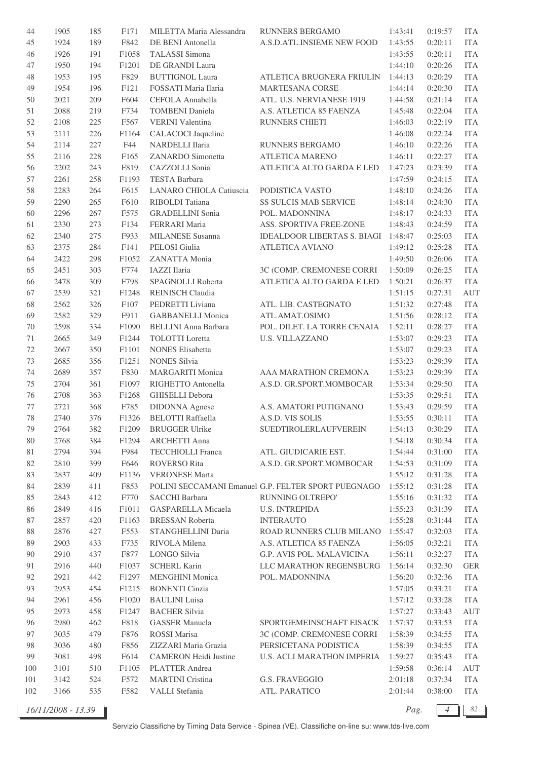| | | | | | | | | |
|---|---|---|---|---|---|---|---|---|
| 44 | 1905 | 185 | F171 | MILETTA Maria Alessandra | RUNNERS BERGAMO | 1:43:41 | 0:19:57 | ITA |
| 45 | 1924 | 189 | F842 | DE BENI Antonella | A.S.D.ATL.INSIEME NEW FOOD | 1:43:55 | 0:20:11 | ITA |
| 46 | 1926 | 191 | F1058 | TALASSI Simona | | 1:43:55 | 0:20:11 | ITA |
| 47 | 1950 | 194 | F1201 | DE GRANDI Laura | | 1:44:10 | 0:20:26 | ITA |
| 48 | 1953 | 195 | F829 | BUTTIGNOL Laura | ATLETICA BRUGNERA FRIULIN | 1:44:13 | 0:20:29 | ITA |
| 49 | 1954 | 196 | F121 | FOSSATI Maria Ilaria | MARTESANA CORSE | 1:44:14 | 0:20:30 | ITA |
| 50 | 2021 | 209 | F604 | CEFOLA Annabella | ATL. U.S. NERVIANESE 1919 | 1:44:58 | 0:21:14 | ITA |
| 51 | 2088 | 219 | F734 | TOMBENI Daniela | A.S. ATLETICA 85 FAENZA | 1:45:48 | 0:22:04 | ITA |
| 52 | 2108 | 225 | F567 | VERINI Valentina | RUNNERS CHIETI | 1:46:03 | 0:22:19 | ITA |
| 53 | 2111 | 226 | F1164 | CALACOCI Jaqueline | | 1:46:08 | 0:22:24 | ITA |
| 54 | 2114 | 227 | F44 | NARDELLI Ilaria | RUNNERS BERGAMO | 1:46:10 | 0:22:26 | ITA |
| 55 | 2116 | 228 | F165 | ZANARDO Simonetta | ATLETICA MARENO | 1:46:11 | 0:22:27 | ITA |
| 56 | 2202 | 243 | F819 | CAZZOLLI Sonia | ATLETICA ALTO GARDA E LED | 1:47:23 | 0:23:39 | ITA |
| 57 | 2261 | 258 | F1193 | TESTA Barbara | | 1:47:59 | 0:24:15 | ITA |
| 58 | 2283 | 264 | F615 | LANARO CHIOLA Catiuscia | PODISTICA VASTO | 1:48:10 | 0:24:26 | ITA |
| 59 | 2290 | 265 | F610 | RIBOLDI Tatiana | SS SULCIS MAB SERVICE | 1:48:14 | 0:24:30 | ITA |
| 60 | 2296 | 267 | F575 | GRADELLINI Sonia | POL. MADONNINA | 1:48:17 | 0:24:33 | ITA |
| 61 | 2330 | 273 | F134 | FERRARI Maria | ASS. SPORTIVA FREE-ZONE | 1:48:43 | 0:24:59 | ITA |
| 62 | 2340 | 275 | F933 | MILANESE Susanna | IDEALDOOR LIBERTAS S. BIAGI | 1:48:47 | 0:25:03 | ITA |
| 63 | 2375 | 284 | F141 | PELOSI Giulia | ATLETICA AVIANO | 1:49:12 | 0:25:28 | ITA |
| 64 | 2422 | 298 | F1052 | ZANATTA Monia | | 1:49:50 | 0:26:06 | ITA |
| 65 | 2451 | 303 | F774 | IAZZI Ilaria | 3C (COMP. CREMONESE CORRI | 1:50:09 | 0:26:25 | ITA |
| 66 | 2478 | 309 | F798 | SPAGNOLLI Roberta | ATLETICA ALTO GARDA E LED | 1:50:21 | 0:26:37 | ITA |
| 67 | 2539 | 321 | F1248 | REINISCH Claudia | | 1:51:15 | 0:27:31 | AUT |
| 68 | 2562 | 326 | F107 | PEDRETTI Liviana | ATL. LIB. CASTEGNATO | 1:51:32 | 0:27:48 | ITA |
| 69 | 2582 | 329 | F911 | GABBANELLI Monica | ATL.AMAT.OSIMO | 1:51:56 | 0:28:12 | ITA |
| 70 | 2598 | 334 | F1090 | BELLINI Anna Barbara | POL. DILET. LA TORRE CENAIA | 1:52:11 | 0:28:27 | ITA |
| 71 | 2665 | 349 | F1244 | TOLOTTI Loretta | U.S. VILLAZZANO | 1:53:07 | 0:29:23 | ITA |
| 72 | 2667 | 350 | F1101 | NONES Elisabetta | | 1:53:07 | 0:29:23 | ITA |
| 73 | 2685 | 356 | F1251 | NONES Silvia | | 1:53:23 | 0:29:39 | ITA |
| 74 | 2689 | 357 | F830 | MARGARITI Monica | AAA MARATHON CREMONA | 1:53:23 | 0:29:39 | ITA |
| 75 | 2704 | 361 | F1097 | RIGHETTO Antonella | A.S.D. GR.SPORT.MOMBOCAR | 1:53:34 | 0:29:50 | ITA |
| 76 | 2708 | 363 | F1268 | GHISELLI Debora | | 1:53:35 | 0:29:51 | ITA |
| 77 | 2721 | 368 | F785 | DIDONNA Agnese | A.S. AMATORI PUTIGNANO | 1:53:43 | 0:29:59 | ITA |
| 78 | 2740 | 376 | F1326 | BELOTTI Raffaella | A.S.D. VIS SOLIS | 1:53:55 | 0:30:11 | ITA |
| 79 | 2764 | 382 | F1209 | BRUGGER Ulrike | SUEDTIROLERLAUFVEREIN | 1:54:13 | 0:30:29 | ITA |
| 80 | 2768 | 384 | F1294 | ARCHETTI Anna | | 1:54:18 | 0:30:34 | ITA |
| 81 | 2794 | 394 | F984 | TECCHIOLLI Franca | ATL. GIUDICARIE EST. | 1:54:44 | 0:31:00 | ITA |
| 82 | 2810 | 399 | F646 | ROVERSO Rita | A.S.D. GR.SPORT.MOMBOCAR | 1:54:53 | 0:31:09 | ITA |
| 83 | 2837 | 409 | F1136 | VERONESE Marta | | 1:55:12 | 0:31:28 | ITA |
| 84 | 2839 | 411 | F853 | POLINI SECCAMANI Emanuel | G.P. FELTER SPORT PUEGNAGO | 1:55:12 | 0:31:28 | ITA |
| 85 | 2843 | 412 | F770 | SACCHI Barbara | RUNNING OLTREPO' | 1:55:16 | 0:31:32 | ITA |
| 86 | 2849 | 416 | F1011 | GASPARELLA Micaela | U.S. INTREPIDA | 1:55:23 | 0:31:39 | ITA |
| 87 | 2857 | 420 | F1163 | BRESSAN Roberta | INTERAUTO | 1:55:28 | 0:31:44 | ITA |
| 88 | 2876 | 427 | F553 | STANGHELLINI Daria | ROAD RUNNERS CLUB MILANO | 1:55:47 | 0:32:03 | ITA |
| 89 | 2903 | 433 | F735 | RIVOLA Milena | A.S. ATLETICA 85 FAENZA | 1:56:05 | 0:32:21 | ITA |
| 90 | 2910 | 437 | F877 | LONGO Silvia | G.P. AVIS POL. MALAVICINA | 1:56:11 | 0:32:27 | ITA |
| 91 | 2916 | 440 | F1037 | SCHERL Karin | LLC MARATHON REGENSBURG | 1:56:14 | 0:32:30 | GER |
| 92 | 2921 | 442 | F1297 | MENGHINI Monica | POL. MADONNINA | 1:56:20 | 0:32:36 | ITA |
| 93 | 2953 | 454 | F1215 | BONENTI Cinzia | | 1:57:05 | 0:33:21 | ITA |
| 94 | 2961 | 456 | F1020 | BAULINI Luisa | | 1:57:12 | 0:33:28 | ITA |
| 95 | 2973 | 458 | F1247 | BACHER Silvia | | 1:57:27 | 0:33:43 | AUT |
| 96 | 2980 | 462 | F818 | GASSER Manuela | SPORTGEMEINSCHAFT EISACK | 1:57:37 | 0:33:53 | ITA |
| 97 | 3035 | 479 | F876 | ROSSI Marisa | 3C (COMP. CREMONESE CORRI | 1:58:39 | 0:34:55 | ITA |
| 98 | 3036 | 480 | F856 | ZIZZARI Maria Grazia | PERSICETANA PODISTICA | 1:58:39 | 0:34:55 | ITA |
| 99 | 3081 | 498 | F614 | CAMERON Heidi Justine | U.S. ACLI MARATHON IMPERIA | 1:59:27 | 0:35:43 | ITA |
| 100 | 3101 | 510 | F1105 | PLATTER Andrea | | 1:59:58 | 0:36:14 | AUT |
| 101 | 3142 | 524 | F572 | MARTINI Cristina | G.S. FRAVEGGIO | 2:01:18 | 0:37:34 | ITA |
| 102 | 3166 | 535 | F582 | VALLI Stefania | ATL. PARATICO | 2:01:44 | 0:38:00 | ITA |

16/11/2008 - 13.39

Servizio Classifiche by Timing Data Service - Spinea (VE). Classifiche on-line su: www.tds-live.com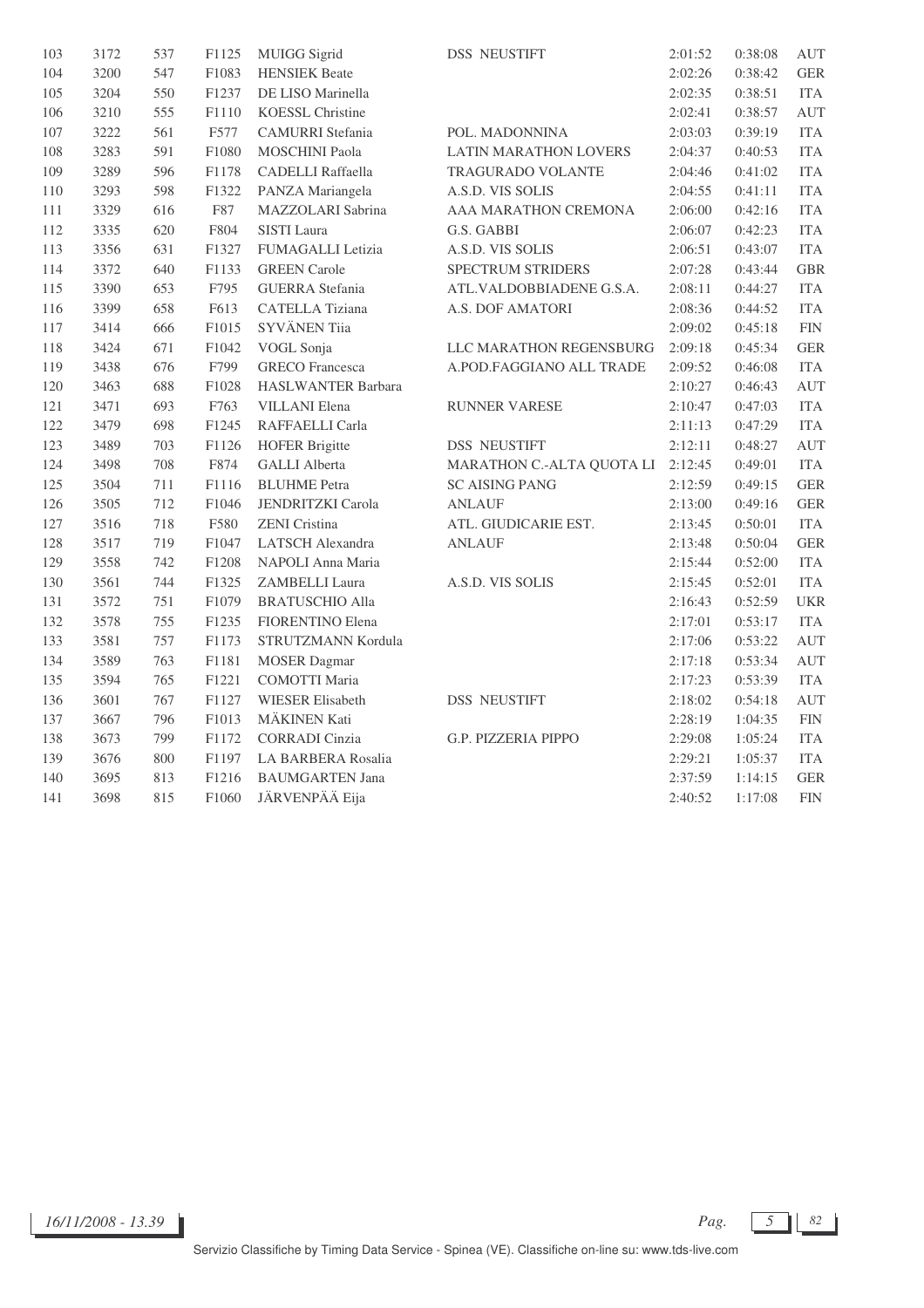| | | | | | | | | |
|---|---|---|---|---|---|---|---|---|
| 103 | 3172 | 537 | F1125 | MUIGG Sigrid | DSS NEUSTIFT | 2:01:52 | 0:38:08 | AUT |
| 104 | 3200 | 547 | F1083 | HENSIEK Beate | | 2:02:26 | 0:38:42 | GER |
| 105 | 3204 | 550 | F1237 | DE LISO Marinella | | 2:02:35 | 0:38:51 | ITA |
| 106 | 3210 | 555 | F1110 | KOESSL Christine | | 2:02:41 | 0:38:57 | AUT |
| 107 | 3222 | 561 | F577 | CAMURRI Stefania | POL. MADONNINA | 2:03:03 | 0:39:19 | ITA |
| 108 | 3283 | 591 | F1080 | MOSCHINI Paola | LATIN MARATHON LOVERS | 2:04:37 | 0:40:53 | ITA |
| 109 | 3289 | 596 | F1178 | CADELLI Raffaella | TRAGURADO VOLANTE | 2:04:46 | 0:41:02 | ITA |
| 110 | 3293 | 598 | F1322 | PANZA Mariangela | A.S.D. VIS SOLIS | 2:04:55 | 0:41:11 | ITA |
| 111 | 3329 | 616 | F87 | MAZZOLARI Sabrina | AAA MARATHON CREMONA | 2:06:00 | 0:42:16 | ITA |
| 112 | 3335 | 620 | F804 | SISTI Laura | G.S. GABBI | 2:06:07 | 0:42:23 | ITA |
| 113 | 3356 | 631 | F1327 | FUMAGALLI Letizia | A.S.D. VIS SOLIS | 2:06:51 | 0:43:07 | ITA |
| 114 | 3372 | 640 | F1133 | GREEN Carole | SPECTRUM STRIDERS | 2:07:28 | 0:43:44 | GBR |
| 115 | 3390 | 653 | F795 | GUERRA Stefania | ATL.VALDOBBIADENE G.S.A. | 2:08:11 | 0:44:27 | ITA |
| 116 | 3399 | 658 | F613 | CATELLA Tiziana | A.S. DOF AMATORI | 2:08:36 | 0:44:52 | ITA |
| 117 | 3414 | 666 | F1015 | SYVÄNEN Tiia | | 2:09:02 | 0:45:18 | FIN |
| 118 | 3424 | 671 | F1042 | VOGL Sonja | LLC MARATHON REGENSBURG | 2:09:18 | 0:45:34 | GER |
| 119 | 3438 | 676 | F799 | GRECO Francesca | A.POD.FAGGIANO ALL TRADE | 2:09:52 | 0:46:08 | ITA |
| 120 | 3463 | 688 | F1028 | HASLWANTER Barbara | | 2:10:27 | 0:46:43 | AUT |
| 121 | 3471 | 693 | F763 | VILLANI Elena | RUNNER VARESE | 2:10:47 | 0:47:03 | ITA |
| 122 | 3479 | 698 | F1245 | RAFFAELLI Carla | | 2:11:13 | 0:47:29 | ITA |
| 123 | 3489 | 703 | F1126 | HOFER Brigitte | DSS NEUSTIFT | 2:12:11 | 0:48:27 | AUT |
| 124 | 3498 | 708 | F874 | GALLI Alberta | MARATHON C.-ALTA QUOTA LI | 2:12:45 | 0:49:01 | ITA |
| 125 | 3504 | 711 | F1116 | BLUHME Petra | SC AISING PANG | 2:12:59 | 0:49:15 | GER |
| 126 | 3505 | 712 | F1046 | JENDRITZKI Carola | ANLAUF | 2:13:00 | 0:49:16 | GER |
| 127 | 3516 | 718 | F580 | ZENI Cristina | ATL. GIUDICARIE EST. | 2:13:45 | 0:50:01 | ITA |
| 128 | 3517 | 719 | F1047 | LATSCH Alexandra | ANLAUF | 2:13:48 | 0:50:04 | GER |
| 129 | 3558 | 742 | F1208 | NAPOLI Anna Maria | | 2:15:44 | 0:52:00 | ITA |
| 130 | 3561 | 744 | F1325 | ZAMBELLI Laura | A.S.D. VIS SOLIS | 2:15:45 | 0:52:01 | ITA |
| 131 | 3572 | 751 | F1079 | BRATUSCHIO Alla | | 2:16:43 | 0:52:59 | UKR |
| 132 | 3578 | 755 | F1235 | FIORENTINO Elena | | 2:17:01 | 0:53:17 | ITA |
| 133 | 3581 | 757 | F1173 | STRUTZMANN Kordula | | 2:17:06 | 0:53:22 | AUT |
| 134 | 3589 | 763 | F1181 | MOSER Dagmar | | 2:17:18 | 0:53:34 | AUT |
| 135 | 3594 | 765 | F1221 | COMOTTI Maria | | 2:17:23 | 0:53:39 | ITA |
| 136 | 3601 | 767 | F1127 | WIESER Elisabeth | DSS NEUSTIFT | 2:18:02 | 0:54:18 | AUT |
| 137 | 3667 | 796 | F1013 | MÄKINEN Kati | | 2:28:19 | 1:04:35 | FIN |
| 138 | 3673 | 799 | F1172 | CORRADI Cinzia | G.P. PIZZERIA PIPPO | 2:29:08 | 1:05:24 | ITA |
| 139 | 3676 | 800 | F1197 | LA BARBERA Rosalia | | 2:29:21 | 1:05:37 | ITA |
| 140 | 3695 | 813 | F1216 | BAUMGARTEN Jana | | 2:37:59 | 1:14:15 | GER |
| 141 | 3698 | 815 | F1060 | JÄRVENPÄÄ Eija | | 2:40:52 | 1:17:08 | FIN |

*16/11/2008 - 13.39*

Servizio Classifiche by Timing Data Service - Spinea (VE). Classifiche on-line su: www.tds-live.com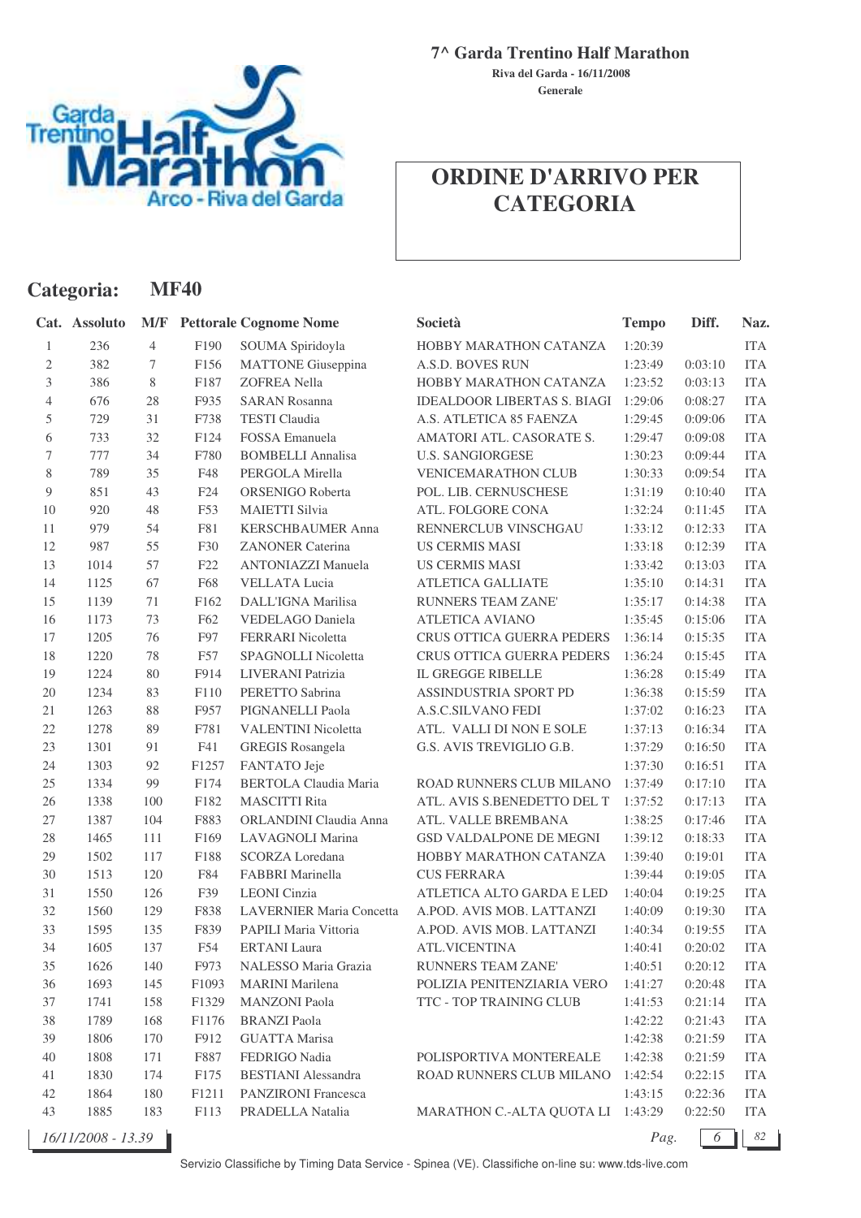# 7^ Garda Trentino Half Marathon

**Riva del Garda - 16/11/2008**

**Generale**

## ORDINE D'ARRIVO PER CATEGORIA

### Categoria: MF40

| Cat. | Assoluto | M/F | Pettorale | Cognome Nome | Società | Tempo | Diff. | Naz. |
|---|---|---|---|---|---|---|---|---|
| 1 | 236 | 4 | F190 | SOUMA Spiridoyla | HOBBY MARATHON CATANZA | 1:20:39 | | ITA |
| 2 | 382 | 7 | F156 | MATTONE Giuseppina | A.S.D. BOVES RUN | 1:23:49 | 0:03:10 | ITA |
| 3 | 386 | 8 | F187 | ZOFREA Nella | HOBBY MARATHON CATANZA | 1:23:52 | 0:03:13 | ITA |
| 4 | 676 | 28 | F935 | SARAN Rosanna | IDEALDOOR LIBERTAS S. BIAGI | 1:29:06 | 0:08:27 | ITA |
| 5 | 729 | 31 | F738 | TESTI Claudia | A.S. ATLETICA 85 FAENZA | 1:29:45 | 0:09:06 | ITA |
| 6 | 733 | 32 | F124 | FOSSA Emanuela | AMATORI ATL. CASORATE S. | 1:29:47 | 0:09:08 | ITA |
| 7 | 777 | 34 | F780 | BOMBELLI Annalisa | U.S. SANGIORGESE | 1:30:23 | 0:09:44 | ITA |
| 8 | 789 | 35 | F48 | PERGOLA Mirella | VENICEMARATHON CLUB | 1:30:33 | 0:09:54 | ITA |
| 9 | 851 | 43 | F24 | ORSENIGO Roberta | POL. LIB. CERNUSCHESE | 1:31:19 | 0:10:40 | ITA |
| 10 | 920 | 48 | F53 | MAIETTI Silvia | ATL. FOLGORE CONA | 1:32:24 | 0:11:45 | ITA |
| 11 | 979 | 54 | F81 | KERSCHBAUMER Anna | RENNERCLUB VINSCHGAU | 1:33:12 | 0:12:33 | ITA |
| 12 | 987 | 55 | F30 | ZANONER Caterina | US CERMIS MASI | 1:33:18 | 0:12:39 | ITA |
| 13 | 1014 | 57 | F22 | ANTONIAZZI Manuela | US CERMIS MASI | 1:33:42 | 0:13:03 | ITA |
| 14 | 1125 | 67 | F68 | VELLATA Lucia | ATLETICA GALLIATE | 1:35:10 | 0:14:31 | ITA |
| 15 | 1139 | 71 | F162 | DALL'IGNA Marilisa | RUNNERS TEAM ZANE' | 1:35:17 | 0:14:38 | ITA |
| 16 | 1173 | 73 | F62 | VEDELAGO Daniela | ATLETICA AVIANO | 1:35:45 | 0:15:06 | ITA |
| 17 | 1205 | 76 | F97 | FERRARI Nicoletta | CRUS OTTICA GUERRA PEDERS | 1:36:14 | 0:15:35 | ITA |
| 18 | 1220 | 78 | F57 | SPAGNOLLI Nicoletta | CRUS OTTICA GUERRA PEDERS | 1:36:24 | 0:15:45 | ITA |
| 19 | 1224 | 80 | F914 | LIVERANI Patrizia | IL GREGGE RIBELLE | 1:36:28 | 0:15:49 | ITA |
| 20 | 1234 | 83 | F110 | PERETTO Sabrina | ASSINDUSTRIA SPORT PD | 1:36:38 | 0:15:59 | ITA |
| 21 | 1263 | 88 | F957 | PIGNANELLI Paola | A.S.C.SILVANO FEDI | 1:37:02 | 0:16:23 | ITA |
| 22 | 1278 | 89 | F781 | VALENTINI Nicoletta | ATL.  VALLI DI NON E SOLE | 1:37:13 | 0:16:34 | ITA |
| 23 | 1301 | 91 | F41 | GREGIS Rosangela | G.S. AVIS TREVIGLIO G.B. | 1:37:29 | 0:16:50 | ITA |
| 24 | 1303 | 92 | F1257 | FANTATO Jeje | | 1:37:30 | 0:16:51 | ITA |
| 25 | 1334 | 99 | F174 | BERTOLA Claudia Maria | ROAD RUNNERS CLUB MILANO | 1:37:49 | 0:17:10 | ITA |
| 26 | 1338 | 100 | F182 | MASCITTI Rita | ATL. AVIS S.BENEDETTO DEL T | 1:37:52 | 0:17:13 | ITA |
| 27 | 1387 | 104 | F883 | ORLANDINI Claudia Anna | ATL. VALLE BREMBANA | 1:38:25 | 0:17:46 | ITA |
| 28 | 1465 | 111 | F169 | LAVAGNOLI Marina | GSD VALDALPONE DE MEGNI | 1:39:12 | 0:18:33 | ITA |
| 29 | 1502 | 117 | F188 | SCORZA Loredana | HOBBY MARATHON CATANZA | 1:39:40 | 0:19:01 | ITA |
| 30 | 1513 | 120 | F84 | FABBRI Marinella | CUS FERRARA | 1:39:44 | 0:19:05 | ITA |
| 31 | 1550 | 126 | F39 | LEONI Cinzia | ATLETICA ALTO GARDA E LED | 1:40:04 | 0:19:25 | ITA |
| 32 | 1560 | 129 | F838 | LAVERNIER Maria Concetta | A.POD. AVIS MOB. LATTANZI | 1:40:09 | 0:19:30 | ITA |
| 33 | 1595 | 135 | F839 | PAPILI Maria Vittoria | A.POD. AVIS MOB. LATTANZI | 1:40:34 | 0:19:55 | ITA |
| 34 | 1605 | 137 | F54 | ERTANI Laura | ATL.VICENTINA | 1:40:41 | 0:20:02 | ITA |
| 35 | 1626 | 140 | F973 | NALESSO Maria Grazia | RUNNERS TEAM ZANE' | 1:40:51 | 0:20:12 | ITA |
| 36 | 1693 | 145 | F1093 | MARINI Marilena | POLIZIA PENITENZIARIA VERO | 1:41:27 | 0:20:48 | ITA |
| 37 | 1741 | 158 | F1329 | MANZONI Paola | TTC - TOP TRAINING CLUB | 1:41:53 | 0:21:14 | ITA |
| 38 | 1789 | 168 | F1176 | BRANZI Paola | | 1:42:22 | 0:21:43 | ITA |
| 39 | 1806 | 170 | F912 | GUATTA Marisa | | 1:42:38 | 0:21:59 | ITA |
| 40 | 1808 | 171 | F887 | FEDRIGO Nadia | POLISPORTIVA MONTEREALE | 1:42:38 | 0:21:59 | ITA |
| 41 | 1830 | 174 | F175 | BESTIANI Alessandra | ROAD RUNNERS CLUB MILANO | 1:42:54 | 0:22:15 | ITA |
| 42 | 1864 | 180 | F1211 | PANZIRONI Francesca | | 1:43:15 | 0:22:36 | ITA |
| 43 | 1885 | 183 | F113 | PRADELLA Natalia | MARATHON C.-ALTA QUOTA LI | 1:43:29 | 0:22:50 | ITA |

*16/11/2008 - 13.39*

Servizio Classifiche by Timing Data Service - Spinea (VE). Classifiche on-line su: www.tds-live.com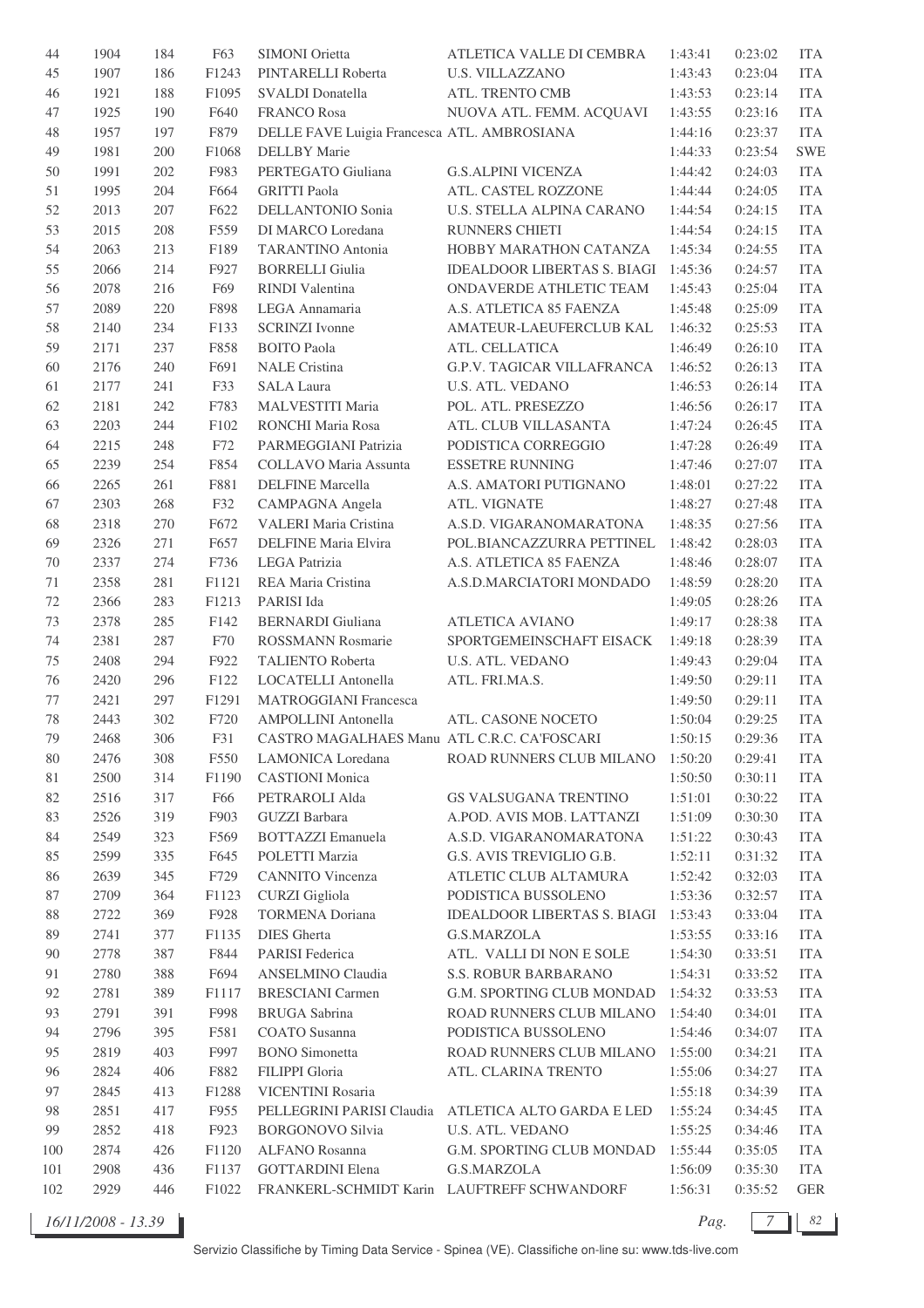| | | | | | | | | |
|---|---|---|---|---|---|---|---|---|
| 44 | 1904 | 184 | F63 | SIMONI Orietta | ATLETICA VALLE DI CEMBRA | 1:43:41 | 0:23:02 | ITA |
| 45 | 1907 | 186 | F1243 | PINTARELLI Roberta | U.S. VILLAZZANO | 1:43:43 | 0:23:04 | ITA |
| 46 | 1921 | 188 | F1095 | SVALDI Donatella | ATL. TRENTO CMB | 1:43:53 | 0:23:14 | ITA |
| 47 | 1925 | 190 | F640 | FRANCO Rosa | NUOVA ATL. FEMM. ACQUAVI | 1:43:55 | 0:23:16 | ITA |
| 48 | 1957 | 197 | F879 | DELLE FAVE Luigia Francesca | ATL. AMBROSIANA | 1:44:16 | 0:23:37 | ITA |
| 49 | 1981 | 200 | F1068 | DELLBY Marie | | 1:44:33 | 0:23:54 | SWE |
| 50 | 1991 | 202 | F983 | PERTEGATO Giuliana | G.S.ALPINI VICENZA | 1:44:42 | 0:24:03 | ITA |
| 51 | 1995 | 204 | F664 | GRITTI Paola | ATL. CASTEL ROZZONE | 1:44:44 | 0:24:05 | ITA |
| 52 | 2013 | 207 | F622 | DELLANTONIO Sonia | U.S. STELLA ALPINA CARANO | 1:44:54 | 0:24:15 | ITA |
| 53 | 2015 | 208 | F559 | DI MARCO Loredana | RUNNERS CHIETI | 1:44:54 | 0:24:15 | ITA |
| 54 | 2063 | 213 | F189 | TARANTINO Antonia | HOBBY MARATHON CATANZA | 1:45:34 | 0:24:55 | ITA |
| 55 | 2066 | 214 | F927 | BORRELLI Giulia | IDEALDOOR LIBERTAS S. BIAGI | 1:45:36 | 0:24:57 | ITA |
| 56 | 2078 | 216 | F69 | RINDI Valentina | ONDAVERDE ATHLETIC TEAM | 1:45:43 | 0:25:04 | ITA |
| 57 | 2089 | 220 | F898 | LEGA Annamaria | A.S. ATLETICA 85 FAENZA | 1:45:48 | 0:25:09 | ITA |
| 58 | 2140 | 234 | F133 | SCRINZI Ivonne | AMATEUR-LAEUFERCLUB KAL | 1:46:32 | 0:25:53 | ITA |
| 59 | 2171 | 237 | F858 | BOITO Paola | ATL. CELLATICA | 1:46:49 | 0:26:10 | ITA |
| 60 | 2176 | 240 | F691 | NALE Cristina | G.P.V. TAGICAR VILLAFRANCA | 1:46:52 | 0:26:13 | ITA |
| 61 | 2177 | 241 | F33 | SALA Laura | U.S. ATL. VEDANO | 1:46:53 | 0:26:14 | ITA |
| 62 | 2181 | 242 | F783 | MALVESTITI Maria | POL. ATL. PRESEZZO | 1:46:56 | 0:26:17 | ITA |
| 63 | 2203 | 244 | F102 | RONCHI Maria Rosa | ATL. CLUB VILLASANTA | 1:47:24 | 0:26:45 | ITA |
| 64 | 2215 | 248 | F72 | PARMEGGIANI Patrizia | PODISTICA CORREGGIO | 1:47:28 | 0:26:49 | ITA |
| 65 | 2239 | 254 | F854 | COLLAVO Maria Assunta | ESSETRE RUNNING | 1:47:46 | 0:27:07 | ITA |
| 66 | 2265 | 261 | F881 | DELFINE Marcella | A.S. AMATORI PUTIGNANO | 1:48:01 | 0:27:22 | ITA |
| 67 | 2303 | 268 | F32 | CAMPAGNA Angela | ATL. VIGNATE | 1:48:27 | 0:27:48 | ITA |
| 68 | 2318 | 270 | F672 | VALERI Maria Cristina | A.S.D. VIGARANOMARATONA | 1:48:35 | 0:27:56 | ITA |
| 69 | 2326 | 271 | F657 | DELFINE Maria Elvira | POL.BIANCAZZURRA PETTINEL | 1:48:42 | 0:28:03 | ITA |
| 70 | 2337 | 274 | F736 | LEGA Patrizia | A.S. ATLETICA 85 FAENZA | 1:48:46 | 0:28:07 | ITA |
| 71 | 2358 | 281 | F1121 | REA Maria Cristina | A.S.D.MARCIATORI MONDADO | 1:48:59 | 0:28:20 | ITA |
| 72 | 2366 | 283 | F1213 | PARISI Ida | | 1:49:05 | 0:28:26 | ITA |
| 73 | 2378 | 285 | F142 | BERNARDI Giuliana | ATLETICA AVIANO | 1:49:17 | 0:28:38 | ITA |
| 74 | 2381 | 287 | F70 | ROSSMANN Rosmarie | SPORTGEMEINSCHAFT EISACK | 1:49:18 | 0:28:39 | ITA |
| 75 | 2408 | 294 | F922 | TALIENTO Roberta | U.S. ATL. VEDANO | 1:49:43 | 0:29:04 | ITA |
| 76 | 2420 | 296 | F122 | LOCATELLI Antonella | ATL. FRI.MA.S. | 1:49:50 | 0:29:11 | ITA |
| 77 | 2421 | 297 | F1291 | MATROGGIANI Francesca | | 1:49:50 | 0:29:11 | ITA |
| 78 | 2443 | 302 | F720 | AMPOLLINI Antonella | ATL. CASONE NOCETO | 1:50:04 | 0:29:25 | ITA |
| 79 | 2468 | 306 | F31 | CASTRO MAGALHAES Manu | ATL C.R.C. CA'FOSCARI | 1:50:15 | 0:29:36 | ITA |
| 80 | 2476 | 308 | F550 | LAMONICA Loredana | ROAD RUNNERS CLUB MILANO | 1:50:20 | 0:29:41 | ITA |
| 81 | 2500 | 314 | F1190 | CASTIONI Monica | | 1:50:50 | 0:30:11 | ITA |
| 82 | 2516 | 317 | F66 | PETRAROLI Alda | GS VALSUGANA TRENTINO | 1:51:01 | 0:30:22 | ITA |
| 83 | 2526 | 319 | F903 | GUZZI Barbara | A.POD. AVIS MOB. LATTANZI | 1:51:09 | 0:30:30 | ITA |
| 84 | 2549 | 323 | F569 | BOTTAZZI Emanuela | A.S.D. VIGARANOMARATONA | 1:51:22 | 0:30:43 | ITA |
| 85 | 2599 | 335 | F645 | POLETTI Marzia | G.S. AVIS TREVIGLIO G.B. | 1:52:11 | 0:31:32 | ITA |
| 86 | 2639 | 345 | F729 | CANNITO Vincenza | ATLETIC CLUB ALTAMURA | 1:52:42 | 0:32:03 | ITA |
| 87 | 2709 | 364 | F1123 | CURZI Gigliola | PODISTICA BUSSOLENO | 1:53:36 | 0:32:57 | ITA |
| 88 | 2722 | 369 | F928 | TORMENA Doriana | IDEALDOOR LIBERTAS S. BIAGI | 1:53:43 | 0:33:04 | ITA |
| 89 | 2741 | 377 | F1135 | DIES Gherta | G.S.MARZOLA | 1:53:55 | 0:33:16 | ITA |
| 90 | 2778 | 387 | F844 | PARISI Federica | ATL. VALLI DI NON E SOLE | 1:54:30 | 0:33:51 | ITA |
| 91 | 2780 | 388 | F694 | ANSELMINO Claudia | S.S. ROBUR BARBARANO | 1:54:31 | 0:33:52 | ITA |
| 92 | 2781 | 389 | F1117 | BRESCIANI Carmen | G.M. SPORTING CLUB MONDAD | 1:54:32 | 0:33:53 | ITA |
| 93 | 2791 | 391 | F998 | BRUGA Sabrina | ROAD RUNNERS CLUB MILANO | 1:54:40 | 0:34:01 | ITA |
| 94 | 2796 | 395 | F581 | COATO Susanna | PODISTICA BUSSOLENO | 1:54:46 | 0:34:07 | ITA |
| 95 | 2819 | 403 | F997 | BONO Simonetta | ROAD RUNNERS CLUB MILANO | 1:55:00 | 0:34:21 | ITA |
| 96 | 2824 | 406 | F882 | FILIPPI Gloria | ATL. CLARINA TRENTO | 1:55:06 | 0:34:27 | ITA |
| 97 | 2845 | 413 | F1288 | VICENTINI Rosaria | | 1:55:18 | 0:34:39 | ITA |
| 98 | 2851 | 417 | F955 | PELLEGRINI PARISI Claudia | ATLETICA ALTO GARDA E LED | 1:55:24 | 0:34:45 | ITA |
| 99 | 2852 | 418 | F923 | BORGONOVO Silvia | U.S. ATL. VEDANO | 1:55:25 | 0:34:46 | ITA |
| 100 | 2874 | 426 | F1120 | ALFANO Rosanna | G.M. SPORTING CLUB MONDAD | 1:55:44 | 0:35:05 | ITA |
| 101 | 2908 | 436 | F1137 | GOTTARDINI Elena | G.S.MARZOLA | 1:56:09 | 0:35:30 | ITA |
| 102 | 2929 | 446 | F1022 | FRANKERL-SCHMIDT Karin | LAUFTREFF SCHWANDORF | 1:56:31 | 0:35:52 | GER |

16/11/2008 - 13.39

Servizio Classifiche by Timing Data Service - Spinea (VE). Classifiche on-line su: www.tds-live.com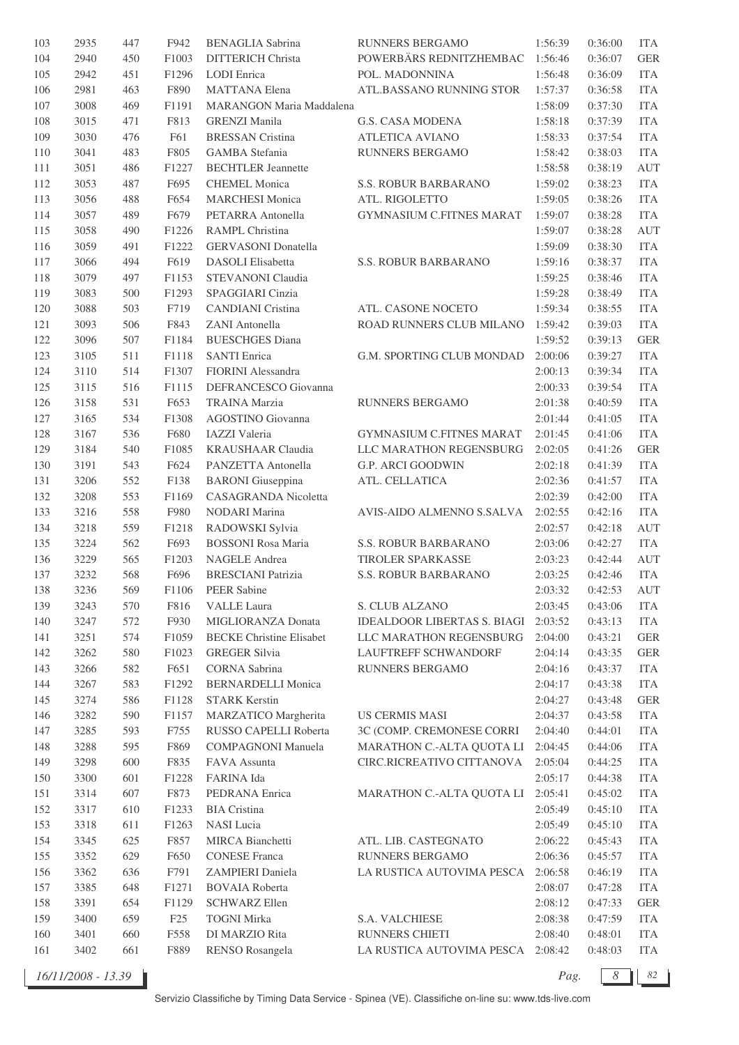| 103 | 2935 | 447 | F942 | BENAGLIA Sabrina | RUNNERS BERGAMO | 1:56:39 | 0:36:00 | ITA |
|---|---|---|---|---|---|---|---|---|
| 104 | 2940 | 450 | F1003 | DITTERICH Christa | POWERBÄRS REDNITZHEMBAC | 1:56:46 | 0:36:07 | GER |
| 105 | 2942 | 451 | F1296 | LODI Enrica | POL. MADONNINA | 1:56:48 | 0:36:09 | ITA |
| 106 | 2981 | 463 | F890 | MATTANA Elena | ATL.BASSANO RUNNING STOR | 1:57:37 | 0:36:58 | ITA |
| 107 | 3008 | 469 | F1191 | MARANGON Maria Maddalena | | 1:58:09 | 0:37:30 | ITA |
| 108 | 3015 | 471 | F813 | GRENZI Manila | G.S. CASA MODENA | 1:58:18 | 0:37:39 | ITA |
| 109 | 3030 | 476 | F61 | BRESSAN Cristina | ATLETICA AVIANO | 1:58:33 | 0:37:54 | ITA |
| 110 | 3041 | 483 | F805 | GAMBA Stefania | RUNNERS BERGAMO | 1:58:42 | 0:38:03 | ITA |
| 111 | 3051 | 486 | F1227 | BECHTLER Jeannette | | 1:58:58 | 0:38:19 | AUT |
| 112 | 3053 | 487 | F695 | CHEMEL Monica | S.S. ROBUR BARBARANO | 1:59:02 | 0:38:23 | ITA |
| 113 | 3056 | 488 | F654 | MARCHESI Monica | ATL. RIGOLETTO | 1:59:05 | 0:38:26 | ITA |
| 114 | 3057 | 489 | F679 | PETARRA Antonella | GYMNASIUM C.FITNES MARAT | 1:59:07 | 0:38:28 | ITA |
| 115 | 3058 | 490 | F1226 | RAMPL Christina | | 1:59:07 | 0:38:28 | AUT |
| 116 | 3059 | 491 | F1222 | GERVASONI Donatella | | 1:59:09 | 0:38:30 | ITA |
| 117 | 3066 | 494 | F619 | DASOLI Elisabetta | S.S. ROBUR BARBARANO | 1:59:16 | 0:38:37 | ITA |
| 118 | 3079 | 497 | F1153 | STEVANONI Claudia | | 1:59:25 | 0:38:46 | ITA |
| 119 | 3083 | 500 | F1293 | SPAGGIARI Cinzia | | 1:59:28 | 0:38:49 | ITA |
| 120 | 3088 | 503 | F719 | CANDIANI Cristina | ATL. CASONE NOCETO | 1:59:34 | 0:38:55 | ITA |
| 121 | 3093 | 506 | F843 | ZANI Antonella | ROAD RUNNERS CLUB MILANO | 1:59:42 | 0:39:03 | ITA |
| 122 | 3096 | 507 | F1184 | BUESCHGES Diana | | 1:59:52 | 0:39:13 | GER |
| 123 | 3105 | 511 | F1118 | SANTI Enrica | G.M. SPORTING CLUB MONDAD | 2:00:06 | 0:39:27 | ITA |
| 124 | 3110 | 514 | F1307 | FIORINI Alessandra | | 2:00:13 | 0:39:34 | ITA |
| 125 | 3115 | 516 | F1115 | DEFRANCESCO Giovanna | | 2:00:33 | 0:39:54 | ITA |
| 126 | 3158 | 531 | F653 | TRAINA Marzia | RUNNERS BERGAMO | 2:01:38 | 0:40:59 | ITA |
| 127 | 3165 | 534 | F1308 | AGOSTINO Giovanna | | 2:01:44 | 0:41:05 | ITA |
| 128 | 3167 | 536 | F680 | IAZZI Valeria | GYMNASIUM C.FITNES MARAT | 2:01:45 | 0:41:06 | ITA |
| 129 | 3184 | 540 | F1085 | KRAUSHAAR Claudia | LLC MARATHON REGENSBURG | 2:02:05 | 0:41:26 | GER |
| 130 | 3191 | 543 | F624 | PANZETTA Antonella | G.P. ARCI GOODWIN | 2:02:18 | 0:41:39 | ITA |
| 131 | 3206 | 552 | F138 | BARONI Giuseppina | ATL. CELLATICA | 2:02:36 | 0:41:57 | ITA |
| 132 | 3208 | 553 | F1169 | CASAGRANDA Nicoletta | | 2:02:39 | 0:42:00 | ITA |
| 133 | 3216 | 558 | F980 | NODARI Marina | AVIS-AIDO ALMENNO S.SALVA | 2:02:55 | 0:42:16 | ITA |
| 134 | 3218 | 559 | F1218 | RADOWSKI Sylvia | | 2:02:57 | 0:42:18 | AUT |
| 135 | 3224 | 562 | F693 | BOSSONI Rosa Maria | S.S. ROBUR BARBARANO | 2:03:06 | 0:42:27 | ITA |
| 136 | 3229 | 565 | F1203 | NAGELE Andrea | TIROLER SPARKASSE | 2:03:23 | 0:42:44 | AUT |
| 137 | 3232 | 568 | F696 | BRESCIANI Patrizia | S.S. ROBUR BARBARANO | 2:03:25 | 0:42:46 | ITA |
| 138 | 3236 | 569 | F1106 | PEER Sabine | | 2:03:32 | 0:42:53 | AUT |
| 139 | 3243 | 570 | F816 | VALLE Laura | S. CLUB ALZANO | 2:03:45 | 0:43:06 | ITA |
| 140 | 3247 | 572 | F930 | MIGLIORANZA Donata | IDEALDOOR LIBERTAS S. BIAGI | 2:03:52 | 0:43:13 | ITA |
| 141 | 3251 | 574 | F1059 | BECKE Christine Elisabet | LLC MARATHON REGENSBURG | 2:04:00 | 0:43:21 | GER |
| 142 | 3262 | 580 | F1023 | GREGER Silvia | LAUFTREFF SCHWANDORF | 2:04:14 | 0:43:35 | GER |
| 143 | 3266 | 582 | F651 | CORNA Sabrina | RUNNERS BERGAMO | 2:04:16 | 0:43:37 | ITA |
| 144 | 3267 | 583 | F1292 | BERNARDELLI Monica | | 2:04:17 | 0:43:38 | ITA |
| 145 | 3274 | 586 | F1128 | STARK Kerstin | | 2:04:27 | 0:43:48 | GER |
| 146 | 3282 | 590 | F1157 | MARZATICO Margherita | US CERMIS MASI | 2:04:37 | 0:43:58 | ITA |
| 147 | 3285 | 593 | F755 | RUSSO CAPELLI Roberta | 3C (COMP. CREMONESE CORRI | 2:04:40 | 0:44:01 | ITA |
| 148 | 3288 | 595 | F869 | COMPAGNONI Manuela | MARATHON C.-ALTA QUOTA LI | 2:04:45 | 0:44:06 | ITA |
| 149 | 3298 | 600 | F835 | FAVA Assunta | CIRC.RICREATIVO CITTANOVA | 2:05:04 | 0:44:25 | ITA |
| 150 | 3300 | 601 | F1228 | FARINA Ida | | 2:05:17 | 0:44:38 | ITA |
| 151 | 3314 | 607 | F873 | PEDRANA Enrica | MARATHON C.-ALTA QUOTA LI | 2:05:41 | 0:45:02 | ITA |
| 152 | 3317 | 610 | F1233 | BIA Cristina | | 2:05:49 | 0:45:10 | ITA |
| 153 | 3318 | 611 | F1263 | NASI Lucia | | 2:05:49 | 0:45:10 | ITA |
| 154 | 3345 | 625 | F857 | MIRCA Bianchetti | ATL. LIB. CASTEGNATO | 2:06:22 | 0:45:43 | ITA |
| 155 | 3352 | 629 | F650 | CONESE Franca | RUNNERS BERGAMO | 2:06:36 | 0:45:57 | ITA |
| 156 | 3362 | 636 | F791 | ZAMPIERI Daniela | LA RUSTICA AUTOVIMA PESCA | 2:06:58 | 0:46:19 | ITA |
| 157 | 3385 | 648 | F1271 | BOVAIA Roberta | | 2:08:07 | 0:47:28 | ITA |
| 158 | 3391 | 654 | F1129 | SCHWARZ Ellen | | 2:08:12 | 0:47:33 | GER |
| 159 | 3400 | 659 | F25 | TOGNI Mirka | S.A. VALCHIESE | 2:08:38 | 0:47:59 | ITA |
| 160 | 3401 | 660 | F558 | DI MARZIO Rita | RUNNERS CHIETI | 2:08:40 | 0:48:01 | ITA |
| 161 | 3402 | 661 | F889 | RENSO Rosangela | LA RUSTICA AUTOVIMA PESCA | 2:08:42 | 0:48:03 | ITA |

16/11/2008 - 13.39

Servizio Classifiche by Timing Data Service - Spinea (VE). Classifiche on-line su: www.tds-live.com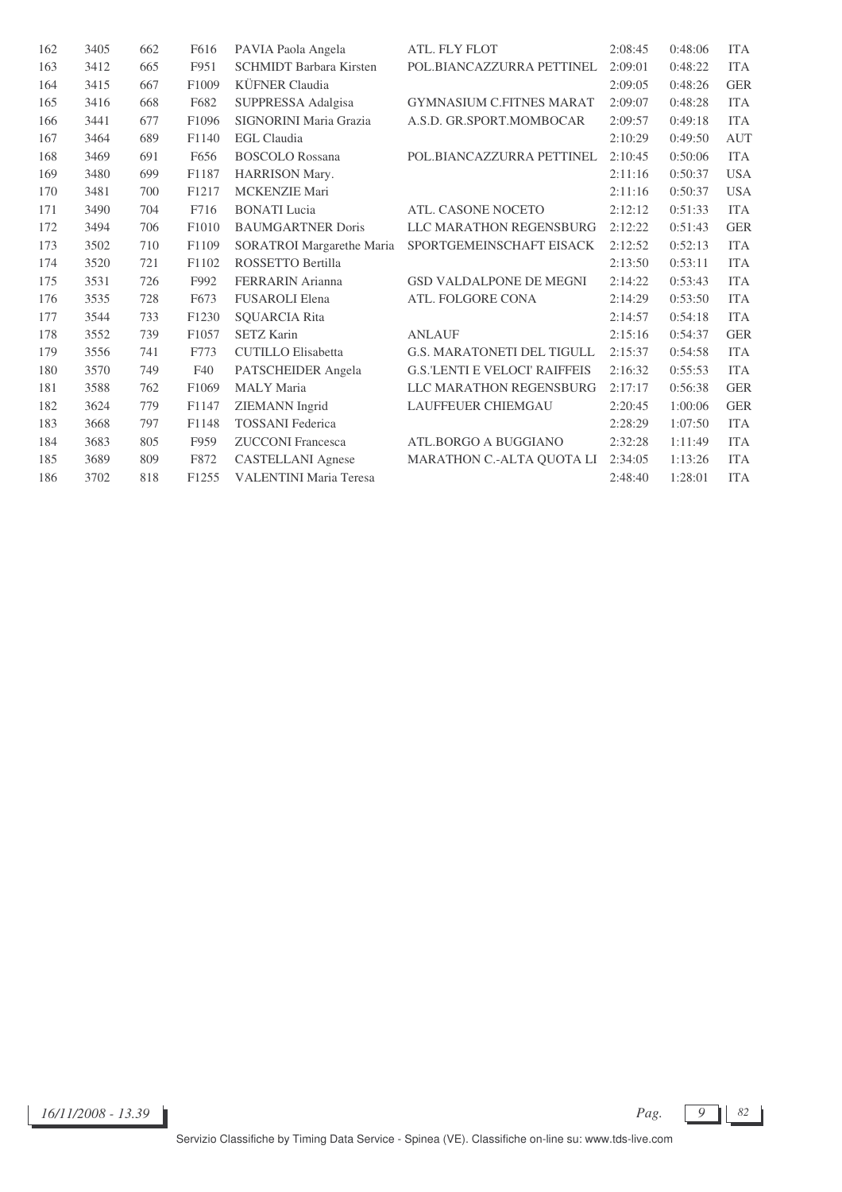| | | | | | | | | |
|---|---|---|---|---|---|---|---|---|
| 162 | 3405 | 662 | F616 | PAVIA Paola Angela | ATL. FLY FLOT | 2:08:45 | 0:48:06 | ITA |
| 163 | 3412 | 665 | F951 | SCHMIDT Barbara Kirsten | POL.BIANCAZZURRA PETTINEL | 2:09:01 | 0:48:22 | ITA |
| 164 | 3415 | 667 | F1009 | KÜFNER Claudia | | 2:09:05 | 0:48:26 | GER |
| 165 | 3416 | 668 | F682 | SUPPRESSA Adalgisa | GYMNASIUM C.FITNES MARAT | 2:09:07 | 0:48:28 | ITA |
| 166 | 3441 | 677 | F1096 | SIGNORINI Maria Grazia | A.S.D. GR.SPORT.MOMBOCAR | 2:09:57 | 0:49:18 | ITA |
| 167 | 3464 | 689 | F1140 | EGL Claudia | | 2:10:29 | 0:49:50 | AUT |
| 168 | 3469 | 691 | F656 | BOSCOLO Rossana | POL.BIANCAZZURRA PETTINEL | 2:10:45 | 0:50:06 | ITA |
| 169 | 3480 | 699 | F1187 | HARRISON Mary. | | 2:11:16 | 0:50:37 | USA |
| 170 | 3481 | 700 | F1217 | MCKENZIE Mari | | 2:11:16 | 0:50:37 | USA |
| 171 | 3490 | 704 | F716 | BONATI Lucia | ATL. CASONE NOCETO | 2:12:12 | 0:51:33 | ITA |
| 172 | 3494 | 706 | F1010 | BAUMGARTNER Doris | LLC MARATHON REGENSBURG | 2:12:22 | 0:51:43 | GER |
| 173 | 3502 | 710 | F1109 | SORATROI Margarethe Maria | SPORTGEMEINSCHAFT EISACK | 2:12:52 | 0:52:13 | ITA |
| 174 | 3520 | 721 | F1102 | ROSSETTO Bertilla | | 2:13:50 | 0:53:11 | ITA |
| 175 | 3531 | 726 | F992 | FERRARIN Arianna | GSD VALDALPONE DE MEGNI | 2:14:22 | 0:53:43 | ITA |
| 176 | 3535 | 728 | F673 | FUSAROLI Elena | ATL. FOLGORE CONA | 2:14:29 | 0:53:50 | ITA |
| 177 | 3544 | 733 | F1230 | SQUARCIA Rita | | 2:14:57 | 0:54:18 | ITA |
| 178 | 3552 | 739 | F1057 | SETZ Karin | ANLAUF | 2:15:16 | 0:54:37 | GER |
| 179 | 3556 | 741 | F773 | CUTILLO Elisabetta | G.S. MARATONETI DEL TIGULL | 2:15:37 | 0:54:58 | ITA |
| 180 | 3570 | 749 | F40 | PATSCHEIDER Angela | G.S.'LENTI E VELOCI' RAIFFEIS | 2:16:32 | 0:55:53 | ITA |
| 181 | 3588 | 762 | F1069 | MALY Maria | LLC MARATHON REGENSBURG | 2:17:17 | 0:56:38 | GER |
| 182 | 3624 | 779 | F1147 | ZIEMANN Ingrid | LAUFFEUER CHIEMGAU | 2:20:45 | 1:00:06 | GER |
| 183 | 3668 | 797 | F1148 | TOSSANI Federica | | 2:28:29 | 1:07:50 | ITA |
| 184 | 3683 | 805 | F959 | ZUCCONI Francesca | ATL.BORGO A BUGGIANO | 2:32:28 | 1:11:49 | ITA |
| 185 | 3689 | 809 | F872 | CASTELLANI Agnese | MARATHON C.-ALTA QUOTA LI | 2:34:05 | 1:13:26 | ITA |
| 186 | 3702 | 818 | F1255 | VALENTINI Maria Teresa | | 2:48:40 | 1:28:01 | ITA |

*16/11/2008 - 13.39*

Servizio Classifiche by Timing Data Service - Spinea (VE). Classifiche on-line su: www.tds-live.com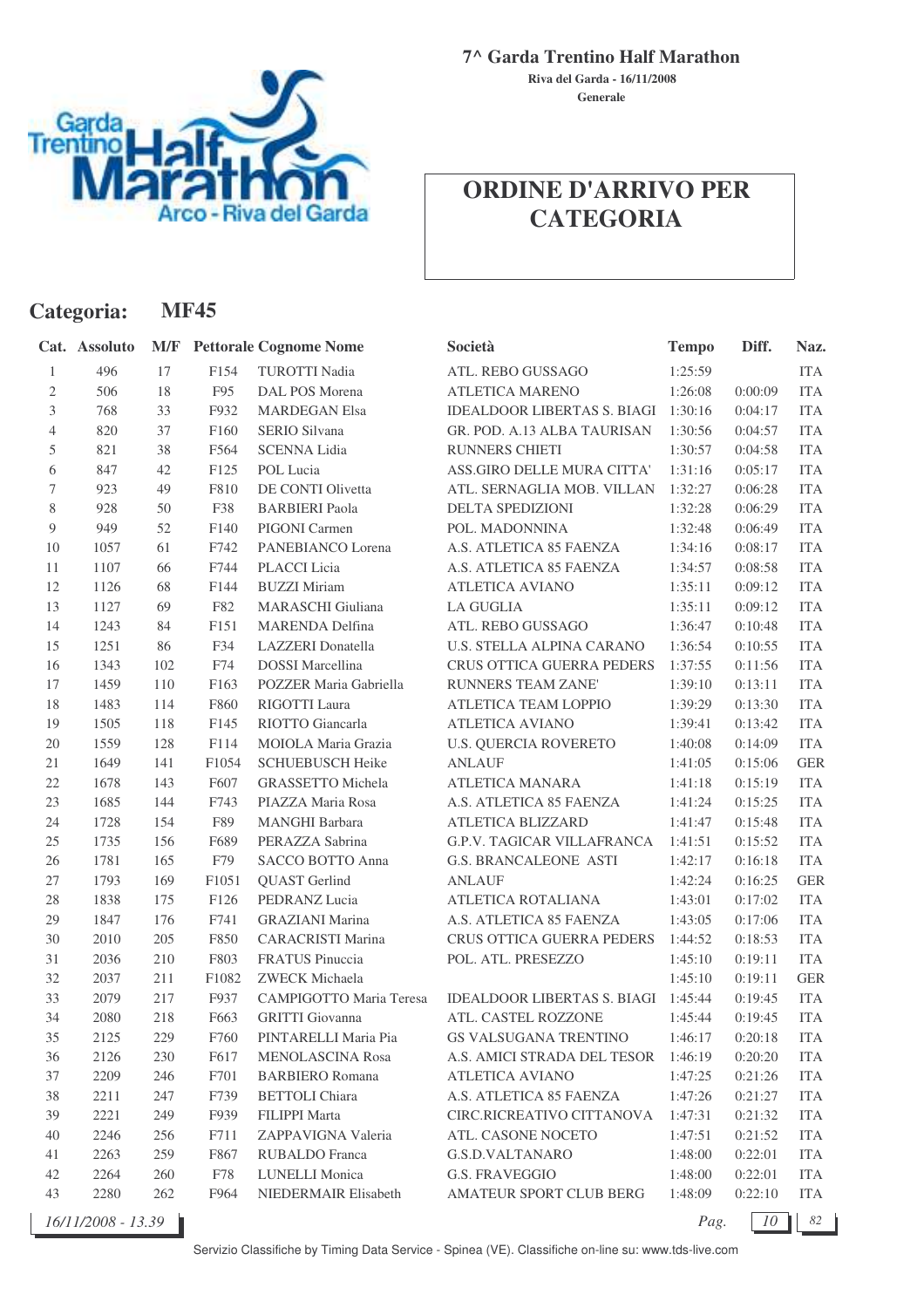# 7^ Garda Trentino Half Marathon

**Riva del Garda - 16/11/2008**

**Generale**

## ORDINE D'ARRIVO PER CATEGORIA

### Categoria: MF45

| Cat. | Assoluto | M/F | Pettorale | Cognome Nome | Società | Tempo | Diff. | Naz. |
|---|---|---|---|---|---|---|---|---|
| 1 | 496 | 17 | F154 | TUROTTI Nadia | ATL. REBO GUSSAGO | 1:25:59 | | ITA |
| 2 | 506 | 18 | F95 | DAL POS Morena | ATLETICA MARENO | 1:26:08 | 0:00:09 | ITA |
| 3 | 768 | 33 | F932 | MARDEGAN Elsa | IDEALDOOR LIBERTAS S. BIAGI | 1:30:16 | 0:04:17 | ITA |
| 4 | 820 | 37 | F160 | SERIO Silvana | GR. POD. A.13 ALBA TAURISAN | 1:30:56 | 0:04:57 | ITA |
| 5 | 821 | 38 | F564 | SCENNA Lidia | RUNNERS CHIETI | 1:30:57 | 0:04:58 | ITA |
| 6 | 847 | 42 | F125 | POL Lucia | ASS.GIRO DELLE MURA CITTA' | 1:31:16 | 0:05:17 | ITA |
| 7 | 923 | 49 | F810 | DE CONTI Olivetta | ATL. SERNAGLIA MOB. VILLAN | 1:32:27 | 0:06:28 | ITA |
| 8 | 928 | 50 | F38 | BARBIERI Paola | DELTA SPEDIZIONI | 1:32:28 | 0:06:29 | ITA |
| 9 | 949 | 52 | F140 | PIGONI Carmen | POL. MADONNINA | 1:32:48 | 0:06:49 | ITA |
| 10 | 1057 | 61 | F742 | PANEBIANCO Lorena | A.S. ATLETICA 85 FAENZA | 1:34:16 | 0:08:17 | ITA |
| 11 | 1107 | 66 | F744 | PLACCI Licia | A.S. ATLETICA 85 FAENZA | 1:34:57 | 0:08:58 | ITA |
| 12 | 1126 | 68 | F144 | BUZZI Miriam | ATLETICA AVIANO | 1:35:11 | 0:09:12 | ITA |
| 13 | 1127 | 69 | F82 | MARASCHI Giuliana | LA GUGLIA | 1:35:11 | 0:09:12 | ITA |
| 14 | 1243 | 84 | F151 | MARENDA Delfina | ATL. REBO GUSSAGO | 1:36:47 | 0:10:48 | ITA |
| 15 | 1251 | 86 | F34 | LAZZERI Donatella | U.S. STELLA ALPINA CARANO | 1:36:54 | 0:10:55 | ITA |
| 16 | 1343 | 102 | F74 | DOSSI Marcellina | CRUS OTTICA GUERRA PEDERS | 1:37:55 | 0:11:56 | ITA |
| 17 | 1459 | 110 | F163 | POZZER Maria Gabriella | RUNNERS TEAM ZANE' | 1:39:10 | 0:13:11 | ITA |
| 18 | 1483 | 114 | F860 | RIGOTTI Laura | ATLETICA TEAM LOPPIO | 1:39:29 | 0:13:30 | ITA |
| 19 | 1505 | 118 | F145 | RIOTTO Giancarla | ATLETICA AVIANO | 1:39:41 | 0:13:42 | ITA |
| 20 | 1559 | 128 | F114 | MOIOLA Maria Grazia | U.S. QUERCIA ROVERETO | 1:40:08 | 0:14:09 | ITA |
| 21 | 1649 | 141 | F1054 | SCHUEBUSCH Heike | ANLAUF | 1:41:05 | 0:15:06 | GER |
| 22 | 1678 | 143 | F607 | GRASSETTO Michela | ATLETICA MANARA | 1:41:18 | 0:15:19 | ITA |
| 23 | 1685 | 144 | F743 | PIAZZA Maria Rosa | A.S. ATLETICA 85 FAENZA | 1:41:24 | 0:15:25 | ITA |
| 24 | 1728 | 154 | F89 | MANGHI Barbara | ATLETICA BLIZZARD | 1:41:47 | 0:15:48 | ITA |
| 25 | 1735 | 156 | F689 | PERAZZA Sabrina | G.P.V. TAGICAR VILLAFRANCA | 1:41:51 | 0:15:52 | ITA |
| 26 | 1781 | 165 | F79 | SACCO BOTTO Anna | G.S. BRANCALEONE ASTI | 1:42:17 | 0:16:18 | ITA |
| 27 | 1793 | 169 | F1051 | QUAST Gerlind | ANLAUF | 1:42:24 | 0:16:25 | GER |
| 28 | 1838 | 175 | F126 | PEDRANZ Lucia | ATLETICA ROTALIANA | 1:43:01 | 0:17:02 | ITA |
| 29 | 1847 | 176 | F741 | GRAZIANI Marina | A.S. ATLETICA 85 FAENZA | 1:43:05 | 0:17:06 | ITA |
| 30 | 2010 | 205 | F850 | CARACRISTI Marina | CRUS OTTICA GUERRA PEDERS | 1:44:52 | 0:18:53 | ITA |
| 31 | 2036 | 210 | F803 | FRATUS Pinuccia | POL. ATL. PRESEZZO | 1:45:10 | 0:19:11 | ITA |
| 32 | 2037 | 211 | F1082 | ZWECK Michaela | | 1:45:10 | 0:19:11 | GER |
| 33 | 2079 | 217 | F937 | CAMPIGOTTO Maria Teresa | IDEALDOOR LIBERTAS S. BIAGI | 1:45:44 | 0:19:45 | ITA |
| 34 | 2080 | 218 | F663 | GRITTI Giovanna | ATL. CASTEL ROZZONE | 1:45:44 | 0:19:45 | ITA |
| 35 | 2125 | 229 | F760 | PINTARELLI Maria Pia | GS VALSUGANA TRENTINO | 1:46:17 | 0:20:18 | ITA |
| 36 | 2126 | 230 | F617 | MENOLASCINA Rosa | A.S. AMICI STRADA DEL TESOR | 1:46:19 | 0:20:20 | ITA |
| 37 | 2209 | 246 | F701 | BARBIERO Romana | ATLETICA AVIANO | 1:47:25 | 0:21:26 | ITA |
| 38 | 2211 | 247 | F739 | BETTOLI Chiara | A.S. ATLETICA 85 FAENZA | 1:47:26 | 0:21:27 | ITA |
| 39 | 2221 | 249 | F939 | FILIPPI Marta | CIRC.RICREATIVO CITTANOVA | 1:47:31 | 0:21:32 | ITA |
| 40 | 2246 | 256 | F711 | ZAPPAVIGNA Valeria | ATL. CASONE NOCETO | 1:47:51 | 0:21:52 | ITA |
| 41 | 2263 | 259 | F867 | RUBALDO Franca | G.S.D.VALTANARO | 1:48:00 | 0:22:01 | ITA |
| 42 | 2264 | 260 | F78 | LUNELLI Monica | G.S. FRAVEGGIO | 1:48:00 | 0:22:01 | ITA |
| 43 | 2280 | 262 | F964 | NIEDERMAIR Elisabeth | AMATEUR SPORT CLUB BERG | 1:48:09 | 0:22:10 | ITA |

*16/11/2008 - 13.39*

Servizio Classifiche by Timing Data Service - Spinea (VE). Classifiche on-line su: www.tds-live.com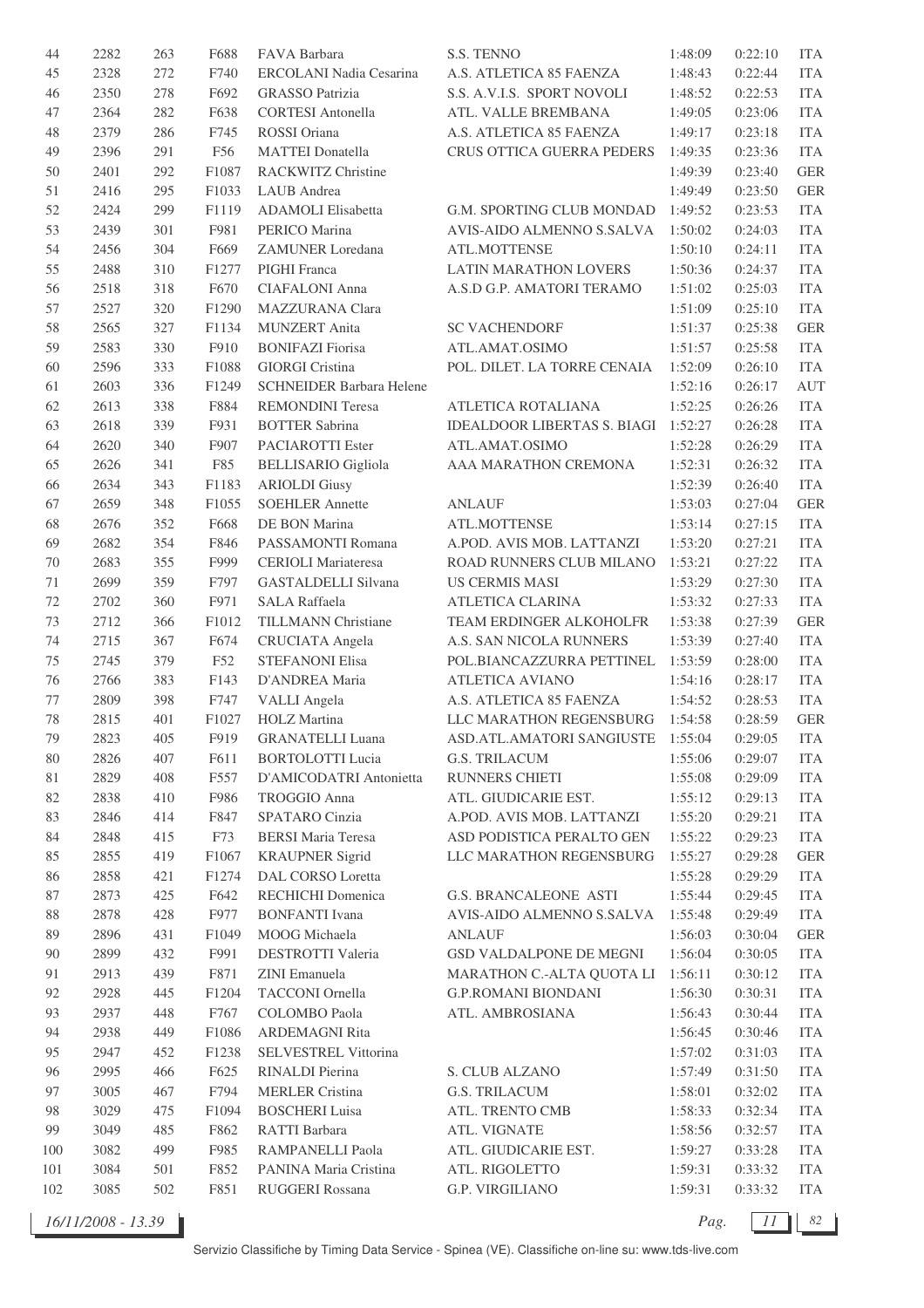| | | | | | | | | |
|---|---|---|---|---|---|---|---|---|
| 44 | 2282 | 263 | F688 | FAVA Barbara | S.S. TENNO | 1:48:09 | 0:22:10 | ITA |
| 45 | 2328 | 272 | F740 | ERCOLANI Nadia Cesarina | A.S. ATLETICA 85 FAENZA | 1:48:43 | 0:22:44 | ITA |
| 46 | 2350 | 278 | F692 | GRASSO Patrizia | S.S. A.V.I.S. SPORT NOVOLI | 1:48:52 | 0:22:53 | ITA |
| 47 | 2364 | 282 | F638 | CORTESI Antonella | ATL. VALLE BREMBANA | 1:49:05 | 0:23:06 | ITA |
| 48 | 2379 | 286 | F745 | ROSSI Oriana | A.S. ATLETICA 85 FAENZA | 1:49:17 | 0:23:18 | ITA |
| 49 | 2396 | 291 | F56 | MATTEI Donatella | CRUS OTTICA GUERRA PEDERS | 1:49:35 | 0:23:36 | ITA |
| 50 | 2401 | 292 | F1087 | RACKWITZ Christine | | 1:49:39 | 0:23:40 | GER |
| 51 | 2416 | 295 | F1033 | LAUB Andrea | | 1:49:49 | 0:23:50 | GER |
| 52 | 2424 | 299 | F1119 | ADAMOLI Elisabetta | G.M. SPORTING CLUB MONDAD | 1:49:52 | 0:23:53 | ITA |
| 53 | 2439 | 301 | F981 | PERICO Marina | AVIS-AIDO ALMENNO S.SALVA | 1:50:02 | 0:24:03 | ITA |
| 54 | 2456 | 304 | F669 | ZAMUNER Loredana | ATL.MOTTENSE | 1:50:10 | 0:24:11 | ITA |
| 55 | 2488 | 310 | F1277 | PIGHI Franca | LATIN MARATHON LOVERS | 1:50:36 | 0:24:37 | ITA |
| 56 | 2518 | 318 | F670 | CIAFALONI Anna | A.S.D G.P. AMATORI TERAMO | 1:51:02 | 0:25:03 | ITA |
| 57 | 2527 | 320 | F1290 | MAZZURANA Clara | | 1:51:09 | 0:25:10 | ITA |
| 58 | 2565 | 327 | F1134 | MUNZERT Anita | SC VACHENDORF | 1:51:37 | 0:25:38 | GER |
| 59 | 2583 | 330 | F910 | BONIFAZI Fiorisa | ATL.AMAT.OSIMO | 1:51:57 | 0:25:58 | ITA |
| 60 | 2596 | 333 | F1088 | GIORGI Cristina | POL. DILET. LA TORRE CENAIA | 1:52:09 | 0:26:10 | ITA |
| 61 | 2603 | 336 | F1249 | SCHNEIDER Barbara Helene | | 1:52:16 | 0:26:17 | AUT |
| 62 | 2613 | 338 | F884 | REMONDINI Teresa | ATLETICA ROTALIANA | 1:52:25 | 0:26:26 | ITA |
| 63 | 2618 | 339 | F931 | BOTTER Sabrina | IDEALDOOR LIBERTAS S. BIAGI | 1:52:27 | 0:26:28 | ITA |
| 64 | 2620 | 340 | F907 | PACIAROTTI Ester | ATL.AMAT.OSIMO | 1:52:28 | 0:26:29 | ITA |
| 65 | 2626 | 341 | F85 | BELLISARIO Gigliola | AAA MARATHON CREMONA | 1:52:31 | 0:26:32 | ITA |
| 66 | 2634 | 343 | F1183 | ARIOLDI Giusy | | 1:52:39 | 0:26:40 | ITA |
| 67 | 2659 | 348 | F1055 | SOEHLER Annette | ANLAUF | 1:53:03 | 0:27:04 | GER |
| 68 | 2676 | 352 | F668 | DE BON Marina | ATL.MOTTENSE | 1:53:14 | 0:27:15 | ITA |
| 69 | 2682 | 354 | F846 | PASSAMONTI Romana | A.POD. AVIS MOB. LATTANZI | 1:53:20 | 0:27:21 | ITA |
| 70 | 2683 | 355 | F999 | CERIOLI Mariateresa | ROAD RUNNERS CLUB MILANO | 1:53:21 | 0:27:22 | ITA |
| 71 | 2699 | 359 | F797 | GASTALDELLI Silvana | US CERMIS MASI | 1:53:29 | 0:27:30 | ITA |
| 72 | 2702 | 360 | F971 | SALA Raffaela | ATLETICA CLARINA | 1:53:32 | 0:27:33 | ITA |
| 73 | 2712 | 366 | F1012 | TILLMANN Christiane | TEAM ERDINGER ALKOHOLFR | 1:53:38 | 0:27:39 | GER |
| 74 | 2715 | 367 | F674 | CRUCIATA Angela | A.S. SAN NICOLA RUNNERS | 1:53:39 | 0:27:40 | ITA |
| 75 | 2745 | 379 | F52 | STEFANONI Elisa | POL.BIANCAZZURRA PETTINEL | 1:53:59 | 0:28:00 | ITA |
| 76 | 2766 | 383 | F143 | D'ANDREA Maria | ATLETICA AVIANO | 1:54:16 | 0:28:17 | ITA |
| 77 | 2809 | 398 | F747 | VALLI Angela | A.S. ATLETICA 85 FAENZA | 1:54:52 | 0:28:53 | ITA |
| 78 | 2815 | 401 | F1027 | HOLZ Martina | LLC MARATHON REGENSBURG | 1:54:58 | 0:28:59 | GER |
| 79 | 2823 | 405 | F919 | GRANATELLI Luana | ASD.ATL.AMATORI SANGIUSTE | 1:55:04 | 0:29:05 | ITA |
| 80 | 2826 | 407 | F611 | BORTOLOTTI Lucia | G.S. TRILACUM | 1:55:06 | 0:29:07 | ITA |
| 81 | 2829 | 408 | F557 | D'AMICODATRI Antonietta | RUNNERS CHIETI | 1:55:08 | 0:29:09 | ITA |
| 82 | 2838 | 410 | F986 | TROGGIO Anna | ATL. GIUDICARIE EST. | 1:55:12 | 0:29:13 | ITA |
| 83 | 2846 | 414 | F847 | SPATARO Cinzia | A.POD. AVIS MOB. LATTANZI | 1:55:20 | 0:29:21 | ITA |
| 84 | 2848 | 415 | F73 | BERSI Maria Teresa | ASD PODISTICA PERALTO GEN | 1:55:22 | 0:29:23 | ITA |
| 85 | 2855 | 419 | F1067 | KRAUPNER Sigrid | LLC MARATHON REGENSBURG | 1:55:27 | 0:29:28 | GER |
| 86 | 2858 | 421 | F1274 | DAL CORSO Loretta | | 1:55:28 | 0:29:29 | ITA |
| 87 | 2873 | 425 | F642 | RECHICHI Domenica | G.S. BRANCALEONE ASTI | 1:55:44 | 0:29:45 | ITA |
| 88 | 2878 | 428 | F977 | BONFANTI Ivana | AVIS-AIDO ALMENNO S.SALVA | 1:55:48 | 0:29:49 | ITA |
| 89 | 2896 | 431 | F1049 | MOOG Michaela | ANLAUF | 1:56:03 | 0:30:04 | GER |
| 90 | 2899 | 432 | F991 | DESTROTTI Valeria | GSD VALDALPONE DE MEGNI | 1:56:04 | 0:30:05 | ITA |
| 91 | 2913 | 439 | F871 | ZINI Emanuela | MARATHON C.-ALTA QUOTA LI | 1:56:11 | 0:30:12 | ITA |
| 92 | 2928 | 445 | F1204 | TACCONI Ornella | G.P.ROMANI BIONDANI | 1:56:30 | 0:30:31 | ITA |
| 93 | 2937 | 448 | F767 | COLOMBO Paola | ATL. AMBROSIANA | 1:56:43 | 0:30:44 | ITA |
| 94 | 2938 | 449 | F1086 | ARDEMAGNI Rita | | 1:56:45 | 0:30:46 | ITA |
| 95 | 2947 | 452 | F1238 | SELVESTREL Vittorina | | 1:57:02 | 0:31:03 | ITA |
| 96 | 2995 | 466 | F625 | RINALDI Pierina | S. CLUB ALZANO | 1:57:49 | 0:31:50 | ITA |
| 97 | 3005 | 467 | F794 | MERLER Cristina | G.S. TRILACUM | 1:58:01 | 0:32:02 | ITA |
| 98 | 3029 | 475 | F1094 | BOSCHERI Luisa | ATL. TRENTO CMB | 1:58:33 | 0:32:34 | ITA |
| 99 | 3049 | 485 | F862 | RATTI Barbara | ATL. VIGNATE | 1:58:56 | 0:32:57 | ITA |
| 100 | 3082 | 499 | F985 | RAMPANELLI Paola | ATL. GIUDICARIE EST. | 1:59:27 | 0:33:28 | ITA |
| 101 | 3084 | 501 | F852 | PANINA Maria Cristina | ATL. RIGOLETTO | 1:59:31 | 0:33:32 | ITA |
| 102 | 3085 | 502 | F851 | RUGGERI Rossana | G.P. VIRGILIANO | 1:59:31 | 0:33:32 | ITA |

16/11/2008 - 13.39

Servizio Classifiche by Timing Data Service - Spinea (VE). Classifiche on-line su: www.tds-live.com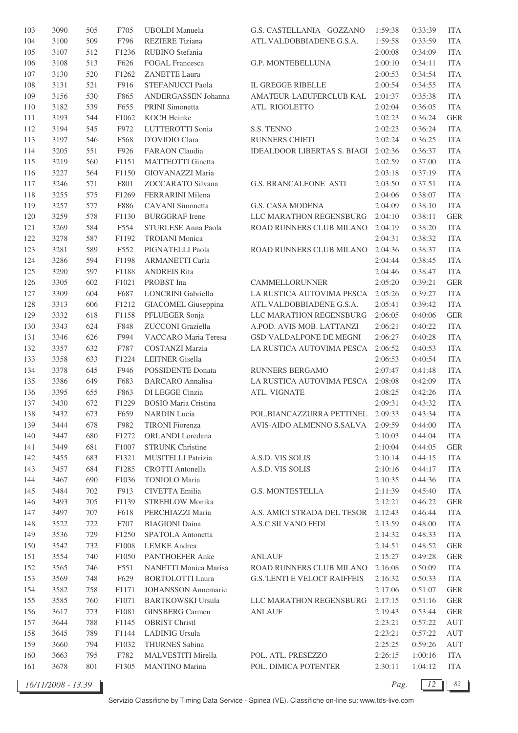| 103 | 3090 | 505 | F705 | UBOLDI Manuela | G.S. CASTELLANIA - GOZZANO | 1:59:38 | 0:33:39 | ITA |
|---|---|---|---|---|---|---|---|---|
| 104 | 3100 | 509 | F796 | REZIERE Tiziana | ATL.VALDOBBIADENE G.S.A. | 1:59:58 | 0:33:59 | ITA |
| 105 | 3107 | 512 | F1236 | RUBINO Stefania | | 2:00:08 | 0:34:09 | ITA |
| 106 | 3108 | 513 | F626 | FOGAL Francesca | G.P. MONTEBELLUNA | 2:00:10 | 0:34:11 | ITA |
| 107 | 3130 | 520 | F1262 | ZANETTE Laura | | 2:00:53 | 0:34:54 | ITA |
| 108 | 3131 | 521 | F916 | STEFANUCCI Paola | IL GREGGE RIBELLE | 2:00:54 | 0:34:55 | ITA |
| 109 | 3156 | 530 | F865 | ANDERGASSEN Johanna | AMATEUR-LAEUFERCLUB KAL | 2:01:37 | 0:35:38 | ITA |
| 110 | 3182 | 539 | F655 | PRINI Simonetta | ATL. RIGOLETTO | 2:02:04 | 0:36:05 | ITA |
| 111 | 3193 | 544 | F1062 | KOCH Heinke | | 2:02:23 | 0:36:24 | GER |
| 112 | 3194 | 545 | F972 | LUTTEROTTI Sonia | S.S. TENNO | 2:02:23 | 0:36:24 | ITA |
| 113 | 3197 | 546 | F568 | D'OVIDIO Clara | RUNNERS CHIETI | 2:02:24 | 0:36:25 | ITA |
| 114 | 3205 | 551 | F926 | FARAON Claudia | IDEALDOOR LIBERTAS S. BIAGI | 2:02:36 | 0:36:37 | ITA |
| 115 | 3219 | 560 | F1151 | MATTEOTTI Ginetta | | 2:02:59 | 0:37:00 | ITA |
| 116 | 3227 | 564 | F1150 | GIOVANAZZI Maria | | 2:03:18 | 0:37:19 | ITA |
| 117 | 3246 | 571 | F801 | ZOCCARATO Silvana | G.S. BRANCALEONE ASTI | 2:03:50 | 0:37:51 | ITA |
| 118 | 3255 | 575 | F1269 | FERRARINI Milena | | 2:04:06 | 0:38:07 | ITA |
| 119 | 3257 | 577 | F886 | CAVANI Simonetta | G.S. CASA MODENA | 2:04:09 | 0:38:10 | ITA |
| 120 | 3259 | 578 | F1130 | BURGGRAF Irene | LLC MARATHON REGENSBURG | 2:04:10 | 0:38:11 | GER |
| 121 | 3269 | 584 | F554 | STURLESE Anna Paola | ROAD RUNNERS CLUB MILANO | 2:04:19 | 0:38:20 | ITA |
| 122 | 3278 | 587 | F1192 | TROIANI Monica | | 2:04:31 | 0:38:32 | ITA |
| 123 | 3281 | 589 | F552 | PIGNATELLI Paola | ROAD RUNNERS CLUB MILANO | 2:04:36 | 0:38:37 | ITA |
| 124 | 3286 | 594 | F1198 | ARMANETTI Carla | | 2:04:44 | 0:38:45 | ITA |
| 125 | 3290 | 597 | F1188 | ANDREIS Rita | | 2:04:46 | 0:38:47 | ITA |
| 126 | 3305 | 602 | F1021 | PROBST Ina | CAMMELLORUNNER | 2:05:20 | 0:39:21 | GER |
| 127 | 3309 | 604 | F687 | LONCRINI Gabriella | LA RUSTICA AUTOVIMA PESCA | 2:05:26 | 0:39:27 | ITA |
| 128 | 3313 | 606 | F1212 | GIACOMEL Giuseppina | ATL.VALDOBBIADENE G.S.A. | 2:05:41 | 0:39:42 | ITA |
| 129 | 3332 | 618 | F1158 | PFLUEGER Sonja | LLC MARATHON REGENSBURG | 2:06:05 | 0:40:06 | GER |
| 130 | 3343 | 624 | F848 | ZUCCONI Graziella | A.POD. AVIS MOB. LATTANZI | 2:06:21 | 0:40:22 | ITA |
| 131 | 3346 | 626 | F994 | VACCARO Maria Teresa | GSD VALDALPONE DE MEGNI | 2:06:27 | 0:40:28 | ITA |
| 132 | 3357 | 632 | F787 | COSTANZI Marzia | LA RUSTICA AUTOVIMA PESCA | 2:06:52 | 0:40:53 | ITA |
| 133 | 3358 | 633 | F1224 | LEITNER Gisella | | 2:06:53 | 0:40:54 | ITA |
| 134 | 3378 | 645 | F946 | POSSIDENTE Donata | RUNNERS BERGAMO | 2:07:47 | 0:41:48 | ITA |
| 135 | 3386 | 649 | F683 | BARCARO Annalisa | LA RUSTICA AUTOVIMA PESCA | 2:08:08 | 0:42:09 | ITA |
| 136 | 3395 | 655 | F863 | DI LEGGE Cinzia | ATL. VIGNATE | 2:08:25 | 0:42:26 | ITA |
| 137 | 3430 | 672 | F1229 | BOSIO Maria Cristina | | 2:09:31 | 0:43:32 | ITA |
| 138 | 3432 | 673 | F659 | NARDIN Lucia | POL.BIANCAZZURRA PETTINEL | 2:09:33 | 0:43:34 | ITA |
| 139 | 3444 | 678 | F982 | TIRONI Fiorenza | AVIS-AIDO ALMENNO S.SALVA | 2:09:59 | 0:44:00 | ITA |
| 140 | 3447 | 680 | F1272 | ORLANDI Loredana | | 2:10:03 | 0:44:04 | ITA |
| 141 | 3449 | 681 | F1007 | STRUNK Christine | | 2:10:04 | 0:44:05 | GER |
| 142 | 3455 | 683 | F1321 | MUSITELLI Patrizia | A.S.D. VIS SOLIS | 2:10:14 | 0:44:15 | ITA |
| 143 | 3457 | 684 | F1285 | CROTTI Antonella | A.S.D. VIS SOLIS | 2:10:16 | 0:44:17 | ITA |
| 144 | 3467 | 690 | F1036 | TONIOLO Maria | | 2:10:35 | 0:44:36 | ITA |
| 145 | 3484 | 702 | F913 | CIVETTA Emilia | G.S. MONTESTELLA | 2:11:39 | 0:45:40 | ITA |
| 146 | 3493 | 705 | F1139 | STREHLOW Monika | | 2:12:21 | 0:46:22 | GER |
| 147 | 3497 | 707 | F618 | PERCHIAZZI Maria | A.S. AMICI STRADA DEL TESOR | 2:12:43 | 0:46:44 | ITA |
| 148 | 3522 | 722 | F707 | BIAGIONI Daina | A.S.C.SILVANO FEDI | 2:13:59 | 0:48:00 | ITA |
| 149 | 3536 | 729 | F1250 | SPATOLA Antonetta | | 2:14:32 | 0:48:33 | ITA |
| 150 | 3542 | 732 | F1008 | LEMKE Andrea | | 2:14:51 | 0:48:52 | GER |
| 151 | 3554 | 740 | F1050 | PANTHOEFER Anke | ANLAUF | 2:15:27 | 0:49:28 | GER |
| 152 | 3565 | 746 | F551 | NANETTI Monica Marisa | ROAD RUNNERS CLUB MILANO | 2:16:08 | 0:50:09 | ITA |
| 153 | 3569 | 748 | F629 | BORTOLOTTI Laura | G.S.'LENTI E VELOCI' RAIFFEIS | 2:16:32 | 0:50:33 | ITA |
| 154 | 3582 | 758 | F1171 | JOHANSSON Annemarie | | 2:17:06 | 0:51:07 | GER |
| 155 | 3585 | 760 | F1071 | BARTKOWSKI Ursula | LLC MARATHON REGENSBURG | 2:17:15 | 0:51:16 | GER |
| 156 | 3617 | 773 | F1081 | GINSBERG Carmen | ANLAUF | 2:19:43 | 0:53:44 | GER |
| 157 | 3644 | 788 | F1145 | OBRIST Christl | | 2:23:21 | 0:57:22 | AUT |
| 158 | 3645 | 789 | F1144 | LADINIG Ursula | | 2:23:21 | 0:57:22 | AUT |
| 159 | 3660 | 794 | F1032 | THURNES Sabina | | 2:25:25 | 0:59:26 | AUT |
| 160 | 3663 | 795 | F782 | MALVESTITI Mirella | POL. ATL. PRESEZZO | 2:26:15 | 1:00:16 | ITA |
| 161 | 3678 | 801 | F1305 | MANTINO Marina | POL. DIMICA POTENTER | 2:30:11 | 1:04:12 | ITA |

16/11/2008 - 13.39

Servizio Classifiche by Timing Data Service - Spinea (VE). Classifiche on-line su: www.tds-live.com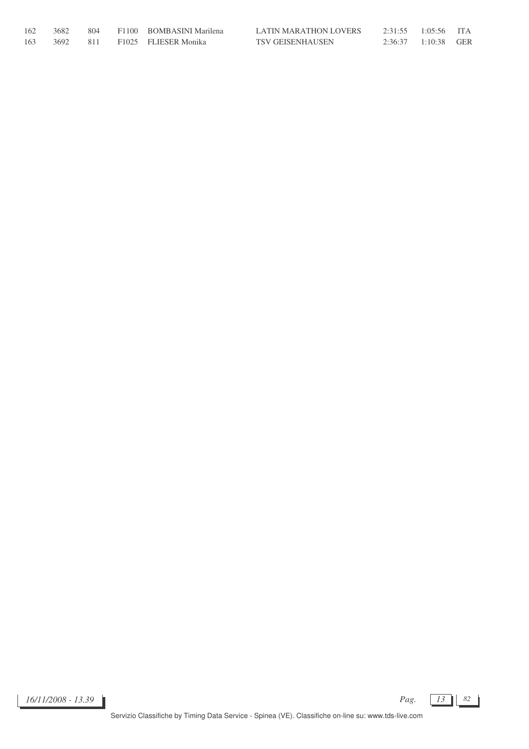| | | | | | | | | |
|---|---|---|---|---|---|---|---|---|
| 162 | 3682 | 804 | F1100 | BOMBASINI Marilena | LATIN MARATHON LOVERS | 2:31:55 | 1:05:56 | ITA |
| 163 | 3692 | 811 | F1025 | FLIESER Monika | TSV GEISENHAUSEN | 2:36:37 | 1:10:38 | GER |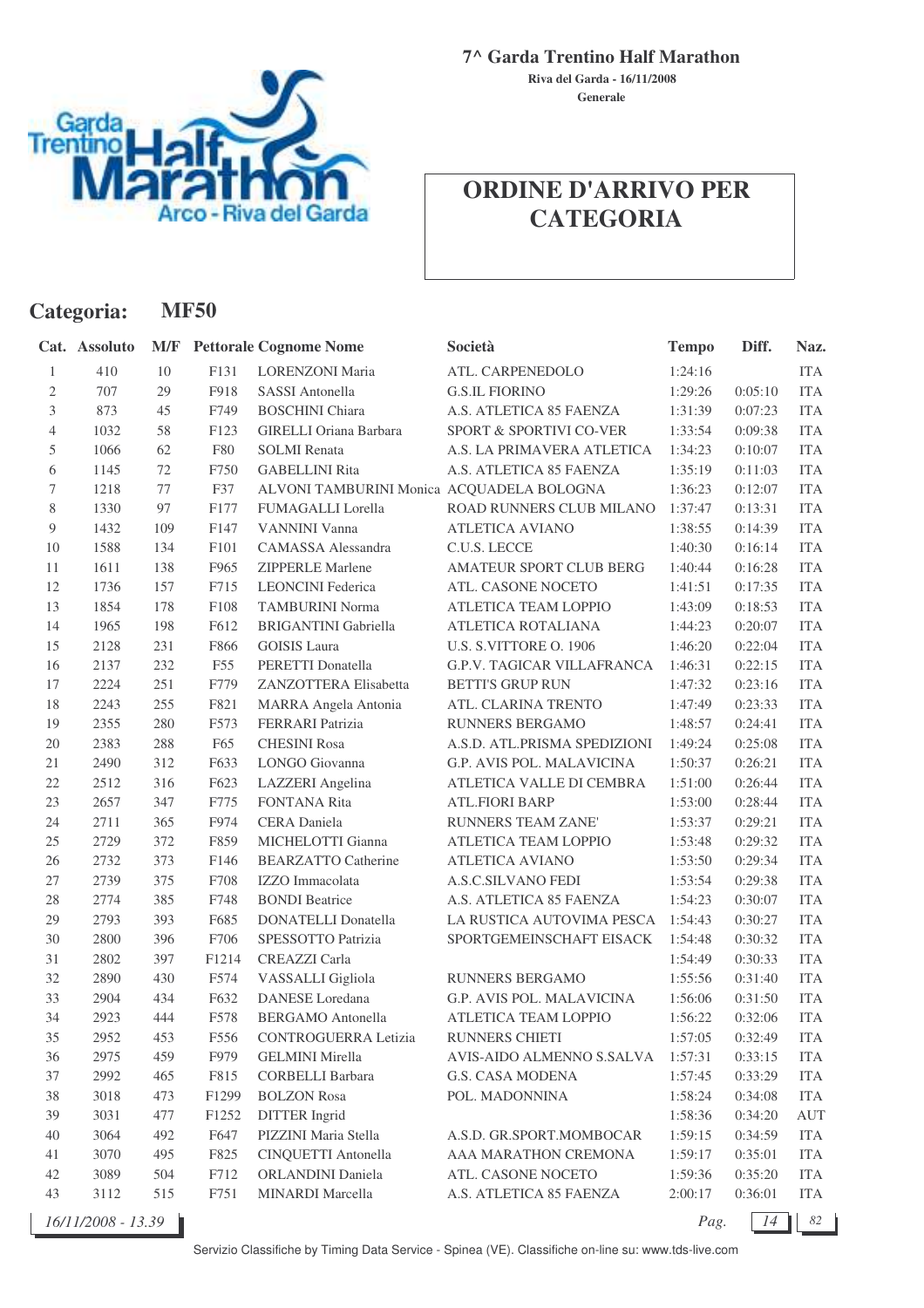**7^ Garda Trentino Half Marathon**

**Riva del Garda - 16/11/2008**

**Generale**

# ORDINE D'ARRIVO PER CATEGORIA

## Categoria: MF50

| Cat. | Assoluto | M/F | Pettorale | Cognome Nome | Società | Tempo | Diff. | Naz. |
|---|---|---|---|---|---|---|---|---|
| 1 | 410 | 10 | F131 | LORENZONI Maria | ATL. CARPENEDOLO | 1:24:16 | | ITA |
| 2 | 707 | 29 | F918 | SASSI Antonella | G.S.IL FIORINO | 1:29:26 | 0:05:10 | ITA |
| 3 | 873 | 45 | F749 | BOSCHINI Chiara | A.S. ATLETICA 85 FAENZA | 1:31:39 | 0:07:23 | ITA |
| 4 | 1032 | 58 | F123 | GIRELLI Oriana Barbara | SPORT & SPORTIVI CO-VER | 1:33:54 | 0:09:38 | ITA |
| 5 | 1066 | 62 | F80 | SOLMI Renata | A.S. LA PRIMAVERA ATLETICA | 1:34:23 | 0:10:07 | ITA |
| 6 | 1145 | 72 | F750 | GABELLINI Rita | A.S. ATLETICA 85 FAENZA | 1:35:19 | 0:11:03 | ITA |
| 7 | 1218 | 77 | F37 | ALVONI TAMBURINI Monica | ACQUADELA BOLOGNA | 1:36:23 | 0:12:07 | ITA |
| 8 | 1330 | 97 | F177 | FUMAGALLI Lorella | ROAD RUNNERS CLUB MILANO | 1:37:47 | 0:13:31 | ITA |
| 9 | 1432 | 109 | F147 | VANNINI Vanna | ATLETICA AVIANO | 1:38:55 | 0:14:39 | ITA |
| 10 | 1588 | 134 | F101 | CAMASSA Alessandra | C.U.S. LECCE | 1:40:30 | 0:16:14 | ITA |
| 11 | 1611 | 138 | F965 | ZIPPERLE Marlene | AMATEUR SPORT CLUB BERG | 1:40:44 | 0:16:28 | ITA |
| 12 | 1736 | 157 | F715 | LEONCINI Federica | ATL. CASONE NOCETO | 1:41:51 | 0:17:35 | ITA |
| 13 | 1854 | 178 | F108 | TAMBURINI Norma | ATLETICA TEAM LOPPIO | 1:43:09 | 0:18:53 | ITA |
| 14 | 1965 | 198 | F612 | BRIGANTINI Gabriella | ATLETICA ROTALIANA | 1:44:23 | 0:20:07 | ITA |
| 15 | 2128 | 231 | F866 | GOISIS Laura | U.S. S.VITTORE O. 1906 | 1:46:20 | 0:22:04 | ITA |
| 16 | 2137 | 232 | F55 | PERETTI Donatella | G.P.V. TAGICAR VILLAFRANCA | 1:46:31 | 0:22:15 | ITA |
| 17 | 2224 | 251 | F779 | ZANZOTTERA Elisabetta | BETTI'S GRUP RUN | 1:47:32 | 0:23:16 | ITA |
| 18 | 2243 | 255 | F821 | MARRA Angela Antonia | ATL. CLARINA TRENTO | 1:47:49 | 0:23:33 | ITA |
| 19 | 2355 | 280 | F573 | FERRARI Patrizia | RUNNERS BERGAMO | 1:48:57 | 0:24:41 | ITA |
| 20 | 2383 | 288 | F65 | CHESINI Rosa | A.S.D. ATL.PRISMA SPEDIZIONI | 1:49:24 | 0:25:08 | ITA |
| 21 | 2490 | 312 | F633 | LONGO Giovanna | G.P. AVIS POL. MALAVICINA | 1:50:37 | 0:26:21 | ITA |
| 22 | 2512 | 316 | F623 | LAZZERI Angelina | ATLETICA VALLE DI CEMBRA | 1:51:00 | 0:26:44 | ITA |
| 23 | 2657 | 347 | F775 | FONTANA Rita | ATL.FIORI BARP | 1:53:00 | 0:28:44 | ITA |
| 24 | 2711 | 365 | F974 | CERA Daniela | RUNNERS TEAM ZANE' | 1:53:37 | 0:29:21 | ITA |
| 25 | 2729 | 372 | F859 | MICHELOTTI Gianna | ATLETICA TEAM LOPPIO | 1:53:48 | 0:29:32 | ITA |
| 26 | 2732 | 373 | F146 | BEARZATTO Catherine | ATLETICA AVIANO | 1:53:50 | 0:29:34 | ITA |
| 27 | 2739 | 375 | F708 | IZZO Immacolata | A.S.C.SILVANO FEDI | 1:53:54 | 0:29:38 | ITA |
| 28 | 2774 | 385 | F748 | BONDI Beatrice | A.S. ATLETICA 85 FAENZA | 1:54:23 | 0:30:07 | ITA |
| 29 | 2793 | 393 | F685 | DONATELLI Donatella | LA RUSTICA AUTOVIMA PESCA | 1:54:43 | 0:30:27 | ITA |
| 30 | 2800 | 396 | F706 | SPESSOTTO Patrizia | SPORTGEMEINSCHAFT EISACK | 1:54:48 | 0:30:32 | ITA |
| 31 | 2802 | 397 | F1214 | CREAZZI Carla | | 1:54:49 | 0:30:33 | ITA |
| 32 | 2890 | 430 | F574 | VASSALLI Gigliola | RUNNERS BERGAMO | 1:55:56 | 0:31:40 | ITA |
| 33 | 2904 | 434 | F632 | DANESE Loredana | G.P. AVIS POL. MALAVICINA | 1:56:06 | 0:31:50 | ITA |
| 34 | 2923 | 444 | F578 | BERGAMO Antonella | ATLETICA TEAM LOPPIO | 1:56:22 | 0:32:06 | ITA |
| 35 | 2952 | 453 | F556 | CONTROGUERRA Letizia | RUNNERS CHIETI | 1:57:05 | 0:32:49 | ITA |
| 36 | 2975 | 459 | F979 | GELMINI Mirella | AVIS-AIDO ALMENNO S.SALVA | 1:57:31 | 0:33:15 | ITA |
| 37 | 2992 | 465 | F815 | CORBELLI Barbara | G.S. CASA MODENA | 1:57:45 | 0:33:29 | ITA |
| 38 | 3018 | 473 | F1299 | BOLZON Rosa | POL. MADONNINA | 1:58:24 | 0:34:08 | ITA |
| 39 | 3031 | 477 | F1252 | DITTER Ingrid | | 1:58:36 | 0:34:20 | AUT |
| 40 | 3064 | 492 | F647 | PIZZINI Maria Stella | A.S.D. GR.SPORT.MOMBOCAR | 1:59:15 | 0:34:59 | ITA |
| 41 | 3070 | 495 | F825 | CINQUETTI Antonella | AAA MARATHON CREMONA | 1:59:17 | 0:35:01 | ITA |
| 42 | 3089 | 504 | F712 | ORLANDINI Daniela | ATL. CASONE NOCETO | 1:59:36 | 0:35:20 | ITA |
| 43 | 3112 | 515 | F751 | MINARDI Marcella | A.S. ATLETICA 85 FAENZA | 2:00:17 | 0:36:01 | ITA |

*16/11/2008 - 13.39*

Servizio Classifiche by Timing Data Service - Spinea (VE). Classifiche on-line su: www.tds-live.com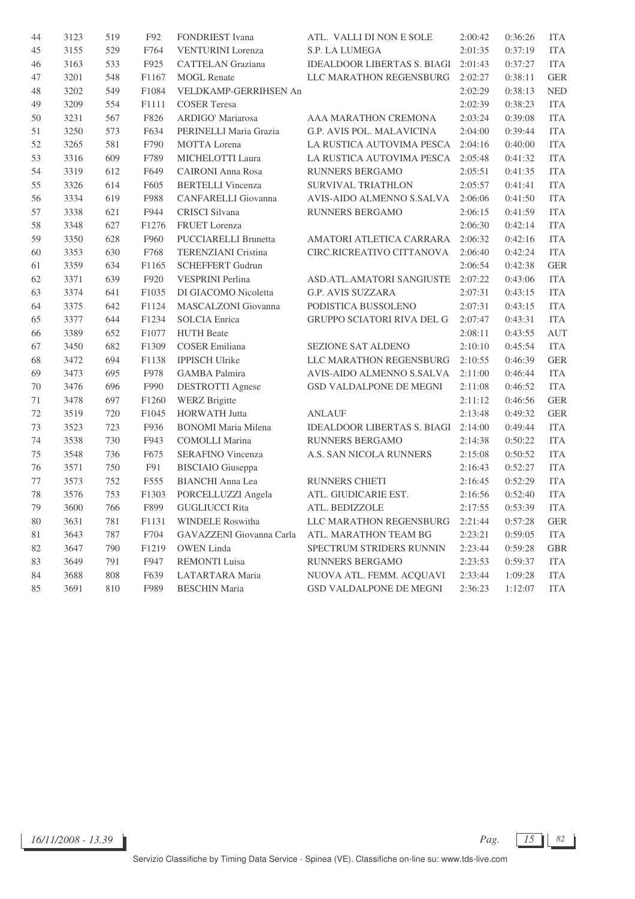| | | | | | | | | |
|---|---|---|---|---|---|---|---|---|
| 44 | 3123 | 519 | F92 | FONDRIEST Ivana | ATL. VALLI DI NON E SOLE | 2:00:42 | 0:36:26 | ITA |
| 45 | 3155 | 529 | F764 | VENTURINI Lorenza | S.P. LA LUMEGA | 2:01:35 | 0:37:19 | ITA |
| 46 | 3163 | 533 | F925 | CATTELAN Graziana | IDEALDOOR LIBERTAS S. BIAGI | 2:01:43 | 0:37:27 | ITA |
| 47 | 3201 | 548 | F1167 | MOGL Renate | LLC MARATHON REGENSBURG | 2:02:27 | 0:38:11 | GER |
| 48 | 3202 | 549 | F1084 | VELDKAMP-GERRIHSEN An | | 2:02:29 | 0:38:13 | NED |
| 49 | 3209 | 554 | F1111 | COSER Teresa | | 2:02:39 | 0:38:23 | ITA |
| 50 | 3231 | 567 | F826 | ARDIGO' Mariarosa | AAA MARATHON CREMONA | 2:03:24 | 0:39:08 | ITA |
| 51 | 3250 | 573 | F634 | PERINELLI Maria Grazia | G.P. AVIS POL. MALAVICINA | 2:04:00 | 0:39:44 | ITA |
| 52 | 3265 | 581 | F790 | MOTTA Lorena | LA RUSTICA AUTOVIMA PESCA | 2:04:16 | 0:40:00 | ITA |
| 53 | 3316 | 609 | F789 | MICHELOTTI Laura | LA RUSTICA AUTOVIMA PESCA | 2:05:48 | 0:41:32 | ITA |
| 54 | 3319 | 612 | F649 | CAIRONI Anna Rosa | RUNNERS BERGAMO | 2:05:51 | 0:41:35 | ITA |
| 55 | 3326 | 614 | F605 | BERTELLI Vincenza | SURVIVAL TRIATHLON | 2:05:57 | 0:41:41 | ITA |
| 56 | 3334 | 619 | F988 | CANFARELLI Giovanna | AVIS-AIDO ALMENNO S.SALVA | 2:06:06 | 0:41:50 | ITA |
| 57 | 3338 | 621 | F944 | CRISCI Silvana | RUNNERS BERGAMO | 2:06:15 | 0:41:59 | ITA |
| 58 | 3348 | 627 | F1276 | FRUET Lorenza | | 2:06:30 | 0:42:14 | ITA |
| 59 | 3350 | 628 | F960 | PUCCIARELLI Brunetta | AMATORI ATLETICA CARRARA | 2:06:32 | 0:42:16 | ITA |
| 60 | 3353 | 630 | F768 | TERENZIANI Cristina | CIRC.RICREATIVO CITTANOVA | 2:06:40 | 0:42:24 | ITA |
| 61 | 3359 | 634 | F1165 | SCHEFFERT Gudrun | | 2:06:54 | 0:42:38 | GER |
| 62 | 3371 | 639 | F920 | VESPRINI Perlina | ASD.ATL.AMATORI SANGIUSTE | 2:07:22 | 0:43:06 | ITA |
| 63 | 3374 | 641 | F1035 | DI GIACOMO Nicoletta | G.P. AVIS SUZZARA | 2:07:31 | 0:43:15 | ITA |
| 64 | 3375 | 642 | F1124 | MASCALZONI Giovanna | PODISTICA BUSSOLENO | 2:07:31 | 0:43:15 | ITA |
| 65 | 3377 | 644 | F1234 | SOLCIA Enrica | GRUPPO SCIATORI RIVA DEL G | 2:07:47 | 0:43:31 | ITA |
| 66 | 3389 | 652 | F1077 | HUTH Beate | | 2:08:11 | 0:43:55 | AUT |
| 67 | 3450 | 682 | F1309 | COSER Emiliana | SEZIONE SAT ALDENO | 2:10:10 | 0:45:54 | ITA |
| 68 | 3472 | 694 | F1138 | IPPISCH Ulrike | LLC MARATHON REGENSBURG | 2:10:55 | 0:46:39 | GER |
| 69 | 3473 | 695 | F978 | GAMBA Palmira | AVIS-AIDO ALMENNO S.SALVA | 2:11:00 | 0:46:44 | ITA |
| 70 | 3476 | 696 | F990 | DESTROTTI Agnese | GSD VALDALPONE DE MEGNI | 2:11:08 | 0:46:52 | ITA |
| 71 | 3478 | 697 | F1260 | WERZ Brigitte | | 2:11:12 | 0:46:56 | GER |
| 72 | 3519 | 720 | F1045 | HORWATH Jutta | ANLAUF | 2:13:48 | 0:49:32 | GER |
| 73 | 3523 | 723 | F936 | BONOMI Maria Milena | IDEALDOOR LIBERTAS S. BIAGI | 2:14:00 | 0:49:44 | ITA |
| 74 | 3538 | 730 | F943 | COMOLLI Marina | RUNNERS BERGAMO | 2:14:38 | 0:50:22 | ITA |
| 75 | 3548 | 736 | F675 | SERAFINO Vincenza | A.S. SAN NICOLA RUNNERS | 2:15:08 | 0:50:52 | ITA |
| 76 | 3571 | 750 | F91 | BISCIAIO Giuseppa | | 2:16:43 | 0:52:27 | ITA |
| 77 | 3573 | 752 | F555 | BIANCHI Anna Lea | RUNNERS CHIETI | 2:16:45 | 0:52:29 | ITA |
| 78 | 3576 | 753 | F1303 | PORCELLUZZI Angela | ATL. GIUDICARIE EST. | 2:16:56 | 0:52:40 | ITA |
| 79 | 3600 | 766 | F899 | GUGLIUCCI Rita | ATL. BEDIZZOLE | 2:17:55 | 0:53:39 | ITA |
| 80 | 3631 | 781 | F1131 | WINDELE Roswitha | LLC MARATHON REGENSBURG | 2:21:44 | 0:57:28 | GER |
| 81 | 3643 | 787 | F704 | GAVAZZENI Giovanna Carla | ATL. MARATHON TEAM BG | 2:23:21 | 0:59:05 | ITA |
| 82 | 3647 | 790 | F1219 | OWEN Linda | SPECTRUM STRIDERS RUNNIN | 2:23:44 | 0:59:28 | GBR |
| 83 | 3649 | 791 | F947 | REMONTI Luisa | RUNNERS BERGAMO | 2:23:53 | 0:59:37 | ITA |
| 84 | 3688 | 808 | F639 | LATARTARA Maria | NUOVA ATL. FEMM. ACQUAVI | 2:33:44 | 1:09:28 | ITA |
| 85 | 3691 | 810 | F989 | BESCHIN Maria | GSD VALDALPONE DE MEGNI | 2:36:23 | 1:12:07 | ITA |

16/11/2008 - 13.39

Servizio Classifiche by Timing Data Service - Spinea (VE). Classifiche on-line su: www.tds-live.com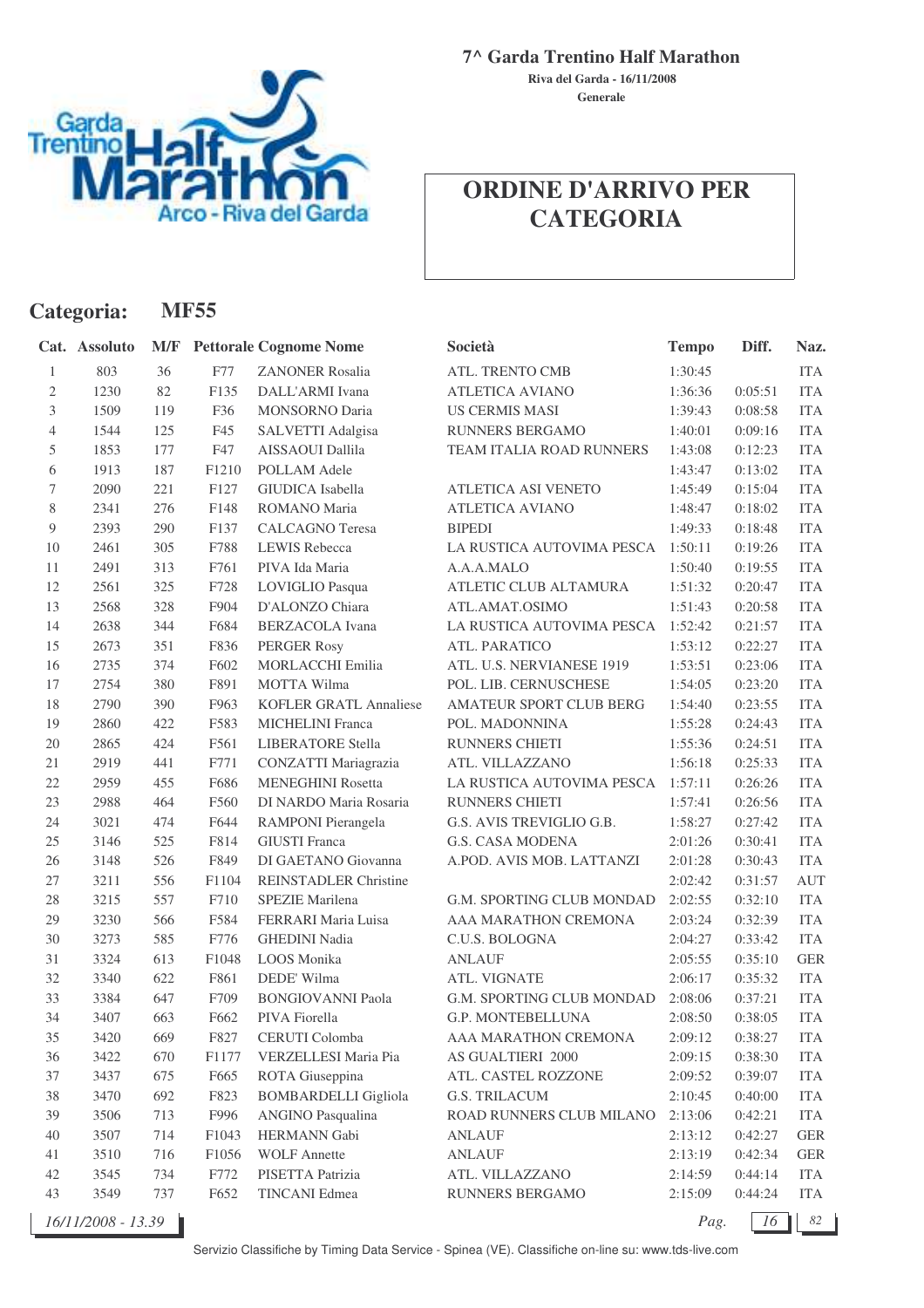**7^ Garda Trentino Half Marathon**

**Riva del Garda - 16/11/2008**

**Generale**

# ORDINE D'ARRIVO PER CATEGORIA

## Categoria: MF55

| Cat. | Assoluto | M/F | Pettorale | Cognome Nome | Società | Tempo | Diff. | Naz. |
|---|---|---|---|---|---|---|---|---|
| 1 | 803 | 36 | F77 | ZANONER Rosalia | ATL. TRENTO CMB | 1:30:45 | | ITA |
| 2 | 1230 | 82 | F135 | DALL'ARMI Ivana | ATLETICA AVIANO | 1:36:36 | 0:05:51 | ITA |
| 3 | 1509 | 119 | F36 | MONSORNO Daria | US CERMIS MASI | 1:39:43 | 0:08:58 | ITA |
| 4 | 1544 | 125 | F45 | SALVETTI Adalgisa | RUNNERS BERGAMO | 1:40:01 | 0:09:16 | ITA |
| 5 | 1853 | 177 | F47 | AISSAOUI Dallila | TEAM ITALIA ROAD RUNNERS | 1:43:08 | 0:12:23 | ITA |
| 6 | 1913 | 187 | F1210 | POLLAM Adele | | 1:43:47 | 0:13:02 | ITA |
| 7 | 2090 | 221 | F127 | GIUDICA Isabella | ATLETICA ASI VENETO | 1:45:49 | 0:15:04 | ITA |
| 8 | 2341 | 276 | F148 | ROMANO Maria | ATLETICA AVIANO | 1:48:47 | 0:18:02 | ITA |
| 9 | 2393 | 290 | F137 | CALCAGNO Teresa | BIPEDI | 1:49:33 | 0:18:48 | ITA |
| 10 | 2461 | 305 | F788 | LEWIS Rebecca | LA RUSTICA AUTOVIMA PESCA | 1:50:11 | 0:19:26 | ITA |
| 11 | 2491 | 313 | F761 | PIVA Ida Maria | A.A.A.MALO | 1:50:40 | 0:19:55 | ITA |
| 12 | 2561 | 325 | F728 | LOVIGLIO Pasqua | ATLETIC CLUB ALTAMURA | 1:51:32 | 0:20:47 | ITA |
| 13 | 2568 | 328 | F904 | D'ALONZO Chiara | ATL.AMAT.OSIMO | 1:51:43 | 0:20:58 | ITA |
| 14 | 2638 | 344 | F684 | BERZACOLA Ivana | LA RUSTICA AUTOVIMA PESCA | 1:52:42 | 0:21:57 | ITA |
| 15 | 2673 | 351 | F836 | PERGER Rosy | ATL. PARATICO | 1:53:12 | 0:22:27 | ITA |
| 16 | 2735 | 374 | F602 | MORLACCHI Emilia | ATL. U.S. NERVIANESE 1919 | 1:53:51 | 0:23:06 | ITA |
| 17 | 2754 | 380 | F891 | MOTTA Wilma | POL. LIB. CERNUSCHESE | 1:54:05 | 0:23:20 | ITA |
| 18 | 2790 | 390 | F963 | KOFLER GRATL Annaliese | AMATEUR SPORT CLUB BERG | 1:54:40 | 0:23:55 | ITA |
| 19 | 2860 | 422 | F583 | MICHELINI Franca | POL. MADONNINA | 1:55:28 | 0:24:43 | ITA |
| 20 | 2865 | 424 | F561 | LIBERATORE Stella | RUNNERS CHIETI | 1:55:36 | 0:24:51 | ITA |
| 21 | 2919 | 441 | F771 | CONZATTI Mariagrazia | ATL. VILLAZZANO | 1:56:18 | 0:25:33 | ITA |
| 22 | 2959 | 455 | F686 | MENEGHINI Rosetta | LA RUSTICA AUTOVIMA PESCA | 1:57:11 | 0:26:26 | ITA |
| 23 | 2988 | 464 | F560 | DI NARDO Maria Rosaria | RUNNERS CHIETI | 1:57:41 | 0:26:56 | ITA |
| 24 | 3021 | 474 | F644 | RAMPONI Pierangela | G.S. AVIS TREVIGLIO G.B. | 1:58:27 | 0:27:42 | ITA |
| 25 | 3146 | 525 | F814 | GIUSTI Franca | G.S. CASA MODENA | 2:01:26 | 0:30:41 | ITA |
| 26 | 3148 | 526 | F849 | DI GAETANO Giovanna | A.POD. AVIS MOB. LATTANZI | 2:01:28 | 0:30:43 | ITA |
| 27 | 3211 | 556 | F1104 | REINSTADLER Christine | | 2:02:42 | 0:31:57 | AUT |
| 28 | 3215 | 557 | F710 | SPEZIE Marilena | G.M. SPORTING CLUB MONDAD | 2:02:55 | 0:32:10 | ITA |
| 29 | 3230 | 566 | F584 | FERRARI Maria Luisa | AAA MARATHON CREMONA | 2:03:24 | 0:32:39 | ITA |
| 30 | 3273 | 585 | F776 | GHEDINI Nadia | C.U.S. BOLOGNA | 2:04:27 | 0:33:42 | ITA |
| 31 | 3324 | 613 | F1048 | LOOS Monika | ANLAUF | 2:05:55 | 0:35:10 | GER |
| 32 | 3340 | 622 | F861 | DEDE' Wilma | ATL. VIGNATE | 2:06:17 | 0:35:32 | ITA |
| 33 | 3384 | 647 | F709 | BONGIOVANNI Paola | G.M. SPORTING CLUB MONDAD | 2:08:06 | 0:37:21 | ITA |
| 34 | 3407 | 663 | F662 | PIVA Fiorella | G.P. MONTEBELLUNA | 2:08:50 | 0:38:05 | ITA |
| 35 | 3420 | 669 | F827 | CERUTI Colomba | AAA MARATHON CREMONA | 2:09:12 | 0:38:27 | ITA |
| 36 | 3422 | 670 | F1177 | VERZELLESI Maria Pia | AS GUALTIERI 2000 | 2:09:15 | 0:38:30 | ITA |
| 37 | 3437 | 675 | F665 | ROTA Giuseppina | ATL. CASTEL ROZZONE | 2:09:52 | 0:39:07 | ITA |
| 38 | 3470 | 692 | F823 | BOMBARDELLI Gigliola | G.S. TRILACUM | 2:10:45 | 0:40:00 | ITA |
| 39 | 3506 | 713 | F996 | ANGINO Pasqualina | ROAD RUNNERS CLUB MILANO | 2:13:06 | 0:42:21 | ITA |
| 40 | 3507 | 714 | F1043 | HERMANN Gabi | ANLAUF | 2:13:12 | 0:42:27 | GER |
| 41 | 3510 | 716 | F1056 | WOLF Annette | ANLAUF | 2:13:19 | 0:42:34 | GER |
| 42 | 3545 | 734 | F772 | PISETTA Patrizia | ATL. VILLAZZANO | 2:14:59 | 0:44:14 | ITA |
| 43 | 3549 | 737 | F652 | TINCANI Edmea | RUNNERS BERGAMO | 2:15:09 | 0:44:24 | ITA |

*16/11/2008 - 13.39*

Servizio Classifiche by Timing Data Service - Spinea (VE). Classifiche on-line su: www.tds-live.com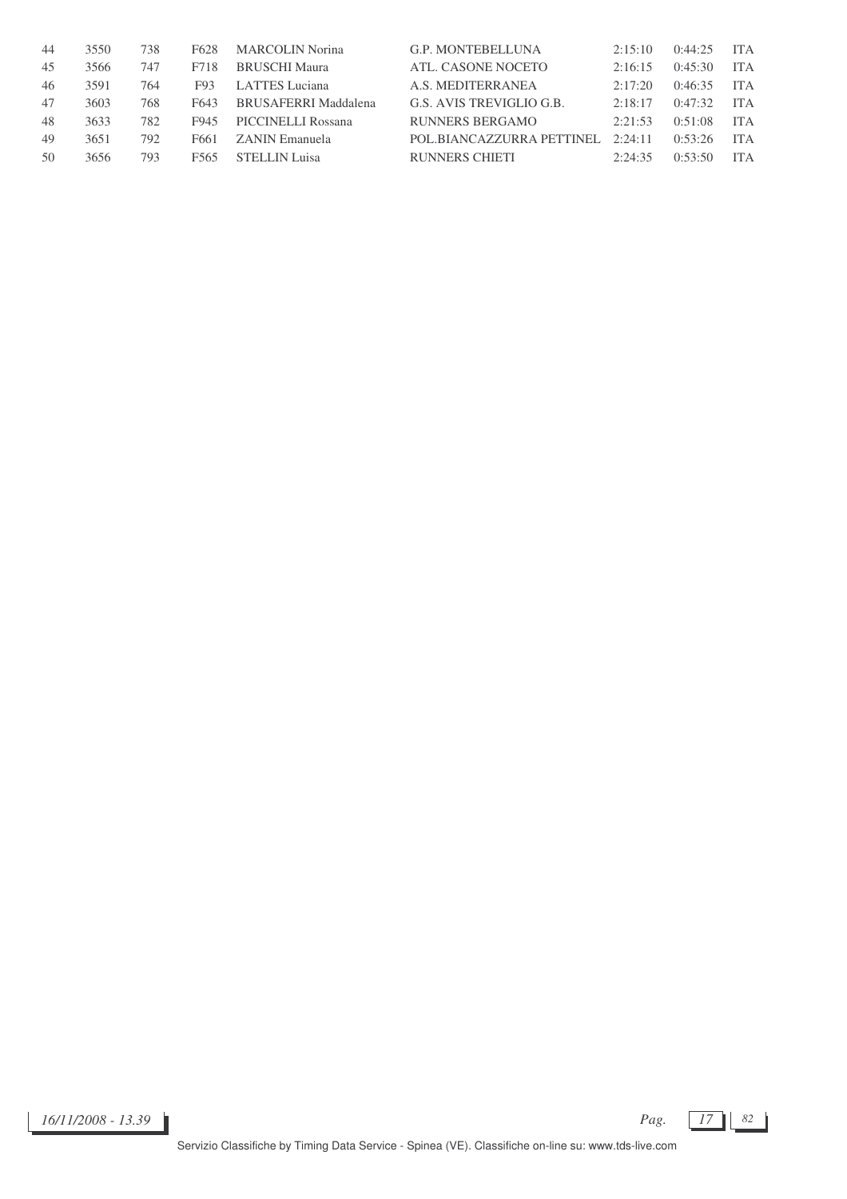| | | | | | | | | |
|---|---|---|---|---|---|---|---|---|
| 44 | 3550 | 738 | F628 | MARCOLIN Norina | G.P. MONTEBELLUNA | 2:15:10 | 0:44:25 | ITA |
| 45 | 3566 | 747 | F718 | BRUSCHI Maura | ATL. CASONE NOCETO | 2:16:15 | 0:45:30 | ITA |
| 46 | 3591 | 764 | F93 | LATTES Luciana | A.S. MEDITERRANEA | 2:17:20 | 0:46:35 | ITA |
| 47 | 3603 | 768 | F643 | BRUSAFERRI Maddalena | G.S. AVIS TREVIGLIO G.B. | 2:18:17 | 0:47:32 | ITA |
| 48 | 3633 | 782 | F945 | PICCINELLI Rossana | RUNNERS BERGAMO | 2:21:53 | 0:51:08 | ITA |
| 49 | 3651 | 792 | F661 | ZANIN Emanuela | POL.BIANCAZZURRA PETTINEL | 2:24:11 | 0:53:26 | ITA |
| 50 | 3656 | 793 | F565 | STELLIN Luisa | RUNNERS CHIETI | 2:24:35 | 0:53:50 | ITA |

*16/11/2008 - 13.39*

Servizio Classifiche by Timing Data Service - Spinea (VE). Classifiche on-line su: www.tds-live.com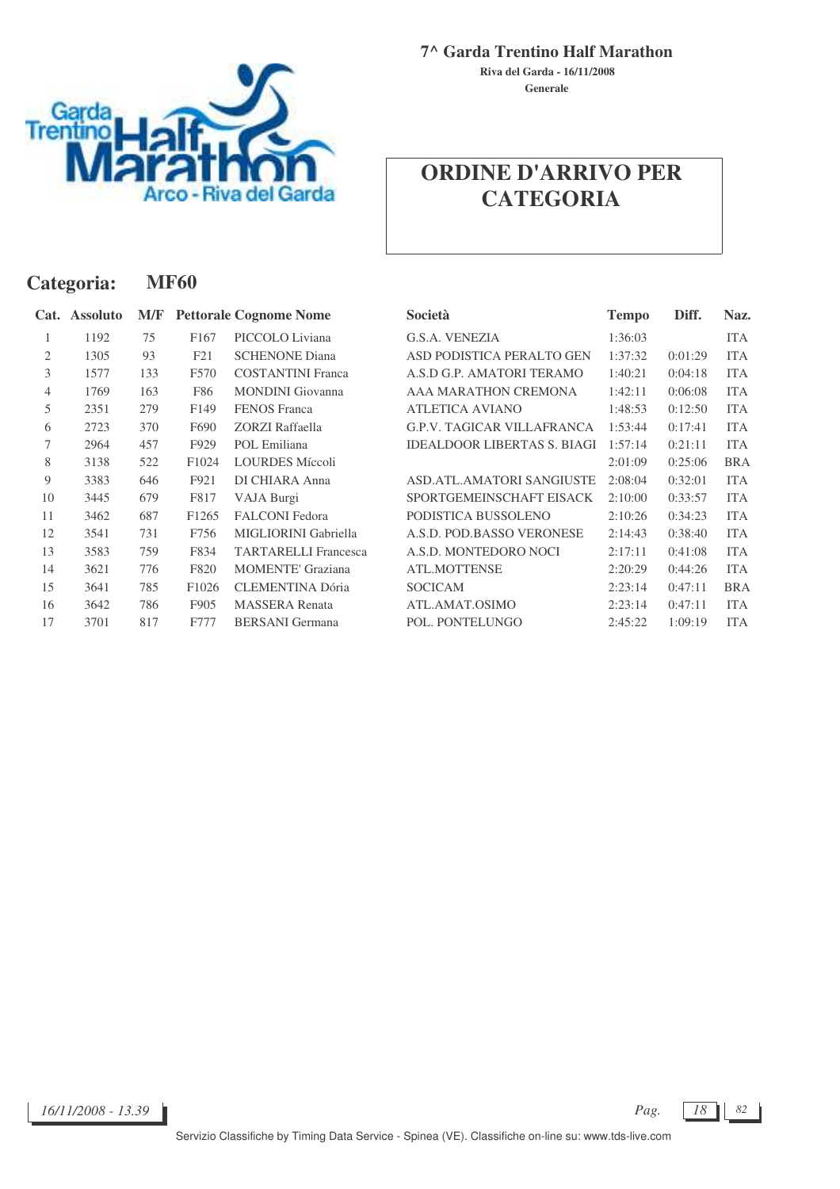**7^ Garda Trentino Half Marathon**

**Riva del Garda - 16/11/2008**

**Generale**

# ORDINE D'ARRIVO PER CATEGORIA

## Categoria: MF60

| Cat. | Assoluto | M/F | Pettorale | Cognome Nome | Società | Tempo | Diff. | Naz. |
|---|---|---|---|---|---|---|---|---|
| 1 | 1192 | 75 | F167 | PICCOLO Liviana | G.S.A. VENEZIA | 1:36:03 | | ITA |
| 2 | 1305 | 93 | F21 | SCHENONE Diana | ASD PODISTICA PERALTO GEN | 1:37:32 | 0:01:29 | ITA |
| 3 | 1577 | 133 | F570 | COSTANTINI Franca | A.S.D G.P. AMATORI TERAMO | 1:40:21 | 0:04:18 | ITA |
| 4 | 1769 | 163 | F86 | MONDINI Giovanna | AAA MARATHON CREMONA | 1:42:11 | 0:06:08 | ITA |
| 5 | 2351 | 279 | F149 | FENOS Franca | ATLETICA AVIANO | 1:48:53 | 0:12:50 | ITA |
| 6 | 2723 | 370 | F690 | ZORZI Raffaella | G.P.V. TAGICAR VILLAFRANCA | 1:53:44 | 0:17:41 | ITA |
| 7 | 2964 | 457 | F929 | POL Emiliana | IDEALDOOR LIBERTAS S. BIAGI | 1:57:14 | 0:21:11 | ITA |
| 8 | 3138 | 522 | F1024 | LOURDES Míccoli | | 2:01:09 | 0:25:06 | BRA |
| 9 | 3383 | 646 | F921 | DI CHIARA Anna | ASD.ATL.AMATORI SANGIUSTE | 2:08:04 | 0:32:01 | ITA |
| 10 | 3445 | 679 | F817 | VAJA Burgi | SPORTGEMEINSCHAFT EISACK | 2:10:00 | 0:33:57 | ITA |
| 11 | 3462 | 687 | F1265 | FALCONI Fedora | PODISTICA BUSSOLENO | 2:10:26 | 0:34:23 | ITA |
| 12 | 3541 | 731 | F756 | MIGLIORINI Gabriella | A.S.D. POD.BASSO VERONESE | 2:14:43 | 0:38:40 | ITA |
| 13 | 3583 | 759 | F834 | TARTARELLI Francesca | A.S.D. MONTEDORO NOCI | 2:17:11 | 0:41:08 | ITA |
| 14 | 3621 | 776 | F820 | MOMENTE' Graziana | ATL.MOTTENSE | 2:20:29 | 0:44:26 | ITA |
| 15 | 3641 | 785 | F1026 | CLEMENTINA Dória | SOCICAM | 2:23:14 | 0:47:11 | BRA |
| 16 | 3642 | 786 | F905 | MASSERA Renata | ATL.AMAT.OSIMO | 2:23:14 | 0:47:11 | ITA |
| 17 | 3701 | 817 | F777 | BERSANI Germana | POL. PONTELUNGO | 2:45:22 | 1:09:19 | ITA |

*16/11/2008 - 13.39*

Servizio Classifiche by Timing Data Service - Spinea (VE). Classifiche on-line su: www.tds-live.com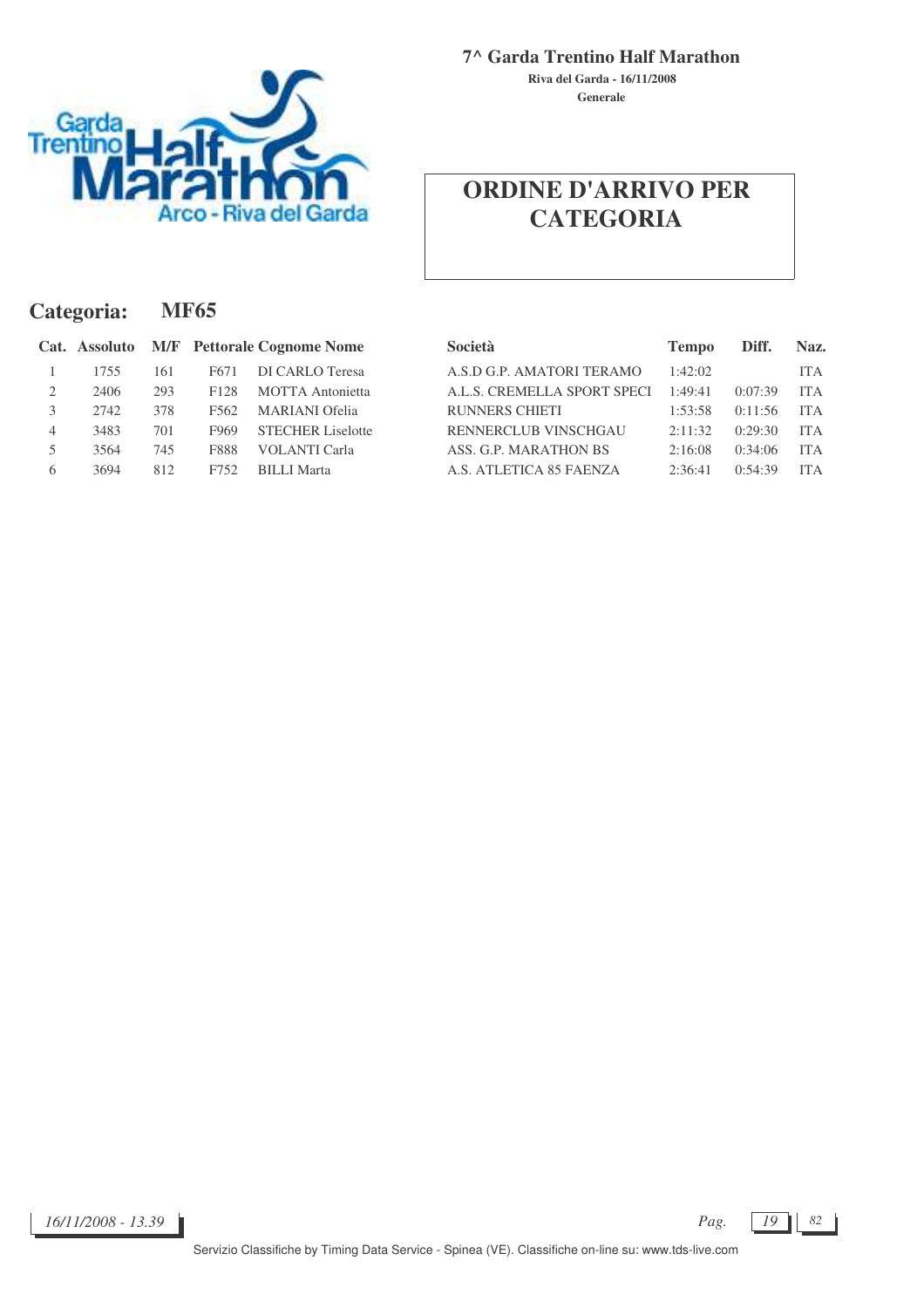# 7^ Garda Trentino Half Marathon

**Riva del Garda - 16/11/2008**

**Generale**

## ORDINE D'ARRIVO PER CATEGORIA

### Categoria: MF65

| Cat. | Assoluto | M/F | Pettorale | Cognome Nome | Società | Tempo | Diff. | Naz. |
|---|---|---|---|---|---|---|---|---|
| 1 | 1755 | 161 | F671 | DI CARLO Teresa | A.S.D G.P. AMATORI TERAMO | 1:42:02 | | ITA |
| 2 | 2406 | 293 | F128 | MOTTA Antonietta | A.L.S. CREMELLA SPORT SPECI | 1:49:41 | 0:07:39 | ITA |
| 3 | 2742 | 378 | F562 | MARIANI Ofelia | RUNNERS CHIETI | 1:53:58 | 0:11:56 | ITA |
| 4 | 3483 | 701 | F969 | STECHER Liselotte | RENNERCLUB VINSCHGAU | 2:11:32 | 0:29:30 | ITA |
| 5 | 3564 | 745 | F888 | VOLANTI Carla | ASS. G.P. MARATHON BS | 2:16:08 | 0:34:06 | ITA |
| 6 | 3694 | 812 | F752 | BILLI Marta | A.S. ATLETICA 85 FAENZA | 2:36:41 | 0:54:39 | ITA |

*16/11/2008 - 13.39*

Servizio Classifiche by Timing Data Service - Spinea (VE). Classifiche on-line su: www.tds-live.com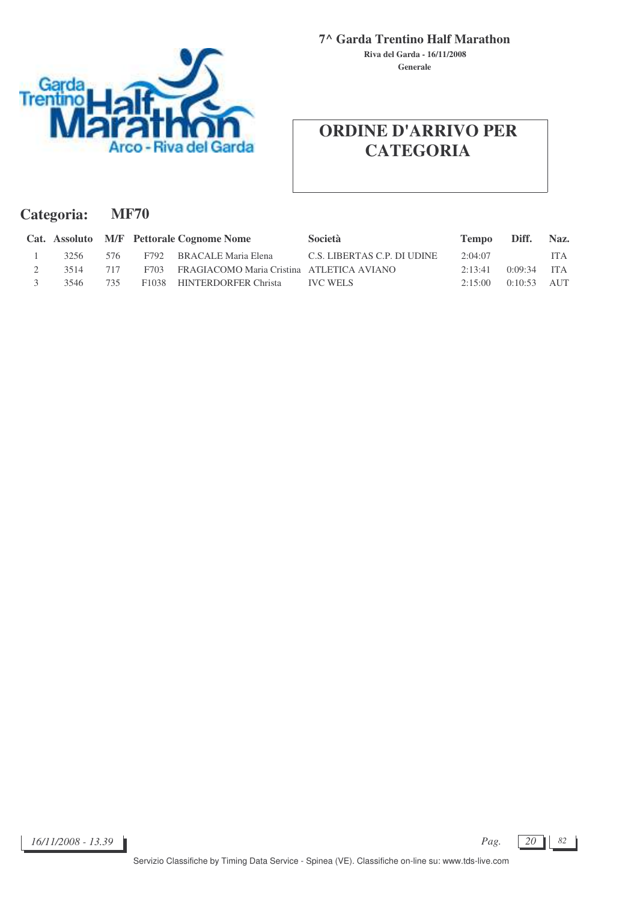**7^ Garda Trentino Half Marathon**

**Riva del Garda - 16/11/2008**

**Generale**

# ORDINE D'ARRIVO PER CATEGORIA

## Categoria: MF70

| Cat. | Assoluto | M/F | Pettorale | Cognome Nome | Società | Tempo | Diff. | Naz. |
|---|---|---|---|---|---|---|---|---|
| 1 | 3256 | 576 | F792 | BRACALE Maria Elena | C.S. LIBERTAS C.P. DI UDINE | 2:04:07 | | ITA |
| 2 | 3514 | 717 | F703 | FRAGIACOMO Maria Cristina | ATLETICA AVIANO | 2:13:41 | 0:09:34 | ITA |
| 3 | 3546 | 735 | F1038 | HINTERDORFER Christa | IVC WELS | 2:15:00 | 0:10:53 | AUT |

*16/11/2008 - 13.39*

Servizio Classifiche by Timing Data Service - Spinea (VE). Classifiche on-line su: www.tds-live.com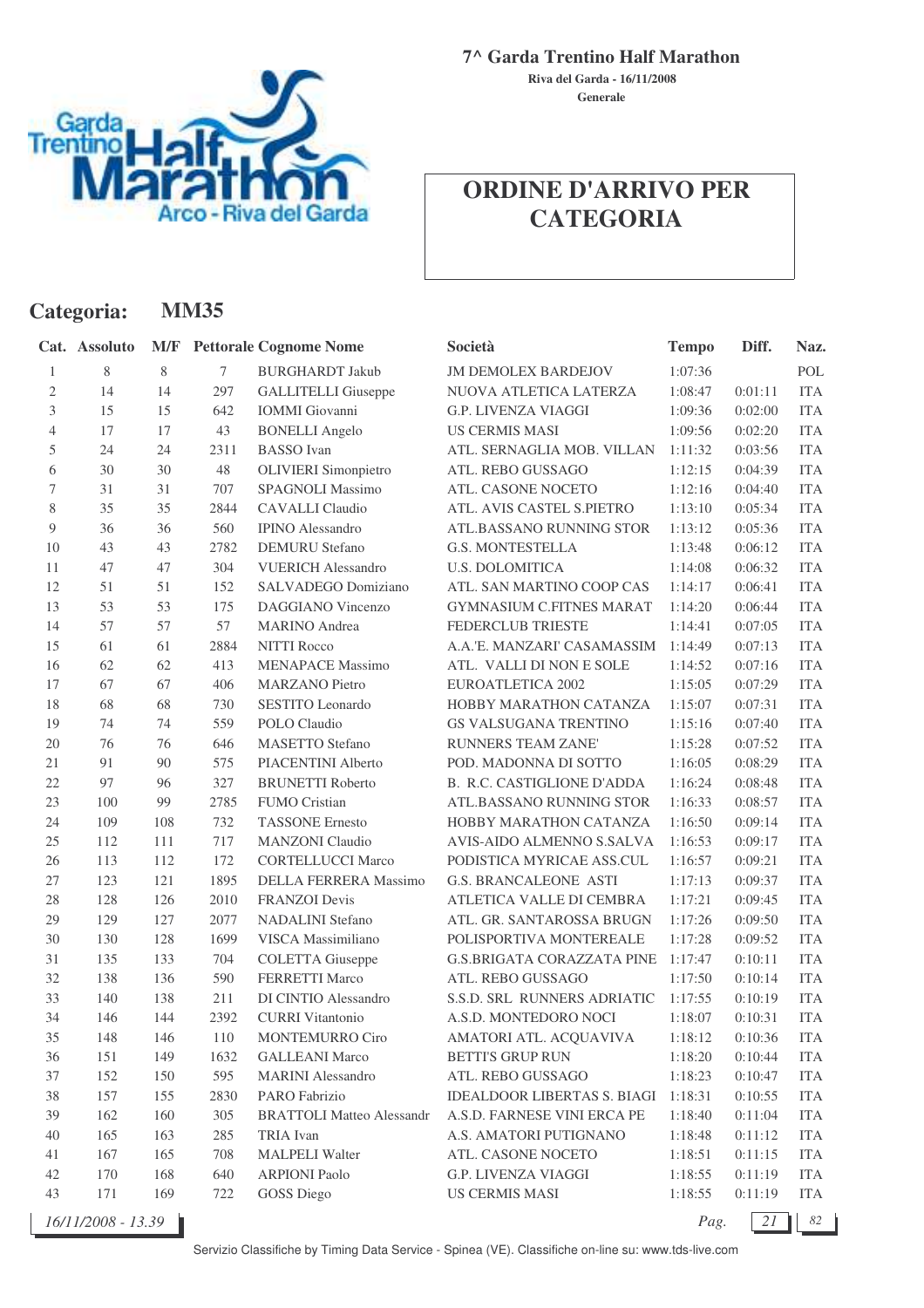**7^ Garda Trentino Half Marathon**

**Riva del Garda - 16/11/2008**

**Generale**

# ORDINE D'ARRIVO PER CATEGORIA

## Categoria: MM35

| Cat. | Assoluto | M/F | Pettorale | Cognome Nome | Società | Tempo | Diff. | Naz. |
|---|---|---|---|---|---|---|---|---|
| 1 | 8 | 8 | 7 | BURGHARDT Jakub | JM DEMOLEX BARDEJOV | 1:07:36 | | POL |
| 2 | 14 | 14 | 297 | GALLITELLI Giuseppe | NUOVA ATLETICA LATERZA | 1:08:47 | 0:01:11 | ITA |
| 3 | 15 | 15 | 642 | IOMMI Giovanni | G.P. LIVENZA VIAGGI | 1:09:36 | 0:02:00 | ITA |
| 4 | 17 | 17 | 43 | BONELLI Angelo | US CERMIS MASI | 1:09:56 | 0:02:20 | ITA |
| 5 | 24 | 24 | 2311 | BASSO Ivan | ATL. SERNAGLIA MOB. VILLAN | 1:11:32 | 0:03:56 | ITA |
| 6 | 30 | 30 | 48 | OLIVIERI Simonpietro | ATL. REBO GUSSAGO | 1:12:15 | 0:04:39 | ITA |
| 7 | 31 | 31 | 707 | SPAGNOLI Massimo | ATL. CASONE NOCETO | 1:12:16 | 0:04:40 | ITA |
| 8 | 35 | 35 | 2844 | CAVALLI Claudio | ATL. AVIS CASTEL S.PIETRO | 1:13:10 | 0:05:34 | ITA |
| 9 | 36 | 36 | 560 | IPINO Alessandro | ATL.BASSANO RUNNING STOR | 1:13:12 | 0:05:36 | ITA |
| 10 | 43 | 43 | 2782 | DEMURU Stefano | G.S. MONTESTELLA | 1:13:48 | 0:06:12 | ITA |
| 11 | 47 | 47 | 304 | VUERICH Alessandro | U.S. DOLOMITICA | 1:14:08 | 0:06:32 | ITA |
| 12 | 51 | 51 | 152 | SALVADEGO Domiziano | ATL. SAN MARTINO COOP CAS | 1:14:17 | 0:06:41 | ITA |
| 13 | 53 | 53 | 175 | DAGGIANO Vincenzo | GYMNASIUM C.FITNES MARAT | 1:14:20 | 0:06:44 | ITA |
| 14 | 57 | 57 | 57 | MARINO Andrea | FEDERCLUB TRIESTE | 1:14:41 | 0:07:05 | ITA |
| 15 | 61 | 61 | 2884 | NITTI Rocco | A.A.'E. MANZARI' CASAMASSIM | 1:14:49 | 0:07:13 | ITA |
| 16 | 62 | 62 | 413 | MENAPACE Massimo | ATL. VALLI DI NON E SOLE | 1:14:52 | 0:07:16 | ITA |
| 17 | 67 | 67 | 406 | MARZANO Pietro | EUROATLETICA 2002 | 1:15:05 | 0:07:29 | ITA |
| 18 | 68 | 68 | 730 | SESTITO Leonardo | HOBBY MARATHON CATANZA | 1:15:07 | 0:07:31 | ITA |
| 19 | 74 | 74 | 559 | POLO Claudio | GS VALSUGANA TRENTINO | 1:15:16 | 0:07:40 | ITA |
| 20 | 76 | 76 | 646 | MASETTO Stefano | RUNNERS TEAM ZANE' | 1:15:28 | 0:07:52 | ITA |
| 21 | 91 | 90 | 575 | PIACENTINI Alberto | POD. MADONNA DI SOTTO | 1:16:05 | 0:08:29 | ITA |
| 22 | 97 | 96 | 327 | BRUNETTI Roberto | B. R.C. CASTIGLIONE D'ADDA | 1:16:24 | 0:08:48 | ITA |
| 23 | 100 | 99 | 2785 | FUMO Cristian | ATL.BASSANO RUNNING STOR | 1:16:33 | 0:08:57 | ITA |
| 24 | 109 | 108 | 732 | TASSONE Ernesto | HOBBY MARATHON CATANZA | 1:16:50 | 0:09:14 | ITA |
| 25 | 112 | 111 | 717 | MANZONI Claudio | AVIS-AIDO ALMENNO S.SALVA | 1:16:53 | 0:09:17 | ITA |
| 26 | 113 | 112 | 172 | CORTELLUCCI Marco | PODISTICA MYRICAE ASS.CUL | 1:16:57 | 0:09:21 | ITA |
| 27 | 123 | 121 | 1895 | DELLA FERRERA Massimo | G.S. BRANCALEONE ASTI | 1:17:13 | 0:09:37 | ITA |
| 28 | 128 | 126 | 2010 | FRANZOI Devis | ATLETICA VALLE DI CEMBRA | 1:17:21 | 0:09:45 | ITA |
| 29 | 129 | 127 | 2077 | NADALINI Stefano | ATL. GR. SANTAROSSA BRUGN | 1:17:26 | 0:09:50 | ITA |
| 30 | 130 | 128 | 1699 | VISCA Massimiliano | POLISPORTIVA MONTEREALE | 1:17:28 | 0:09:52 | ITA |
| 31 | 135 | 133 | 704 | COLETTA Giuseppe | G.S.BRIGATA CORAZZATA PINE | 1:17:47 | 0:10:11 | ITA |
| 32 | 138 | 136 | 590 | FERRETTI Marco | ATL. REBO GUSSAGO | 1:17:50 | 0:10:14 | ITA |
| 33 | 140 | 138 | 211 | DI CINTIO Alessandro | S.S.D. SRL RUNNERS ADRIATIC | 1:17:55 | 0:10:19 | ITA |
| 34 | 146 | 144 | 2392 | CURRI Vitantonio | A.S.D. MONTEDORO NOCI | 1:18:07 | 0:10:31 | ITA |
| 35 | 148 | 146 | 110 | MONTEMURRO Ciro | AMATORI ATL. ACQUAVIVA | 1:18:12 | 0:10:36 | ITA |
| 36 | 151 | 149 | 1632 | GALLEANI Marco | BETTI'S GRUP RUN | 1:18:20 | 0:10:44 | ITA |
| 37 | 152 | 150 | 595 | MARINI Alessandro | ATL. REBO GUSSAGO | 1:18:23 | 0:10:47 | ITA |
| 38 | 157 | 155 | 2830 | PARO Fabrizio | IDEALDOOR LIBERTAS S. BIAGI | 1:18:31 | 0:10:55 | ITA |
| 39 | 162 | 160 | 305 | BRATTOLI Matteo Alessandr | A.S.D. FARNESE VINI ERCA PE | 1:18:40 | 0:11:04 | ITA |
| 40 | 165 | 163 | 285 | TRIA Ivan | A.S. AMATORI PUTIGNANO | 1:18:48 | 0:11:12 | ITA |
| 41 | 167 | 165 | 708 | MALPELI Walter | ATL. CASONE NOCETO | 1:18:51 | 0:11:15 | ITA |
| 42 | 170 | 168 | 640 | ARPIONI Paolo | G.P. LIVENZA VIAGGI | 1:18:55 | 0:11:19 | ITA |
| 43 | 171 | 169 | 722 | GOSS Diego | US CERMIS MASI | 1:18:55 | 0:11:19 | ITA |

*16/11/2008 - 13.39*

Servizio Classifiche by Timing Data Service - Spinea (VE). Classifiche on-line su: www.tds-live.com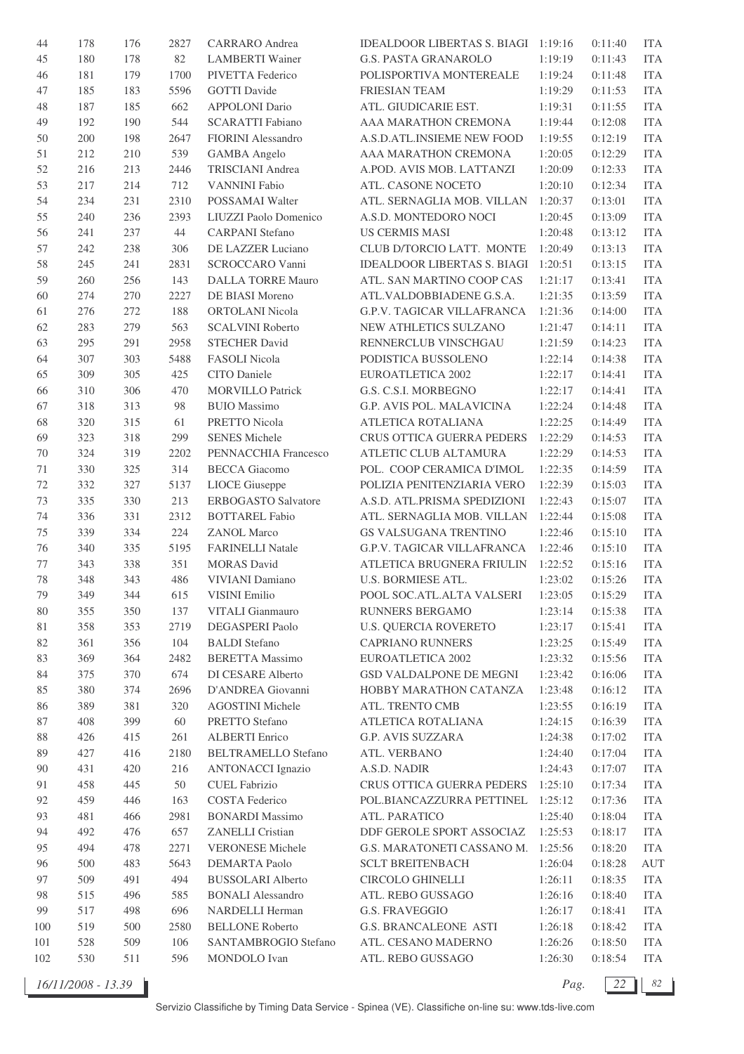| | | | | | | | | |
|---|---|---|---|---|---|---|---|---|
| 44 | 178 | 176 | 2827 | CARRARO Andrea | IDEALDOOR LIBERTAS S. BIAGI | 1:19:16 | 0:11:40 | ITA |
| 45 | 180 | 178 | 82 | LAMBERTI Wainer | G.S. PASTA GRANAROLO | 1:19:19 | 0:11:43 | ITA |
| 46 | 181 | 179 | 1700 | PIVETTA Federico | POLISPORTIVA MONTEREALE | 1:19:24 | 0:11:48 | ITA |
| 47 | 185 | 183 | 5596 | GOTTI Davide | FRIESIAN TEAM | 1:19:29 | 0:11:53 | ITA |
| 48 | 187 | 185 | 662 | APPOLONI Dario | ATL. GIUDICARIE EST. | 1:19:31 | 0:11:55 | ITA |
| 49 | 192 | 190 | 544 | SCARATTI Fabiano | AAA MARATHON CREMONA | 1:19:44 | 0:12:08 | ITA |
| 50 | 200 | 198 | 2647 | FIORINI Alessandro | A.S.D.ATL.INSIEME NEW FOOD | 1:19:55 | 0:12:19 | ITA |
| 51 | 212 | 210 | 539 | GAMBA Angelo | AAA MARATHON CREMONA | 1:20:05 | 0:12:29 | ITA |
| 52 | 216 | 213 | 2446 | TRISCIANI Andrea | A.POD. AVIS MOB. LATTANZI | 1:20:09 | 0:12:33 | ITA |
| 53 | 217 | 214 | 712 | VANNINI Fabio | ATL. CASONE NOCETO | 1:20:10 | 0:12:34 | ITA |
| 54 | 234 | 231 | 2310 | POSSAMAI Walter | ATL. SERNAGLIA MOB. VILLAN | 1:20:37 | 0:13:01 | ITA |
| 55 | 240 | 236 | 2393 | LIUZZI Paolo Domenico | A.S.D. MONTEDORO NOCI | 1:20:45 | 0:13:09 | ITA |
| 56 | 241 | 237 | 44 | CARPANI Stefano | US CERMIS MASI | 1:20:48 | 0:13:12 | ITA |
| 57 | 242 | 238 | 306 | DE LAZZER Luciano | CLUB D/TORCIO LATT. MONTE | 1:20:49 | 0:13:13 | ITA |
| 58 | 245 | 241 | 2831 | SCROCCARO Vanni | IDEALDOOR LIBERTAS S. BIAGI | 1:20:51 | 0:13:15 | ITA |
| 59 | 260 | 256 | 143 | DALLA TORRE Mauro | ATL. SAN MARTINO COOP CAS | 1:21:17 | 0:13:41 | ITA |
| 60 | 274 | 270 | 2227 | DE BIASI Moreno | ATL.VALDOBBIADENE G.S.A. | 1:21:35 | 0:13:59 | ITA |
| 61 | 276 | 272 | 188 | ORTOLANI Nicola | G.P.V. TAGICAR VILLAFRANCA | 1:21:36 | 0:14:00 | ITA |
| 62 | 283 | 279 | 563 | SCALVINI Roberto | NEW ATHLETICS SULZANO | 1:21:47 | 0:14:11 | ITA |
| 63 | 295 | 291 | 2958 | STECHER David | RENNERCLUB VINSCHGAU | 1:21:59 | 0:14:23 | ITA |
| 64 | 307 | 303 | 5488 | FASOLI Nicola | PODISTICA BUSSOLENO | 1:22:14 | 0:14:38 | ITA |
| 65 | 309 | 305 | 425 | CITO Daniele | EUROATLETICA 2002 | 1:22:17 | 0:14:41 | ITA |
| 66 | 310 | 306 | 470 | MORVILLO Patrick | G.S. C.S.I. MORBEGNO | 1:22:17 | 0:14:41 | ITA |
| 67 | 318 | 313 | 98 | BUIO Massimo | G.P. AVIS POL. MALAVICINA | 1:22:24 | 0:14:48 | ITA |
| 68 | 320 | 315 | 61 | PRETTO Nicola | ATLETICA ROTALIANA | 1:22:25 | 0:14:49 | ITA |
| 69 | 323 | 318 | 299 | SENES Michele | CRUS OTTICA GUERRA PEDERS | 1:22:29 | 0:14:53 | ITA |
| 70 | 324 | 319 | 2202 | PENNACCHIA Francesco | ATLETIC CLUB ALTAMURA | 1:22:29 | 0:14:53 | ITA |
| 71 | 330 | 325 | 314 | BECCA Giacomo | POL. COOP CERAMICA D'IMOL | 1:22:35 | 0:14:59 | ITA |
| 72 | 332 | 327 | 5137 | LIOCE Giuseppe | POLIZIA PENITENZIARIA VERO | 1:22:39 | 0:15:03 | ITA |
| 73 | 335 | 330 | 213 | ERBOGASTO Salvatore | A.S.D. ATL.PRISMA SPEDIZIONI | 1:22:43 | 0:15:07 | ITA |
| 74 | 336 | 331 | 2312 | BOTTAREL Fabio | ATL. SERNAGLIA MOB. VILLAN | 1:22:44 | 0:15:08 | ITA |
| 75 | 339 | 334 | 224 | ZANOL Marco | GS VALSUGANA TRENTINO | 1:22:46 | 0:15:10 | ITA |
| 76 | 340 | 335 | 5195 | FARINELLI Natale | G.P.V. TAGICAR VILLAFRANCA | 1:22:46 | 0:15:10 | ITA |
| 77 | 343 | 338 | 351 | MORAS David | ATLETICA BRUGNERA FRIULIN | 1:22:52 | 0:15:16 | ITA |
| 78 | 348 | 343 | 486 | VIVIANI Damiano | U.S. BORMIESE ATL. | 1:23:02 | 0:15:26 | ITA |
| 79 | 349 | 344 | 615 | VISINI Emilio | POOL SOC.ATL.ALTA VALSERI | 1:23:05 | 0:15:29 | ITA |
| 80 | 355 | 350 | 137 | VITALI Gianmauro | RUNNERS BERGAMO | 1:23:14 | 0:15:38 | ITA |
| 81 | 358 | 353 | 2719 | DEGASPERI Paolo | U.S. QUERCIA ROVERETO | 1:23:17 | 0:15:41 | ITA |
| 82 | 361 | 356 | 104 | BALDI Stefano | CAPRIANO RUNNERS | 1:23:25 | 0:15:49 | ITA |
| 83 | 369 | 364 | 2482 | BERETTA Massimo | EUROATLETICA 2002 | 1:23:32 | 0:15:56 | ITA |
| 84 | 375 | 370 | 674 | DI CESARE Alberto | GSD VALDALPONE DE MEGNI | 1:23:42 | 0:16:06 | ITA |
| 85 | 380 | 374 | 2696 | D'ANDREA Giovanni | HOBBY MARATHON CATANZA | 1:23:48 | 0:16:12 | ITA |
| 86 | 389 | 381 | 320 | AGOSTINI Michele | ATL. TRENTO CMB | 1:23:55 | 0:16:19 | ITA |
| 87 | 408 | 399 | 60 | PRETTO Stefano | ATLETICA ROTALIANA | 1:24:15 | 0:16:39 | ITA |
| 88 | 426 | 415 | 261 | ALBERTI Enrico | G.P. AVIS SUZZARA | 1:24:38 | 0:17:02 | ITA |
| 89 | 427 | 416 | 2180 | BELTRAMELLO Stefano | ATL. VERBANO | 1:24:40 | 0:17:04 | ITA |
| 90 | 431 | 420 | 216 | ANTONACCI Ignazio | A.S.D. NADIR | 1:24:43 | 0:17:07 | ITA |
| 91 | 458 | 445 | 50 | CUEL Fabrizio | CRUS OTTICA GUERRA PEDERS | 1:25:10 | 0:17:34 | ITA |
| 92 | 459 | 446 | 163 | COSTA Federico | POL.BIANCAZZURRA PETTINEL | 1:25:12 | 0:17:36 | ITA |
| 93 | 481 | 466 | 2981 | BONARDI Massimo | ATL. PARATICO | 1:25:40 | 0:18:04 | ITA |
| 94 | 492 | 476 | 657 | ZANELLI Cristian | DDF GEROLE SPORT ASSOCIAZ | 1:25:53 | 0:18:17 | ITA |
| 95 | 494 | 478 | 2271 | VERONESE Michele | G.S. MARATONETI CASSANO M. | 1:25:56 | 0:18:20 | ITA |
| 96 | 500 | 483 | 5643 | DEMARTA Paolo | SCLT BREITENBACH | 1:26:04 | 0:18:28 | AUT |
| 97 | 509 | 491 | 494 | BUSSOLARI Alberto | CIRCOLO GHINELLI | 1:26:11 | 0:18:35 | ITA |
| 98 | 515 | 496 | 585 | BONALI Alessandro | ATL. REBO GUSSAGO | 1:26:16 | 0:18:40 | ITA |
| 99 | 517 | 498 | 696 | NARDELLI Herman | G.S. FRAVEGGIO | 1:26:17 | 0:18:41 | ITA |
| 100 | 519 | 500 | 2580 | BELLONE Roberto | G.S. BRANCALEONE ASTI | 1:26:18 | 0:18:42 | ITA |
| 101 | 528 | 509 | 106 | SANTAMBROGIO Stefano | ATL. CESANO MADERNO | 1:26:26 | 0:18:50 | ITA |
| 102 | 530 | 511 | 596 | MONDOLO Ivan | ATL. REBO GUSSAGO | 1:26:30 | 0:18:54 | ITA |

*16/11/2008 - 13.39*

Servizio Classifiche by Timing Data Service - Spinea (VE). Classifiche on-line su: www.tds-live.com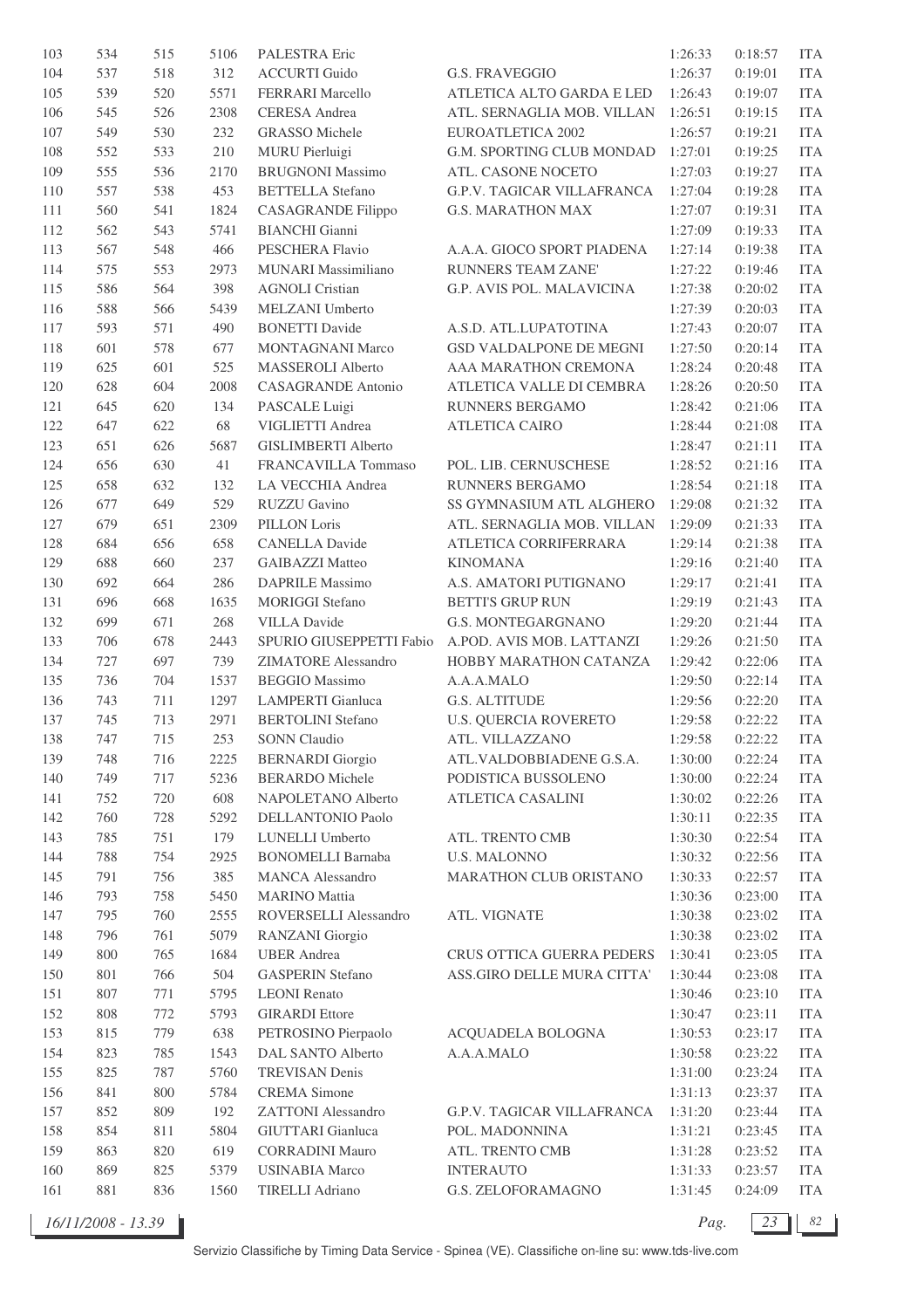| | | | | | | | | |
|---|---|---|---|---|---|---|---|---|
| 103 | 534 | 515 | 5106 | PALESTRA Eric | | 1:26:33 | 0:18:57 | ITA |
| 104 | 537 | 518 | 312 | ACCURTI Guido | G.S. FRAVEGGIO | 1:26:37 | 0:19:01 | ITA |
| 105 | 539 | 520 | 5571 | FERRARI Marcello | ATLETICA ALTO GARDA E LED | 1:26:43 | 0:19:07 | ITA |
| 106 | 545 | 526 | 2308 | CERESA Andrea | ATL. SERNAGLIA MOB. VILLAN | 1:26:51 | 0:19:15 | ITA |
| 107 | 549 | 530 | 232 | GRASSO Michele | EUROATLETICA 2002 | 1:26:57 | 0:19:21 | ITA |
| 108 | 552 | 533 | 210 | MURU Pierluigi | G.M. SPORTING CLUB MONDAD | 1:27:01 | 0:19:25 | ITA |
| 109 | 555 | 536 | 2170 | BRUGNONI Massimo | ATL. CASONE NOCETO | 1:27:03 | 0:19:27 | ITA |
| 110 | 557 | 538 | 453 | BETTELLA Stefano | G.P.V. TAGICAR VILLAFRANCA | 1:27:04 | 0:19:28 | ITA |
| 111 | 560 | 541 | 1824 | CASAGRANDE Filippo | G.S. MARATHON MAX | 1:27:07 | 0:19:31 | ITA |
| 112 | 562 | 543 | 5741 | BIANCHI Gianni | | 1:27:09 | 0:19:33 | ITA |
| 113 | 567 | 548 | 466 | PESCHERA Flavio | A.A.A. GIOCO SPORT PIADENA | 1:27:14 | 0:19:38 | ITA |
| 114 | 575 | 553 | 2973 | MUNARI Massimiliano | RUNNERS TEAM ZANE' | 1:27:22 | 0:19:46 | ITA |
| 115 | 586 | 564 | 398 | AGNOLI Cristian | G.P. AVIS POL. MALAVICINA | 1:27:38 | 0:20:02 | ITA |
| 116 | 588 | 566 | 5439 | MELZANI Umberto | | 1:27:39 | 0:20:03 | ITA |
| 117 | 593 | 571 | 490 | BONETTI Davide | A.S.D. ATL.LUPATOTINA | 1:27:43 | 0:20:07 | ITA |
| 118 | 601 | 578 | 677 | MONTAGNANI Marco | GSD VALDALPONE DE MEGNI | 1:27:50 | 0:20:14 | ITA |
| 119 | 625 | 601 | 525 | MASSEROLI Alberto | AAA MARATHON CREMONA | 1:28:24 | 0:20:48 | ITA |
| 120 | 628 | 604 | 2008 | CASAGRANDE Antonio | ATLETICA VALLE DI CEMBRA | 1:28:26 | 0:20:50 | ITA |
| 121 | 645 | 620 | 134 | PASCALE Luigi | RUNNERS BERGAMO | 1:28:42 | 0:21:06 | ITA |
| 122 | 647 | 622 | 68 | VIGLIETTI Andrea | ATLETICA CAIRO | 1:28:44 | 0:21:08 | ITA |
| 123 | 651 | 626 | 5687 | GISLIMBERTI Alberto | | 1:28:47 | 0:21:11 | ITA |
| 124 | 656 | 630 | 41 | FRANCAVILLA Tommaso | POL. LIB. CERNUSCHESE | 1:28:52 | 0:21:16 | ITA |
| 125 | 658 | 632 | 132 | LA VECCHIA Andrea | RUNNERS BERGAMO | 1:28:54 | 0:21:18 | ITA |
| 126 | 677 | 649 | 529 | RUZZU Gavino | SS GYMNASIUM ATL ALGHERO | 1:29:08 | 0:21:32 | ITA |
| 127 | 679 | 651 | 2309 | PILLON Loris | ATL. SERNAGLIA MOB. VILLAN | 1:29:09 | 0:21:33 | ITA |
| 128 | 684 | 656 | 658 | CANELLA Davide | ATLETICA CORRIFERRARA | 1:29:14 | 0:21:38 | ITA |
| 129 | 688 | 660 | 237 | GAIBAZZI Matteo | KINOMANA | 1:29:16 | 0:21:40 | ITA |
| 130 | 692 | 664 | 286 | DAPRILE Massimo | A.S. AMATORI PUTIGNANO | 1:29:17 | 0:21:41 | ITA |
| 131 | 696 | 668 | 1635 | MORIGGI Stefano | BETTI'S GRUP RUN | 1:29:19 | 0:21:43 | ITA |
| 132 | 699 | 671 | 268 | VILLA Davide | G.S. MONTEGARGNANO | 1:29:20 | 0:21:44 | ITA |
| 133 | 706 | 678 | 2443 | SPURIO GIUSEPPETTI Fabio | A.POD. AVIS MOB. LATTANZI | 1:29:26 | 0:21:50 | ITA |
| 134 | 727 | 697 | 739 | ZIMATORE Alessandro | HOBBY MARATHON CATANZA | 1:29:42 | 0:22:06 | ITA |
| 135 | 736 | 704 | 1537 | BEGGIO Massimo | A.A.A.MALO | 1:29:50 | 0:22:14 | ITA |
| 136 | 743 | 711 | 1297 | LAMPERTI Gianluca | G.S. ALTITUDE | 1:29:56 | 0:22:20 | ITA |
| 137 | 745 | 713 | 2971 | BERTOLINI Stefano | U.S. QUERCIA ROVERETO | 1:29:58 | 0:22:22 | ITA |
| 138 | 747 | 715 | 253 | SONN Claudio | ATL. VILLAZZANO | 1:29:58 | 0:22:22 | ITA |
| 139 | 748 | 716 | 2225 | BERNARDI Giorgio | ATL.VALDOBBIADENE G.S.A. | 1:30:00 | 0:22:24 | ITA |
| 140 | 749 | 717 | 5236 | BERARDO Michele | PODISTICA BUSSOLENO | 1:30:00 | 0:22:24 | ITA |
| 141 | 752 | 720 | 608 | NAPOLETANO Alberto | ATLETICA CASALINI | 1:30:02 | 0:22:26 | ITA |
| 142 | 760 | 728 | 5292 | DELLANTONIO Paolo | | 1:30:11 | 0:22:35 | ITA |
| 143 | 785 | 751 | 179 | LUNELLI Umberto | ATL. TRENTO CMB | 1:30:30 | 0:22:54 | ITA |
| 144 | 788 | 754 | 2925 | BONOMELLI Barnaba | U.S. MALONNO | 1:30:32 | 0:22:56 | ITA |
| 145 | 791 | 756 | 385 | MANCA Alessandro | MARATHON CLUB ORISTANO | 1:30:33 | 0:22:57 | ITA |
| 146 | 793 | 758 | 5450 | MARINO Mattia | | 1:30:36 | 0:23:00 | ITA |
| 147 | 795 | 760 | 2555 | ROVERSELLI Alessandro | ATL. VIGNATE | 1:30:38 | 0:23:02 | ITA |
| 148 | 796 | 761 | 5079 | RANZANI Giorgio | | 1:30:38 | 0:23:02 | ITA |
| 149 | 800 | 765 | 1684 | UBER Andrea | CRUS OTTICA GUERRA PEDERS | 1:30:41 | 0:23:05 | ITA |
| 150 | 801 | 766 | 504 | GASPERIN Stefano | ASS.GIRO DELLE MURA CITTA' | 1:30:44 | 0:23:08 | ITA |
| 151 | 807 | 771 | 5795 | LEONI Renato | | 1:30:46 | 0:23:10 | ITA |
| 152 | 808 | 772 | 5793 | GIRARDI Ettore | | 1:30:47 | 0:23:11 | ITA |
| 153 | 815 | 779 | 638 | PETROSINO Pierpaolo | ACQUADELA BOLOGNA | 1:30:53 | 0:23:17 | ITA |
| 154 | 823 | 785 | 1543 | DAL SANTO Alberto | A.A.A.MALO | 1:30:58 | 0:23:22 | ITA |
| 155 | 825 | 787 | 5760 | TREVISAN Denis | | 1:31:00 | 0:23:24 | ITA |
| 156 | 841 | 800 | 5784 | CREMA Simone | | 1:31:13 | 0:23:37 | ITA |
| 157 | 852 | 809 | 192 | ZATTONI Alessandro | G.P.V. TAGICAR VILLAFRANCA | 1:31:20 | 0:23:44 | ITA |
| 158 | 854 | 811 | 5804 | GIUTTARI Gianluca | POL. MADONNINA | 1:31:21 | 0:23:45 | ITA |
| 159 | 863 | 820 | 619 | CORRADINI Mauro | ATL. TRENTO CMB | 1:31:28 | 0:23:52 | ITA |
| 160 | 869 | 825 | 5379 | USINABIA Marco | INTERAUTO | 1:31:33 | 0:23:57 | ITA |
| 161 | 881 | 836 | 1560 | TIRELLI Adriano | G.S. ZELOFORAMAGNO | 1:31:45 | 0:24:09 | ITA |

Servizio Classifiche by Timing Data Service - Spinea (VE). Classifiche on-line su: www.tds-live.com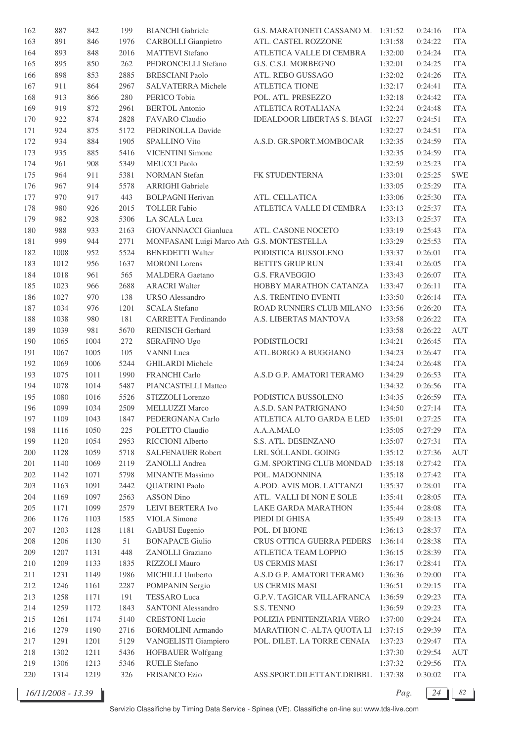| | | | | | | | | |
|---|---|---|---|---|---|---|---|---|
| 162 | 887 | 842 | 199 | BIANCHI Gabriele | G.S. MARATONETI CASSANO M. | 1:31:52 | 0:24:16 | ITA |
| 163 | 891 | 846 | 1976 | CARBOLLI Gianpietro | ATL. CASTEL ROZZONE | 1:31:58 | 0:24:22 | ITA |
| 164 | 893 | 848 | 2016 | MATTEVI Stefano | ATLETICA VALLE DI CEMBRA | 1:32:00 | 0:24:24 | ITA |
| 165 | 895 | 850 | 262 | PEDRONCELLI Stefano | G.S. C.S.I. MORBEGNO | 1:32:01 | 0:24:25 | ITA |
| 166 | 898 | 853 | 2885 | BRESCIANI Paolo | ATL. REBO GUSSAGO | 1:32:02 | 0:24:26 | ITA |
| 167 | 911 | 864 | 2967 | SALVATERRA Michele | ATLETICA TIONE | 1:32:17 | 0:24:41 | ITA |
| 168 | 913 | 866 | 280 | PERICO Tobia | POL. ATL. PRESEZZO | 1:32:18 | 0:24:42 | ITA |
| 169 | 919 | 872 | 2961 | BERTOL Antonio | ATLETICA ROTALIANA | 1:32:24 | 0:24:48 | ITA |
| 170 | 922 | 874 | 2828 | FAVARO Claudio | IDEALDOOR LIBERTAS S. BIAGI | 1:32:27 | 0:24:51 | ITA |
| 171 | 924 | 875 | 5172 | PEDRINOLLA Davide | | 1:32:27 | 0:24:51 | ITA |
| 172 | 934 | 884 | 1905 | SPALLINO Vito | A.S.D. GR.SPORT.MOMBOCAR | 1:32:35 | 0:24:59 | ITA |
| 173 | 935 | 885 | 5416 | VICENTINI Simone | | 1:32:35 | 0:24:59 | ITA |
| 174 | 961 | 908 | 5349 | MEUCCI Paolo | | 1:32:59 | 0:25:23 | ITA |
| 175 | 964 | 911 | 5381 | NORMAN Stefan | FK STUDENTERNA | 1:33:01 | 0:25:25 | SWE |
| 176 | 967 | 914 | 5578 | ARRIGHI Gabriele | | 1:33:05 | 0:25:29 | ITA |
| 177 | 970 | 917 | 443 | BOLPAGNI Herivan | ATL. CELLATICA | 1:33:06 | 0:25:30 | ITA |
| 178 | 980 | 926 | 2015 | TOLLER Fabio | ATLETICA VALLE DI CEMBRA | 1:33:13 | 0:25:37 | ITA |
| 179 | 982 | 928 | 5306 | LA SCALA Luca | | 1:33:13 | 0:25:37 | ITA |
| 180 | 988 | 933 | 2163 | GIOVANNACCI Gianluca | ATL. CASONE NOCETO | 1:33:19 | 0:25:43 | ITA |
| 181 | 999 | 944 | 2771 | MONFASANI Luigi Marco Ath | G.S. MONTESTELLA | 1:33:29 | 0:25:53 | ITA |
| 182 | 1008 | 952 | 5524 | BENEDETTI Walter | PODISTICA BUSSOLENO | 1:33:37 | 0:26:01 | ITA |
| 183 | 1012 | 956 | 1637 | MORONI Lorens | BETTI'S GRUP RUN | 1:33:41 | 0:26:05 | ITA |
| 184 | 1018 | 961 | 565 | MALDERA Gaetano | G.S. FRAVEGGIO | 1:33:43 | 0:26:07 | ITA |
| 185 | 1023 | 966 | 2688 | ARACRI Walter | HOBBY MARATHON CATANZA | 1:33:47 | 0:26:11 | ITA |
| 186 | 1027 | 970 | 138 | URSO Alessandro | A.S. TRENTINO EVENTI | 1:33:50 | 0:26:14 | ITA |
| 187 | 1034 | 976 | 1201 | SCALA Stefano | ROAD RUNNERS CLUB MILANO | 1:33:56 | 0:26:20 | ITA |
| 188 | 1038 | 980 | 181 | CARRETTA Ferdinando | A.S. LIBERTAS MANTOVA | 1:33:58 | 0:26:22 | ITA |
| 189 | 1039 | 981 | 5670 | REINISCH Gerhard | | 1:33:58 | 0:26:22 | AUT |
| 190 | 1065 | 1004 | 272 | SERAFINO Ugo | PODISTILOCRI | 1:34:21 | 0:26:45 | ITA |
| 191 | 1067 | 1005 | 105 | VANNI Luca | ATL.BORGO A BUGGIANO | 1:34:23 | 0:26:47 | ITA |
| 192 | 1069 | 1006 | 5244 | GHILARDI Michele | | 1:34:24 | 0:26:48 | ITA |
| 193 | 1075 | 1011 | 1990 | FRANCHI Carlo | A.S.D G.P. AMATORI TERAMO | 1:34:29 | 0:26:53 | ITA |
| 194 | 1078 | 1014 | 5487 | PIANCASTELLI Matteo | | 1:34:32 | 0:26:56 | ITA |
| 195 | 1080 | 1016 | 5526 | STIZZOLI Lorenzo | PODISTICA BUSSOLENO | 1:34:35 | 0:26:59 | ITA |
| 196 | 1099 | 1034 | 2509 | MELLUZZI Marco | A.S.D. SAN PATRIGNANO | 1:34:50 | 0:27:14 | ITA |
| 197 | 1109 | 1043 | 1847 | PEDERGNANA Carlo | ATLETICA ALTO GARDA E LED | 1:35:01 | 0:27:25 | ITA |
| 198 | 1116 | 1050 | 225 | POLETTO Claudio | A.A.A.MALO | 1:35:05 | 0:27:29 | ITA |
| 199 | 1120 | 1054 | 2953 | RICCIONI Alberto | S.S. ATL. DESENZANO | 1:35:07 | 0:27:31 | ITA |
| 200 | 1128 | 1059 | 5718 | SALFENAUER Robert | LRL SÖLLANDL GOING | 1:35:12 | 0:27:36 | AUT |
| 201 | 1140 | 1069 | 2119 | ZANOLLI Andrea | G.M. SPORTING CLUB MONDAD | 1:35:18 | 0:27:42 | ITA |
| 202 | 1142 | 1071 | 5798 | MINANTE Massimo | POL. MADONNINA | 1:35:18 | 0:27:42 | ITA |
| 203 | 1163 | 1091 | 2442 | QUATRINI Paolo | A.POD. AVIS MOB. LATTANZI | 1:35:37 | 0:28:01 | ITA |
| 204 | 1169 | 1097 | 2563 | ASSON Dino | ATL. VALLI DI NON E SOLE | 1:35:41 | 0:28:05 | ITA |
| 205 | 1171 | 1099 | 2579 | LEIVI BERTERA Ivo | LAKE GARDA MARATHON | 1:35:44 | 0:28:08 | ITA |
| 206 | 1176 | 1103 | 1585 | VIOLA Simone | PIEDI DI GHISA | 1:35:49 | 0:28:13 | ITA |
| 207 | 1203 | 1128 | 1181 | GABUSI Eugenio | POL. DI BIONE | 1:36:13 | 0:28:37 | ITA |
| 208 | 1206 | 1130 | 51 | BONAPACE Giulio | CRUS OTTICA GUERRA PEDERS | 1:36:14 | 0:28:38 | ITA |
| 209 | 1207 | 1131 | 448 | ZANOLLI Graziano | ATLETICA TEAM LOPPIO | 1:36:15 | 0:28:39 | ITA |
| 210 | 1209 | 1133 | 1835 | RIZZOLI Mauro | US CERMIS MASI | 1:36:17 | 0:28:41 | ITA |
| 211 | 1231 | 1149 | 1986 | MICHILLI Umberto | A.S.D G.P. AMATORI TERAMO | 1:36:36 | 0:29:00 | ITA |
| 212 | 1246 | 1161 | 2287 | POMPANIN Sergio | US CERMIS MASI | 1:36:51 | 0:29:15 | ITA |
| 213 | 1258 | 1171 | 191 | TESSARO Luca | G.P.V. TAGICAR VILLAFRANCA | 1:36:59 | 0:29:23 | ITA |
| 214 | 1259 | 1172 | 1843 | SANTONI Alessandro | S.S. TENNO | 1:36:59 | 0:29:23 | ITA |
| 215 | 1261 | 1174 | 5140 | CRESTONI Lucio | POLIZIA PENITENZIARIA VERO | 1:37:00 | 0:29:24 | ITA |
| 216 | 1279 | 1190 | 2716 | BORMOLINI Armando | MARATHON C.-ALTA QUOTA LI | 1:37:15 | 0:29:39 | ITA |
| 217 | 1291 | 1201 | 5129 | VANGELISTI Giampiero | POL. DILET. LA TORRE CENAIA | 1:37:23 | 0:29:47 | ITA |
| 218 | 1302 | 1211 | 5436 | HOFBAUER Wolfgang | | 1:37:30 | 0:29:54 | AUT |
| 219 | 1306 | 1213 | 5346 | RUELE Stefano | | 1:37:32 | 0:29:56 | ITA |
| 220 | 1314 | 1219 | 326 | FRISANCO Ezio | ASS.SPORT.DILETTANT.DRIBBL | 1:37:38 | 0:30:02 | ITA |

16/11/2008 - 13.39

Servizio Classifiche by Timing Data Service - Spinea (VE). Classifiche on-line su: www.tds-live.com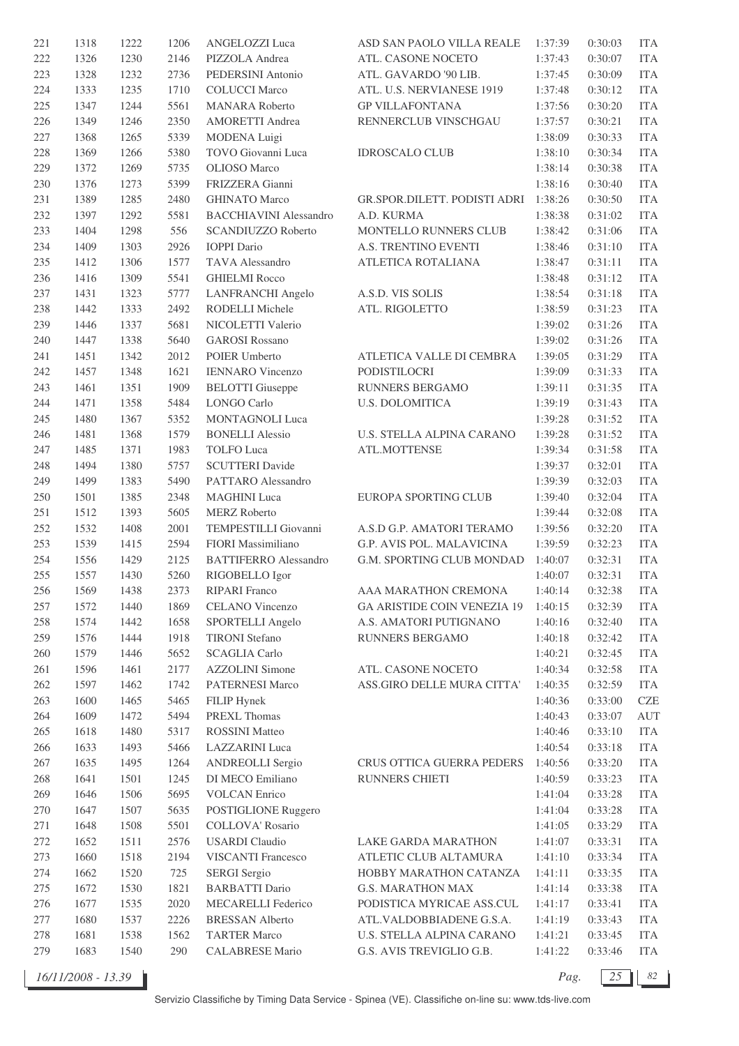| | | | | | | | | |
|---|---|---|---|---|---|---|---|---|
| 221 | 1318 | 1222 | 1206 | ANGELOZZI Luca | ASD SAN PAOLO VILLA REALE | 1:37:39 | 0:30:03 | ITA |
| 222 | 1326 | 1230 | 2146 | PIZZOLA Andrea | ATL. CASONE NOCETO | 1:37:43 | 0:30:07 | ITA |
| 223 | 1328 | 1232 | 2736 | PEDERSINI Antonio | ATL. GAVARDO '90 LIB. | 1:37:45 | 0:30:09 | ITA |
| 224 | 1333 | 1235 | 1710 | COLUCCI Marco | ATL. U.S. NERVIANESE 1919 | 1:37:48 | 0:30:12 | ITA |
| 225 | 1347 | 1244 | 5561 | MANARA Roberto | GP VILLAFONTANA | 1:37:56 | 0:30:20 | ITA |
| 226 | 1349 | 1246 | 2350 | AMORETTI Andrea | RENNERCLUB VINSCHGAU | 1:37:57 | 0:30:21 | ITA |
| 227 | 1368 | 1265 | 5339 | MODENA Luigi | | 1:38:09 | 0:30:33 | ITA |
| 228 | 1369 | 1266 | 5380 | TOVO Giovanni Luca | IDROSCALO CLUB | 1:38:10 | 0:30:34 | ITA |
| 229 | 1372 | 1269 | 5735 | OLIOSO Marco | | 1:38:14 | 0:30:38 | ITA |
| 230 | 1376 | 1273 | 5399 | FRIZZERA Gianni | | 1:38:16 | 0:30:40 | ITA |
| 231 | 1389 | 1285 | 2480 | GHINATO Marco | GR.SPOR.DILETT. PODISTI ADRI | 1:38:26 | 0:30:50 | ITA |
| 232 | 1397 | 1292 | 5581 | BACCHIAVINI Alessandro | A.D. KURMA | 1:38:38 | 0:31:02 | ITA |
| 233 | 1404 | 1298 | 556 | SCANDIUZZO Roberto | MONTELLO RUNNERS CLUB | 1:38:42 | 0:31:06 | ITA |
| 234 | 1409 | 1303 | 2926 | IOPPI Dario | A.S. TRENTINO EVENTI | 1:38:46 | 0:31:10 | ITA |
| 235 | 1412 | 1306 | 1577 | TAVA Alessandro | ATLETICA ROTALIANA | 1:38:47 | 0:31:11 | ITA |
| 236 | 1416 | 1309 | 5541 | GHIELMI Rocco | | 1:38:48 | 0:31:12 | ITA |
| 237 | 1431 | 1323 | 5777 | LANFRANCHI Angelo | A.S.D. VIS SOLIS | 1:38:54 | 0:31:18 | ITA |
| 238 | 1442 | 1333 | 2492 | RODELLI Michele | ATL. RIGOLETTO | 1:38:59 | 0:31:23 | ITA |
| 239 | 1446 | 1337 | 5681 | NICOLETTI Valerio | | 1:39:02 | 0:31:26 | ITA |
| 240 | 1447 | 1338 | 5640 | GAROSI Rossano | | 1:39:02 | 0:31:26 | ITA |
| 241 | 1451 | 1342 | 2012 | POIER Umberto | ATLETICA VALLE DI CEMBRA | 1:39:05 | 0:31:29 | ITA |
| 242 | 1457 | 1348 | 1621 | IENNARO Vincenzo | PODISTILOCRI | 1:39:09 | 0:31:33 | ITA |
| 243 | 1461 | 1351 | 1909 | BELOTTI Giuseppe | RUNNERS BERGAMO | 1:39:11 | 0:31:35 | ITA |
| 244 | 1471 | 1358 | 5484 | LONGO Carlo | U.S. DOLOMITICA | 1:39:19 | 0:31:43 | ITA |
| 245 | 1480 | 1367 | 5352 | MONTAGNOLI Luca | | 1:39:28 | 0:31:52 | ITA |
| 246 | 1481 | 1368 | 1579 | BONELLI Alessio | U.S. STELLA ALPINA CARANO | 1:39:28 | 0:31:52 | ITA |
| 247 | 1485 | 1371 | 1983 | TOLFO Luca | ATL.MOTTENSE | 1:39:34 | 0:31:58 | ITA |
| 248 | 1494 | 1380 | 5757 | SCUTTERI Davide | | 1:39:37 | 0:32:01 | ITA |
| 249 | 1499 | 1383 | 5490 | PATTARO Alessandro | | 1:39:39 | 0:32:03 | ITA |
| 250 | 1501 | 1385 | 2348 | MAGHINI Luca | EUROPA SPORTING CLUB | 1:39:40 | 0:32:04 | ITA |
| 251 | 1512 | 1393 | 5605 | MERZ Roberto | | 1:39:44 | 0:32:08 | ITA |
| 252 | 1532 | 1408 | 2001 | TEMPESTILLI Giovanni | A.S.D G.P. AMATORI TERAMO | 1:39:56 | 0:32:20 | ITA |
| 253 | 1539 | 1415 | 2594 | FIORI Massimiliano | G.P. AVIS POL. MALAVICINA | 1:39:59 | 0:32:23 | ITA |
| 254 | 1556 | 1429 | 2125 | BATTIFERRO Alessandro | G.M. SPORTING CLUB MONDAD | 1:40:07 | 0:32:31 | ITA |
| 255 | 1557 | 1430 | 5260 | RIGOBELLO Igor | | 1:40:07 | 0:32:31 | ITA |
| 256 | 1569 | 1438 | 2373 | RIPARI Franco | AAA MARATHON CREMONA | 1:40:14 | 0:32:38 | ITA |
| 257 | 1572 | 1440 | 1869 | CELANO Vincenzo | GA ARISTIDE COIN VENEZIA 19 | 1:40:15 | 0:32:39 | ITA |
| 258 | 1574 | 1442 | 1658 | SPORTELLI Angelo | A.S. AMATORI PUTIGNANO | 1:40:16 | 0:32:40 | ITA |
| 259 | 1576 | 1444 | 1918 | TIRONI Stefano | RUNNERS BERGAMO | 1:40:18 | 0:32:42 | ITA |
| 260 | 1579 | 1446 | 5652 | SCAGLIA Carlo | | 1:40:21 | 0:32:45 | ITA |
| 261 | 1596 | 1461 | 2177 | AZZOLINI Simone | ATL. CASONE NOCETO | 1:40:34 | 0:32:58 | ITA |
| 262 | 1597 | 1462 | 1742 | PATERNESI Marco | ASS.GIRO DELLE MURA CITTA' | 1:40:35 | 0:32:59 | ITA |
| 263 | 1600 | 1465 | 5465 | FILIP Hynek | | 1:40:36 | 0:33:00 | CZE |
| 264 | 1609 | 1472 | 5494 | PREXL Thomas | | 1:40:43 | 0:33:07 | AUT |
| 265 | 1618 | 1480 | 5317 | ROSSINI Matteo | | 1:40:46 | 0:33:10 | ITA |
| 266 | 1633 | 1493 | 5466 | LAZZARINI Luca | | 1:40:54 | 0:33:18 | ITA |
| 267 | 1635 | 1495 | 1264 | ANDREOLLI Sergio | CRUS OTTICA GUERRA PEDERS | 1:40:56 | 0:33:20 | ITA |
| 268 | 1641 | 1501 | 1245 | DI MECO Emiliano | RUNNERS CHIETI | 1:40:59 | 0:33:23 | ITA |
| 269 | 1646 | 1506 | 5695 | VOLCAN Enrico | | 1:41:04 | 0:33:28 | ITA |
| 270 | 1647 | 1507 | 5635 | POSTIGLIONE Ruggero | | 1:41:04 | 0:33:28 | ITA |
| 271 | 1648 | 1508 | 5501 | COLLOVA' Rosario | | 1:41:05 | 0:33:29 | ITA |
| 272 | 1652 | 1511 | 2576 | USARDI Claudio | LAKE GARDA MARATHON | 1:41:07 | 0:33:31 | ITA |
| 273 | 1660 | 1518 | 2194 | VISCANTI Francesco | ATLETIC CLUB ALTAMURA | 1:41:10 | 0:33:34 | ITA |
| 274 | 1662 | 1520 | 725 | SERGI Sergio | HOBBY MARATHON CATANZA | 1:41:11 | 0:33:35 | ITA |
| 275 | 1672 | 1530 | 1821 | BARBATTI Dario | G.S. MARATHON MAX | 1:41:14 | 0:33:38 | ITA |
| 276 | 1677 | 1535 | 2020 | MECARELLI Federico | PODISTICA MYRICAE ASS.CUL | 1:41:17 | 0:33:41 | ITA |
| 277 | 1680 | 1537 | 2226 | BRESSAN Alberto | ATL.VALDOBBIADENE G.S.A. | 1:41:19 | 0:33:43 | ITA |
| 278 | 1681 | 1538 | 1562 | TARTER Marco | U.S. STELLA ALPINA CARANO | 1:41:21 | 0:33:45 | ITA |
| 279 | 1683 | 1540 | 290 | CALABRESE Mario | G.S. AVIS TREVIGLIO G.B. | 1:41:22 | 0:33:46 | ITA |

16/11/2008 - 13.39

Servizio Classifiche by Timing Data Service - Spinea (VE). Classifiche on-line su: www.tds-live.com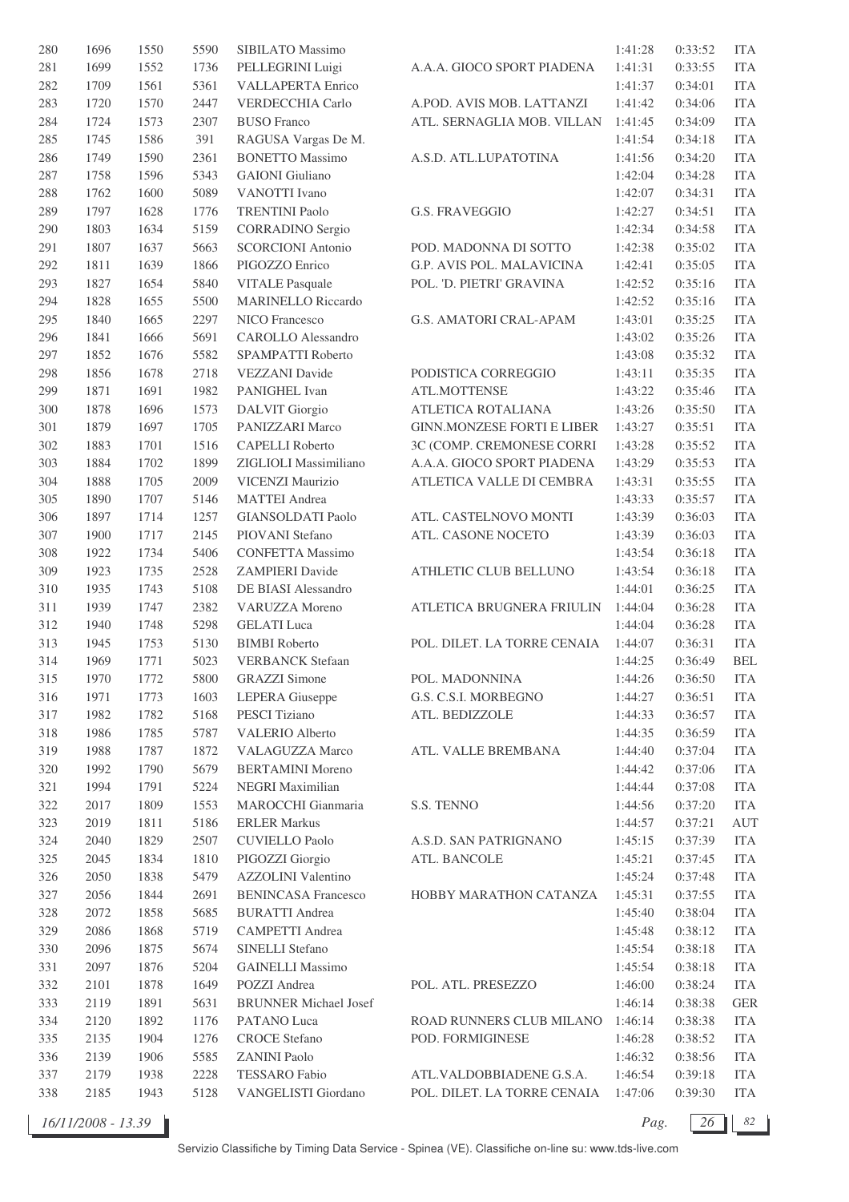| | | | | | | | | |
|---|---|---|---|---|---|---|---|---|
| 280 | 1696 | 1550 | 5590 | SIBILATO Massimo | | 1:41:28 | 0:33:52 | ITA |
| 281 | 1699 | 1552 | 1736 | PELLEGRINI Luigi | A.A.A. GIOCO SPORT PIADENA | 1:41:31 | 0:33:55 | ITA |
| 282 | 1709 | 1561 | 5361 | VALLAPERTA Enrico | | 1:41:37 | 0:34:01 | ITA |
| 283 | 1720 | 1570 | 2447 | VERDECCHIA Carlo | A.POD. AVIS MOB. LATTANZI | 1:41:42 | 0:34:06 | ITA |
| 284 | 1724 | 1573 | 2307 | BUSO Franco | ATL. SERNAGLIA MOB. VILLAN | 1:41:45 | 0:34:09 | ITA |
| 285 | 1745 | 1586 | 391 | RAGUSA Vargas De M. | | 1:41:54 | 0:34:18 | ITA |
| 286 | 1749 | 1590 | 2361 | BONETTO Massimo | A.S.D. ATL.LUPATOTINA | 1:41:56 | 0:34:20 | ITA |
| 287 | 1758 | 1596 | 5343 | GAIONI Giuliano | | 1:42:04 | 0:34:28 | ITA |
| 288 | 1762 | 1600 | 5089 | VANOTTI Ivano | | 1:42:07 | 0:34:31 | ITA |
| 289 | 1797 | 1628 | 1776 | TRENTINI Paolo | G.S. FRAVEGGIO | 1:42:27 | 0:34:51 | ITA |
| 290 | 1803 | 1634 | 5159 | CORRADINO Sergio | | 1:42:34 | 0:34:58 | ITA |
| 291 | 1807 | 1637 | 5663 | SCORCIONI Antonio | POD. MADONNA DI SOTTO | 1:42:38 | 0:35:02 | ITA |
| 292 | 1811 | 1639 | 1866 | PIGOZZO Enrico | G.P. AVIS POL. MALAVICINA | 1:42:41 | 0:35:05 | ITA |
| 293 | 1827 | 1654 | 5840 | VITALE Pasquale | POL. 'D. PIETRI' GRAVINA | 1:42:52 | 0:35:16 | ITA |
| 294 | 1828 | 1655 | 5500 | MARINELLO Riccardo | | 1:42:52 | 0:35:16 | ITA |
| 295 | 1840 | 1665 | 2297 | NICO Francesco | G.S. AMATORI CRAL-APAM | 1:43:01 | 0:35:25 | ITA |
| 296 | 1841 | 1666 | 5691 | CAROLLO Alessandro | | 1:43:02 | 0:35:26 | ITA |
| 297 | 1852 | 1676 | 5582 | SPAMPATTI Roberto | | 1:43:08 | 0:35:32 | ITA |
| 298 | 1856 | 1678 | 2718 | VEZZANI Davide | PODISTICA CORREGGIO | 1:43:11 | 0:35:35 | ITA |
| 299 | 1871 | 1691 | 1982 | PANIGHEL Ivan | ATL.MOTTENSE | 1:43:22 | 0:35:46 | ITA |
| 300 | 1878 | 1696 | 1573 | DALVIT Giorgio | ATLETICA ROTALIANA | 1:43:26 | 0:35:50 | ITA |
| 301 | 1879 | 1697 | 1705 | PANIZZARI Marco | GINN.MONZESE FORTI E LIBER | 1:43:27 | 0:35:51 | ITA |
| 302 | 1883 | 1701 | 1516 | CAPELLI Roberto | 3C (COMP. CREMONESE CORRI | 1:43:28 | 0:35:52 | ITA |
| 303 | 1884 | 1702 | 1899 | ZIGLIOLI Massimiliano | A.A.A. GIOCO SPORT PIADENA | 1:43:29 | 0:35:53 | ITA |
| 304 | 1888 | 1705 | 2009 | VICENZI Maurizio | ATLETICA VALLE DI CEMBRA | 1:43:31 | 0:35:55 | ITA |
| 305 | 1890 | 1707 | 5146 | MATTEI Andrea | | 1:43:33 | 0:35:57 | ITA |
| 306 | 1897 | 1714 | 1257 | GIANSOLDATI Paolo | ATL. CASTELNOVO MONTI | 1:43:39 | 0:36:03 | ITA |
| 307 | 1900 | 1717 | 2145 | PIOVANI Stefano | ATL. CASONE NOCETO | 1:43:39 | 0:36:03 | ITA |
| 308 | 1922 | 1734 | 5406 | CONFETTA Massimo | | 1:43:54 | 0:36:18 | ITA |
| 309 | 1923 | 1735 | 2528 | ZAMPIERI Davide | ATHLETIC CLUB BELLUNO | 1:43:54 | 0:36:18 | ITA |
| 310 | 1935 | 1743 | 5108 | DE BIASI Alessandro | | 1:44:01 | 0:36:25 | ITA |
| 311 | 1939 | 1747 | 2382 | VARUZZA Moreno | ATLETICA BRUGNERA FRIULIN | 1:44:04 | 0:36:28 | ITA |
| 312 | 1940 | 1748 | 5298 | GELATI Luca | | 1:44:04 | 0:36:28 | ITA |
| 313 | 1945 | 1753 | 5130 | BIMBI Roberto | POL. DILET. LA TORRE CENAIA | 1:44:07 | 0:36:31 | ITA |
| 314 | 1969 | 1771 | 5023 | VERBANCK Stefaan | | 1:44:25 | 0:36:49 | BEL |
| 315 | 1970 | 1772 | 5800 | GRAZZI Simone | POL. MADONNINA | 1:44:26 | 0:36:50 | ITA |
| 316 | 1971 | 1773 | 1603 | LEPERA Giuseppe | G.S. C.S.I. MORBEGNO | 1:44:27 | 0:36:51 | ITA |
| 317 | 1982 | 1782 | 5168 | PESCI Tiziano | ATL. BEDIZZOLE | 1:44:33 | 0:36:57 | ITA |
| 318 | 1986 | 1785 | 5787 | VALERIO Alberto | | 1:44:35 | 0:36:59 | ITA |
| 319 | 1988 | 1787 | 1872 | VALAGUZZA Marco | ATL. VALLE BREMBANA | 1:44:40 | 0:37:04 | ITA |
| 320 | 1992 | 1790 | 5679 | BERTAMINI Moreno | | 1:44:42 | 0:37:06 | ITA |
| 321 | 1994 | 1791 | 5224 | NEGRI Maximilian | | 1:44:44 | 0:37:08 | ITA |
| 322 | 2017 | 1809 | 1553 | MAROCCHI Gianmaria | S.S. TENNO | 1:44:56 | 0:37:20 | ITA |
| 323 | 2019 | 1811 | 5186 | ERLER Markus | | 1:44:57 | 0:37:21 | AUT |
| 324 | 2040 | 1829 | 2507 | CUVIELLO Paolo | A.S.D. SAN PATRIGNANO | 1:45:15 | 0:37:39 | ITA |
| 325 | 2045 | 1834 | 1810 | PIGOZZI Giorgio | ATL. BANCOLE | 1:45:21 | 0:37:45 | ITA |
| 326 | 2050 | 1838 | 5479 | AZZOLINI Valentino | | 1:45:24 | 0:37:48 | ITA |
| 327 | 2056 | 1844 | 2691 | BENINCASA Francesco | HOBBY MARATHON CATANZA | 1:45:31 | 0:37:55 | ITA |
| 328 | 2072 | 1858 | 5685 | BURATTI Andrea | | 1:45:40 | 0:38:04 | ITA |
| 329 | 2086 | 1868 | 5719 | CAMPETTI Andrea | | 1:45:48 | 0:38:12 | ITA |
| 330 | 2096 | 1875 | 5674 | SINELLI Stefano | | 1:45:54 | 0:38:18 | ITA |
| 331 | 2097 | 1876 | 5204 | GAINELLI Massimo | | 1:45:54 | 0:38:18 | ITA |
| 332 | 2101 | 1878 | 1649 | POZZI Andrea | POL. ATL. PRESEZZO | 1:46:00 | 0:38:24 | ITA |
| 333 | 2119 | 1891 | 5631 | BRUNNER Michael Josef | | 1:46:14 | 0:38:38 | GER |
| 334 | 2120 | 1892 | 1176 | PATANO Luca | ROAD RUNNERS CLUB MILANO | 1:46:14 | 0:38:38 | ITA |
| 335 | 2135 | 1904 | 1276 | CROCE Stefano | POD. FORMIGINESE | 1:46:28 | 0:38:52 | ITA |
| 336 | 2139 | 1906 | 5585 | ZANINI Paolo | | 1:46:32 | 0:38:56 | ITA |
| 337 | 2179 | 1938 | 2228 | TESSARO Fabio | ATL.VALDOBBIADENE G.S.A. | 1:46:54 | 0:39:18 | ITA |
| 338 | 2185 | 1943 | 5128 | VANGELISTI Giordano | POL. DILET. LA TORRE CENAIA | 1:47:06 | 0:39:30 | ITA |

16/11/2008 - 13.39

Servizio Classifiche by Timing Data Service - Spinea (VE). Classifiche on-line su: www.tds-live.com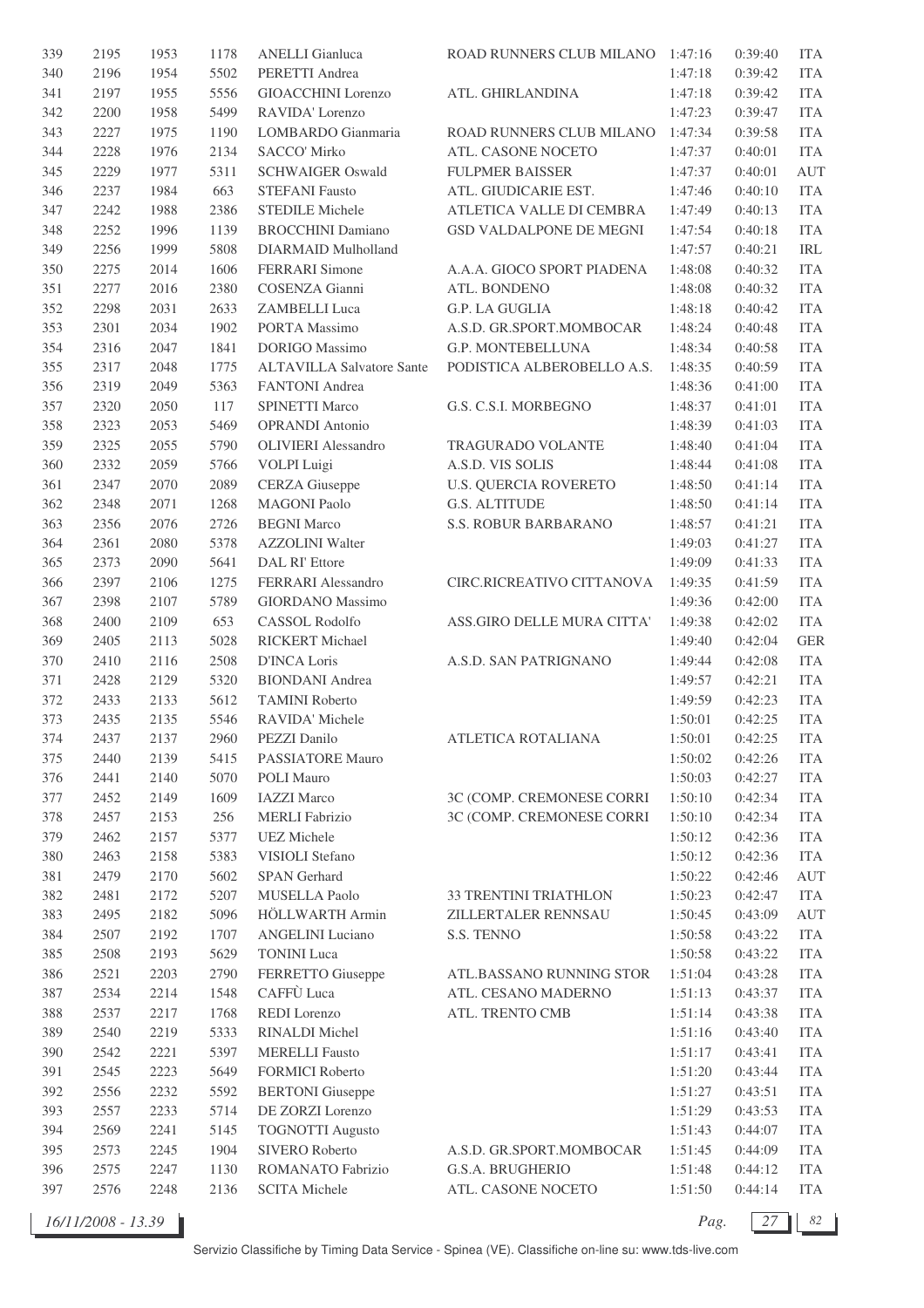| | | | | | | | | |
|---|---|---|---|---|---|---|---|---|
| 339 | 2195 | 1953 | 1178 | ANELLI Gianluca | ROAD RUNNERS CLUB MILANO | 1:47:16 | 0:39:40 | ITA |
| 340 | 2196 | 1954 | 5502 | PERETTI Andrea | | 1:47:18 | 0:39:42 | ITA |
| 341 | 2197 | 1955 | 5556 | GIOACCHINI Lorenzo | ATL. GHIRLANDINA | 1:47:18 | 0:39:42 | ITA |
| 342 | 2200 | 1958 | 5499 | RAVIDA' Lorenzo | | 1:47:23 | 0:39:47 | ITA |
| 343 | 2227 | 1975 | 1190 | LOMBARDO Gianmaria | ROAD RUNNERS CLUB MILANO | 1:47:34 | 0:39:58 | ITA |
| 344 | 2228 | 1976 | 2134 | SACCO' Mirko | ATL. CASONE NOCETO | 1:47:37 | 0:40:01 | ITA |
| 345 | 2229 | 1977 | 5311 | SCHWAIGER Oswald | FULPMER BAISSER | 1:47:37 | 0:40:01 | AUT |
| 346 | 2237 | 1984 | 663 | STEFANI Fausto | ATL. GIUDICARIE EST. | 1:47:46 | 0:40:10 | ITA |
| 347 | 2242 | 1988 | 2386 | STEDILE Michele | ATLETICA VALLE DI CEMBRA | 1:47:49 | 0:40:13 | ITA |
| 348 | 2252 | 1996 | 1139 | BROCCHINI Damiano | GSD VALDALPONE DE MEGNI | 1:47:54 | 0:40:18 | ITA |
| 349 | 2256 | 1999 | 5808 | DIARMAID Mulholland | | 1:47:57 | 0:40:21 | IRL |
| 350 | 2275 | 2014 | 1606 | FERRARI Simone | A.A.A. GIOCO SPORT PIADENA | 1:48:08 | 0:40:32 | ITA |
| 351 | 2277 | 2016 | 2380 | COSENZA Gianni | ATL. BONDENO | 1:48:08 | 0:40:32 | ITA |
| 352 | 2298 | 2031 | 2633 | ZAMBELLI Luca | G.P. LA GUGLIA | 1:48:18 | 0:40:42 | ITA |
| 353 | 2301 | 2034 | 1902 | PORTA Massimo | A.S.D. GR.SPORT.MOMBOCAR | 1:48:24 | 0:40:48 | ITA |
| 354 | 2316 | 2047 | 1841 | DORIGO Massimo | G.P. MONTEBELLUNA | 1:48:34 | 0:40:58 | ITA |
| 355 | 2317 | 2048 | 1775 | ALTAVILLA Salvatore Sante | PODISTICA ALBEROBELLO A.S. | 1:48:35 | 0:40:59 | ITA |
| 356 | 2319 | 2049 | 5363 | FANTONI Andrea | | 1:48:36 | 0:41:00 | ITA |
| 357 | 2320 | 2050 | 117 | SPINETTI Marco | G.S. C.S.I. MORBEGNO | 1:48:37 | 0:41:01 | ITA |
| 358 | 2323 | 2053 | 5469 | OPRANDI Antonio | | 1:48:39 | 0:41:03 | ITA |
| 359 | 2325 | 2055 | 5790 | OLIVIERI Alessandro | TRAGURADO VOLANTE | 1:48:40 | 0:41:04 | ITA |
| 360 | 2332 | 2059 | 5766 | VOLPI Luigi | A.S.D. VIS SOLIS | 1:48:44 | 0:41:08 | ITA |
| 361 | 2347 | 2070 | 2089 | CERZA Giuseppe | U.S. QUERCIA ROVERETO | 1:48:50 | 0:41:14 | ITA |
| 362 | 2348 | 2071 | 1268 | MAGONI Paolo | G.S. ALTITUDE | 1:48:50 | 0:41:14 | ITA |
| 363 | 2356 | 2076 | 2726 | BEGNI Marco | S.S. ROBUR BARBARANO | 1:48:57 | 0:41:21 | ITA |
| 364 | 2361 | 2080 | 5378 | AZZOLINI Walter | | 1:49:03 | 0:41:27 | ITA |
| 365 | 2373 | 2090 | 5641 | DAL RI' Ettore | | 1:49:09 | 0:41:33 | ITA |
| 366 | 2397 | 2106 | 1275 | FERRARI Alessandro | CIRC.RICREATIVO CITTANOVA | 1:49:35 | 0:41:59 | ITA |
| 367 | 2398 | 2107 | 5789 | GIORDANO Massimo | | 1:49:36 | 0:42:00 | ITA |
| 368 | 2400 | 2109 | 653 | CASSOL Rodolfo | ASS.GIRO DELLE MURA CITTA' | 1:49:38 | 0:42:02 | ITA |
| 369 | 2405 | 2113 | 5028 | RICKERT Michael | | 1:49:40 | 0:42:04 | GER |
| 370 | 2410 | 2116 | 2508 | D'INCA Loris | A.S.D. SAN PATRIGNANO | 1:49:44 | 0:42:08 | ITA |
| 371 | 2428 | 2129 | 5320 | BIONDANI Andrea | | 1:49:57 | 0:42:21 | ITA |
| 372 | 2433 | 2133 | 5612 | TAMINI Roberto | | 1:49:59 | 0:42:23 | ITA |
| 373 | 2435 | 2135 | 5546 | RAVIDA' Michele | | 1:50:01 | 0:42:25 | ITA |
| 374 | 2437 | 2137 | 2960 | PEZZI Danilo | ATLETICA ROTALIANA | 1:50:01 | 0:42:25 | ITA |
| 375 | 2440 | 2139 | 5415 | PASSIATORE Mauro | | 1:50:02 | 0:42:26 | ITA |
| 376 | 2441 | 2140 | 5070 | POLI Mauro | | 1:50:03 | 0:42:27 | ITA |
| 377 | 2452 | 2149 | 1609 | IAZZI Marco | 3C (COMP. CREMONESE CORRI | 1:50:10 | 0:42:34 | ITA |
| 378 | 2457 | 2153 | 256 | MERLI Fabrizio | 3C (COMP. CREMONESE CORRI | 1:50:10 | 0:42:34 | ITA |
| 379 | 2462 | 2157 | 5377 | UEZ Michele | | 1:50:12 | 0:42:36 | ITA |
| 380 | 2463 | 2158 | 5383 | VISIOLI Stefano | | 1:50:12 | 0:42:36 | ITA |
| 381 | 2479 | 2170 | 5602 | SPAN Gerhard | | 1:50:22 | 0:42:46 | AUT |
| 382 | 2481 | 2172 | 5207 | MUSELLA Paolo | 33 TRENTINI TRIATHLON | 1:50:23 | 0:42:47 | ITA |
| 383 | 2495 | 2182 | 5096 | HÖLLWARTH Armin | ZILLERTALER RENNSAU | 1:50:45 | 0:43:09 | AUT |
| 384 | 2507 | 2192 | 1707 | ANGELINI Luciano | S.S. TENNO | 1:50:58 | 0:43:22 | ITA |
| 385 | 2508 | 2193 | 5629 | TONINI Luca | | 1:50:58 | 0:43:22 | ITA |
| 386 | 2521 | 2203 | 2790 | FERRETTO Giuseppe | ATL.BASSANO RUNNING STOR | 1:51:04 | 0:43:28 | ITA |
| 387 | 2534 | 2214 | 1548 | CAFFÙ Luca | ATL. CESANO MADERNO | 1:51:13 | 0:43:37 | ITA |
| 388 | 2537 | 2217 | 1768 | REDI Lorenzo | ATL. TRENTO CMB | 1:51:14 | 0:43:38 | ITA |
| 389 | 2540 | 2219 | 5333 | RINALDI Michel | | 1:51:16 | 0:43:40 | ITA |
| 390 | 2542 | 2221 | 5397 | MERELLI Fausto | | 1:51:17 | 0:43:41 | ITA |
| 391 | 2545 | 2223 | 5649 | FORMICI Roberto | | 1:51:20 | 0:43:44 | ITA |
| 392 | 2556 | 2232 | 5592 | BERTONI Giuseppe | | 1:51:27 | 0:43:51 | ITA |
| 393 | 2557 | 2233 | 5714 | DE ZORZI Lorenzo | | 1:51:29 | 0:43:53 | ITA |
| 394 | 2569 | 2241 | 5145 | TOGNOTTI Augusto | | 1:51:43 | 0:44:07 | ITA |
| 395 | 2573 | 2245 | 1904 | SIVERO Roberto | A.S.D. GR.SPORT.MOMBOCAR | 1:51:45 | 0:44:09 | ITA |
| 396 | 2575 | 2247 | 1130 | ROMANATO Fabrizio | G.S.A. BRUGHERIO | 1:51:48 | 0:44:12 | ITA |
| 397 | 2576 | 2248 | 2136 | SCITA Michele | ATL. CASONE NOCETO | 1:51:50 | 0:44:14 | ITA |

16/11/2008 - 13.39

Servizio Classifiche by Timing Data Service - Spinea (VE). Classifiche on-line su: www.tds-live.com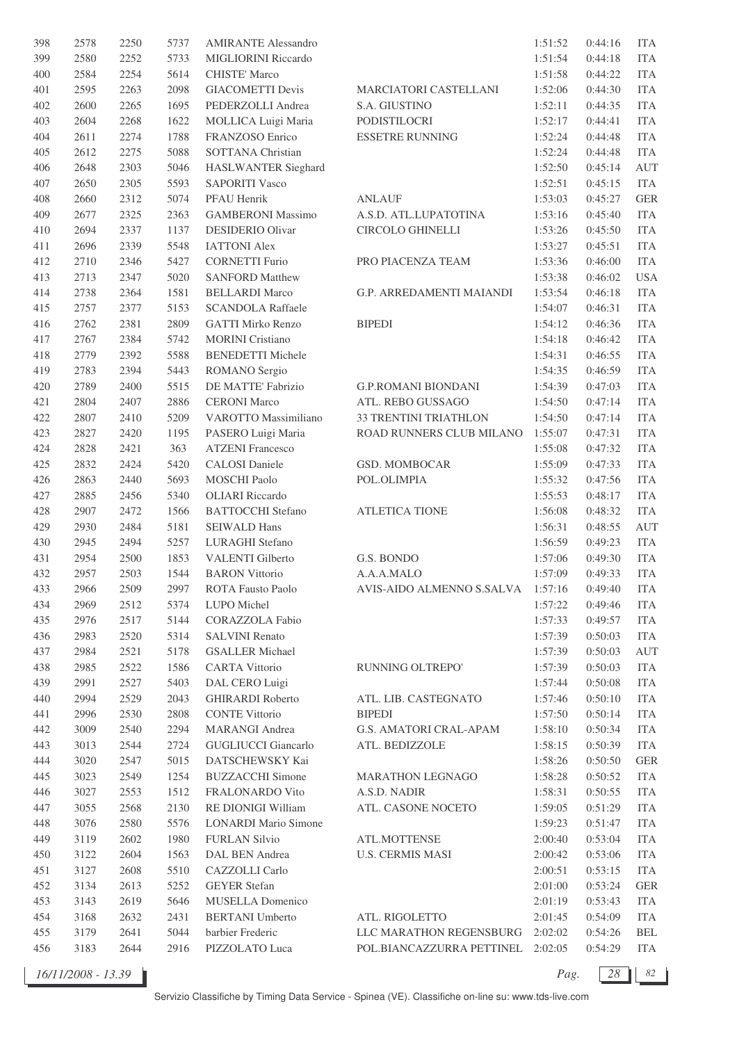| | | | | | | | | |
|---|---|---|---|---|---|---|---|---|
| 398 | 2578 | 2250 | 5737 | AMIRANTE Alessandro | | 1:51:52 | 0:44:16 | ITA |
| 399 | 2580 | 2252 | 5733 | MIGLIORINI Riccardo | | 1:51:54 | 0:44:18 | ITA |
| 400 | 2584 | 2254 | 5614 | CHISTE' Marco | | 1:51:58 | 0:44:22 | ITA |
| 401 | 2595 | 2263 | 2098 | GIACOMETTI Devis | MARCIATORI CASTELLANI | 1:52:06 | 0:44:30 | ITA |
| 402 | 2600 | 2265 | 1695 | PEDERZOLLI Andrea | S.A. GIUSTINO | 1:52:11 | 0:44:35 | ITA |
| 403 | 2604 | 2268 | 1622 | MOLLICA Luigi Maria | PODISTILOCRI | 1:52:17 | 0:44:41 | ITA |
| 404 | 2611 | 2274 | 1788 | FRANZOSO Enrico | ESSETRE RUNNING | 1:52:24 | 0:44:48 | ITA |
| 405 | 2612 | 2275 | 5088 | SOTTANA Christian | | 1:52:24 | 0:44:48 | ITA |
| 406 | 2648 | 2303 | 5046 | HASLWANTER Sieghard | | 1:52:50 | 0:45:14 | AUT |
| 407 | 2650 | 2305 | 5593 | SAPORITI Vasco | | 1:52:51 | 0:45:15 | ITA |
| 408 | 2660 | 2312 | 5074 | PFAU Henrik | ANLAUF | 1:53:03 | 0:45:27 | GER |
| 409 | 2677 | 2325 | 2363 | GAMBERONI Massimo | A.S.D. ATL.LUPATOTINA | 1:53:16 | 0:45:40 | ITA |
| 410 | 2694 | 2337 | 1137 | DESIDERIO Olivar | CIRCOLO GHINELLI | 1:53:26 | 0:45:50 | ITA |
| 411 | 2696 | 2339 | 5548 | IATTONI Alex | | 1:53:27 | 0:45:51 | ITA |
| 412 | 2710 | 2346 | 5427 | CORNETTI Furio | PRO PIACENZA TEAM | 1:53:36 | 0:46:00 | ITA |
| 413 | 2713 | 2347 | 5020 | SANFORD Matthew | | 1:53:38 | 0:46:02 | USA |
| 414 | 2738 | 2364 | 1581 | BELLARDI Marco | G.P. ARREDAMENTI MAIANDI | 1:53:54 | 0:46:18 | ITA |
| 415 | 2757 | 2377 | 5153 | SCANDOLA Raffaele | | 1:54:07 | 0:46:31 | ITA |
| 416 | 2762 | 2381 | 2809 | GATTI Mirko Renzo | BIPEDI | 1:54:12 | 0:46:36 | ITA |
| 417 | 2767 | 2384 | 5742 | MORINI Cristiano | | 1:54:18 | 0:46:42 | ITA |
| 418 | 2779 | 2392 | 5588 | BENEDETTI Michele | | 1:54:31 | 0:46:55 | ITA |
| 419 | 2783 | 2394 | 5443 | ROMANO Sergio | | 1:54:35 | 0:46:59 | ITA |
| 420 | 2789 | 2400 | 5515 | DE MATTE' Fabrizio | G.P.ROMANI BIONDANI | 1:54:39 | 0:47:03 | ITA |
| 421 | 2804 | 2407 | 2886 | CERONI Marco | ATL. REBO GUSSAGO | 1:54:50 | 0:47:14 | ITA |
| 422 | 2807 | 2410 | 5209 | VAROTTO Massimiliano | 33 TRENTINI TRIATHLON | 1:54:50 | 0:47:14 | ITA |
| 423 | 2827 | 2420 | 1195 | PASERO Luigi Maria | ROAD RUNNERS CLUB MILANO | 1:55:07 | 0:47:31 | ITA |
| 424 | 2828 | 2421 | 363 | ATZENI Francesco | | 1:55:08 | 0:47:32 | ITA |
| 425 | 2832 | 2424 | 5420 | CALOSI Daniele | GSD. MOMBOCAR | 1:55:09 | 0:47:33 | ITA |
| 426 | 2863 | 2440 | 5693 | MOSCHI Paolo | POL.OLIMPIA | 1:55:32 | 0:47:56 | ITA |
| 427 | 2885 | 2456 | 5340 | OLIARI Riccardo | | 1:55:53 | 0:48:17 | ITA |
| 428 | 2907 | 2472 | 1566 | BATTOCCHI Stefano | ATLETICA TIONE | 1:56:08 | 0:48:32 | ITA |
| 429 | 2930 | 2484 | 5181 | SEIWALD Hans | | 1:56:31 | 0:48:55 | AUT |
| 430 | 2945 | 2494 | 5257 | LURAGHI Stefano | | 1:56:59 | 0:49:23 | ITA |
| 431 | 2954 | 2500 | 1853 | VALENTI Gilberto | G.S. BONDO | 1:57:06 | 0:49:30 | ITA |
| 432 | 2957 | 2503 | 1544 | BARON Vittorio | A.A.A.MALO | 1:57:09 | 0:49:33 | ITA |
| 433 | 2966 | 2509 | 2997 | ROTA Fausto Paolo | AVIS-AIDO ALMENNO S.SALVA | 1:57:16 | 0:49:40 | ITA |
| 434 | 2969 | 2512 | 5374 | LUPO Michel | | 1:57:22 | 0:49:46 | ITA |
| 435 | 2976 | 2517 | 5144 | CORAZZOLA Fabio | | 1:57:33 | 0:49:57 | ITA |
| 436 | 2983 | 2520 | 5314 | SALVINI Renato | | 1:57:39 | 0:50:03 | ITA |
| 437 | 2984 | 2521 | 5178 | GSALLER Michael | | 1:57:39 | 0:50:03 | AUT |
| 438 | 2985 | 2522 | 1586 | CARTA Vittorio | RUNNING OLTREPO' | 1:57:39 | 0:50:03 | ITA |
| 439 | 2991 | 2527 | 5403 | DAL CERO Luigi | | 1:57:44 | 0:50:08 | ITA |
| 440 | 2994 | 2529 | 2043 | GHIRARDI Roberto | ATL. LIB. CASTEGNATO | 1:57:46 | 0:50:10 | ITA |
| 441 | 2996 | 2530 | 2808 | CONTE Vittorio | BIPEDI | 1:57:50 | 0:50:14 | ITA |
| 442 | 3009 | 2540 | 2294 | MARANGI Andrea | G.S. AMATORI CRAL-APAM | 1:58:10 | 0:50:34 | ITA |
| 443 | 3013 | 2544 | 2724 | GUGLIUCCI Giancarlo | ATL. BEDIZZOLE | 1:58:15 | 0:50:39 | ITA |
| 444 | 3020 | 2547 | 5015 | DATSCHEWSKY Kai | | 1:58:26 | 0:50:50 | GER |
| 445 | 3023 | 2549 | 1254 | BUZZACCHI Simone | MARATHON LEGNAGO | 1:58:28 | 0:50:52 | ITA |
| 446 | 3027 | 2553 | 1512 | FRALONARDO Vito | A.S.D. NADIR | 1:58:31 | 0:50:55 | ITA |
| 447 | 3055 | 2568 | 2130 | RE DIONIGI William | ATL. CASONE NOCETO | 1:59:05 | 0:51:29 | ITA |
| 448 | 3076 | 2580 | 5576 | LONARDI Mario Simone | | 1:59:23 | 0:51:47 | ITA |
| 449 | 3119 | 2602 | 1980 | FURLAN Silvio | ATL.MOTTENSE | 2:00:40 | 0:53:04 | ITA |
| 450 | 3122 | 2604 | 1563 | DAL BEN Andrea | U.S. CERMIS MASI | 2:00:42 | 0:53:06 | ITA |
| 451 | 3127 | 2608 | 5510 | CAZZOLLI Carlo | | 2:00:51 | 0:53:15 | ITA |
| 452 | 3134 | 2613 | 5252 | GEYER Stefan | | 2:01:00 | 0:53:24 | GER |
| 453 | 3143 | 2619 | 5646 | MUSELLA Domenico | | 2:01:19 | 0:53:43 | ITA |
| 454 | 3168 | 2632 | 2431 | BERTANI Umberto | ATL. RIGOLETTO | 2:01:45 | 0:54:09 | ITA |
| 455 | 3179 | 2641 | 5044 | barbier Frederic | LLC MARATHON REGENSBURG | 2:02:02 | 0:54:26 | BEL |
| 456 | 3183 | 2644 | 2916 | PIZZOLATO Luca | POL.BIANCAZZURRA PETTINEL | 2:02:05 | 0:54:29 | ITA |

16/11/2008 - 13.39

Servizio Classifiche by Timing Data Service - Spinea (VE). Classifiche on-line su: www.tds-live.com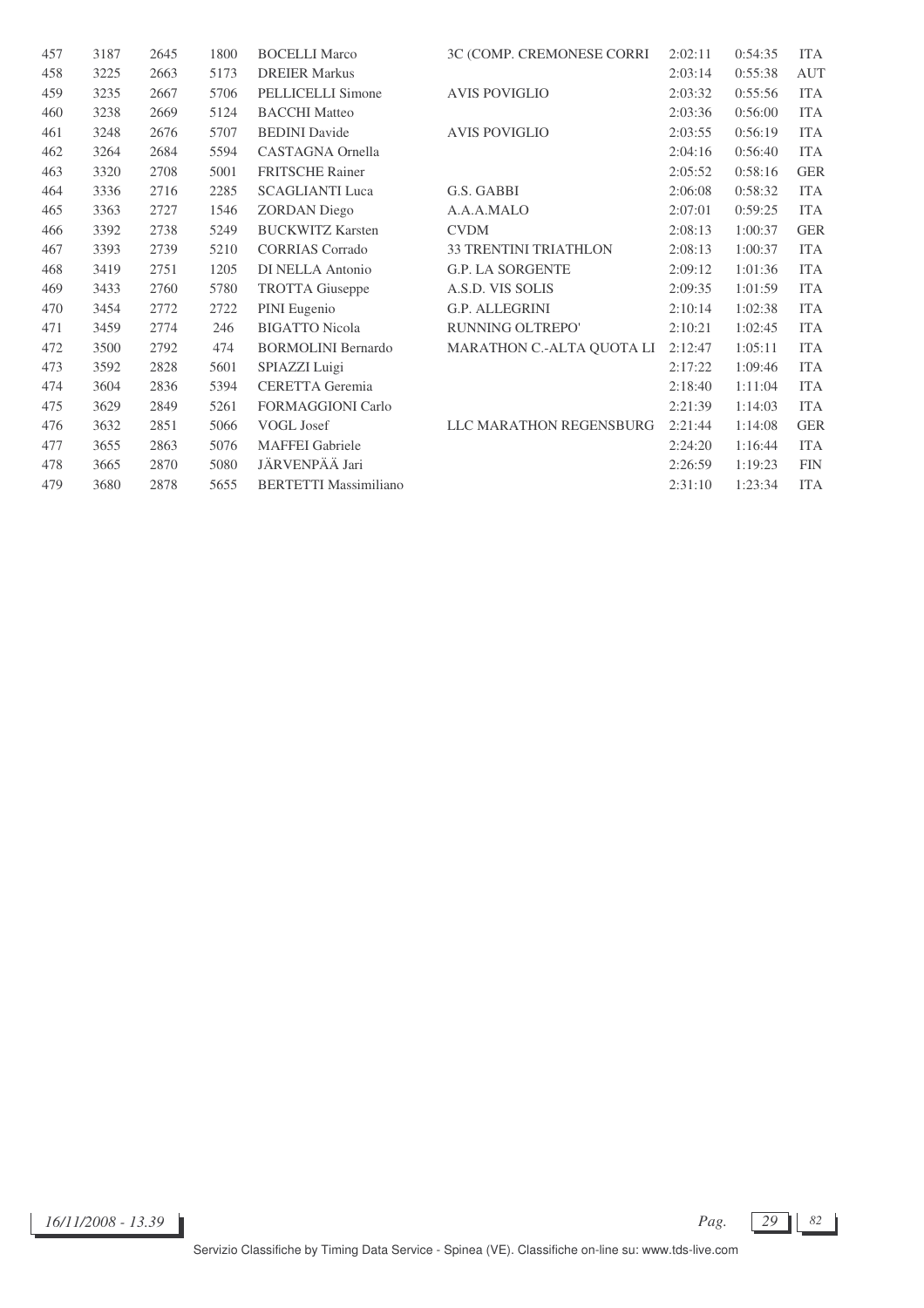| | | | | | | | | |
|---|---|---|---|---|---|---|---|---|
| 457 | 3187 | 2645 | 1800 | BOCELLI Marco | 3C (COMP. CREMONESE CORRI | 2:02:11 | 0:54:35 | ITA |
| 458 | 3225 | 2663 | 5173 | DREIER Markus | | 2:03:14 | 0:55:38 | AUT |
| 459 | 3235 | 2667 | 5706 | PELLICELLI Simone | AVIS POVIGLIO | 2:03:32 | 0:55:56 | ITA |
| 460 | 3238 | 2669 | 5124 | BACCHI Matteo | | 2:03:36 | 0:56:00 | ITA |
| 461 | 3248 | 2676 | 5707 | BEDINI Davide | AVIS POVIGLIO | 2:03:55 | 0:56:19 | ITA |
| 462 | 3264 | 2684 | 5594 | CASTAGNA Ornella | | 2:04:16 | 0:56:40 | ITA |
| 463 | 3320 | 2708 | 5001 | FRITSCHE Rainer | | 2:05:52 | 0:58:16 | GER |
| 464 | 3336 | 2716 | 2285 | SCAGLIANTI Luca | G.S. GABBI | 2:06:08 | 0:58:32 | ITA |
| 465 | 3363 | 2727 | 1546 | ZORDAN Diego | A.A.A.MALO | 2:07:01 | 0:59:25 | ITA |
| 466 | 3392 | 2738 | 5249 | BUCKWITZ Karsten | CVDM | 2:08:13 | 1:00:37 | GER |
| 467 | 3393 | 2739 | 5210 | CORRIAS Corrado | 33 TRENTINI TRIATHLON | 2:08:13 | 1:00:37 | ITA |
| 468 | 3419 | 2751 | 1205 | DI NELLA Antonio | G.P. LA SORGENTE | 2:09:12 | 1:01:36 | ITA |
| 469 | 3433 | 2760 | 5780 | TROTTA Giuseppe | A.S.D. VIS SOLIS | 2:09:35 | 1:01:59 | ITA |
| 470 | 3454 | 2772 | 2722 | PINI Eugenio | G.P. ALLEGRINI | 2:10:14 | 1:02:38 | ITA |
| 471 | 3459 | 2774 | 246 | BIGATTO Nicola | RUNNING OLTREPO' | 2:10:21 | 1:02:45 | ITA |
| 472 | 3500 | 2792 | 474 | BORMOLINI Bernardo | MARATHON C.-ALTA QUOTA LI | 2:12:47 | 1:05:11 | ITA |
| 473 | 3592 | 2828 | 5601 | SPIAZZI Luigi | | 2:17:22 | 1:09:46 | ITA |
| 474 | 3604 | 2836 | 5394 | CERETTA Geremia | | 2:18:40 | 1:11:04 | ITA |
| 475 | 3629 | 2849 | 5261 | FORMAGGIONI Carlo | | 2:21:39 | 1:14:03 | ITA |
| 476 | 3632 | 2851 | 5066 | VOGL Josef | LLC MARATHON REGENSBURG | 2:21:44 | 1:14:08 | GER |
| 477 | 3655 | 2863 | 5076 | MAFFEI Gabriele | | 2:24:20 | 1:16:44 | ITA |
| 478 | 3665 | 2870 | 5080 | JÄRVENPÄÄ Jari | | 2:26:59 | 1:19:23 | FIN |
| 479 | 3680 | 2878 | 5655 | BERTETTI Massimiliano | | 2:31:10 | 1:23:34 | ITA |

*16/11/2008 - 13.39*

Servizio Classifiche by Timing Data Service - Spinea (VE). Classifiche on-line su: www.tds-live.com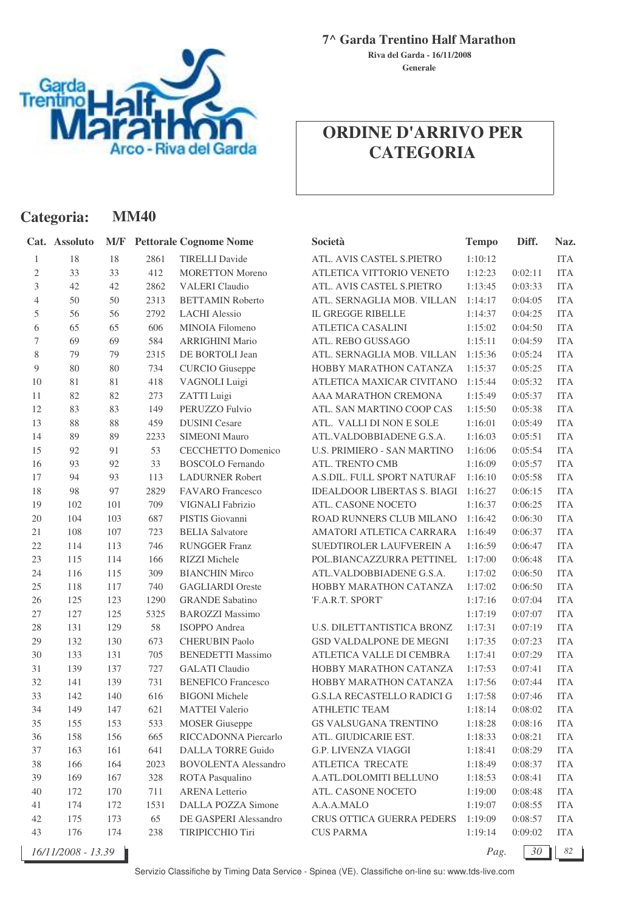**7^ Garda Trentino Half Marathon**

**Riva del Garda - 16/11/2008**

**Generale**

# ORDINE D'ARRIVO PER CATEGORIA

## Categoria: MM40

| Cat. | Assoluto | M/F | Pettorale | Cognome Nome | Società | Tempo | Diff. | Naz. |
|---|---|---|---|---|---|---|---|---|
| 1 | 18 | 18 | 2861 | TIRELLI Davide | ATL. AVIS CASTEL S.PIETRO | 1:10:12 | | ITA |
| 2 | 33 | 33 | 412 | MORETTON Moreno | ATLETICA VITTORIO VENETO | 1:12:23 | 0:02:11 | ITA |
| 3 | 42 | 42 | 2862 | VALERI Claudio | ATL. AVIS CASTEL S.PIETRO | 1:13:45 | 0:03:33 | ITA |
| 4 | 50 | 50 | 2313 | BETTAMIN Roberto | ATL. SERNAGLIA MOB. VILLAN | 1:14:17 | 0:04:05 | ITA |
| 5 | 56 | 56 | 2792 | LACHI Alessio | IL GREGGE RIBELLE | 1:14:37 | 0:04:25 | ITA |
| 6 | 65 | 65 | 606 | MINOIA Filomeno | ATLETICA CASALINI | 1:15:02 | 0:04:50 | ITA |
| 7 | 69 | 69 | 584 | ARRIGHINI Mario | ATL. REBO GUSSAGO | 1:15:11 | 0:04:59 | ITA |
| 8 | 79 | 79 | 2315 | DE BORTOLI Jean | ATL. SERNAGLIA MOB. VILLAN | 1:15:36 | 0:05:24 | ITA |
| 9 | 80 | 80 | 734 | CURCIO Giuseppe | HOBBY MARATHON CATANZA | 1:15:37 | 0:05:25 | ITA |
| 10 | 81 | 81 | 418 | VAGNOLI Luigi | ATLETICA MAXICAR CIVITANO | 1:15:44 | 0:05:32 | ITA |
| 11 | 82 | 82 | 273 | ZATTI Luigi | AAA MARATHON CREMONA | 1:15:49 | 0:05:37 | ITA |
| 12 | 83 | 83 | 149 | PERUZZO Fulvio | ATL. SAN MARTINO COOP CAS | 1:15:50 | 0:05:38 | ITA |
| 13 | 88 | 88 | 459 | DUSINI Cesare | ATL. VALLI DI NON E SOLE | 1:16:01 | 0:05:49 | ITA |
| 14 | 89 | 89 | 2233 | SIMEONI Mauro | ATL.VALDOBBIADENE G.S.A. | 1:16:03 | 0:05:51 | ITA |
| 15 | 92 | 91 | 53 | CECCHETTO Domenico | U.S. PRIMIERO - SAN MARTINO | 1:16:06 | 0:05:54 | ITA |
| 16 | 93 | 92 | 33 | BOSCOLO Fernando | ATL. TRENTO CMB | 1:16:09 | 0:05:57 | ITA |
| 17 | 94 | 93 | 113 | LADURNER Robert | A.S.DIL. FULL SPORT NATURAF | 1:16:10 | 0:05:58 | ITA |
| 18 | 98 | 97 | 2829 | FAVARO Francesco | IDEALDOOR LIBERTAS S. BIAGI | 1:16:27 | 0:06:15 | ITA |
| 19 | 102 | 101 | 709 | VIGNALI Fabrizio | ATL. CASONE NOCETO | 1:16:37 | 0:06:25 | ITA |
| 20 | 104 | 103 | 687 | PISTIS Giovanni | ROAD RUNNERS CLUB MILANO | 1:16:42 | 0:06:30 | ITA |
| 21 | 108 | 107 | 723 | BELIA Salvatore | AMATORI ATLETICA CARRARA | 1:16:49 | 0:06:37 | ITA |
| 22 | 114 | 113 | 746 | RUNGGER Franz | SUEDTIROLER LAUFVEREIN A | 1:16:59 | 0:06:47 | ITA |
| 23 | 115 | 114 | 166 | RIZZI Michele | POL.BIANCAZZURRA PETTINEL | 1:17:00 | 0:06:48 | ITA |
| 24 | 116 | 115 | 309 | BIANCHIN Mirco | ATL.VALDOBBIADENE G.S.A. | 1:17:02 | 0:06:50 | ITA |
| 25 | 118 | 117 | 740 | GAGLIARDI Oreste | HOBBY MARATHON CATANZA | 1:17:02 | 0:06:50 | ITA |
| 26 | 125 | 123 | 1290 | GRANDE Sabatino | 'F.A.R.T. SPORT' | 1:17:16 | 0:07:04 | ITA |
| 27 | 127 | 125 | 5325 | BAROZZI Massimo | | 1:17:19 | 0:07:07 | ITA |
| 28 | 131 | 129 | 58 | ISOPPO Andrea | U.S. DILETTANTISTICA BRONZ | 1:17:31 | 0:07:19 | ITA |
| 29 | 132 | 130 | 673 | CHERUBIN Paolo | GSD VALDALPONE DE MEGNI | 1:17:35 | 0:07:23 | ITA |
| 30 | 133 | 131 | 705 | BENEDETTI Massimo | ATLETICA VALLE DI CEMBRA | 1:17:41 | 0:07:29 | ITA |
| 31 | 139 | 137 | 727 | GALATI Claudio | HOBBY MARATHON CATANZA | 1:17:53 | 0:07:41 | ITA |
| 32 | 141 | 139 | 731 | BENEFICO Francesco | HOBBY MARATHON CATANZA | 1:17:56 | 0:07:44 | ITA |
| 33 | 142 | 140 | 616 | BIGONI Michele | G.S.LA RECASTELLO RADICI G | 1:17:58 | 0:07:46 | ITA |
| 34 | 149 | 147 | 621 | MATTEI Valerio | ATHLETIC TEAM | 1:18:14 | 0:08:02 | ITA |
| 35 | 155 | 153 | 533 | MOSER Giuseppe | GS VALSUGANA TRENTINO | 1:18:28 | 0:08:16 | ITA |
| 36 | 158 | 156 | 665 | RICCADONNA Piercarlo | ATL. GIUDICARIE EST. | 1:18:33 | 0:08:21 | ITA |
| 37 | 163 | 161 | 641 | DALLA TORRE Guido | G.P. LIVENZA VIAGGI | 1:18:41 | 0:08:29 | ITA |
| 38 | 166 | 164 | 2023 | BOVOLENTA Alessandro | ATLETICA TRECATE | 1:18:49 | 0:08:37 | ITA |
| 39 | 169 | 167 | 328 | ROTA Pasqualino | A.ATL.DOLOMITI BELLUNO | 1:18:53 | 0:08:41 | ITA |
| 40 | 172 | 170 | 711 | ARENA Letterio | ATL. CASONE NOCETO | 1:19:00 | 0:08:48 | ITA |
| 41 | 174 | 172 | 1531 | DALLA POZZA Simone | A.A.A.MALO | 1:19:07 | 0:08:55 | ITA |
| 42 | 175 | 173 | 65 | DE GASPERI Alessandro | CRUS OTTICA GUERRA PEDERS | 1:19:09 | 0:08:57 | ITA |
| 43 | 176 | 174 | 238 | TIRIPICCHIO Tiri | CUS PARMA | 1:19:14 | 0:09:02 | ITA |

*16/11/2008 - 13.39*

Servizio Classifiche by Timing Data Service - Spinea (VE). Classifiche on-line su: www.tds-live.com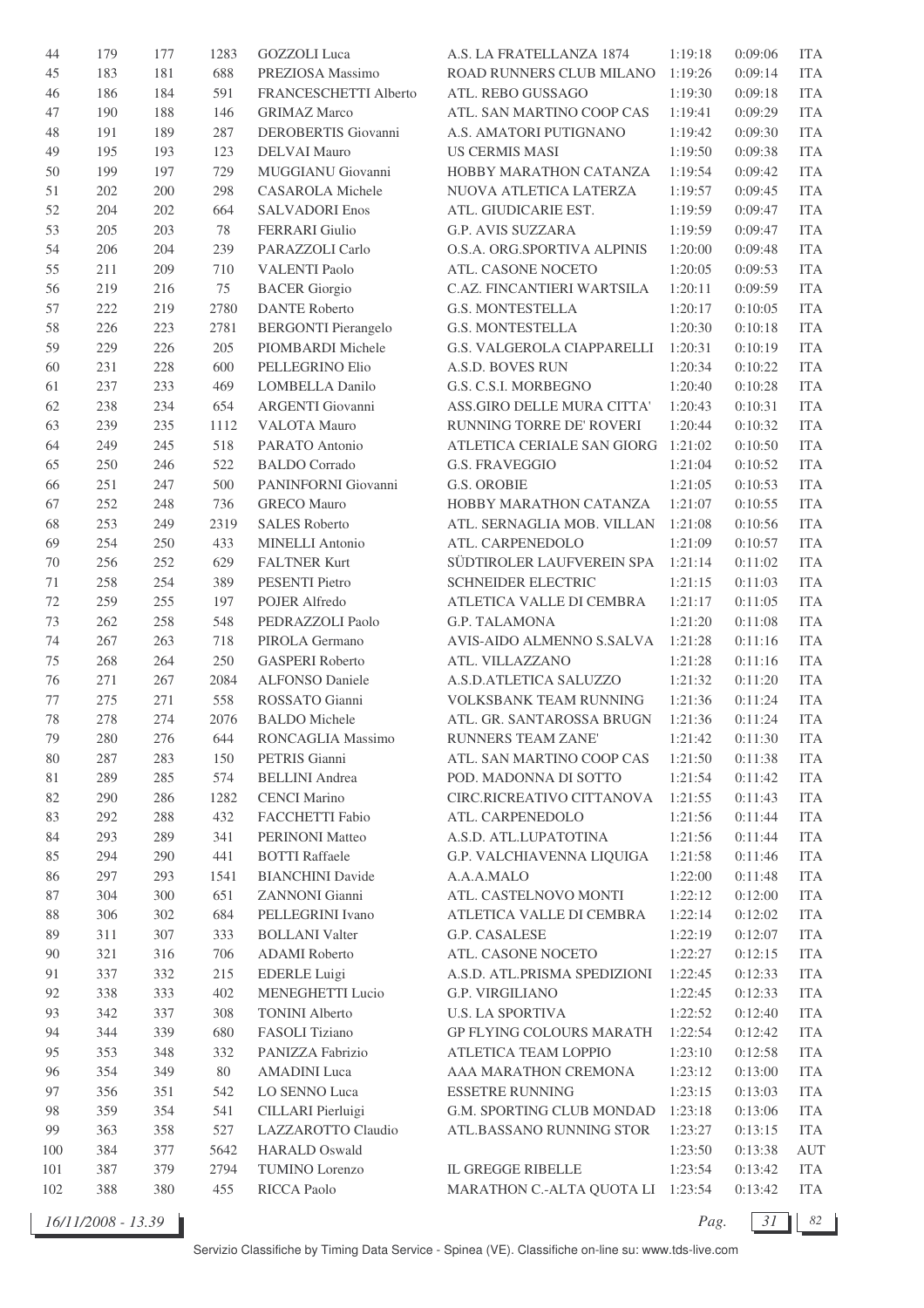| | | | | | | | | |
|---|---|---|---|---|---|---|---|---|
| 44 | 179 | 177 | 1283 | GOZZOLI Luca | A.S. LA FRATELLANZA 1874 | 1:19:18 | 0:09:06 | ITA |
| 45 | 183 | 181 | 688 | PREZIOSA Massimo | ROAD RUNNERS CLUB MILANO | 1:19:26 | 0:09:14 | ITA |
| 46 | 186 | 184 | 591 | FRANCESCHETTI Alberto | ATL. REBO GUSSAGO | 1:19:30 | 0:09:18 | ITA |
| 47 | 190 | 188 | 146 | GRIMAZ Marco | ATL. SAN MARTINO COOP CAS | 1:19:41 | 0:09:29 | ITA |
| 48 | 191 | 189 | 287 | DEROBERTIS Giovanni | A.S. AMATORI PUTIGNANO | 1:19:42 | 0:09:30 | ITA |
| 49 | 195 | 193 | 123 | DELVAI Mauro | US CERMIS MASI | 1:19:50 | 0:09:38 | ITA |
| 50 | 199 | 197 | 729 | MUGGIANU Giovanni | HOBBY MARATHON CATANZA | 1:19:54 | 0:09:42 | ITA |
| 51 | 202 | 200 | 298 | CASAROLA Michele | NUOVA ATLETICA LATERZA | 1:19:57 | 0:09:45 | ITA |
| 52 | 204 | 202 | 664 | SALVADORI Enos | ATL. GIUDICARIE EST. | 1:19:59 | 0:09:47 | ITA |
| 53 | 205 | 203 | 78 | FERRARI Giulio | G.P. AVIS SUZZARA | 1:19:59 | 0:09:47 | ITA |
| 54 | 206 | 204 | 239 | PARAZZOLI Carlo | O.S.A. ORG.SPORTIVA ALPINIS | 1:20:00 | 0:09:48 | ITA |
| 55 | 211 | 209 | 710 | VALENTI Paolo | ATL. CASONE NOCETO | 1:20:05 | 0:09:53 | ITA |
| 56 | 219 | 216 | 75 | BACER Giorgio | C.AZ. FINCANTIERI WARTSILA | 1:20:11 | 0:09:59 | ITA |
| 57 | 222 | 219 | 2780 | DANTE Roberto | G.S. MONTESTELLA | 1:20:17 | 0:10:05 | ITA |
| 58 | 226 | 223 | 2781 | BERGONTI Pierangelo | G.S. MONTESTELLA | 1:20:30 | 0:10:18 | ITA |
| 59 | 229 | 226 | 205 | PIOMBARDI Michele | G.S. VALGEROLA CIAPPARELLI | 1:20:31 | 0:10:19 | ITA |
| 60 | 231 | 228 | 600 | PELLEGRINO Elio | A.S.D. BOVES RUN | 1:20:34 | 0:10:22 | ITA |
| 61 | 237 | 233 | 469 | LOMBELLA Danilo | G.S. C.S.I. MORBEGNO | 1:20:40 | 0:10:28 | ITA |
| 62 | 238 | 234 | 654 | ARGENTI Giovanni | ASS.GIRO DELLE MURA CITTA' | 1:20:43 | 0:10:31 | ITA |
| 63 | 239 | 235 | 1112 | VALOTA Mauro | RUNNING TORRE DE' ROVERI | 1:20:44 | 0:10:32 | ITA |
| 64 | 249 | 245 | 518 | PARATO Antonio | ATLETICA CERIALE SAN GIORG | 1:21:02 | 0:10:50 | ITA |
| 65 | 250 | 246 | 522 | BALDO Corrado | G.S. FRAVEGGIO | 1:21:04 | 0:10:52 | ITA |
| 66 | 251 | 247 | 500 | PANINFORNI Giovanni | G.S. OROBIE | 1:21:05 | 0:10:53 | ITA |
| 67 | 252 | 248 | 736 | GRECO Mauro | HOBBY MARATHON CATANZA | 1:21:07 | 0:10:55 | ITA |
| 68 | 253 | 249 | 2319 | SALES Roberto | ATL. SERNAGLIA MOB. VILLAN | 1:21:08 | 0:10:56 | ITA |
| 69 | 254 | 250 | 433 | MINELLI Antonio | ATL. CARPENEDOLO | 1:21:09 | 0:10:57 | ITA |
| 70 | 256 | 252 | 629 | FALTNER Kurt | SÜDTIROLER LAUFVEREIN SPA | 1:21:14 | 0:11:02 | ITA |
| 71 | 258 | 254 | 389 | PESENTI Pietro | SCHNEIDER ELECTRIC | 1:21:15 | 0:11:03 | ITA |
| 72 | 259 | 255 | 197 | POJER Alfredo | ATLETICA VALLE DI CEMBRA | 1:21:17 | 0:11:05 | ITA |
| 73 | 262 | 258 | 548 | PEDRAZZOLI Paolo | G.P. TALAMONA | 1:21:20 | 0:11:08 | ITA |
| 74 | 267 | 263 | 718 | PIROLA Germano | AVIS-AIDO ALMENNO S.SALVA | 1:21:28 | 0:11:16 | ITA |
| 75 | 268 | 264 | 250 | GASPERI Roberto | ATL. VILLAZZANO | 1:21:28 | 0:11:16 | ITA |
| 76 | 271 | 267 | 2084 | ALFONSO Daniele | A.S.D.ATLETICA SALUZZO | 1:21:32 | 0:11:20 | ITA |
| 77 | 275 | 271 | 558 | ROSSATO Gianni | VOLKSBANK TEAM RUNNING | 1:21:36 | 0:11:24 | ITA |
| 78 | 278 | 274 | 2076 | BALDO Michele | ATL. GR. SANTAROSSA BRUGN | 1:21:36 | 0:11:24 | ITA |
| 79 | 280 | 276 | 644 | RONCAGLIA Massimo | RUNNERS TEAM ZANE' | 1:21:42 | 0:11:30 | ITA |
| 80 | 287 | 283 | 150 | PETRIS Gianni | ATL. SAN MARTINO COOP CAS | 1:21:50 | 0:11:38 | ITA |
| 81 | 289 | 285 | 574 | BELLINI Andrea | POD. MADONNA DI SOTTO | 1:21:54 | 0:11:42 | ITA |
| 82 | 290 | 286 | 1282 | CENCI Marino | CIRC.RICREATIVO CITTANOVA | 1:21:55 | 0:11:43 | ITA |
| 83 | 292 | 288 | 432 | FACCHETTI Fabio | ATL. CARPENEDOLO | 1:21:56 | 0:11:44 | ITA |
| 84 | 293 | 289 | 341 | PERINONI Matteo | A.S.D. ATL.LUPATOTINA | 1:21:56 | 0:11:44 | ITA |
| 85 | 294 | 290 | 441 | BOTTI Raffaele | G.P. VALCHIAVENNA LIQUIGA | 1:21:58 | 0:11:46 | ITA |
| 86 | 297 | 293 | 1541 | BIANCHINI Davide | A.A.A.MALO | 1:22:00 | 0:11:48 | ITA |
| 87 | 304 | 300 | 651 | ZANNONI Gianni | ATL. CASTELNOVO MONTI | 1:22:12 | 0:12:00 | ITA |
| 88 | 306 | 302 | 684 | PELLEGRINI Ivano | ATLETICA VALLE DI CEMBRA | 1:22:14 | 0:12:02 | ITA |
| 89 | 311 | 307 | 333 | BOLLANI Valter | G.P. CASALESE | 1:22:19 | 0:12:07 | ITA |
| 90 | 321 | 316 | 706 | ADAMI Roberto | ATL. CASONE NOCETO | 1:22:27 | 0:12:15 | ITA |
| 91 | 337 | 332 | 215 | EDERLE Luigi | A.S.D. ATL.PRISMA SPEDIZIONI | 1:22:45 | 0:12:33 | ITA |
| 92 | 338 | 333 | 402 | MENEGHETTI Lucio | G.P. VIRGILIANO | 1:22:45 | 0:12:33 | ITA |
| 93 | 342 | 337 | 308 | TONINI Alberto | U.S. LA SPORTIVA | 1:22:52 | 0:12:40 | ITA |
| 94 | 344 | 339 | 680 | FASOLI Tiziano | GP FLYING COLOURS MARATH | 1:22:54 | 0:12:42 | ITA |
| 95 | 353 | 348 | 332 | PANIZZA Fabrizio | ATLETICA TEAM LOPPIO | 1:23:10 | 0:12:58 | ITA |
| 96 | 354 | 349 | 80 | AMADINI Luca | AAA MARATHON CREMONA | 1:23:12 | 0:13:00 | ITA |
| 97 | 356 | 351 | 542 | LO SENNO Luca | ESSETRE RUNNING | 1:23:15 | 0:13:03 | ITA |
| 98 | 359 | 354 | 541 | CILLARI Pierluigi | G.M. SPORTING CLUB MONDAD | 1:23:18 | 0:13:06 | ITA |
| 99 | 363 | 358 | 527 | LAZZAROTTO Claudio | ATL.BASSANO RUNNING STOR | 1:23:27 | 0:13:15 | ITA |
| 100 | 384 | 377 | 5642 | HARALD Oswald | | 1:23:50 | 0:13:38 | AUT |
| 101 | 387 | 379 | 2794 | TUMINO Lorenzo | IL GREGGE RIBELLE | 1:23:54 | 0:13:42 | ITA |
| 102 | 388 | 380 | 455 | RICCA Paolo | MARATHON C.-ALTA QUOTA LI | 1:23:54 | 0:13:42 | ITA |

16/11/2008 - 13.39

Servizio Classifiche by Timing Data Service - Spinea (VE). Classifiche on-line su: www.tds-live.com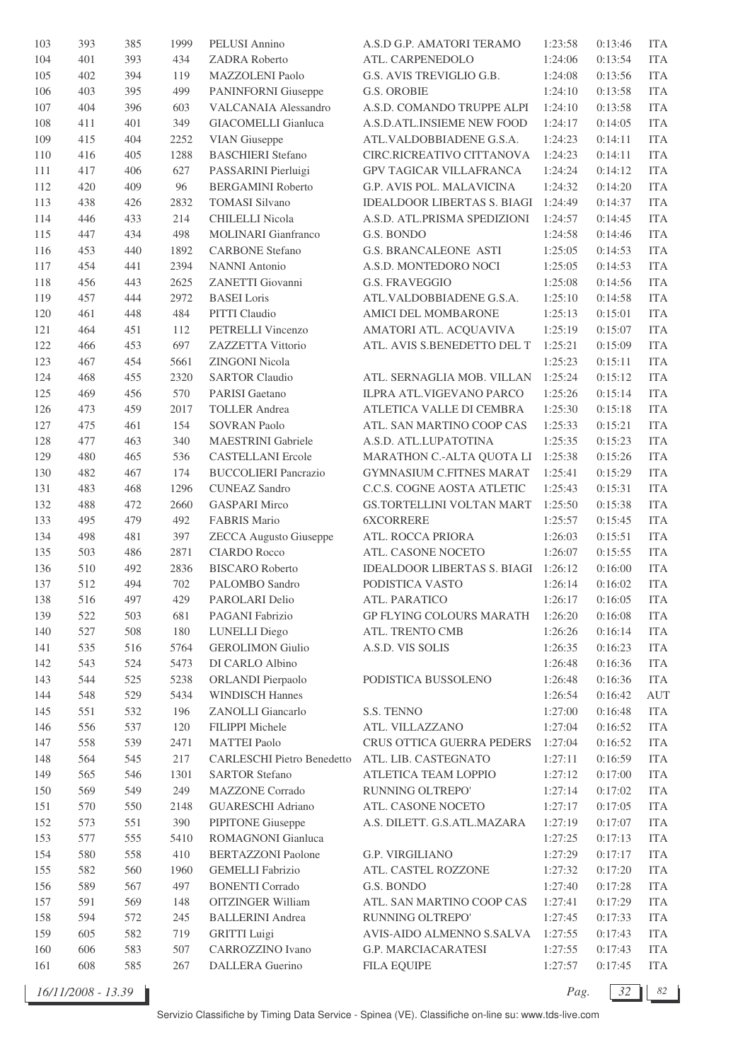| | | | | | | | | |
|---|---|---|---|---|---|---|---|---|
| 103 | 393 | 385 | 1999 | PELUSI Annino | A.S.D G.P. AMATORI TERAMO | 1:23:58 | 0:13:46 | ITA |
| 104 | 401 | 393 | 434 | ZADRA Roberto | ATL. CARPENEDOLO | 1:24:06 | 0:13:54 | ITA |
| 105 | 402 | 394 | 119 | MAZZOLENI Paolo | G.S. AVIS TREVIGLIO G.B. | 1:24:08 | 0:13:56 | ITA |
| 106 | 403 | 395 | 499 | PANINFORNI Giuseppe | G.S. OROBIE | 1:24:10 | 0:13:58 | ITA |
| 107 | 404 | 396 | 603 | VALCANAIA Alessandro | A.S.D. COMANDO TRUPPE ALPI | 1:24:10 | 0:13:58 | ITA |
| 108 | 411 | 401 | 349 | GIACOMELLI Gianluca | A.S.D.ATL.INSIEME NEW FOOD | 1:24:17 | 0:14:05 | ITA |
| 109 | 415 | 404 | 2252 | VIAN Giuseppe | ATL.VALDOBBIADENE G.S.A. | 1:24:23 | 0:14:11 | ITA |
| 110 | 416 | 405 | 1288 | BASCHIERI Stefano | CIRC.RICREATIVO CITTANOVA | 1:24:23 | 0:14:11 | ITA |
| 111 | 417 | 406 | 627 | PASSARINI Pierluigi | GPV TAGICAR VILLAFRANCA | 1:24:24 | 0:14:12 | ITA |
| 112 | 420 | 409 | 96 | BERGAMINI Roberto | G.P. AVIS POL. MALAVICINA | 1:24:32 | 0:14:20 | ITA |
| 113 | 438 | 426 | 2832 | TOMASI Silvano | IDEALDOOR LIBERTAS S. BIAGI | 1:24:49 | 0:14:37 | ITA |
| 114 | 446 | 433 | 214 | CHILELLI Nicola | A.S.D. ATL.PRISMA SPEDIZIONI | 1:24:57 | 0:14:45 | ITA |
| 115 | 447 | 434 | 498 | MOLINARI Gianfranco | G.S. BONDO | 1:24:58 | 0:14:46 | ITA |
| 116 | 453 | 440 | 1892 | CARBONE Stefano | G.S. BRANCALEONE ASTI | 1:25:05 | 0:14:53 | ITA |
| 117 | 454 | 441 | 2394 | NANNI Antonio | A.S.D. MONTEDORO NOCI | 1:25:05 | 0:14:53 | ITA |
| 118 | 456 | 443 | 2625 | ZANETTI Giovanni | G.S. FRAVEGGIO | 1:25:08 | 0:14:56 | ITA |
| 119 | 457 | 444 | 2972 | BASEI Loris | ATL.VALDOBBIADENE G.S.A. | 1:25:10 | 0:14:58 | ITA |
| 120 | 461 | 448 | 484 | PITTI Claudio | AMICI DEL MOMBARONE | 1:25:13 | 0:15:01 | ITA |
| 121 | 464 | 451 | 112 | PETRELLI Vincenzo | AMATORI ATL. ACQUAVIVA | 1:25:19 | 0:15:07 | ITA |
| 122 | 466 | 453 | 697 | ZAZZETTA Vittorio | ATL. AVIS S.BENEDETTO DEL T | 1:25:21 | 0:15:09 | ITA |
| 123 | 467 | 454 | 5661 | ZINGONI Nicola | | 1:25:23 | 0:15:11 | ITA |
| 124 | 468 | 455 | 2320 | SARTOR Claudio | ATL. SERNAGLIA MOB. VILLAN | 1:25:24 | 0:15:12 | ITA |
| 125 | 469 | 456 | 570 | PARISI Gaetano | ILPRA ATL.VIGEVANO PARCO | 1:25:26 | 0:15:14 | ITA |
| 126 | 473 | 459 | 2017 | TOLLER Andrea | ATLETICA VALLE DI CEMBRA | 1:25:30 | 0:15:18 | ITA |
| 127 | 475 | 461 | 154 | SOVRAN Paolo | ATL. SAN MARTINO COOP CAS | 1:25:33 | 0:15:21 | ITA |
| 128 | 477 | 463 | 340 | MAESTRINI Gabriele | A.S.D. ATL.LUPATOTINA | 1:25:35 | 0:15:23 | ITA |
| 129 | 480 | 465 | 536 | CASTELLANI Ercole | MARATHON C.-ALTA QUOTA LI | 1:25:38 | 0:15:26 | ITA |
| 130 | 482 | 467 | 174 | BUCCOLIERI Pancrazio | GYMNASIUM C.FITNES MARAT | 1:25:41 | 0:15:29 | ITA |
| 131 | 483 | 468 | 1296 | CUNEAZ Sandro | C.C.S. COGNE AOSTA ATLETIC | 1:25:43 | 0:15:31 | ITA |
| 132 | 488 | 472 | 2660 | GASPARI Mirco | GS.TORTELLINI VOLTAN MART | 1:25:50 | 0:15:38 | ITA |
| 133 | 495 | 479 | 492 | FABRIS Mario | 6XCORRERE | 1:25:57 | 0:15:45 | ITA |
| 134 | 498 | 481 | 397 | ZECCA Augusto Giuseppe | ATL. ROCCA PRIORA | 1:26:03 | 0:15:51 | ITA |
| 135 | 503 | 486 | 2871 | CIARDO Rocco | ATL. CASONE NOCETO | 1:26:07 | 0:15:55 | ITA |
| 136 | 510 | 492 | 2836 | BISCARO Roberto | IDEALDOOR LIBERTAS S. BIAGI | 1:26:12 | 0:16:00 | ITA |
| 137 | 512 | 494 | 702 | PALOMBO Sandro | PODISTICA VASTO | 1:26:14 | 0:16:02 | ITA |
| 138 | 516 | 497 | 429 | PAROLARI Delio | ATL. PARATICO | 1:26:17 | 0:16:05 | ITA |
| 139 | 522 | 503 | 681 | PAGANI Fabrizio | GP FLYING COLOURS MARATH | 1:26:20 | 0:16:08 | ITA |
| 140 | 527 | 508 | 180 | LUNELLI Diego | ATL. TRENTO CMB | 1:26:26 | 0:16:14 | ITA |
| 141 | 535 | 516 | 5764 | GEROLIMON Giulio | A.S.D. VIS SOLIS | 1:26:35 | 0:16:23 | ITA |
| 142 | 543 | 524 | 5473 | DI CARLO Albino | | 1:26:48 | 0:16:36 | ITA |
| 143 | 544 | 525 | 5238 | ORLANDI Pierpaolo | PODISTICA BUSSOLENO | 1:26:48 | 0:16:36 | ITA |
| 144 | 548 | 529 | 5434 | WINDISCH Hannes | | 1:26:54 | 0:16:42 | AUT |
| 145 | 551 | 532 | 196 | ZANOLLI Giancarlo | S.S. TENNO | 1:27:00 | 0:16:48 | ITA |
| 146 | 556 | 537 | 120 | FILIPPI Michele | ATL. VILLAZZANO | 1:27:04 | 0:16:52 | ITA |
| 147 | 558 | 539 | 2471 | MATTEI Paolo | CRUS OTTICA GUERRA PEDERS | 1:27:04 | 0:16:52 | ITA |
| 148 | 564 | 545 | 217 | CARLESCHI Pietro Benedetto | ATL. LIB. CASTEGNATO | 1:27:11 | 0:16:59 | ITA |
| 149 | 565 | 546 | 1301 | SARTOR Stefano | ATLETICA TEAM LOPPIO | 1:27:12 | 0:17:00 | ITA |
| 150 | 569 | 549 | 249 | MAZZONE Corrado | RUNNING OLTREPO' | 1:27:14 | 0:17:02 | ITA |
| 151 | 570 | 550 | 2148 | GUARESCHI Adriano | ATL. CASONE NOCETO | 1:27:17 | 0:17:05 | ITA |
| 152 | 573 | 551 | 390 | PIPITONE Giuseppe | A.S. DILETT. G.S.ATL.MAZARA | 1:27:19 | 0:17:07 | ITA |
| 153 | 577 | 555 | 5410 | ROMAGNONI Gianluca | | 1:27:25 | 0:17:13 | ITA |
| 154 | 580 | 558 | 410 | BERTAZZONI Paolone | G.P. VIRGILIANO | 1:27:29 | 0:17:17 | ITA |
| 155 | 582 | 560 | 1960 | GEMELLI Fabrizio | ATL. CASTEL ROZZONE | 1:27:32 | 0:17:20 | ITA |
| 156 | 589 | 567 | 497 | BONENTI Corrado | G.S. BONDO | 1:27:40 | 0:17:28 | ITA |
| 157 | 591 | 569 | 148 | OITZINGER William | ATL. SAN MARTINO COOP CAS | 1:27:41 | 0:17:29 | ITA |
| 158 | 594 | 572 | 245 | BALLERINI Andrea | RUNNING OLTREPO' | 1:27:45 | 0:17:33 | ITA |
| 159 | 605 | 582 | 719 | GRITTI Luigi | AVIS-AIDO ALMENNO S.SALVA | 1:27:55 | 0:17:43 | ITA |
| 160 | 606 | 583 | 507 | CARROZZINO Ivano | G.P. MARCIACARATESI | 1:27:55 | 0:17:43 | ITA |
| 161 | 608 | 585 | 267 | DALLERA Guerino | FILA EQUIPE | 1:27:57 | 0:17:45 | ITA |

16/11/2008 - 13.39

Servizio Classifiche by Timing Data Service - Spinea (VE). Classifiche on-line su: www.tds-live.com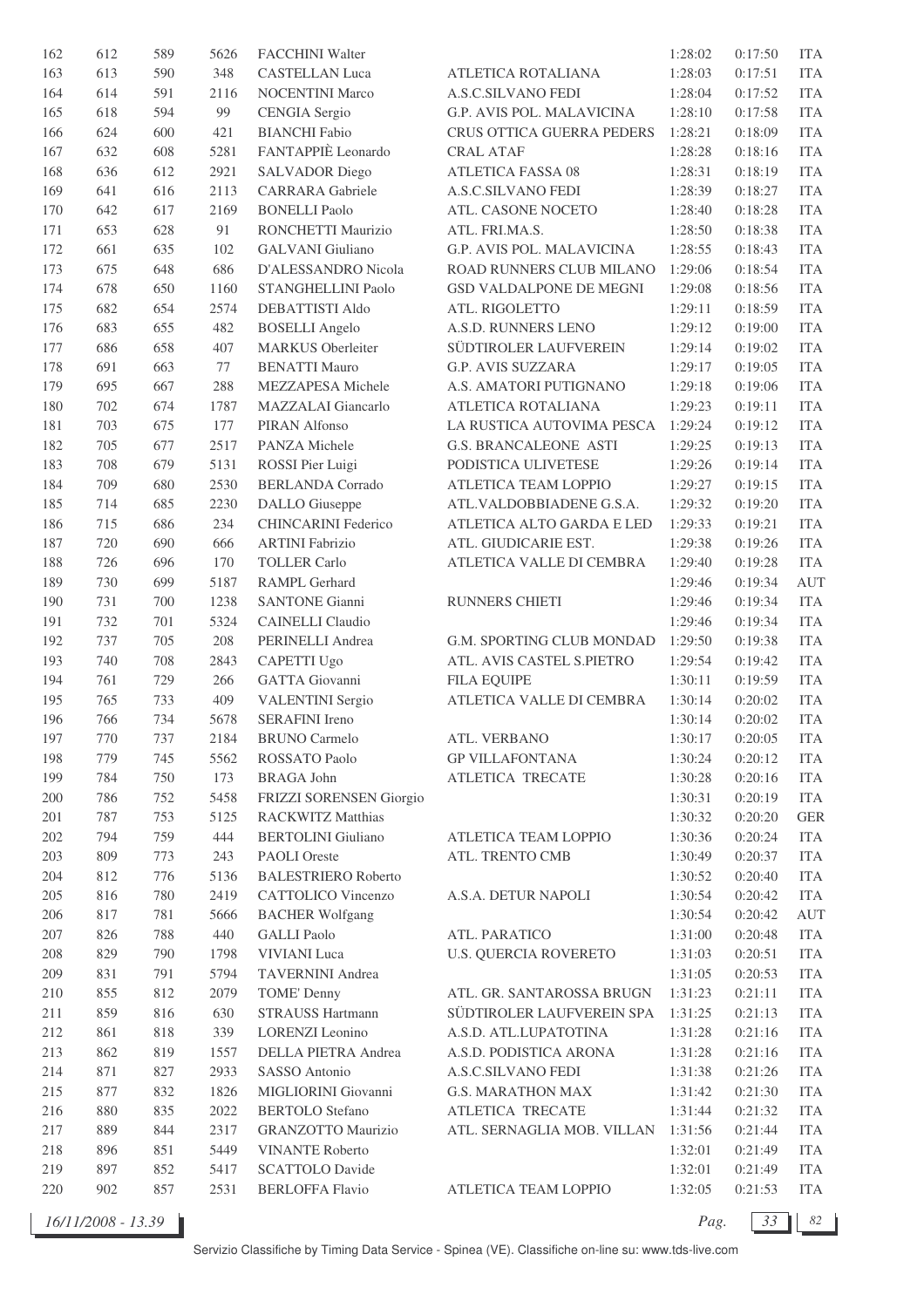| | | | | | | | | |
|---|---|---|---|---|---|---|---|---|
| 162 | 612 | 589 | 5626 | FACCHINI Walter | | 1:28:02 | 0:17:50 | ITA |
| 163 | 613 | 590 | 348 | CASTELLAN Luca | ATLETICA ROTALIANA | 1:28:03 | 0:17:51 | ITA |
| 164 | 614 | 591 | 2116 | NOCENTINI Marco | A.S.C.SILVANO FEDI | 1:28:04 | 0:17:52 | ITA |
| 165 | 618 | 594 | 99 | CENGIA Sergio | G.P. AVIS POL. MALAVICINA | 1:28:10 | 0:17:58 | ITA |
| 166 | 624 | 600 | 421 | BIANCHI Fabio | CRUS OTTICA GUERRA PEDERS | 1:28:21 | 0:18:09 | ITA |
| 167 | 632 | 608 | 5281 | FANTAPPIÈ Leonardo | CRAL ATAF | 1:28:28 | 0:18:16 | ITA |
| 168 | 636 | 612 | 2921 | SALVADOR Diego | ATLETICA FASSA 08 | 1:28:31 | 0:18:19 | ITA |
| 169 | 641 | 616 | 2113 | CARRARA Gabriele | A.S.C.SILVANO FEDI | 1:28:39 | 0:18:27 | ITA |
| 170 | 642 | 617 | 2169 | BONELLI Paolo | ATL. CASONE NOCETO | 1:28:40 | 0:18:28 | ITA |
| 171 | 653 | 628 | 91 | RONCHETTI Maurizio | ATL. FRI.MA.S. | 1:28:50 | 0:18:38 | ITA |
| 172 | 661 | 635 | 102 | GALVANI Giuliano | G.P. AVIS POL. MALAVICINA | 1:28:55 | 0:18:43 | ITA |
| 173 | 675 | 648 | 686 | D'ALESSANDRO Nicola | ROAD RUNNERS CLUB MILANO | 1:29:06 | 0:18:54 | ITA |
| 174 | 678 | 650 | 1160 | STANGHELLINI Paolo | GSD VALDALPONE DE MEGNI | 1:29:08 | 0:18:56 | ITA |
| 175 | 682 | 654 | 2574 | DEBATTISTI Aldo | ATL. RIGOLETTO | 1:29:11 | 0:18:59 | ITA |
| 176 | 683 | 655 | 482 | BOSELLI Angelo | A.S.D. RUNNERS LENO | 1:29:12 | 0:19:00 | ITA |
| 177 | 686 | 658 | 407 | MARKUS Oberleiter | SÜDTIROLER LAUFVEREIN | 1:29:14 | 0:19:02 | ITA |
| 178 | 691 | 663 | 77 | BENATTI Mauro | G.P. AVIS SUZZARA | 1:29:17 | 0:19:05 | ITA |
| 179 | 695 | 667 | 288 | MEZZAPESA Michele | A.S. AMATORI PUTIGNANO | 1:29:18 | 0:19:06 | ITA |
| 180 | 702 | 674 | 1787 | MAZZALAI Giancarlo | ATLETICA ROTALIANA | 1:29:23 | 0:19:11 | ITA |
| 181 | 703 | 675 | 177 | PIRAN Alfonso | LA RUSTICA AUTOVIMA PESCA | 1:29:24 | 0:19:12 | ITA |
| 182 | 705 | 677 | 2517 | PANZA Michele | G.S. BRANCALEONE ASTI | 1:29:25 | 0:19:13 | ITA |
| 183 | 708 | 679 | 5131 | ROSSI Pier Luigi | PODISTICA ULIVETESE | 1:29:26 | 0:19:14 | ITA |
| 184 | 709 | 680 | 2530 | BERLANDA Corrado | ATLETICA TEAM LOPPIO | 1:29:27 | 0:19:15 | ITA |
| 185 | 714 | 685 | 2230 | DALLO Giuseppe | ATL.VALDOBBIADENE G.S.A. | 1:29:32 | 0:19:20 | ITA |
| 186 | 715 | 686 | 234 | CHINCARINI Federico | ATLETICA ALTO GARDA E LED | 1:29:33 | 0:19:21 | ITA |
| 187 | 720 | 690 | 666 | ARTINI Fabrizio | ATL. GIUDICARIE EST. | 1:29:38 | 0:19:26 | ITA |
| 188 | 726 | 696 | 170 | TOLLER Carlo | ATLETICA VALLE DI CEMBRA | 1:29:40 | 0:19:28 | ITA |
| 189 | 730 | 699 | 5187 | RAMPL Gerhard | | 1:29:46 | 0:19:34 | AUT |
| 190 | 731 | 700 | 1238 | SANTONE Gianni | RUNNERS CHIETI | 1:29:46 | 0:19:34 | ITA |
| 191 | 732 | 701 | 5324 | CAINELLI Claudio | | 1:29:46 | 0:19:34 | ITA |
| 192 | 737 | 705 | 208 | PERINELLI Andrea | G.M. SPORTING CLUB MONDAD | 1:29:50 | 0:19:38 | ITA |
| 193 | 740 | 708 | 2843 | CAPETTI Ugo | ATL. AVIS CASTEL S.PIETRO | 1:29:54 | 0:19:42 | ITA |
| 194 | 761 | 729 | 266 | GATTA Giovanni | FILA EQUIPE | 1:30:11 | 0:19:59 | ITA |
| 195 | 765 | 733 | 409 | VALENTINI Sergio | ATLETICA VALLE DI CEMBRA | 1:30:14 | 0:20:02 | ITA |
| 196 | 766 | 734 | 5678 | SERAFINI Ireno | | 1:30:14 | 0:20:02 | ITA |
| 197 | 770 | 737 | 2184 | BRUNO Carmelo | ATL. VERBANO | 1:30:17 | 0:20:05 | ITA |
| 198 | 779 | 745 | 5562 | ROSSATO Paolo | GP VILLAFONTANA | 1:30:24 | 0:20:12 | ITA |
| 199 | 784 | 750 | 173 | BRAGA John | ATLETICA TRECATE | 1:30:28 | 0:20:16 | ITA |
| 200 | 786 | 752 | 5458 | FRIZZI SORENSEN Giorgio | | 1:30:31 | 0:20:19 | ITA |
| 201 | 787 | 753 | 5125 | RACKWITZ Matthias | | 1:30:32 | 0:20:20 | GER |
| 202 | 794 | 759 | 444 | BERTOLINI Giuliano | ATLETICA TEAM LOPPIO | 1:30:36 | 0:20:24 | ITA |
| 203 | 809 | 773 | 243 | PAOLI Oreste | ATL. TRENTO CMB | 1:30:49 | 0:20:37 | ITA |
| 204 | 812 | 776 | 5136 | BALESTRIERO Roberto | | 1:30:52 | 0:20:40 | ITA |
| 205 | 816 | 780 | 2419 | CATTOLICO Vincenzo | A.S.A. DETUR NAPOLI | 1:30:54 | 0:20:42 | ITA |
| 206 | 817 | 781 | 5666 | BACHER Wolfgang | | 1:30:54 | 0:20:42 | AUT |
| 207 | 826 | 788 | 440 | GALLI Paolo | ATL. PARATICO | 1:31:00 | 0:20:48 | ITA |
| 208 | 829 | 790 | 1798 | VIVIANI Luca | U.S. QUERCIA ROVERETO | 1:31:03 | 0:20:51 | ITA |
| 209 | 831 | 791 | 5794 | TAVERNINI Andrea | | 1:31:05 | 0:20:53 | ITA |
| 210 | 855 | 812 | 2079 | TOME' Denny | ATL. GR. SANTAROSSA BRUGN | 1:31:23 | 0:21:11 | ITA |
| 211 | 859 | 816 | 630 | STRAUSS Hartmann | SÜDTIROLER LAUFVEREIN SPA | 1:31:25 | 0:21:13 | ITA |
| 212 | 861 | 818 | 339 | LORENZI Leonino | A.S.D. ATL.LUPATOTINA | 1:31:28 | 0:21:16 | ITA |
| 213 | 862 | 819 | 1557 | DELLA PIETRA Andrea | A.S.D. PODISTICA ARONA | 1:31:28 | 0:21:16 | ITA |
| 214 | 871 | 827 | 2933 | SASSO Antonio | A.S.C.SILVANO FEDI | 1:31:38 | 0:21:26 | ITA |
| 215 | 877 | 832 | 1826 | MIGLIORINI Giovanni | G.S. MARATHON MAX | 1:31:42 | 0:21:30 | ITA |
| 216 | 880 | 835 | 2022 | BERTOLO Stefano | ATLETICA TRECATE | 1:31:44 | 0:21:32 | ITA |
| 217 | 889 | 844 | 2317 | GRANZOTTO Maurizio | ATL. SERNAGLIA MOB. VILLAN | 1:31:56 | 0:21:44 | ITA |
| 218 | 896 | 851 | 5449 | VINANTE Roberto | | 1:32:01 | 0:21:49 | ITA |
| 219 | 897 | 852 | 5417 | SCATTOLO Davide | | 1:32:01 | 0:21:49 | ITA |
| 220 | 902 | 857 | 2531 | BERLOFFA Flavio | ATLETICA TEAM LOPPIO | 1:32:05 | 0:21:53 | ITA |

16/11/2008 - 13.39

Servizio Classifiche by Timing Data Service - Spinea (VE). Classifiche on-line su: www.tds-live.com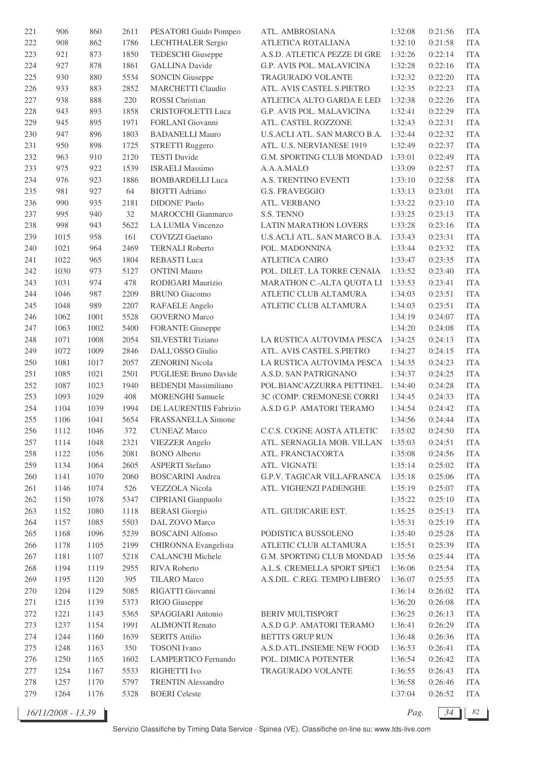| | | | | | | | | |
|---|---|---|---|---|---|---|---|---|
| 221 | 906 | 860 | 2611 | PESATORI Guido Pompeo | ATL. AMBROSIANA | 1:32:08 | 0:21:56 | ITA |
| 222 | 908 | 862 | 1786 | LECHTHALER Sergio | ATLETICA ROTALIANA | 1:32:10 | 0:21:58 | ITA |
| 223 | 921 | 873 | 1850 | TEDESCHI Giuseppe | A.S.D. ATLETICA PEZZE DI GRE | 1:32:26 | 0:22:14 | ITA |
| 224 | 927 | 878 | 1861 | GALLINA Davide | G.P. AVIS POL. MALAVICINA | 1:32:28 | 0:22:16 | ITA |
| 225 | 930 | 880 | 5534 | SONCIN Giuseppe | TRAGURADO VOLANTE | 1:32:32 | 0:22:20 | ITA |
| 226 | 933 | 883 | 2852 | MARCHETTI Claudio | ATL. AVIS CASTEL S.PIETRO | 1:32:35 | 0:22:23 | ITA |
| 227 | 938 | 888 | 220 | ROSSI Christian | ATLETICA ALTO GARDA E LED | 1:32:38 | 0:22:26 | ITA |
| 228 | 943 | 893 | 1858 | CRISTOFOLETTI Luca | G.P. AVIS POL. MALAVICINA | 1:32:41 | 0:22:29 | ITA |
| 229 | 945 | 895 | 1971 | FORLANI Giovanni | ATL. CASTEL ROZZONE | 1:32:43 | 0:22:31 | ITA |
| 230 | 947 | 896 | 1803 | BADANELLI Mauro | U.S.ACLI ATL. SAN MARCO B.A. | 1:32:44 | 0:22:32 | ITA |
| 231 | 950 | 898 | 1725 | STRETTI Ruggero | ATL. U.S. NERVIANESE 1919 | 1:32:49 | 0:22:37 | ITA |
| 232 | 963 | 910 | 2120 | TESTI Davide | G.M. SPORTING CLUB MONDAD | 1:33:01 | 0:22:49 | ITA |
| 233 | 975 | 922 | 1539 | ISRAELI Massimo | A.A.A.MALO | 1:33:09 | 0:22:57 | ITA |
| 234 | 976 | 923 | 1886 | BOMBARDELLI Luca | A.S. TRENTINO EVENTI | 1:33:10 | 0:22:58 | ITA |
| 235 | 981 | 927 | 64 | BIOTTI Adriano | G.S. FRAVEGGIO | 1:33:13 | 0:23:01 | ITA |
| 236 | 990 | 935 | 2181 | DIDONE' Paolo | ATL. VERBANO | 1:33:22 | 0:23:10 | ITA |
| 237 | 995 | 940 | 32 | MAROCCHI Gianmarco | S.S. TENNO | 1:33:25 | 0:23:13 | ITA |
| 238 | 998 | 943 | 5622 | LA LUMIA Vincenzo | LATIN MARATHON LOVERS | 1:33:28 | 0:23:16 | ITA |
| 239 | 1015 | 958 | 161 | COVIZZI Gaetano | U.S.ACLI ATL. SAN MARCO B.A. | 1:33:43 | 0:23:31 | ITA |
| 240 | 1021 | 964 | 2469 | TERNALI Roberto | POL. MADONNINA | 1:33:44 | 0:23:32 | ITA |
| 241 | 1022 | 965 | 1804 | REBASTI Luca | ATLETICA CAIRO | 1:33:47 | 0:23:35 | ITA |
| 242 | 1030 | 973 | 5127 | ONTINI Mauro | POL. DILET. LA TORRE CENAIA | 1:33:52 | 0:23:40 | ITA |
| 243 | 1031 | 974 | 478 | RODIGARI Maurizio | MARATHON C.-ALTA QUOTA LI | 1:33:53 | 0:23:41 | ITA |
| 244 | 1046 | 987 | 2209 | BRUNO Giacomo | ATLETIC CLUB ALTAMURA | 1:34:03 | 0:23:51 | ITA |
| 245 | 1048 | 989 | 2207 | RAFAELE Angelo | ATLETIC CLUB ALTAMURA | 1:34:03 | 0:23:51 | ITA |
| 246 | 1062 | 1001 | 5528 | GOVERNO Marco | | 1:34:19 | 0:24:07 | ITA |
| 247 | 1063 | 1002 | 5400 | FORANTE Giuseppe | | 1:34:20 | 0:24:08 | ITA |
| 248 | 1071 | 1008 | 2054 | SILVESTRI Tiziano | LA RUSTICA AUTOVIMA PESCA | 1:34:25 | 0:24:13 | ITA |
| 249 | 1072 | 1009 | 2846 | DALL'OSSO Giulio | ATL. AVIS CASTEL S.PIETRO | 1:34:27 | 0:24:15 | ITA |
| 250 | 1081 | 1017 | 2057 | ZENORINI Nicola | LA RUSTICA AUTOVIMA PESCA | 1:34:35 | 0:24:23 | ITA |
| 251 | 1085 | 1021 | 2501 | PUGLIESE Bruno Davide | A.S.D. SAN PATRIGNANO | 1:34:37 | 0:24:25 | ITA |
| 252 | 1087 | 1023 | 1940 | BEDENDI Massimiliano | POL.BIANCAZZURRA PETTINEL | 1:34:40 | 0:24:28 | ITA |
| 253 | 1093 | 1029 | 408 | MORENGHI Samuele | 3C (COMP. CREMONESE CORRI | 1:34:45 | 0:24:33 | ITA |
| 254 | 1104 | 1039 | 1994 | DE LAURENTIIS Fabrizio | A.S.D G.P. AMATORI TERAMO | 1:34:54 | 0:24:42 | ITA |
| 255 | 1106 | 1041 | 5654 | FRASSANELLA Simone | | 1:34:56 | 0:24:44 | ITA |
| 256 | 1112 | 1046 | 372 | CUNEAZ Marco | C.C.S. COGNE AOSTA ATLETIC | 1:35:02 | 0:24:50 | ITA |
| 257 | 1114 | 1048 | 2321 | VIEZZER Angelo | ATL. SERNAGLIA MOB. VILLAN | 1:35:03 | 0:24:51 | ITA |
| 258 | 1122 | 1056 | 2081 | BONO Alberto | ATL. FRANCIACORTA | 1:35:08 | 0:24:56 | ITA |
| 259 | 1134 | 1064 | 2605 | ASPERTI Stefano | ATL. VIGNATE | 1:35:14 | 0:25:02 | ITA |
| 260 | 1141 | 1070 | 2060 | BOSCARINI Andrea | G.P.V. TAGICAR VILLAFRANCA | 1:35:18 | 0:25:06 | ITA |
| 261 | 1146 | 1074 | 526 | VEZZOLA Nicola | ATL. VIGHENZI PADENGHE | 1:35:19 | 0:25:07 | ITA |
| 262 | 1150 | 1078 | 5347 | CIPRIANI Gianpaolo | | 1:35:22 | 0:25:10 | ITA |
| 263 | 1152 | 1080 | 1118 | BERASI Giorgio | ATL. GIUDICARIE EST. | 1:35:25 | 0:25:13 | ITA |
| 264 | 1157 | 1085 | 5503 | DAL ZOVO Marco | | 1:35:31 | 0:25:19 | ITA |
| 265 | 1168 | 1096 | 5239 | BOSCAINI Alfonso | PODISTICA BUSSOLENO | 1:35:40 | 0:25:28 | ITA |
| 266 | 1178 | 1105 | 2199 | CHIRONNA Evangelista | ATLETIC CLUB ALTAMURA | 1:35:51 | 0:25:39 | ITA |
| 267 | 1181 | 1107 | 5218 | CALANCHI Michele | G.M. SPORTING CLUB MONDAD | 1:35:56 | 0:25:44 | ITA |
| 268 | 1194 | 1119 | 2955 | RIVA Roberto | A.L.S. CREMELLA SPORT SPECI | 1:36:06 | 0:25:54 | ITA |
| 269 | 1195 | 1120 | 395 | TILARO Marco | A.S.DIL. C.REG. TEMPO LIBERO | 1:36:07 | 0:25:55 | ITA |
| 270 | 1204 | 1129 | 5085 | RIGATTI Giovanni | | 1:36:14 | 0:26:02 | ITA |
| 271 | 1215 | 1139 | 5373 | RIGO Giuseppe | | 1:36:20 | 0:26:08 | ITA |
| 272 | 1221 | 1143 | 5365 | SPAGGIARI Antonio | BERIV MULTISPORT | 1:36:25 | 0:26:13 | ITA |
| 273 | 1237 | 1154 | 1991 | ALIMONTI Renato | A.S.D G.P. AMATORI TERAMO | 1:36:41 | 0:26:29 | ITA |
| 274 | 1244 | 1160 | 1639 | SERITS Attilio | BETTI'S GRUP RUN | 1:36:48 | 0:26:36 | ITA |
| 275 | 1248 | 1163 | 350 | TOSONI Ivano | A.S.D.ATL.INSIEME NEW FOOD | 1:36:53 | 0:26:41 | ITA |
| 276 | 1250 | 1165 | 1602 | LAMPERTICO Fernando | POL. DIMICA POTENTER | 1:36:54 | 0:26:42 | ITA |
| 277 | 1254 | 1167 | 5533 | RIGHETTI Ivo | TRAGURADO VOLANTE | 1:36:55 | 0:26:43 | ITA |
| 278 | 1257 | 1170 | 5797 | TRENTIN Alessandro | | 1:36:58 | 0:26:46 | ITA |
| 279 | 1264 | 1176 | 5328 | BOERI Celeste | | 1:37:04 | 0:26:52 | ITA |

16/11/2008 - 13.39

Servizio Classifiche by Timing Data Service - Spinea (VE). Classifiche on-line su: www.tds-live.com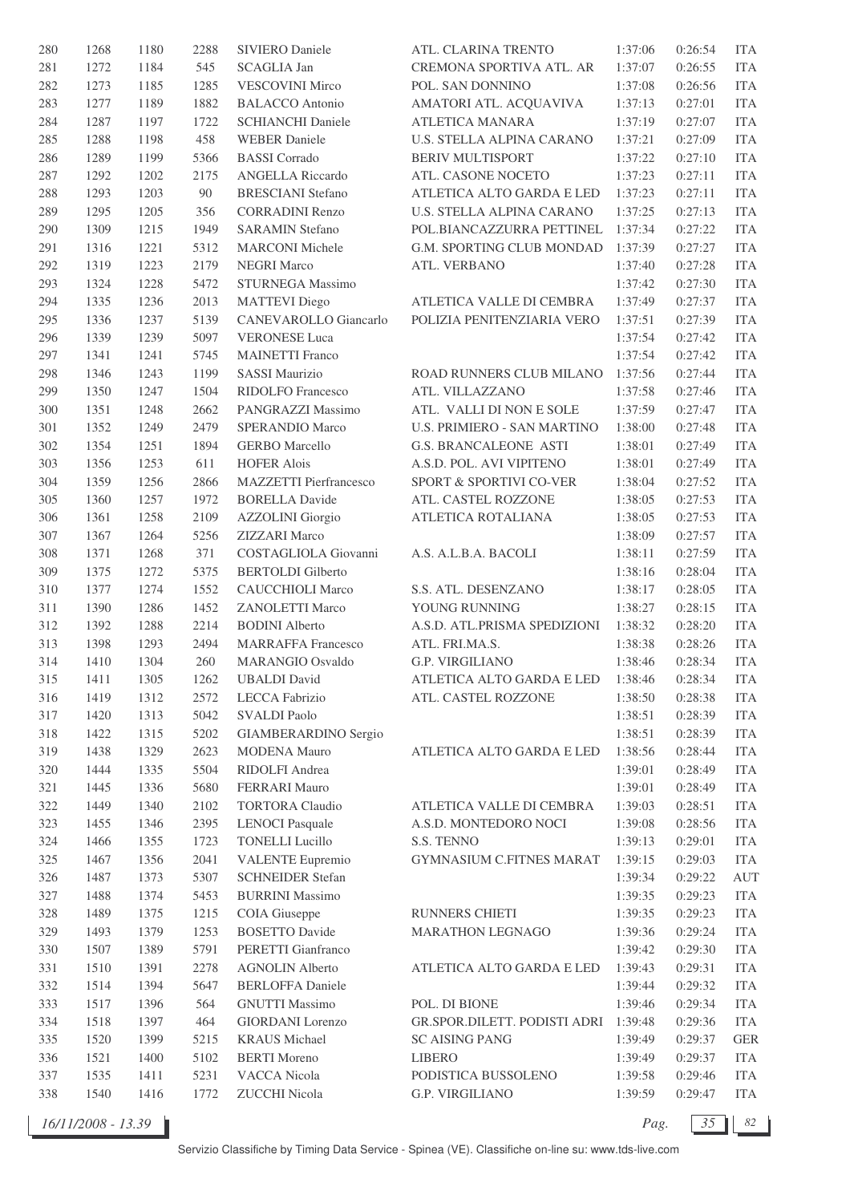| | | | | | | | | |
|---|---|---|---|---|---|---|---|---|
| 280 | 1268 | 1180 | 2288 | SIVIERO Daniele | ATL. CLARINA TRENTO | 1:37:06 | 0:26:54 | ITA |
| 281 | 1272 | 1184 | 545 | SCAGLIA Jan | CREMONA SPORTIVA ATL. AR | 1:37:07 | 0:26:55 | ITA |
| 282 | 1273 | 1185 | 1285 | VESCOVINI Mirco | POL. SAN DONNINO | 1:37:08 | 0:26:56 | ITA |
| 283 | 1277 | 1189 | 1882 | BALACCO Antonio | AMATORI ATL. ACQUAVIVA | 1:37:13 | 0:27:01 | ITA |
| 284 | 1287 | 1197 | 1722 | SCHIANCHI Daniele | ATLETICA MANARA | 1:37:19 | 0:27:07 | ITA |
| 285 | 1288 | 1198 | 458 | WEBER Daniele | U.S. STELLA ALPINA CARANO | 1:37:21 | 0:27:09 | ITA |
| 286 | 1289 | 1199 | 5366 | BASSI Corrado | BERIV MULTISPORT | 1:37:22 | 0:27:10 | ITA |
| 287 | 1292 | 1202 | 2175 | ANGELLA Riccardo | ATL. CASONE NOCETO | 1:37:23 | 0:27:11 | ITA |
| 288 | 1293 | 1203 | 90 | BRESCIANI Stefano | ATLETICA ALTO GARDA E LED | 1:37:23 | 0:27:11 | ITA |
| 289 | 1295 | 1205 | 356 | CORRADINI Renzo | U.S. STELLA ALPINA CARANO | 1:37:25 | 0:27:13 | ITA |
| 290 | 1309 | 1215 | 1949 | SARAMIN Stefano | POL.BIANCAZZURRA PETTINEL | 1:37:34 | 0:27:22 | ITA |
| 291 | 1316 | 1221 | 5312 | MARCONI Michele | G.M. SPORTING CLUB MONDAD | 1:37:39 | 0:27:27 | ITA |
| 292 | 1319 | 1223 | 2179 | NEGRI Marco | ATL. VERBANO | 1:37:40 | 0:27:28 | ITA |
| 293 | 1324 | 1228 | 5472 | STURNEGA Massimo | | 1:37:42 | 0:27:30 | ITA |
| 294 | 1335 | 1236 | 2013 | MATTEVI Diego | ATLETICA VALLE DI CEMBRA | 1:37:49 | 0:27:37 | ITA |
| 295 | 1336 | 1237 | 5139 | CANEVAROLLO Giancarlo | POLIZIA PENITENZIARIA VERO | 1:37:51 | 0:27:39 | ITA |
| 296 | 1339 | 1239 | 5097 | VERONESE Luca | | 1:37:54 | 0:27:42 | ITA |
| 297 | 1341 | 1241 | 5745 | MAINETTI Franco | | 1:37:54 | 0:27:42 | ITA |
| 298 | 1346 | 1243 | 1199 | SASSI Maurizio | ROAD RUNNERS CLUB MILANO | 1:37:56 | 0:27:44 | ITA |
| 299 | 1350 | 1247 | 1504 | RIDOLFO Francesco | ATL. VILLAZZANO | 1:37:58 | 0:27:46 | ITA |
| 300 | 1351 | 1248 | 2662 | PANGRAZZI Massimo | ATL. VALLI DI NON E SOLE | 1:37:59 | 0:27:47 | ITA |
| 301 | 1352 | 1249 | 2479 | SPERANDIO Marco | U.S. PRIMIERO - SAN MARTINO | 1:38:00 | 0:27:48 | ITA |
| 302 | 1354 | 1251 | 1894 | GERBO Marcello | G.S. BRANCALEONE ASTI | 1:38:01 | 0:27:49 | ITA |
| 303 | 1356 | 1253 | 611 | HOFER Alois | A.S.D. POL. AVI VIPITENO | 1:38:01 | 0:27:49 | ITA |
| 304 | 1359 | 1256 | 2866 | MAZZETTI Pierfrancesco | SPORT & SPORTIVI CO-VER | 1:38:04 | 0:27:52 | ITA |
| 305 | 1360 | 1257 | 1972 | BORELLA Davide | ATL. CASTEL ROZZONE | 1:38:05 | 0:27:53 | ITA |
| 306 | 1361 | 1258 | 2109 | AZZOLINI Giorgio | ATLETICA ROTALIANA | 1:38:05 | 0:27:53 | ITA |
| 307 | 1367 | 1264 | 5256 | ZIZZARI Marco | | 1:38:09 | 0:27:57 | ITA |
| 308 | 1371 | 1268 | 371 | COSTAGLIOLA Giovanni | A.S. A.L.B.A. BACOLI | 1:38:11 | 0:27:59 | ITA |
| 309 | 1375 | 1272 | 5375 | BERTOLDI Gilberto | | 1:38:16 | 0:28:04 | ITA |
| 310 | 1377 | 1274 | 1552 | CAUCCHIOLI Marco | S.S. ATL. DESENZANO | 1:38:17 | 0:28:05 | ITA |
| 311 | 1390 | 1286 | 1452 | ZANOLETTI Marco | YOUNG RUNNING | 1:38:27 | 0:28:15 | ITA |
| 312 | 1392 | 1288 | 2214 | BODINI Alberto | A.S.D. ATL.PRISMA SPEDIZIONI | 1:38:32 | 0:28:20 | ITA |
| 313 | 1398 | 1293 | 2494 | MARRAFFA Francesco | ATL. FRI.MA.S. | 1:38:38 | 0:28:26 | ITA |
| 314 | 1410 | 1304 | 260 | MARANGIO Osvaldo | G.P. VIRGILIANO | 1:38:46 | 0:28:34 | ITA |
| 315 | 1411 | 1305 | 1262 | UBALDI David | ATLETICA ALTO GARDA E LED | 1:38:46 | 0:28:34 | ITA |
| 316 | 1419 | 1312 | 2572 | LECCA Fabrizio | ATL. CASTEL ROZZONE | 1:38:50 | 0:28:38 | ITA |
| 317 | 1420 | 1313 | 5042 | SVALDI Paolo | | 1:38:51 | 0:28:39 | ITA |
| 318 | 1422 | 1315 | 5202 | GIAMBERARDINO Sergio | | 1:38:51 | 0:28:39 | ITA |
| 319 | 1438 | 1329 | 2623 | MODENA Mauro | ATLETICA ALTO GARDA E LED | 1:38:56 | 0:28:44 | ITA |
| 320 | 1444 | 1335 | 5504 | RIDOLFI Andrea | | 1:39:01 | 0:28:49 | ITA |
| 321 | 1445 | 1336 | 5680 | FERRARI Mauro | | 1:39:01 | 0:28:49 | ITA |
| 322 | 1449 | 1340 | 2102 | TORTORA Claudio | ATLETICA VALLE DI CEMBRA | 1:39:03 | 0:28:51 | ITA |
| 323 | 1455 | 1346 | 2395 | LENOCI Pasquale | A.S.D. MONTEDORO NOCI | 1:39:08 | 0:28:56 | ITA |
| 324 | 1466 | 1355 | 1723 | TONELLI Lucillo | S.S. TENNO | 1:39:13 | 0:29:01 | ITA |
| 325 | 1467 | 1356 | 2041 | VALENTE Eupremio | GYMNASIUM C.FITNES MARAT | 1:39:15 | 0:29:03 | ITA |
| 326 | 1487 | 1373 | 5307 | SCHNEIDER Stefan | | 1:39:34 | 0:29:22 | AUT |
| 327 | 1488 | 1374 | 5453 | BURRINI Massimo | | 1:39:35 | 0:29:23 | ITA |
| 328 | 1489 | 1375 | 1215 | COIA Giuseppe | RUNNERS CHIETI | 1:39:35 | 0:29:23 | ITA |
| 329 | 1493 | 1379 | 1253 | BOSETTO Davide | MARATHON LEGNAGO | 1:39:36 | 0:29:24 | ITA |
| 330 | 1507 | 1389 | 5791 | PERETTI Gianfranco | | 1:39:42 | 0:29:30 | ITA |
| 331 | 1510 | 1391 | 2278 | AGNOLIN Alberto | ATLETICA ALTO GARDA E LED | 1:39:43 | 0:29:31 | ITA |
| 332 | 1514 | 1394 | 5647 | BERLOFFA Daniele | | 1:39:44 | 0:29:32 | ITA |
| 333 | 1517 | 1396 | 564 | GNUTTI Massimo | POL. DI BIONE | 1:39:46 | 0:29:34 | ITA |
| 334 | 1518 | 1397 | 464 | GIORDANI Lorenzo | GR.SPOR.DILETT. PODISTI ADRI | 1:39:48 | 0:29:36 | ITA |
| 335 | 1520 | 1399 | 5215 | KRAUS Michael | SC AISING PANG | 1:39:49 | 0:29:37 | GER |
| 336 | 1521 | 1400 | 5102 | BERTI Moreno | LIBERO | 1:39:49 | 0:29:37 | ITA |
| 337 | 1535 | 1411 | 5231 | VACCA Nicola | PODISTICA BUSSOLENO | 1:39:58 | 0:29:46 | ITA |
| 338 | 1540 | 1416 | 1772 | ZUCCHI Nicola | G.P. VIRGILIANO | 1:39:59 | 0:29:47 | ITA |

16/11/2008 - 13.39

Servizio Classifiche by Timing Data Service - Spinea (VE). Classifiche on-line su: www.tds-live.com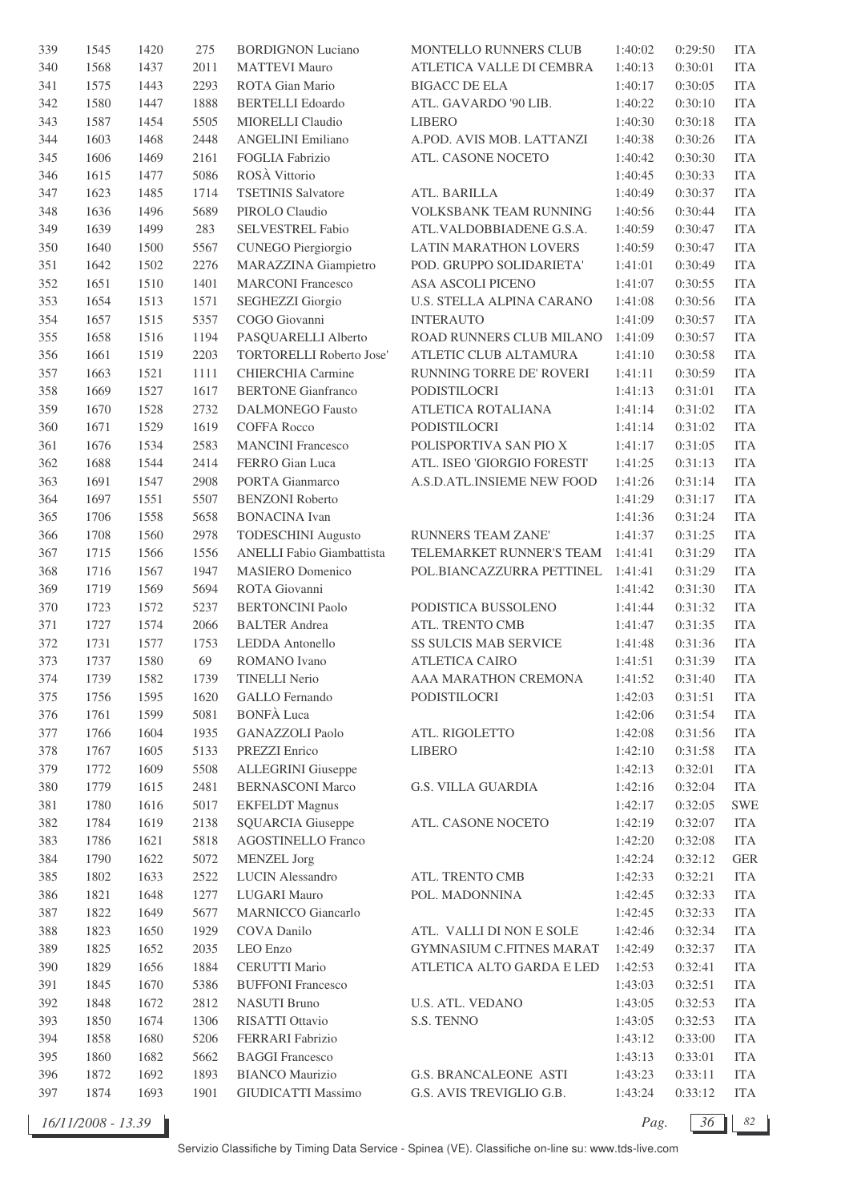| | | | | | | | | |
|---|---|---|---|---|---|---|---|---|
| 339 | 1545 | 1420 | 275 | BORDIGNON Luciano | MONTELLO RUNNERS CLUB | 1:40:02 | 0:29:50 | ITA |
| 340 | 1568 | 1437 | 2011 | MATTEVI Mauro | ATLETICA VALLE DI CEMBRA | 1:40:13 | 0:30:01 | ITA |
| 341 | 1575 | 1443 | 2293 | ROTA Gian Mario | BIGACC DE ELA | 1:40:17 | 0:30:05 | ITA |
| 342 | 1580 | 1447 | 1888 | BERTELLI Edoardo | ATL. GAVARDO '90 LIB. | 1:40:22 | 0:30:10 | ITA |
| 343 | 1587 | 1454 | 5505 | MIORELLI Claudio | LIBERO | 1:40:30 | 0:30:18 | ITA |
| 344 | 1603 | 1468 | 2448 | ANGELINI Emiliano | A.POD. AVIS MOB. LATTANZI | 1:40:38 | 0:30:26 | ITA |
| 345 | 1606 | 1469 | 2161 | FOGLIA Fabrizio | ATL. CASONE NOCETO | 1:40:42 | 0:30:30 | ITA |
| 346 | 1615 | 1477 | 5086 | ROSÀ Vittorio | | 1:40:45 | 0:30:33 | ITA |
| 347 | 1623 | 1485 | 1714 | TSETINIS Salvatore | ATL. BARILLA | 1:40:49 | 0:30:37 | ITA |
| 348 | 1636 | 1496 | 5689 | PIROLO Claudio | VOLKSBANK TEAM RUNNING | 1:40:56 | 0:30:44 | ITA |
| 349 | 1639 | 1499 | 283 | SELVESTREL Fabio | ATL.VALDOBBIADENE G.S.A. | 1:40:59 | 0:30:47 | ITA |
| 350 | 1640 | 1500 | 5567 | CUNEGO Piergiorgio | LATIN MARATHON LOVERS | 1:40:59 | 0:30:47 | ITA |
| 351 | 1642 | 1502 | 2276 | MARAZZINA Giampietro | POD. GRUPPO SOLIDARIETA' | 1:41:01 | 0:30:49 | ITA |
| 352 | 1651 | 1510 | 1401 | MARCONI Francesco | ASA ASCOLI PICENO | 1:41:07 | 0:30:55 | ITA |
| 353 | 1654 | 1513 | 1571 | SEGHEZZI Giorgio | U.S. STELLA ALPINA CARANO | 1:41:08 | 0:30:56 | ITA |
| 354 | 1657 | 1515 | 5357 | COGO Giovanni | INTERAUTO | 1:41:09 | 0:30:57 | ITA |
| 355 | 1658 | 1516 | 1194 | PASQUARELLI Alberto | ROAD RUNNERS CLUB MILANO | 1:41:09 | 0:30:57 | ITA |
| 356 | 1661 | 1519 | 2203 | TORTORELLI Roberto Jose' | ATLETIC CLUB ALTAMURA | 1:41:10 | 0:30:58 | ITA |
| 357 | 1663 | 1521 | 1111 | CHIERCHIA Carmine | RUNNING TORRE DE' ROVERI | 1:41:11 | 0:30:59 | ITA |
| 358 | 1669 | 1527 | 1617 | BERTONE Gianfranco | PODISTILOCRI | 1:41:13 | 0:31:01 | ITA |
| 359 | 1670 | 1528 | 2732 | DALMONEGO Fausto | ATLETICA ROTALIANA | 1:41:14 | 0:31:02 | ITA |
| 360 | 1671 | 1529 | 1619 | COFFA Rocco | PODISTILOCRI | 1:41:14 | 0:31:02 | ITA |
| 361 | 1676 | 1534 | 2583 | MANCINI Francesco | POLISPORTIVA SAN PIO X | 1:41:17 | 0:31:05 | ITA |
| 362 | 1688 | 1544 | 2414 | FERRO Gian Luca | ATL. ISEO 'GIORGIO FORESTI' | 1:41:25 | 0:31:13 | ITA |
| 363 | 1691 | 1547 | 2908 | PORTA Gianmarco | A.S.D.ATL.INSIEME NEW FOOD | 1:41:26 | 0:31:14 | ITA |
| 364 | 1697 | 1551 | 5507 | BENZONI Roberto | | 1:41:29 | 0:31:17 | ITA |
| 365 | 1706 | 1558 | 5658 | BONACINA Ivan | | 1:41:36 | 0:31:24 | ITA |
| 366 | 1708 | 1560 | 2978 | TODESCHINI Augusto | RUNNERS TEAM ZANE' | 1:41:37 | 0:31:25 | ITA |
| 367 | 1715 | 1566 | 1556 | ANELLI Fabio Giambattista | TELEMARKET RUNNER'S TEAM | 1:41:41 | 0:31:29 | ITA |
| 368 | 1716 | 1567 | 1947 | MASIERO Domenico | POL.BIANCAZZURRA PETTINEL | 1:41:41 | 0:31:29 | ITA |
| 369 | 1719 | 1569 | 5694 | ROTA Giovanni | | 1:41:42 | 0:31:30 | ITA |
| 370 | 1723 | 1572 | 5237 | BERTONCINI Paolo | PODISTICA BUSSOLENO | 1:41:44 | 0:31:32 | ITA |
| 371 | 1727 | 1574 | 2066 | BALTER Andrea | ATL. TRENTO CMB | 1:41:47 | 0:31:35 | ITA |
| 372 | 1731 | 1577 | 1753 | LEDDA Antonello | SS SULCIS MAB SERVICE | 1:41:48 | 0:31:36 | ITA |
| 373 | 1737 | 1580 | 69 | ROMANO Ivano | ATLETICA CAIRO | 1:41:51 | 0:31:39 | ITA |
| 374 | 1739 | 1582 | 1739 | TINELLI Nerio | AAA MARATHON CREMONA | 1:41:52 | 0:31:40 | ITA |
| 375 | 1756 | 1595 | 1620 | GALLO Fernando | PODISTILOCRI | 1:42:03 | 0:31:51 | ITA |
| 376 | 1761 | 1599 | 5081 | BONFÀ Luca | | 1:42:06 | 0:31:54 | ITA |
| 377 | 1766 | 1604 | 1935 | GANAZZOLI Paolo | ATL. RIGOLETTO | 1:42:08 | 0:31:56 | ITA |
| 378 | 1767 | 1605 | 5133 | PREZZI Enrico | LIBERO | 1:42:10 | 0:31:58 | ITA |
| 379 | 1772 | 1609 | 5508 | ALLEGRINI Giuseppe | | 1:42:13 | 0:32:01 | ITA |
| 380 | 1779 | 1615 | 2481 | BERNASCONI Marco | G.S. VILLA GUARDIA | 1:42:16 | 0:32:04 | ITA |
| 381 | 1780 | 1616 | 5017 | EKFELDT Magnus | | 1:42:17 | 0:32:05 | SWE |
| 382 | 1784 | 1619 | 2138 | SQUARCIA Giuseppe | ATL. CASONE NOCETO | 1:42:19 | 0:32:07 | ITA |
| 383 | 1786 | 1621 | 5818 | AGOSTINELLO Franco | | 1:42:20 | 0:32:08 | ITA |
| 384 | 1790 | 1622 | 5072 | MENZEL Jorg | | 1:42:24 | 0:32:12 | GER |
| 385 | 1802 | 1633 | 2522 | LUCIN Alessandro | ATL. TRENTO CMB | 1:42:33 | 0:32:21 | ITA |
| 386 | 1821 | 1648 | 1277 | LUGARI Mauro | POL. MADONNINA | 1:42:45 | 0:32:33 | ITA |
| 387 | 1822 | 1649 | 5677 | MARNICCO Giancarlo | | 1:42:45 | 0:32:33 | ITA |
| 388 | 1823 | 1650 | 1929 | COVA Danilo | ATL. VALLI DI NON E SOLE | 1:42:46 | 0:32:34 | ITA |
| 389 | 1825 | 1652 | 2035 | LEO Enzo | GYMNASIUM C.FITNES MARAT | 1:42:49 | 0:32:37 | ITA |
| 390 | 1829 | 1656 | 1884 | CERUTTI Mario | ATLETICA ALTO GARDA E LED | 1:42:53 | 0:32:41 | ITA |
| 391 | 1845 | 1670 | 5386 | BUFFONI Francesco | | 1:43:03 | 0:32:51 | ITA |
| 392 | 1848 | 1672 | 2812 | NASUTI Bruno | U.S. ATL. VEDANO | 1:43:05 | 0:32:53 | ITA |
| 393 | 1850 | 1674 | 1306 | RISATTI Ottavio | S.S. TENNO | 1:43:05 | 0:32:53 | ITA |
| 394 | 1858 | 1680 | 5206 | FERRARI Fabrizio | | 1:43:12 | 0:33:00 | ITA |
| 395 | 1860 | 1682 | 5662 | BAGGI Francesco | | 1:43:13 | 0:33:01 | ITA |
| 396 | 1872 | 1692 | 1893 | BIANCO Maurizio | G.S. BRANCALEONE ASTI | 1:43:23 | 0:33:11 | ITA |
| 397 | 1874 | 1693 | 1901 | GIUDICATTI Massimo | G.S. AVIS TREVIGLIO G.B. | 1:43:24 | 0:33:12 | ITA |

16/11/2008 - 13.39

Servizio Classifiche by Timing Data Service - Spinea (VE). Classifiche on-line su: www.tds-live.com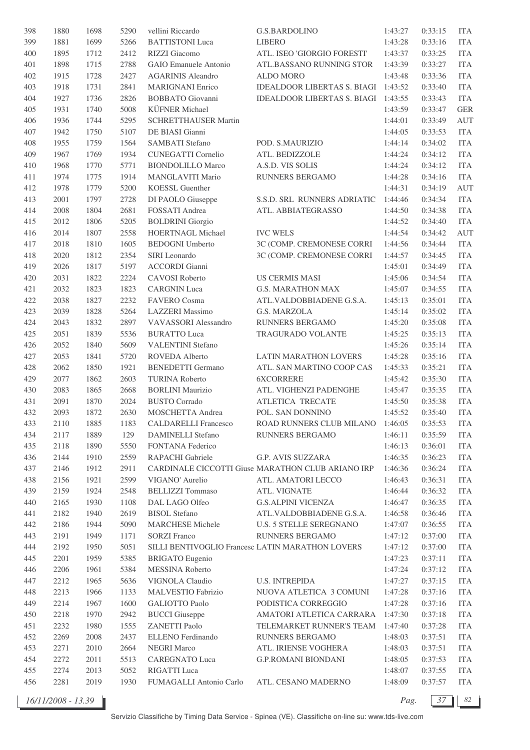| | | | | | | | | |
|---|---|---|---|---|---|---|---|---|
| 398 | 1880 | 1698 | 5290 | vellini Riccardo | G.S.BARDOLINO | 1:43:27 | 0:33:15 | ITA |
| 399 | 1881 | 1699 | 5266 | BATTISTONI Luca | LIBERO | 1:43:28 | 0:33:16 | ITA |
| 400 | 1895 | 1712 | 2412 | RIZZI Giacomo | ATL. ISEO 'GIORGIO FORESTI' | 1:43:37 | 0:33:25 | ITA |
| 401 | 1898 | 1715 | 2788 | GAIO Emanuele Antonio | ATL.BASSANO RUNNING STOR | 1:43:39 | 0:33:27 | ITA |
| 402 | 1915 | 1728 | 2427 | AGARINIS Aleandro | ALDO MORO | 1:43:48 | 0:33:36 | ITA |
| 403 | 1918 | 1731 | 2841 | MARIGNANI Enrico | IDEALDOOR LIBERTAS S. BIAGI | 1:43:52 | 0:33:40 | ITA |
| 404 | 1927 | 1736 | 2826 | BOBBATO Giovanni | IDEALDOOR LIBERTAS S. BIAGI | 1:43:55 | 0:33:43 | ITA |
| 405 | 1931 | 1740 | 5008 | KÜFNER Michael | | 1:43:59 | 0:33:47 | GER |
| 406 | 1936 | 1744 | 5295 | SCHRETTHAUSER Martin | | 1:44:01 | 0:33:49 | AUT |
| 407 | 1942 | 1750 | 5107 | DE BIASI Gianni | | 1:44:05 | 0:33:53 | ITA |
| 408 | 1955 | 1759 | 1564 | SAMBATI Stefano | POD. S.MAURIZIO | 1:44:14 | 0:34:02 | ITA |
| 409 | 1967 | 1769 | 1934 | CUNEGATTI Cornelio | ATL. BEDIZZOLE | 1:44:24 | 0:34:12 | ITA |
| 410 | 1968 | 1770 | 5771 | BIONDOLILLO Marco | A.S.D. VIS SOLIS | 1:44:24 | 0:34:12 | ITA |
| 411 | 1974 | 1775 | 1914 | MANGLAVITI Mario | RUNNERS BERGAMO | 1:44:28 | 0:34:16 | ITA |
| 412 | 1978 | 1779 | 5200 | KOESSL Guenther | | 1:44:31 | 0:34:19 | AUT |
| 413 | 2001 | 1797 | 2728 | DI PAOLO Giuseppe | S.S.D. SRL RUNNERS ADRIATIC | 1:44:46 | 0:34:34 | ITA |
| 414 | 2008 | 1804 | 2681 | FOSSATI Andrea | ATL. ABBIATEGRASSO | 1:44:50 | 0:34:38 | ITA |
| 415 | 2012 | 1806 | 5205 | BOLDRINI Giorgio | | 1:44:52 | 0:34:40 | ITA |
| 416 | 2014 | 1807 | 2558 | HOERTNAGL Michael | IVC WELS | 1:44:54 | 0:34:42 | AUT |
| 417 | 2018 | 1810 | 1605 | BEDOGNI Umberto | 3C (COMP. CREMONESE CORRI | 1:44:56 | 0:34:44 | ITA |
| 418 | 2020 | 1812 | 2354 | SIRI Leonardo | 3C (COMP. CREMONESE CORRI | 1:44:57 | 0:34:45 | ITA |
| 419 | 2026 | 1817 | 5197 | ACCORDI Gianni | | 1:45:01 | 0:34:49 | ITA |
| 420 | 2031 | 1822 | 2224 | CAVOSI Roberto | US CERMIS MASI | 1:45:06 | 0:34:54 | ITA |
| 421 | 2032 | 1823 | 1823 | CARGNIN Luca | G.S. MARATHON MAX | 1:45:07 | 0:34:55 | ITA |
| 422 | 2038 | 1827 | 2232 | FAVERO Cosma | ATL.VALDOBBIADENE G.S.A. | 1:45:13 | 0:35:01 | ITA |
| 423 | 2039 | 1828 | 5264 | LAZZERI Massimo | G.S. MARZOLA | 1:45:14 | 0:35:02 | ITA |
| 424 | 2043 | 1832 | 2897 | VAVASSORI Alessandro | RUNNERS BERGAMO | 1:45:20 | 0:35:08 | ITA |
| 425 | 2051 | 1839 | 5536 | BURATTO Luca | TRAGURADO VOLANTE | 1:45:25 | 0:35:13 | ITA |
| 426 | 2052 | 1840 | 5609 | VALENTINI Stefano | | 1:45:26 | 0:35:14 | ITA |
| 427 | 2053 | 1841 | 5720 | ROVEDA Alberto | LATIN MARATHON LOVERS | 1:45:28 | 0:35:16 | ITA |
| 428 | 2062 | 1850 | 1921 | BENEDETTI Germano | ATL. SAN MARTINO COOP CAS | 1:45:33 | 0:35:21 | ITA |
| 429 | 2077 | 1862 | 2603 | TURINA Roberto | 6XCORRERE | 1:45:42 | 0:35:30 | ITA |
| 430 | 2083 | 1865 | 2668 | BORLINI Maurizio | ATL. VIGHENZI PADENGHE | 1:45:47 | 0:35:35 | ITA |
| 431 | 2091 | 1870 | 2024 | BUSTO Corrado | ATLETICA TRECATE | 1:45:50 | 0:35:38 | ITA |
| 432 | 2093 | 1872 | 2630 | MOSCHETTA Andrea | POL. SAN DONNINO | 1:45:52 | 0:35:40 | ITA |
| 433 | 2110 | 1885 | 1183 | CALDARELLI Francesco | ROAD RUNNERS CLUB MILANO | 1:46:05 | 0:35:53 | ITA |
| 434 | 2117 | 1889 | 129 | DAMINELLI Stefano | RUNNERS BERGAMO | 1:46:11 | 0:35:59 | ITA |
| 435 | 2118 | 1890 | 5550 | FONTANA Federico | | 1:46:13 | 0:36:01 | ITA |
| 436 | 2144 | 1910 | 2559 | RAPACHI Gabriele | G.P. AVIS SUZZARA | 1:46:35 | 0:36:23 | ITA |
| 437 | 2146 | 1912 | 2911 | CARDINALE CICCOTTI Giuse | MARATHON CLUB ARIANO IRP | 1:46:36 | 0:36:24 | ITA |
| 438 | 2156 | 1921 | 2599 | VIGANO' Aurelio | ATL. AMATORI LECCO | 1:46:43 | 0:36:31 | ITA |
| 439 | 2159 | 1924 | 2548 | BELLIZZI Tommaso | ATL. VIGNATE | 1:46:44 | 0:36:32 | ITA |
| 440 | 2165 | 1930 | 1108 | DAL LAGO Olfeo | G.S.ALPINI VICENZA | 1:46:47 | 0:36:35 | ITA |
| 441 | 2182 | 1940 | 2619 | BISOL Stefano | ATL.VALDOBBIADENE G.S.A. | 1:46:58 | 0:36:46 | ITA |
| 442 | 2186 | 1944 | 5090 | MARCHESE Michele | U.S. 5 STELLE SEREGNANO | 1:47:07 | 0:36:55 | ITA |
| 443 | 2191 | 1949 | 1171 | SORZI Franco | RUNNERS BERGAMO | 1:47:12 | 0:37:00 | ITA |
| 444 | 2192 | 1950 | 5051 | SILLI BENTIVOGLIO Francesc | LATIN MARATHON LOVERS | 1:47:12 | 0:37:00 | ITA |
| 445 | 2201 | 1959 | 5385 | BRIGATO Eugenio | | 1:47:23 | 0:37:11 | ITA |
| 446 | 2206 | 1961 | 5384 | MESSINA Roberto | | 1:47:24 | 0:37:12 | ITA |
| 447 | 2212 | 1965 | 5636 | VIGNOLA Claudio | U.S. INTREPIDA | 1:47:27 | 0:37:15 | ITA |
| 448 | 2213 | 1966 | 1133 | MALVESTIO Fabrizio | NUOVA ATLETICA 3 COMUNI | 1:47:28 | 0:37:16 | ITA |
| 449 | 2214 | 1967 | 1600 | GALIOTTO Paolo | PODISTICA CORREGGIO | 1:47:28 | 0:37:16 | ITA |
| 450 | 2218 | 1970 | 2942 | BUCCI Giuseppe | AMATORI ATLETICA CARRARA | 1:47:30 | 0:37:18 | ITA |
| 451 | 2232 | 1980 | 1555 | ZANETTI Paolo | TELEMARKET RUNNER'S TEAM | 1:47:40 | 0:37:28 | ITA |
| 452 | 2269 | 2008 | 2437 | ELLENO Ferdinando | RUNNERS BERGAMO | 1:48:03 | 0:37:51 | ITA |
| 453 | 2271 | 2010 | 2664 | NEGRI Marco | ATL. IRIENSE VOGHERA | 1:48:03 | 0:37:51 | ITA |
| 454 | 2272 | 2011 | 5513 | CAREGNATO Luca | G.P.ROMANI BIONDANI | 1:48:05 | 0:37:53 | ITA |
| 455 | 2274 | 2013 | 5052 | RIGATTI Luca | | 1:48:07 | 0:37:55 | ITA |
| 456 | 2281 | 2019 | 1930 | FUMAGALLI Antonio Carlo | ATL. CESANO MADERNO | 1:48:09 | 0:37:57 | ITA |

16/11/2008 - 13.39

Servizio Classifiche by Timing Data Service - Spinea (VE). Classifiche on-line su: www.tds-live.com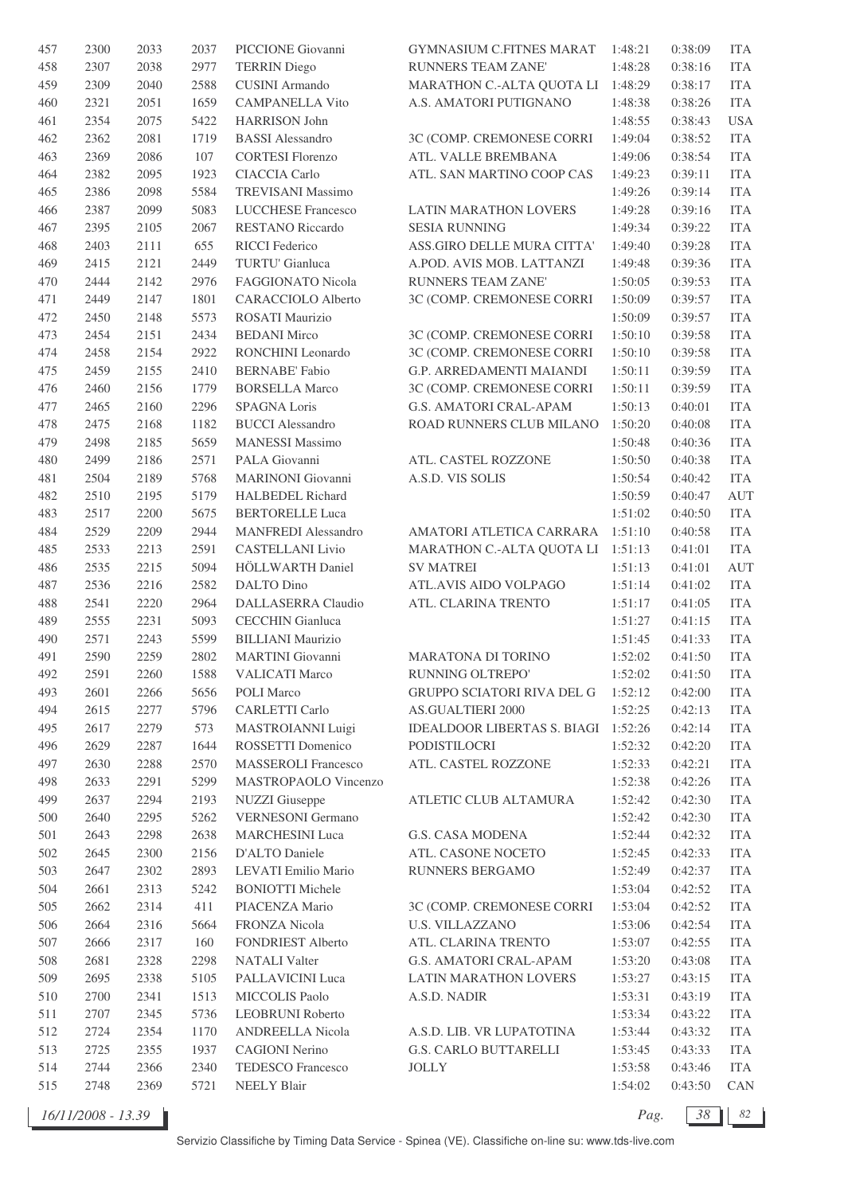| | | | | | | | | |
|---|---|---|---|---|---|---|---|---|
| 457 | 2300 | 2033 | 2037 | PICCIONE Giovanni | GYMNASIUM C.FITNES MARAT | 1:48:21 | 0:38:09 | ITA |
| 458 | 2307 | 2038 | 2977 | TERRIN Diego | RUNNERS TEAM ZANE' | 1:48:28 | 0:38:16 | ITA |
| 459 | 2309 | 2040 | 2588 | CUSINI Armando | MARATHON C.-ALTA QUOTA LI | 1:48:29 | 0:38:17 | ITA |
| 460 | 2321 | 2051 | 1659 | CAMPANELLA Vito | A.S. AMATORI PUTIGNANO | 1:48:38 | 0:38:26 | ITA |
| 461 | 2354 | 2075 | 5422 | HARRISON John | | 1:48:55 | 0:38:43 | USA |
| 462 | 2362 | 2081 | 1719 | BASSI Alessandro | 3C (COMP. CREMONESE CORRI | 1:49:04 | 0:38:52 | ITA |
| 463 | 2369 | 2086 | 107 | CORTESI Florenzo | ATL. VALLE BREMBANA | 1:49:06 | 0:38:54 | ITA |
| 464 | 2382 | 2095 | 1923 | CIACCIA Carlo | ATL. SAN MARTINO COOP CAS | 1:49:23 | 0:39:11 | ITA |
| 465 | 2386 | 2098 | 5584 | TREVISANI Massimo | | 1:49:26 | 0:39:14 | ITA |
| 466 | 2387 | 2099 | 5083 | LUCCHESE Francesco | LATIN MARATHON LOVERS | 1:49:28 | 0:39:16 | ITA |
| 467 | 2395 | 2105 | 2067 | RESTANO Riccardo | SESIA RUNNING | 1:49:34 | 0:39:22 | ITA |
| 468 | 2403 | 2111 | 655 | RICCI Federico | ASS.GIRO DELLE MURA CITTA' | 1:49:40 | 0:39:28 | ITA |
| 469 | 2415 | 2121 | 2449 | TURTU' Gianluca | A.POD. AVIS MOB. LATTANZI | 1:49:48 | 0:39:36 | ITA |
| 470 | 2444 | 2142 | 2976 | FAGGIONATO Nicola | RUNNERS TEAM ZANE' | 1:50:05 | 0:39:53 | ITA |
| 471 | 2449 | 2147 | 1801 | CARACCIOLO Alberto | 3C (COMP. CREMONESE CORRI | 1:50:09 | 0:39:57 | ITA |
| 472 | 2450 | 2148 | 5573 | ROSATI Maurizio | | 1:50:09 | 0:39:57 | ITA |
| 473 | 2454 | 2151 | 2434 | BEDANI Mirco | 3C (COMP. CREMONESE CORRI | 1:50:10 | 0:39:58 | ITA |
| 474 | 2458 | 2154 | 2922 | RONCHINI Leonardo | 3C (COMP. CREMONESE CORRI | 1:50:10 | 0:39:58 | ITA |
| 475 | 2459 | 2155 | 2410 | BERNABE' Fabio | G.P. ARREDAMENTI MAIANDI | 1:50:11 | 0:39:59 | ITA |
| 476 | 2460 | 2156 | 1779 | BORSELLA Marco | 3C (COMP. CREMONESE CORRI | 1:50:11 | 0:39:59 | ITA |
| 477 | 2465 | 2160 | 2296 | SPAGNA Loris | G.S. AMATORI CRAL-APAM | 1:50:13 | 0:40:01 | ITA |
| 478 | 2475 | 2168 | 1182 | BUCCI Alessandro | ROAD RUNNERS CLUB MILANO | 1:50:20 | 0:40:08 | ITA |
| 479 | 2498 | 2185 | 5659 | MANESSI Massimo | | 1:50:48 | 0:40:36 | ITA |
| 480 | 2499 | 2186 | 2571 | PALA Giovanni | ATL. CASTEL ROZZONE | 1:50:50 | 0:40:38 | ITA |
| 481 | 2504 | 2189 | 5768 | MARINONI Giovanni | A.S.D. VIS SOLIS | 1:50:54 | 0:40:42 | ITA |
| 482 | 2510 | 2195 | 5179 | HALBEDEL Richard | | 1:50:59 | 0:40:47 | AUT |
| 483 | 2517 | 2200 | 5675 | BERTORELLE Luca | | 1:51:02 | 0:40:50 | ITA |
| 484 | 2529 | 2209 | 2944 | MANFREDI Alessandro | AMATORI ATLETICA CARRARA | 1:51:10 | 0:40:58 | ITA |
| 485 | 2533 | 2213 | 2591 | CASTELLANI Livio | MARATHON C.-ALTA QUOTA LI | 1:51:13 | 0:41:01 | ITA |
| 486 | 2535 | 2215 | 5094 | HÖLLWARTH Daniel | SV MATREI | 1:51:13 | 0:41:01 | AUT |
| 487 | 2536 | 2216 | 2582 | DALTO Dino | ATL.AVIS AIDO VOLPAGO | 1:51:14 | 0:41:02 | ITA |
| 488 | 2541 | 2220 | 2964 | DALLASERRA Claudio | ATL. CLARINA TRENTO | 1:51:17 | 0:41:05 | ITA |
| 489 | 2555 | 2231 | 5093 | CECCHIN Gianluca | | 1:51:27 | 0:41:15 | ITA |
| 490 | 2571 | 2243 | 5599 | BILLIANI Maurizio | | 1:51:45 | 0:41:33 | ITA |
| 491 | 2590 | 2259 | 2802 | MARTINI Giovanni | MARATONA DI TORINO | 1:52:02 | 0:41:50 | ITA |
| 492 | 2591 | 2260 | 1588 | VALICATI Marco | RUNNING OLTREPO' | 1:52:02 | 0:41:50 | ITA |
| 493 | 2601 | 2266 | 5656 | POLI Marco | GRUPPO SCIATORI RIVA DEL G | 1:52:12 | 0:42:00 | ITA |
| 494 | 2615 | 2277 | 5796 | CARLETTI Carlo | AS.GUALTIERI 2000 | 1:52:25 | 0:42:13 | ITA |
| 495 | 2617 | 2279 | 573 | MASTROIANNI Luigi | IDEALDOOR LIBERTAS S. BIAGI | 1:52:26 | 0:42:14 | ITA |
| 496 | 2629 | 2287 | 1644 | ROSSETTI Domenico | PODISTILOCRI | 1:52:32 | 0:42:20 | ITA |
| 497 | 2630 | 2288 | 2570 | MASSEROLI Francesco | ATL. CASTEL ROZZONE | 1:52:33 | 0:42:21 | ITA |
| 498 | 2633 | 2291 | 5299 | MASTROPAOLO Vincenzo | | 1:52:38 | 0:42:26 | ITA |
| 499 | 2637 | 2294 | 2193 | NUZZI Giuseppe | ATLETIC CLUB ALTAMURA | 1:52:42 | 0:42:30 | ITA |
| 500 | 2640 | 2295 | 5262 | VERNESONI Germano | | 1:52:42 | 0:42:30 | ITA |
| 501 | 2643 | 2298 | 2638 | MARCHESINI Luca | G.S. CASA MODENA | 1:52:44 | 0:42:32 | ITA |
| 502 | 2645 | 2300 | 2156 | D'ALTO Daniele | ATL. CASONE NOCETO | 1:52:45 | 0:42:33 | ITA |
| 503 | 2647 | 2302 | 2893 | LEVATI Emilio Mario | RUNNERS BERGAMO | 1:52:49 | 0:42:37 | ITA |
| 504 | 2661 | 2313 | 5242 | BONIOTTI Michele | | 1:53:04 | 0:42:52 | ITA |
| 505 | 2662 | 2314 | 411 | PIACENZA Mario | 3C (COMP. CREMONESE CORRI | 1:53:04 | 0:42:52 | ITA |
| 506 | 2664 | 2316 | 5664 | FRONZA Nicola | U.S. VILLAZZANO | 1:53:06 | 0:42:54 | ITA |
| 507 | 2666 | 2317 | 160 | FONDRIEST Alberto | ATL. CLARINA TRENTO | 1:53:07 | 0:42:55 | ITA |
| 508 | 2681 | 2328 | 2298 | NATALI Valter | G.S. AMATORI CRAL-APAM | 1:53:20 | 0:43:08 | ITA |
| 509 | 2695 | 2338 | 5105 | PALLAVICINI Luca | LATIN MARATHON LOVERS | 1:53:27 | 0:43:15 | ITA |
| 510 | 2700 | 2341 | 1513 | MICCOLIS Paolo | A.S.D. NADIR | 1:53:31 | 0:43:19 | ITA |
| 511 | 2707 | 2345 | 5736 | LEOBRUNI Roberto | | 1:53:34 | 0:43:22 | ITA |
| 512 | 2724 | 2354 | 1170 | ANDREELLA Nicola | A.S.D. LIB. VR LUPATOTINA | 1:53:44 | 0:43:32 | ITA |
| 513 | 2725 | 2355 | 1937 | CAGIONI Nerino | G.S. CARLO BUTTARELLI | 1:53:45 | 0:43:33 | ITA |
| 514 | 2744 | 2366 | 2340 | TEDESCO Francesco | JOLLY | 1:53:58 | 0:43:46 | ITA |
| 515 | 2748 | 2369 | 5721 | NEELY Blair | | 1:54:02 | 0:43:50 | CAN |

*16/11/2008 - 13.39*

Servizio Classifiche by Timing Data Service - Spinea (VE). Classifiche on-line su: www.tds-live.com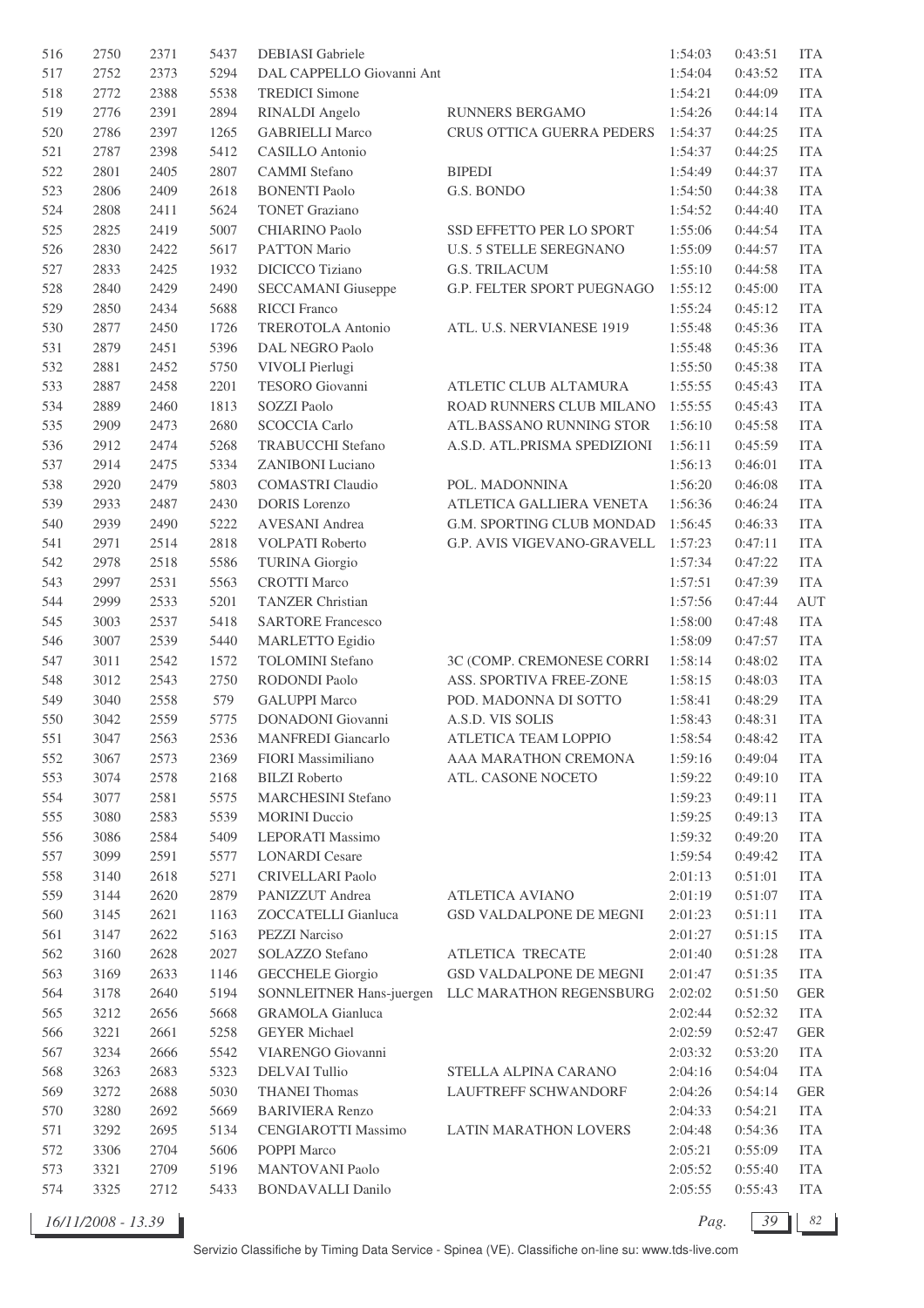| | | | | | | | | |
|---|---|---|---|---|---|---|---|---|
| 516 | 2750 | 2371 | 5437 | DEBIASI Gabriele | | 1:54:03 | 0:43:51 | ITA |
| 517 | 2752 | 2373 | 5294 | DAL CAPPELLO Giovanni Ant | | 1:54:04 | 0:43:52 | ITA |
| 518 | 2772 | 2388 | 5538 | TREDICI Simone | | 1:54:21 | 0:44:09 | ITA |
| 519 | 2776 | 2391 | 2894 | RINALDI Angelo | RUNNERS BERGAMO | 1:54:26 | 0:44:14 | ITA |
| 520 | 2786 | 2397 | 1265 | GABRIELLI Marco | CRUS OTTICA GUERRA PEDERS | 1:54:37 | 0:44:25 | ITA |
| 521 | 2787 | 2398 | 5412 | CASILLO Antonio | | 1:54:37 | 0:44:25 | ITA |
| 522 | 2801 | 2405 | 2807 | CAMMI Stefano | BIPEDI | 1:54:49 | 0:44:37 | ITA |
| 523 | 2806 | 2409 | 2618 | BONENTI Paolo | G.S. BONDO | 1:54:50 | 0:44:38 | ITA |
| 524 | 2808 | 2411 | 5624 | TONET Graziano | | 1:54:52 | 0:44:40 | ITA |
| 525 | 2825 | 2419 | 5007 | CHIARINO Paolo | SSD EFFETTO PER LO SPORT | 1:55:06 | 0:44:54 | ITA |
| 526 | 2830 | 2422 | 5617 | PATTON Mario | U.S. 5 STELLE SEREGNANO | 1:55:09 | 0:44:57 | ITA |
| 527 | 2833 | 2425 | 1932 | DICICCO Tiziano | G.S. TRILACUM | 1:55:10 | 0:44:58 | ITA |
| 528 | 2840 | 2429 | 2490 | SECCAMANI Giuseppe | G.P. FELTER SPORT PUEGNAGO | 1:55:12 | 0:45:00 | ITA |
| 529 | 2850 | 2434 | 5688 | RICCI Franco | | 1:55:24 | 0:45:12 | ITA |
| 530 | 2877 | 2450 | 1726 | TREROTOLA Antonio | ATL. U.S. NERVIANESE 1919 | 1:55:48 | 0:45:36 | ITA |
| 531 | 2879 | 2451 | 5396 | DAL NEGRO Paolo | | 1:55:48 | 0:45:36 | ITA |
| 532 | 2881 | 2452 | 5750 | VIVOLI Pierlugi | | 1:55:50 | 0:45:38 | ITA |
| 533 | 2887 | 2458 | 2201 | TESORO Giovanni | ATLETIC CLUB ALTAMURA | 1:55:55 | 0:45:43 | ITA |
| 534 | 2889 | 2460 | 1813 | SOZZI Paolo | ROAD RUNNERS CLUB MILANO | 1:55:55 | 0:45:43 | ITA |
| 535 | 2909 | 2473 | 2680 | SCOCCIA Carlo | ATL.BASSANO RUNNING STOR | 1:56:10 | 0:45:58 | ITA |
| 536 | 2912 | 2474 | 5268 | TRABUCCHI Stefano | A.S.D. ATL.PRISMA SPEDIZIONI | 1:56:11 | 0:45:59 | ITA |
| 537 | 2914 | 2475 | 5334 | ZANIBONI Luciano | | 1:56:13 | 0:46:01 | ITA |
| 538 | 2920 | 2479 | 5803 | COMASTRI Claudio | POL. MADONNINA | 1:56:20 | 0:46:08 | ITA |
| 539 | 2933 | 2487 | 2430 | DORIS Lorenzo | ATLETICA GALLIERA VENETA | 1:56:36 | 0:46:24 | ITA |
| 540 | 2939 | 2490 | 5222 | AVESANI Andrea | G.M. SPORTING CLUB MONDAD | 1:56:45 | 0:46:33 | ITA |
| 541 | 2971 | 2514 | 2818 | VOLPATI Roberto | G.P. AVIS VIGEVANO-GRAVELL | 1:57:23 | 0:47:11 | ITA |
| 542 | 2978 | 2518 | 5586 | TURINA Giorgio | | 1:57:34 | 0:47:22 | ITA |
| 543 | 2997 | 2531 | 5563 | CROTTI Marco | | 1:57:51 | 0:47:39 | ITA |
| 544 | 2999 | 2533 | 5201 | TANZER Christian | | 1:57:56 | 0:47:44 | AUT |
| 545 | 3003 | 2537 | 5418 | SARTORE Francesco | | 1:58:00 | 0:47:48 | ITA |
| 546 | 3007 | 2539 | 5440 | MARLETTO Egidio | | 1:58:09 | 0:47:57 | ITA |
| 547 | 3011 | 2542 | 1572 | TOLOMINI Stefano | 3C (COMP. CREMONESE CORRI | 1:58:14 | 0:48:02 | ITA |
| 548 | 3012 | 2543 | 2750 | RODONDI Paolo | ASS. SPORTIVA FREE-ZONE | 1:58:15 | 0:48:03 | ITA |
| 549 | 3040 | 2558 | 579 | GALUPPI Marco | POD. MADONNA DI SOTTO | 1:58:41 | 0:48:29 | ITA |
| 550 | 3042 | 2559 | 5775 | DONADONI Giovanni | A.S.D. VIS SOLIS | 1:58:43 | 0:48:31 | ITA |
| 551 | 3047 | 2563 | 2536 | MANFREDI Giancarlo | ATLETICA TEAM LOPPIO | 1:58:54 | 0:48:42 | ITA |
| 552 | 3067 | 2573 | 2369 | FIORI Massimiliano | AAA MARATHON CREMONA | 1:59:16 | 0:49:04 | ITA |
| 553 | 3074 | 2578 | 2168 | BILZI Roberto | ATL. CASONE NOCETO | 1:59:22 | 0:49:10 | ITA |
| 554 | 3077 | 2581 | 5575 | MARCHESINI Stefano | | 1:59:23 | 0:49:11 | ITA |
| 555 | 3080 | 2583 | 5539 | MORINI Duccio | | 1:59:25 | 0:49:13 | ITA |
| 556 | 3086 | 2584 | 5409 | LEPORATI Massimo | | 1:59:32 | 0:49:20 | ITA |
| 557 | 3099 | 2591 | 5577 | LONARDI Cesare | | 1:59:54 | 0:49:42 | ITA |
| 558 | 3140 | 2618 | 5271 | CRIVELLARI Paolo | | 2:01:13 | 0:51:01 | ITA |
| 559 | 3144 | 2620 | 2879 | PANIZZUT Andrea | ATLETICA AVIANO | 2:01:19 | 0:51:07 | ITA |
| 560 | 3145 | 2621 | 1163 | ZOCCATELLI Gianluca | GSD VALDALPONE DE MEGNI | 2:01:23 | 0:51:11 | ITA |
| 561 | 3147 | 2622 | 5163 | PEZZI Narciso | | 2:01:27 | 0:51:15 | ITA |
| 562 | 3160 | 2628 | 2027 | SOLAZZO Stefano | ATLETICA TRECATE | 2:01:40 | 0:51:28 | ITA |
| 563 | 3169 | 2633 | 1146 | GECCHELE Giorgio | GSD VALDALPONE DE MEGNI | 2:01:47 | 0:51:35 | ITA |
| 564 | 3178 | 2640 | 5194 | SONNLEITNER Hans-juergen | LLC MARATHON REGENSBURG | 2:02:02 | 0:51:50 | GER |
| 565 | 3212 | 2656 | 5668 | GRAMOLA Gianluca | | 2:02:44 | 0:52:32 | ITA |
| 566 | 3221 | 2661 | 5258 | GEYER Michael | | 2:02:59 | 0:52:47 | GER |
| 567 | 3234 | 2666 | 5542 | VIARENGO Giovanni | | 2:03:32 | 0:53:20 | ITA |
| 568 | 3263 | 2683 | 5323 | DELVAI Tullio | STELLA ALPINA CARANO | 2:04:16 | 0:54:04 | ITA |
| 569 | 3272 | 2688 | 5030 | THANEI Thomas | LAUFTREFF SCHWANDORF | 2:04:26 | 0:54:14 | GER |
| 570 | 3280 | 2692 | 5669 | BARIVIERA Renzo | | 2:04:33 | 0:54:21 | ITA |
| 571 | 3292 | 2695 | 5134 | CENGIAROTTI Massimo | LATIN MARATHON LOVERS | 2:04:48 | 0:54:36 | ITA |
| 572 | 3306 | 2704 | 5606 | POPPI Marco | | 2:05:21 | 0:55:09 | ITA |
| 573 | 3321 | 2709 | 5196 | MANTOVANI Paolo | | 2:05:52 | 0:55:40 | ITA |
| 574 | 3325 | 2712 | 5433 | BONDAVALLI Danilo | | 2:05:55 | 0:55:43 | ITA |

*16/11/2008 - 13.39*

Servizio Classifiche by Timing Data Service - Spinea (VE). Classifiche on-line su: www.tds-live.com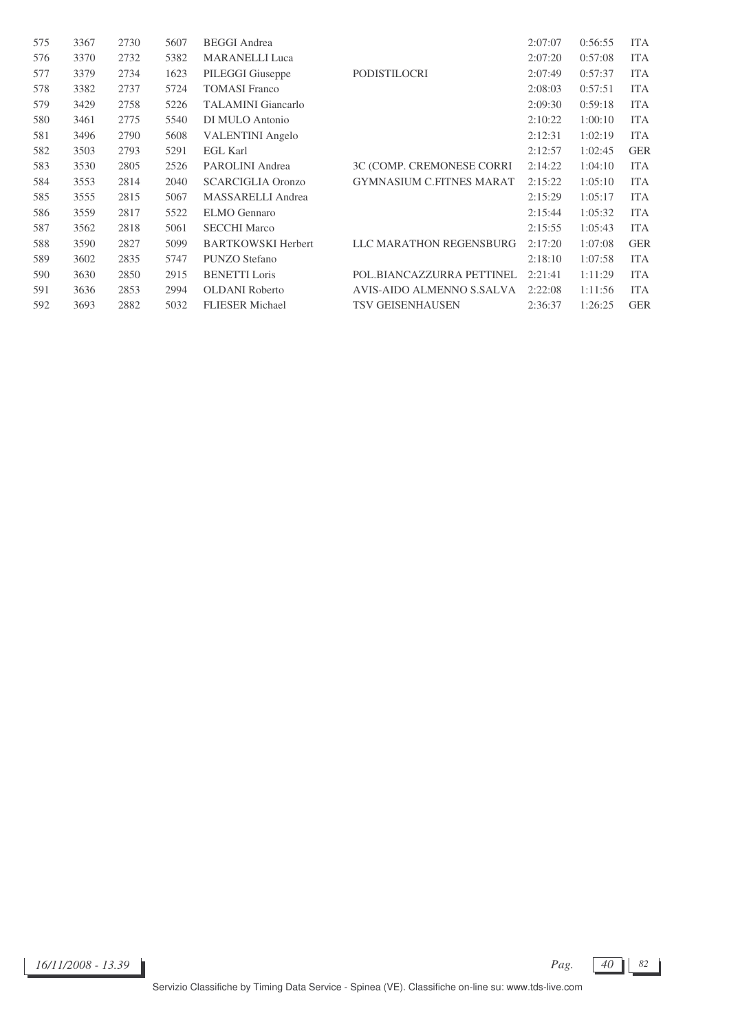| | | | | | | | | |
|---|---|---|---|---|---|---|---|---|
| 575 | 3367 | 2730 | 5607 | BEGGI Andrea | | 2:07:07 | 0:56:55 | ITA |
| 576 | 3370 | 2732 | 5382 | MARANELLI Luca | | 2:07:20 | 0:57:08 | ITA |
| 577 | 3379 | 2734 | 1623 | PILEGGI Giuseppe | PODISTILOCRI | 2:07:49 | 0:57:37 | ITA |
| 578 | 3382 | 2737 | 5724 | TOMASI Franco | | 2:08:03 | 0:57:51 | ITA |
| 579 | 3429 | 2758 | 5226 | TALAMINI Giancarlo | | 2:09:30 | 0:59:18 | ITA |
| 580 | 3461 | 2775 | 5540 | DI MULO Antonio | | 2:10:22 | 1:00:10 | ITA |
| 581 | 3496 | 2790 | 5608 | VALENTINI Angelo | | 2:12:31 | 1:02:19 | ITA |
| 582 | 3503 | 2793 | 5291 | EGL Karl | | 2:12:57 | 1:02:45 | GER |
| 583 | 3530 | 2805 | 2526 | PAROLINI Andrea | 3C (COMP. CREMONESE CORRI | 2:14:22 | 1:04:10 | ITA |
| 584 | 3553 | 2814 | 2040 | SCARCIGLIA Oronzo | GYMNASIUM C.FITNES MARAT | 2:15:22 | 1:05:10 | ITA |
| 585 | 3555 | 2815 | 5067 | MASSARELLI Andrea | | 2:15:29 | 1:05:17 | ITA |
| 586 | 3559 | 2817 | 5522 | ELMO Gennaro | | 2:15:44 | 1:05:32 | ITA |
| 587 | 3562 | 2818 | 5061 | SECCHI Marco | | 2:15:55 | 1:05:43 | ITA |
| 588 | 3590 | 2827 | 5099 | BARTKOWSKI Herbert | LLC MARATHON REGENSBURG | 2:17:20 | 1:07:08 | GER |
| 589 | 3602 | 2835 | 5747 | PUNZO Stefano | | 2:18:10 | 1:07:58 | ITA |
| 590 | 3630 | 2850 | 2915 | BENETTI Loris | POL.BIANCAZZURRA PETTINEL | 2:21:41 | 1:11:29 | ITA |
| 591 | 3636 | 2853 | 2994 | OLDANI Roberto | AVIS-AIDO ALMENNO S.SALVA | 2:22:08 | 1:11:56 | ITA |
| 592 | 3693 | 2882 | 5032 | FLIESER Michael | TSV GEISENHAUSEN | 2:36:37 | 1:26:25 | GER |

*16/11/2008 - 13.39*

Servizio Classifiche by Timing Data Service - Spinea (VE). Classifiche on-line su: www.tds-live.com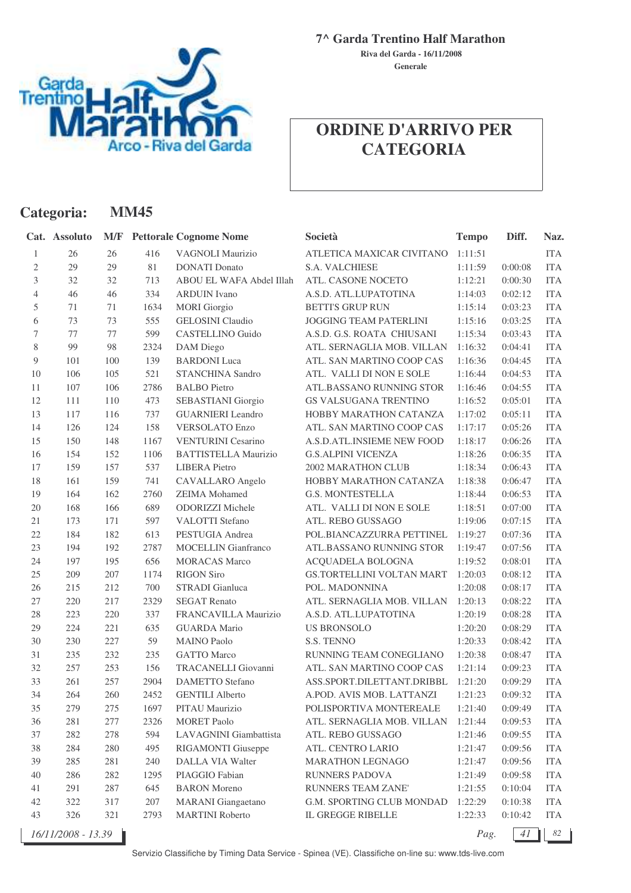**7^ Garda Trentino Half Marathon**

**Riva del Garda - 16/11/2008**

**Generale**

# ORDINE D'ARRIVO PER CATEGORIA

## Categoria: MM45

| Cat. | Assoluto | M/F | Pettorale | Cognome Nome | Società | Tempo | Diff. | Naz. |
|---|---|---|---|---|---|---|---|---|
| 1 | 26 | 26 | 416 | VAGNOLI Maurizio | ATLETICA MAXICAR CIVITANO | 1:11:51 | | ITA |
| 2 | 29 | 29 | 81 | DONATI Donato | S.A. VALCHIESE | 1:11:59 | 0:00:08 | ITA |
| 3 | 32 | 32 | 713 | ABOU EL WAFA Abdel Illah | ATL. CASONE NOCETO | 1:12:21 | 0:00:30 | ITA |
| 4 | 46 | 46 | 334 | ARDUIN Ivano | A.S.D. ATL.LUPATOTINA | 1:14:03 | 0:02:12 | ITA |
| 5 | 71 | 71 | 1634 | MORI Giorgio | BETTI'S GRUP RUN | 1:15:14 | 0:03:23 | ITA |
| 6 | 73 | 73 | 555 | GELOSINI Claudio | JOGGING TEAM PATERLINI | 1:15:16 | 0:03:25 | ITA |
| 7 | 77 | 77 | 599 | CASTELLINO Guido | A.S.D. G.S. ROATA CHIUSANI | 1:15:34 | 0:03:43 | ITA |
| 8 | 99 | 98 | 2324 | DAM Diego | ATL. SERNAGLIA MOB. VILLAN | 1:16:32 | 0:04:41 | ITA |
| 9 | 101 | 100 | 139 | BARDONI Luca | ATL. SAN MARTINO COOP CAS | 1:16:36 | 0:04:45 | ITA |
| 10 | 106 | 105 | 521 | STANCHINA Sandro | ATL. VALLI DI NON E SOLE | 1:16:44 | 0:04:53 | ITA |
| 11 | 107 | 106 | 2786 | BALBO Pietro | ATL.BASSANO RUNNING STOR | 1:16:46 | 0:04:55 | ITA |
| 12 | 111 | 110 | 473 | SEBASTIANI Giorgio | GS VALSUGANA TRENTINO | 1:16:52 | 0:05:01 | ITA |
| 13 | 117 | 116 | 737 | GUARNIERI Leandro | HOBBY MARATHON CATANZA | 1:17:02 | 0:05:11 | ITA |
| 14 | 126 | 124 | 158 | VERSOLATO Enzo | ATL. SAN MARTINO COOP CAS | 1:17:17 | 0:05:26 | ITA |
| 15 | 150 | 148 | 1167 | VENTURINI Cesarino | A.S.D.ATL.INSIEME NEW FOOD | 1:18:17 | 0:06:26 | ITA |
| 16 | 154 | 152 | 1106 | BATTISTELLA Maurizio | G.S.ALPINI VICENZA | 1:18:26 | 0:06:35 | ITA |
| 17 | 159 | 157 | 537 | LIBERA Pietro | 2002 MARATHON CLUB | 1:18:34 | 0:06:43 | ITA |
| 18 | 161 | 159 | 741 | CAVALLARO Angelo | HOBBY MARATHON CATANZA | 1:18:38 | 0:06:47 | ITA |
| 19 | 164 | 162 | 2760 | ZEIMA Mohamed | G.S. MONTESTELLA | 1:18:44 | 0:06:53 | ITA |
| 20 | 168 | 166 | 689 | ODORIZZI Michele | ATL. VALLI DI NON E SOLE | 1:18:51 | 0:07:00 | ITA |
| 21 | 173 | 171 | 597 | VALOTTI Stefano | ATL. REBO GUSSAGO | 1:19:06 | 0:07:15 | ITA |
| 22 | 184 | 182 | 613 | PESTUGIA Andrea | POL.BIANCAZZURRA PETTINEL | 1:19:27 | 0:07:36 | ITA |
| 23 | 194 | 192 | 2787 | MOCELLIN Gianfranco | ATL.BASSANO RUNNING STOR | 1:19:47 | 0:07:56 | ITA |
| 24 | 197 | 195 | 656 | MORACAS Marco | ACQUADELA BOLOGNA | 1:19:52 | 0:08:01 | ITA |
| 25 | 209 | 207 | 1174 | RIGON Siro | GS.TORTELLINI VOLTAN MART | 1:20:03 | 0:08:12 | ITA |
| 26 | 215 | 212 | 700 | STRADI Gianluca | POL. MADONNINA | 1:20:08 | 0:08:17 | ITA |
| 27 | 220 | 217 | 2329 | SEGAT Renato | ATL. SERNAGLIA MOB. VILLAN | 1:20:13 | 0:08:22 | ITA |
| 28 | 223 | 220 | 337 | FRANCAVILLA Maurizio | A.S.D. ATL.LUPATOTINA | 1:20:19 | 0:08:28 | ITA |
| 29 | 224 | 221 | 635 | GUARDA Mario | US BRONSOLO | 1:20:20 | 0:08:29 | ITA |
| 30 | 230 | 227 | 59 | MAINO Paolo | S.S. TENNO | 1:20:33 | 0:08:42 | ITA |
| 31 | 235 | 232 | 235 | GATTO Marco | RUNNING TEAM CONEGLIANO | 1:20:38 | 0:08:47 | ITA |
| 32 | 257 | 253 | 156 | TRACANELLI Giovanni | ATL. SAN MARTINO COOP CAS | 1:21:14 | 0:09:23 | ITA |
| 33 | 261 | 257 | 2904 | DAMETTO Stefano | ASS.SPORT.DILETTANT.DRIBBL | 1:21:20 | 0:09:29 | ITA |
| 34 | 264 | 260 | 2452 | GENTILI Alberto | A.POD. AVIS MOB. LATTANZI | 1:21:23 | 0:09:32 | ITA |
| 35 | 279 | 275 | 1697 | PITAU Maurizio | POLISPORTIVA MONTEREALE | 1:21:40 | 0:09:49 | ITA |
| 36 | 281 | 277 | 2326 | MORET Paolo | ATL. SERNAGLIA MOB. VILLAN | 1:21:44 | 0:09:53 | ITA |
| 37 | 282 | 278 | 594 | LAVAGNINI Giambattista | ATL. REBO GUSSAGO | 1:21:46 | 0:09:55 | ITA |
| 38 | 284 | 280 | 495 | RIGAMONTI Giuseppe | ATL. CENTRO LARIO | 1:21:47 | 0:09:56 | ITA |
| 39 | 285 | 281 | 240 | DALLA VIA Walter | MARATHON LEGNAGO | 1:21:47 | 0:09:56 | ITA |
| 40 | 286 | 282 | 1295 | PIAGGIO Fabian | RUNNERS PADOVA | 1:21:49 | 0:09:58 | ITA |
| 41 | 291 | 287 | 645 | BARON Moreno | RUNNERS TEAM ZANE' | 1:21:55 | 0:10:04 | ITA |
| 42 | 322 | 317 | 207 | MARANI Giangaetano | G.M. SPORTING CLUB MONDAD | 1:22:29 | 0:10:38 | ITA |
| 43 | 326 | 321 | 2793 | MARTINI Roberto | IL GREGGE RIBELLE | 1:22:33 | 0:10:42 | ITA |

*16/11/2008 - 13.39*

Servizio Classifiche by Timing Data Service - Spinea (VE). Classifiche on-line su: www.tds-live.com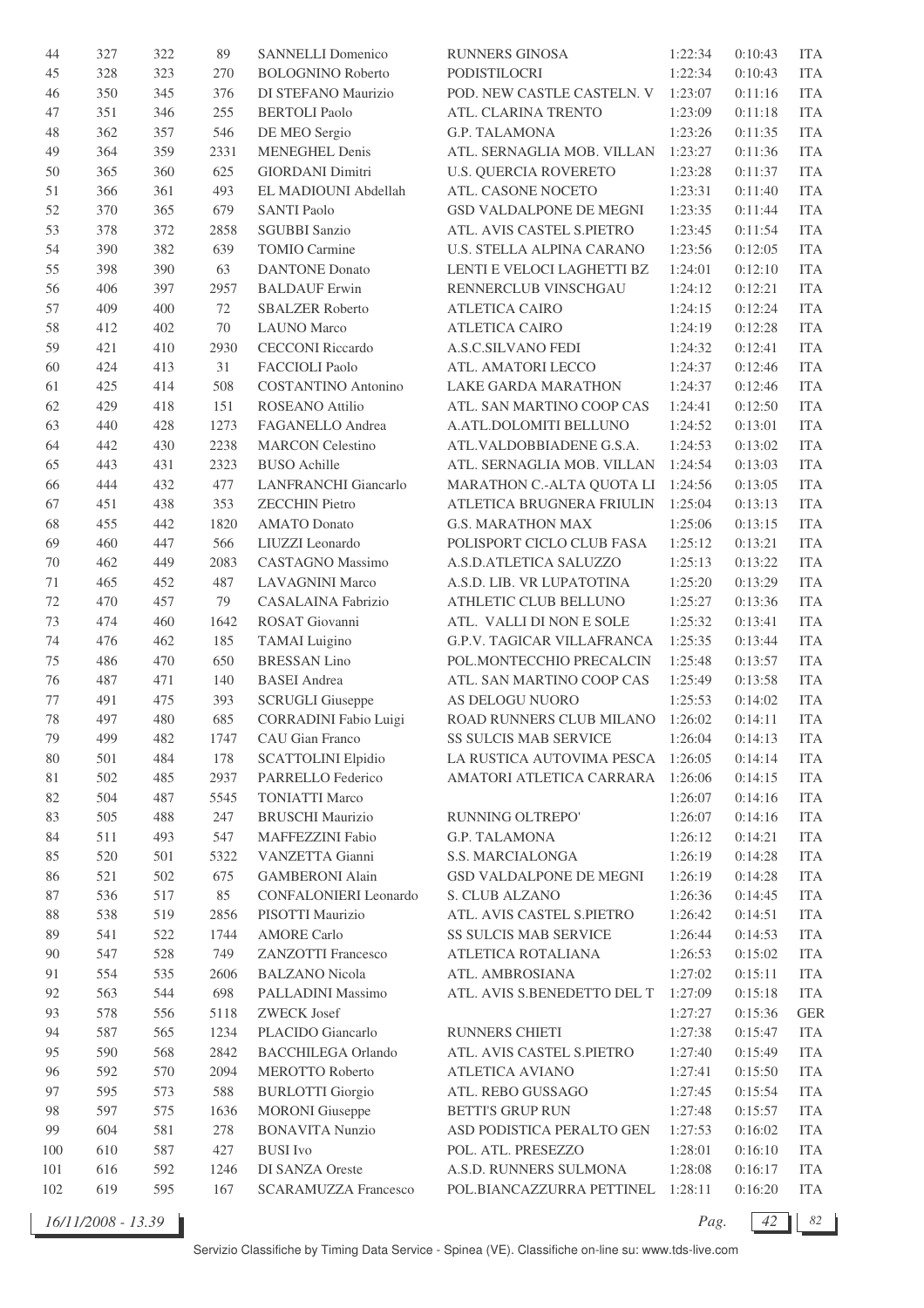| | | | | | | | | |
|---|---|---|---|---|---|---|---|---|
| 44 | 327 | 322 | 89 | SANNELLI Domenico | RUNNERS GINOSA | 1:22:34 | 0:10:43 | ITA |
| 45 | 328 | 323 | 270 | BOLOGNINO Roberto | PODISTILOCRI | 1:22:34 | 0:10:43 | ITA |
| 46 | 350 | 345 | 376 | DI STEFANO Maurizio | POD. NEW CASTLE CASTELN. V | 1:23:07 | 0:11:16 | ITA |
| 47 | 351 | 346 | 255 | BERTOLI Paolo | ATL. CLARINA TRENTO | 1:23:09 | 0:11:18 | ITA |
| 48 | 362 | 357 | 546 | DE MEO Sergio | G.P. TALAMONA | 1:23:26 | 0:11:35 | ITA |
| 49 | 364 | 359 | 2331 | MENEGHEL Denis | ATL. SERNAGLIA MOB. VILLAN | 1:23:27 | 0:11:36 | ITA |
| 50 | 365 | 360 | 625 | GIORDANI Dimitri | U.S. QUERCIA ROVERETO | 1:23:28 | 0:11:37 | ITA |
| 51 | 366 | 361 | 493 | EL MADIOUNI Abdellah | ATL. CASONE NOCETO | 1:23:31 | 0:11:40 | ITA |
| 52 | 370 | 365 | 679 | SANTI Paolo | GSD VALDALPONE DE MEGNI | 1:23:35 | 0:11:44 | ITA |
| 53 | 378 | 372 | 2858 | SGUBBI Sanzio | ATL. AVIS CASTEL S.PIETRO | 1:23:45 | 0:11:54 | ITA |
| 54 | 390 | 382 | 639 | TOMIO Carmine | U.S. STELLA ALPINA CARANO | 1:23:56 | 0:12:05 | ITA |
| 55 | 398 | 390 | 63 | DANTONE Donato | LENTI E VELOCI LAGHETTI BZ | 1:24:01 | 0:12:10 | ITA |
| 56 | 406 | 397 | 2957 | BALDAUF Erwin | RENNERCLUB VINSCHGAU | 1:24:12 | 0:12:21 | ITA |
| 57 | 409 | 400 | 72 | SBALZER Roberto | ATLETICA CAIRO | 1:24:15 | 0:12:24 | ITA |
| 58 | 412 | 402 | 70 | LAUNO Marco | ATLETICA CAIRO | 1:24:19 | 0:12:28 | ITA |
| 59 | 421 | 410 | 2930 | CECCONI Riccardo | A.S.C.SILVANO FEDI | 1:24:32 | 0:12:41 | ITA |
| 60 | 424 | 413 | 31 | FACCIOLI Paolo | ATL. AMATORI LECCO | 1:24:37 | 0:12:46 | ITA |
| 61 | 425 | 414 | 508 | COSTANTINO Antonino | LAKE GARDA MARATHON | 1:24:37 | 0:12:46 | ITA |
| 62 | 429 | 418 | 151 | ROSEANO Attilio | ATL. SAN MARTINO COOP CAS | 1:24:41 | 0:12:50 | ITA |
| 63 | 440 | 428 | 1273 | FAGANELLO Andrea | A.ATL.DOLOMITI BELLUNO | 1:24:52 | 0:13:01 | ITA |
| 64 | 442 | 430 | 2238 | MARCON Celestino | ATL.VALDOBBIADENE G.S.A. | 1:24:53 | 0:13:02 | ITA |
| 65 | 443 | 431 | 2323 | BUSO Achille | ATL. SERNAGLIA MOB. VILLAN | 1:24:54 | 0:13:03 | ITA |
| 66 | 444 | 432 | 477 | LANFRANCHI Giancarlo | MARATHON C.-ALTA QUOTA LI | 1:24:56 | 0:13:05 | ITA |
| 67 | 451 | 438 | 353 | ZECCHIN Pietro | ATLETICA BRUGNERA FRIULIN | 1:25:04 | 0:13:13 | ITA |
| 68 | 455 | 442 | 1820 | AMATO Donato | G.S. MARATHON MAX | 1:25:06 | 0:13:15 | ITA |
| 69 | 460 | 447 | 566 | LIUZZI Leonardo | POLISPORT CICLO CLUB FASA | 1:25:12 | 0:13:21 | ITA |
| 70 | 462 | 449 | 2083 | CASTAGNO Massimo | A.S.D.ATLETICA SALUZZO | 1:25:13 | 0:13:22 | ITA |
| 71 | 465 | 452 | 487 | LAVAGNINI Marco | A.S.D. LIB. VR LUPATOTINA | 1:25:20 | 0:13:29 | ITA |
| 72 | 470 | 457 | 79 | CASALAINA Fabrizio | ATHLETIC CLUB BELLUNO | 1:25:27 | 0:13:36 | ITA |
| 73 | 474 | 460 | 1642 | ROSAT Giovanni | ATL. VALLI DI NON E SOLE | 1:25:32 | 0:13:41 | ITA |
| 74 | 476 | 462 | 185 | TAMAI Luigino | G.P.V. TAGICAR VILLAFRANCA | 1:25:35 | 0:13:44 | ITA |
| 75 | 486 | 470 | 650 | BRESSAN Lino | POL.MONTECCHIO PRECALCIN | 1:25:48 | 0:13:57 | ITA |
| 76 | 487 | 471 | 140 | BASEI Andrea | ATL. SAN MARTINO COOP CAS | 1:25:49 | 0:13:58 | ITA |
| 77 | 491 | 475 | 393 | SCRUGLI Giuseppe | AS DELOGU NUORO | 1:25:53 | 0:14:02 | ITA |
| 78 | 497 | 480 | 685 | CORRADINI Fabio Luigi | ROAD RUNNERS CLUB MILANO | 1:26:02 | 0:14:11 | ITA |
| 79 | 499 | 482 | 1747 | CAU Gian Franco | SS SULCIS MAB SERVICE | 1:26:04 | 0:14:13 | ITA |
| 80 | 501 | 484 | 178 | SCATTOLINI Elpidio | LA RUSTICA AUTOVIMA PESCA | 1:26:05 | 0:14:14 | ITA |
| 81 | 502 | 485 | 2937 | PARRELLO Federico | AMATORI ATLETICA CARRARA | 1:26:06 | 0:14:15 | ITA |
| 82 | 504 | 487 | 5545 | TONIATTI Marco | | 1:26:07 | 0:14:16 | ITA |
| 83 | 505 | 488 | 247 | BRUSCHI Maurizio | RUNNING OLTREPO' | 1:26:07 | 0:14:16 | ITA |
| 84 | 511 | 493 | 547 | MAFFEZZINI Fabio | G.P. TALAMONA | 1:26:12 | 0:14:21 | ITA |
| 85 | 520 | 501 | 5322 | VANZETTA Gianni | S.S. MARCIALONGA | 1:26:19 | 0:14:28 | ITA |
| 86 | 521 | 502 | 675 | GAMBERONI Alain | GSD VALDALPONE DE MEGNI | 1:26:19 | 0:14:28 | ITA |
| 87 | 536 | 517 | 85 | CONFALONIERI Leonardo | S. CLUB ALZANO | 1:26:36 | 0:14:45 | ITA |
| 88 | 538 | 519 | 2856 | PISOTTI Maurizio | ATL. AVIS CASTEL S.PIETRO | 1:26:42 | 0:14:51 | ITA |
| 89 | 541 | 522 | 1744 | AMORE Carlo | SS SULCIS MAB SERVICE | 1:26:44 | 0:14:53 | ITA |
| 90 | 547 | 528 | 749 | ZANZOTTI Francesco | ATLETICA ROTALIANA | 1:26:53 | 0:15:02 | ITA |
| 91 | 554 | 535 | 2606 | BALZANO Nicola | ATL. AMBROSIANA | 1:27:02 | 0:15:11 | ITA |
| 92 | 563 | 544 | 698 | PALLADINI Massimo | ATL. AVIS S.BENEDETTO DEL T | 1:27:09 | 0:15:18 | ITA |
| 93 | 578 | 556 | 5118 | ZWECK Josef | | 1:27:27 | 0:15:36 | GER |
| 94 | 587 | 565 | 1234 | PLACIDO Giancarlo | RUNNERS CHIETI | 1:27:38 | 0:15:47 | ITA |
| 95 | 590 | 568 | 2842 | BACCHILEGA Orlando | ATL. AVIS CASTEL S.PIETRO | 1:27:40 | 0:15:49 | ITA |
| 96 | 592 | 570 | 2094 | MEROTTO Roberto | ATLETICA AVIANO | 1:27:41 | 0:15:50 | ITA |
| 97 | 595 | 573 | 588 | BURLOTTI Giorgio | ATL. REBO GUSSAGO | 1:27:45 | 0:15:54 | ITA |
| 98 | 597 | 575 | 1636 | MORONI Giuseppe | BETTI'S GRUP RUN | 1:27:48 | 0:15:57 | ITA |
| 99 | 604 | 581 | 278 | BONAVITA Nunzio | ASD PODISTICA PERALTO GEN | 1:27:53 | 0:16:02 | ITA |
| 100 | 610 | 587 | 427 | BUSI Ivo | POL. ATL. PRESEZZO | 1:28:01 | 0:16:10 | ITA |
| 101 | 616 | 592 | 1246 | DI SANZA Oreste | A.S.D. RUNNERS SULMONA | 1:28:08 | 0:16:17 | ITA |
| 102 | 619 | 595 | 167 | SCARAMUZZA Francesco | POL.BIANCAZZURRA PETTINEL | 1:28:11 | 0:16:20 | ITA |

16/11/2008 - 13.39

Servizio Classifiche by Timing Data Service - Spinea (VE). Classifiche on-line su: www.tds-live.com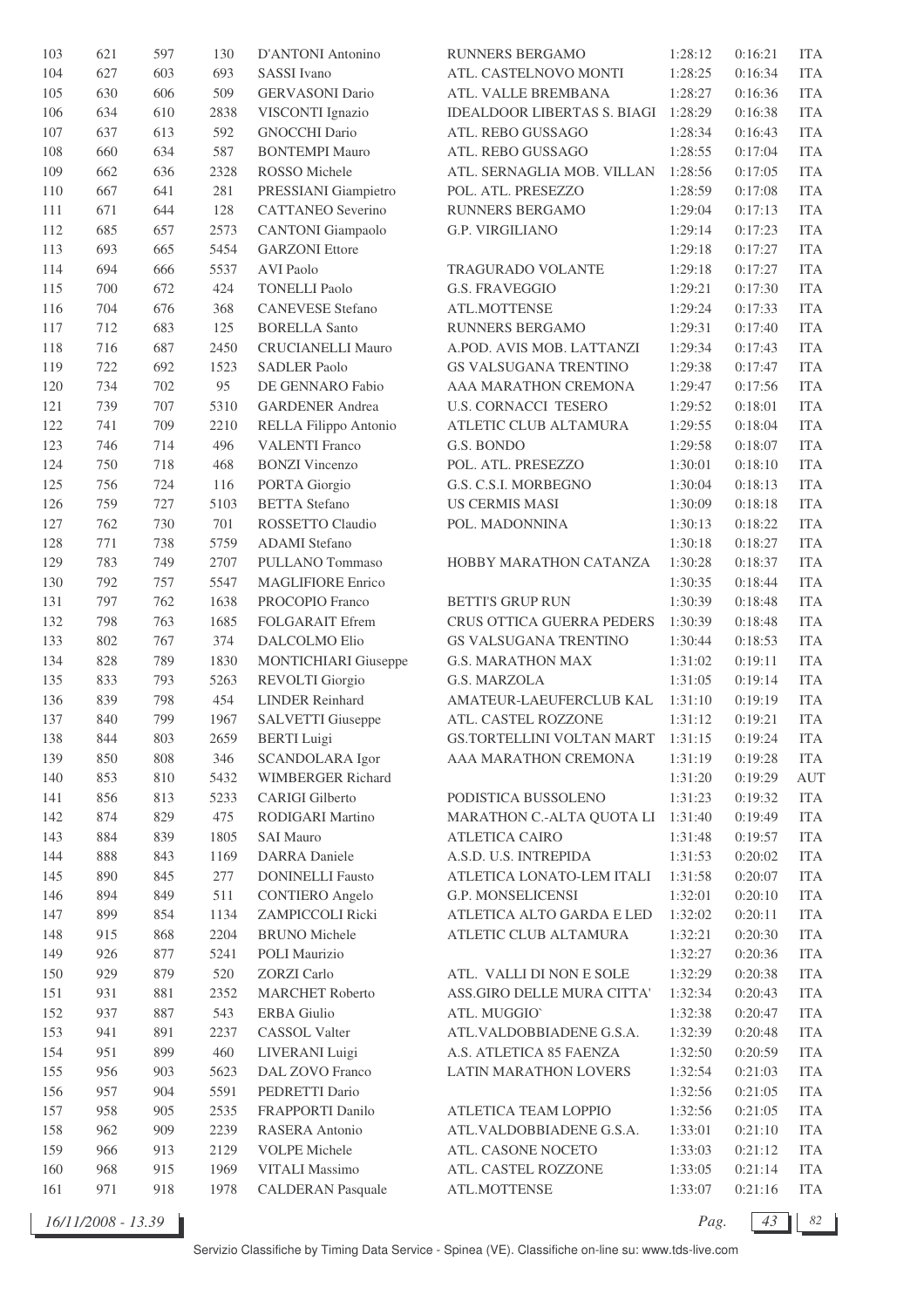| 103 | 621 | 597 | 130 | D'ANTONI Antonino | RUNNERS BERGAMO | 1:28:12 | 0:16:21 | ITA |
|---|---|---|---|---|---|---|---|---|
| 104 | 627 | 603 | 693 | SASSI Ivano | ATL. CASTELNOVO MONTI | 1:28:25 | 0:16:34 | ITA |
| 105 | 630 | 606 | 509 | GERVASONI Dario | ATL. VALLE BREMBANA | 1:28:27 | 0:16:36 | ITA |
| 106 | 634 | 610 | 2838 | VISCONTI Ignazio | IDEALDOOR LIBERTAS S. BIAGI | 1:28:29 | 0:16:38 | ITA |
| 107 | 637 | 613 | 592 | GNOCCHI Dario | ATL. REBO GUSSAGO | 1:28:34 | 0:16:43 | ITA |
| 108 | 660 | 634 | 587 | BONTEMPI Mauro | ATL. REBO GUSSAGO | 1:28:55 | 0:17:04 | ITA |
| 109 | 662 | 636 | 2328 | ROSSO Michele | ATL. SERNAGLIA MOB. VILLAN | 1:28:56 | 0:17:05 | ITA |
| 110 | 667 | 641 | 281 | PRESSIANI Giampietro | POL. ATL. PRESEZZO | 1:28:59 | 0:17:08 | ITA |
| 111 | 671 | 644 | 128 | CATTANEO Severino | RUNNERS BERGAMO | 1:29:04 | 0:17:13 | ITA |
| 112 | 685 | 657 | 2573 | CANTONI Giampaolo | G.P. VIRGILIANO | 1:29:14 | 0:17:23 | ITA |
| 113 | 693 | 665 | 5454 | GARZONI Ettore | | 1:29:18 | 0:17:27 | ITA |
| 114 | 694 | 666 | 5537 | AVI Paolo | TRAGURADO VOLANTE | 1:29:18 | 0:17:27 | ITA |
| 115 | 700 | 672 | 424 | TONELLI Paolo | G.S. FRAVEGGIO | 1:29:21 | 0:17:30 | ITA |
| 116 | 704 | 676 | 368 | CANEVESE Stefano | ATL.MOTTENSE | 1:29:24 | 0:17:33 | ITA |
| 117 | 712 | 683 | 125 | BORELLA Santo | RUNNERS BERGAMO | 1:29:31 | 0:17:40 | ITA |
| 118 | 716 | 687 | 2450 | CRUCIANELLI Mauro | A.POD. AVIS MOB. LATTANZI | 1:29:34 | 0:17:43 | ITA |
| 119 | 722 | 692 | 1523 | SADLER Paolo | GS VALSUGANA TRENTINO | 1:29:38 | 0:17:47 | ITA |
| 120 | 734 | 702 | 95 | DE GENNARO Fabio | AAA MARATHON CREMONA | 1:29:47 | 0:17:56 | ITA |
| 121 | 739 | 707 | 5310 | GARDENER Andrea | U.S. CORNACCI TESERO | 1:29:52 | 0:18:01 | ITA |
| 122 | 741 | 709 | 2210 | RELLA Filippo Antonio | ATLETIC CLUB ALTAMURA | 1:29:55 | 0:18:04 | ITA |
| 123 | 746 | 714 | 496 | VALENTI Franco | G.S. BONDO | 1:29:58 | 0:18:07 | ITA |
| 124 | 750 | 718 | 468 | BONZI Vincenzo | POL. ATL. PRESEZZO | 1:30:01 | 0:18:10 | ITA |
| 125 | 756 | 724 | 116 | PORTA Giorgio | G.S. C.S.I. MORBEGNO | 1:30:04 | 0:18:13 | ITA |
| 126 | 759 | 727 | 5103 | BETTA Stefano | US CERMIS MASI | 1:30:09 | 0:18:18 | ITA |
| 127 | 762 | 730 | 701 | ROSSETTO Claudio | POL. MADONNINA | 1:30:13 | 0:18:22 | ITA |
| 128 | 771 | 738 | 5759 | ADAMI Stefano | | 1:30:18 | 0:18:27 | ITA |
| 129 | 783 | 749 | 2707 | PULLANO Tommaso | HOBBY MARATHON CATANZA | 1:30:28 | 0:18:37 | ITA |
| 130 | 792 | 757 | 5547 | MAGLIFIORE Enrico | | 1:30:35 | 0:18:44 | ITA |
| 131 | 797 | 762 | 1638 | PROCOPIO Franco | BETTI'S GRUP RUN | 1:30:39 | 0:18:48 | ITA |
| 132 | 798 | 763 | 1685 | FOLGARAIT Efrem | CRUS OTTICA GUERRA PEDERS | 1:30:39 | 0:18:48 | ITA |
| 133 | 802 | 767 | 374 | DALCOLMO Elio | GS VALSUGANA TRENTINO | 1:30:44 | 0:18:53 | ITA |
| 134 | 828 | 789 | 1830 | MONTICHIARI Giuseppe | G.S. MARATHON MAX | 1:31:02 | 0:19:11 | ITA |
| 135 | 833 | 793 | 5263 | REVOLTI Giorgio | G.S. MARZOLA | 1:31:05 | 0:19:14 | ITA |
| 136 | 839 | 798 | 454 | LINDER Reinhard | AMATEUR-LAEUFERCLUB KAL | 1:31:10 | 0:19:19 | ITA |
| 137 | 840 | 799 | 1967 | SALVETTI Giuseppe | ATL. CASTEL ROZZONE | 1:31:12 | 0:19:21 | ITA |
| 138 | 844 | 803 | 2659 | BERTI Luigi | GS.TORTELLINI VOLTAN MART | 1:31:15 | 0:19:24 | ITA |
| 139 | 850 | 808 | 346 | SCANDOLARA Igor | AAA MARATHON CREMONA | 1:31:19 | 0:19:28 | ITA |
| 140 | 853 | 810 | 5432 | WIMBERGER Richard | | 1:31:20 | 0:19:29 | AUT |
| 141 | 856 | 813 | 5233 | CARIGI Gilberto | PODISTICA BUSSOLENO | 1:31:23 | 0:19:32 | ITA |
| 142 | 874 | 829 | 475 | RODIGARI Martino | MARATHON C.-ALTA QUOTA LI | 1:31:40 | 0:19:49 | ITA |
| 143 | 884 | 839 | 1805 | SAI Mauro | ATLETICA CAIRO | 1:31:48 | 0:19:57 | ITA |
| 144 | 888 | 843 | 1169 | DARRA Daniele | A.S.D. U.S. INTREPIDA | 1:31:53 | 0:20:02 | ITA |
| 145 | 890 | 845 | 277 | DONINELLI Fausto | ATLETICA LONATO-LEM ITALI | 1:31:58 | 0:20:07 | ITA |
| 146 | 894 | 849 | 511 | CONTIERO Angelo | G.P. MONSELICENSI | 1:32:01 | 0:20:10 | ITA |
| 147 | 899 | 854 | 1134 | ZAMPICCOLI Ricki | ATLETICA ALTO GARDA E LED | 1:32:02 | 0:20:11 | ITA |
| 148 | 915 | 868 | 2204 | BRUNO Michele | ATLETIC CLUB ALTAMURA | 1:32:21 | 0:20:30 | ITA |
| 149 | 926 | 877 | 5241 | POLI Maurizio | | 1:32:27 | 0:20:36 | ITA |
| 150 | 929 | 879 | 520 | ZORZI Carlo | ATL. VALLI DI NON E SOLE | 1:32:29 | 0:20:38 | ITA |
| 151 | 931 | 881 | 2352 | MARCHET Roberto | ASS.GIRO DELLE MURA CITTA' | 1:32:34 | 0:20:43 | ITA |
| 152 | 937 | 887 | 543 | ERBA Giulio | ATL. MUGGIO` | 1:32:38 | 0:20:47 | ITA |
| 153 | 941 | 891 | 2237 | CASSOL Valter | ATL.VALDOBBIADENE G.S.A. | 1:32:39 | 0:20:48 | ITA |
| 154 | 951 | 899 | 460 | LIVERANI Luigi | A.S. ATLETICA 85 FAENZA | 1:32:50 | 0:20:59 | ITA |
| 155 | 956 | 903 | 5623 | DAL ZOVO Franco | LATIN MARATHON LOVERS | 1:32:54 | 0:21:03 | ITA |
| 156 | 957 | 904 | 5591 | PEDRETTI Dario | | 1:32:56 | 0:21:05 | ITA |
| 157 | 958 | 905 | 2535 | FRAPPORTI Danilo | ATLETICA TEAM LOPPIO | 1:32:56 | 0:21:05 | ITA |
| 158 | 962 | 909 | 2239 | RASERA Antonio | ATL.VALDOBBIADENE G.S.A. | 1:33:01 | 0:21:10 | ITA |
| 159 | 966 | 913 | 2129 | VOLPE Michele | ATL. CASONE NOCETO | 1:33:03 | 0:21:12 | ITA |
| 160 | 968 | 915 | 1969 | VITALI Massimo | ATL. CASTEL ROZZONE | 1:33:05 | 0:21:14 | ITA |
| 161 | 971 | 918 | 1978 | CALDERAN Pasquale | ATL.MOTTENSE | 1:33:07 | 0:21:16 | ITA |

16/11/2008 - 13.39

Servizio Classifiche by Timing Data Service - Spinea (VE). Classifiche on-line su: www.tds-live.com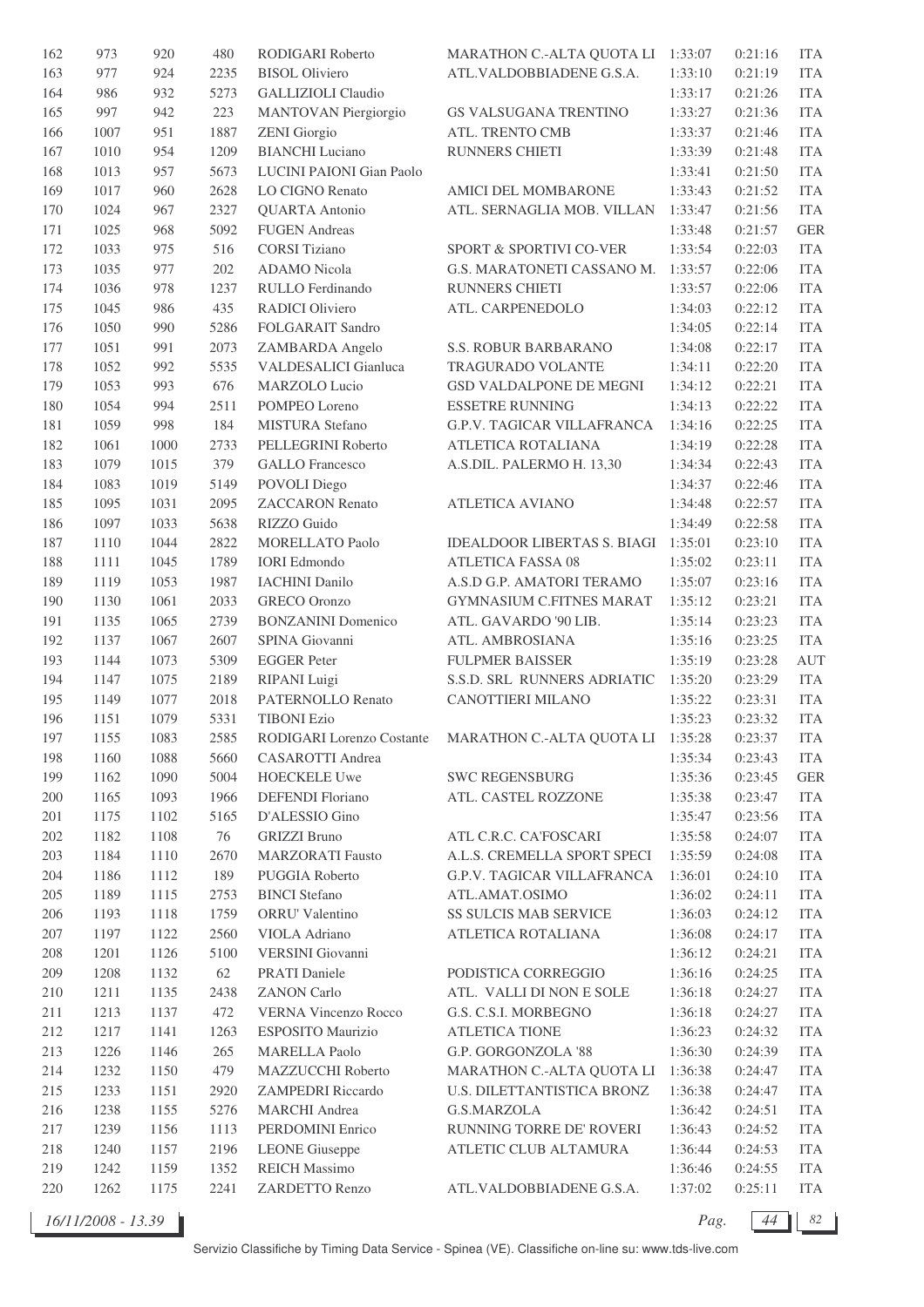| | | | | | | | | |
|---|---|---|---|---|---|---|---|---|
| 162 | 973 | 920 | 480 | RODIGARI Roberto | MARATHON C.-ALTA QUOTA LI | 1:33:07 | 0:21:16 | ITA |
| 163 | 977 | 924 | 2235 | BISOL Oliviero | ATL.VALDOBBIADENE G.S.A. | 1:33:10 | 0:21:19 | ITA |
| 164 | 986 | 932 | 5273 | GALLIZIOLI Claudio | | 1:33:17 | 0:21:26 | ITA |
| 165 | 997 | 942 | 223 | MANTOVAN Piergiorgio | GS VALSUGANA TRENTINO | 1:33:27 | 0:21:36 | ITA |
| 166 | 1007 | 951 | 1887 | ZENI Giorgio | ATL. TRENTO CMB | 1:33:37 | 0:21:46 | ITA |
| 167 | 1010 | 954 | 1209 | BIANCHI Luciano | RUNNERS CHIETI | 1:33:39 | 0:21:48 | ITA |
| 168 | 1013 | 957 | 5673 | LUCINI PAIONI Gian Paolo | | 1:33:41 | 0:21:50 | ITA |
| 169 | 1017 | 960 | 2628 | LO CIGNO Renato | AMICI DEL MOMBARONE | 1:33:43 | 0:21:52 | ITA |
| 170 | 1024 | 967 | 2327 | QUARTA Antonio | ATL. SERNAGLIA MOB. VILLAN | 1:33:47 | 0:21:56 | ITA |
| 171 | 1025 | 968 | 5092 | FUGEN Andreas | | 1:33:48 | 0:21:57 | GER |
| 172 | 1033 | 975 | 516 | CORSI Tiziano | SPORT & SPORTIVI CO-VER | 1:33:54 | 0:22:03 | ITA |
| 173 | 1035 | 977 | 202 | ADAMO Nicola | G.S. MARATONETI CASSANO M. | 1:33:57 | 0:22:06 | ITA |
| 174 | 1036 | 978 | 1237 | RULLO Ferdinando | RUNNERS CHIETI | 1:33:57 | 0:22:06 | ITA |
| 175 | 1045 | 986 | 435 | RADICI Oliviero | ATL. CARPENEDOLO | 1:34:03 | 0:22:12 | ITA |
| 176 | 1050 | 990 | 5286 | FOLGARAIT Sandro | | 1:34:05 | 0:22:14 | ITA |
| 177 | 1051 | 991 | 2073 | ZAMBARDA Angelo | S.S. ROBUR BARBARANO | 1:34:08 | 0:22:17 | ITA |
| 178 | 1052 | 992 | 5535 | VALDESALICI Gianluca | TRAGURADO VOLANTE | 1:34:11 | 0:22:20 | ITA |
| 179 | 1053 | 993 | 676 | MARZOLO Lucio | GSD VALDALPONE DE MEGNI | 1:34:12 | 0:22:21 | ITA |
| 180 | 1054 | 994 | 2511 | POMPEO Loreno | ESSETRE RUNNING | 1:34:13 | 0:22:22 | ITA |
| 181 | 1059 | 998 | 184 | MISTURA Stefano | G.P.V. TAGICAR VILLAFRANCA | 1:34:16 | 0:22:25 | ITA |
| 182 | 1061 | 1000 | 2733 | PELLEGRINI Roberto | ATLETICA ROTALIANA | 1:34:19 | 0:22:28 | ITA |
| 183 | 1079 | 1015 | 379 | GALLO Francesco | A.S.DIL. PALERMO H. 13,30 | 1:34:34 | 0:22:43 | ITA |
| 184 | 1083 | 1019 | 5149 | POVOLI Diego | | 1:34:37 | 0:22:46 | ITA |
| 185 | 1095 | 1031 | 2095 | ZACCARON Renato | ATLETICA AVIANO | 1:34:48 | 0:22:57 | ITA |
| 186 | 1097 | 1033 | 5638 | RIZZO Guido | | 1:34:49 | 0:22:58 | ITA |
| 187 | 1110 | 1044 | 2822 | MORELLATO Paolo | IDEALDOOR LIBERTAS S. BIAGI | 1:35:01 | 0:23:10 | ITA |
| 188 | 1111 | 1045 | 1789 | IORI Edmondo | ATLETICA FASSA 08 | 1:35:02 | 0:23:11 | ITA |
| 189 | 1119 | 1053 | 1987 | IACHINI Danilo | A.S.D G.P. AMATORI TERAMO | 1:35:07 | 0:23:16 | ITA |
| 190 | 1130 | 1061 | 2033 | GRECO Oronzo | GYMNASIUM C.FITNES MARAT | 1:35:12 | 0:23:21 | ITA |
| 191 | 1135 | 1065 | 2739 | BONZANINI Domenico | ATL. GAVARDO '90 LIB. | 1:35:14 | 0:23:23 | ITA |
| 192 | 1137 | 1067 | 2607 | SPINA Giovanni | ATL. AMBROSIANA | 1:35:16 | 0:23:25 | ITA |
| 193 | 1144 | 1073 | 5309 | EGGER Peter | FULPMER BAISSER | 1:35:19 | 0:23:28 | AUT |
| 194 | 1147 | 1075 | 2189 | RIPANI Luigi | S.S.D. SRL RUNNERS ADRIATIC | 1:35:20 | 0:23:29 | ITA |
| 195 | 1149 | 1077 | 2018 | PATERNOLLO Renato | CANOTTIERI MILANO | 1:35:22 | 0:23:31 | ITA |
| 196 | 1151 | 1079 | 5331 | TIBONI Ezio | | 1:35:23 | 0:23:32 | ITA |
| 197 | 1155 | 1083 | 2585 | RODIGARI Lorenzo Costante | MARATHON C.-ALTA QUOTA LI | 1:35:28 | 0:23:37 | ITA |
| 198 | 1160 | 1088 | 5660 | CASAROTTI Andrea | | 1:35:34 | 0:23:43 | ITA |
| 199 | 1162 | 1090 | 5004 | HOECKELE Uwe | SWC REGENSBURG | 1:35:36 | 0:23:45 | GER |
| 200 | 1165 | 1093 | 1966 | DEFENDI Floriano | ATL. CASTEL ROZZONE | 1:35:38 | 0:23:47 | ITA |
| 201 | 1175 | 1102 | 5165 | D'ALESSIO Gino | | 1:35:47 | 0:23:56 | ITA |
| 202 | 1182 | 1108 | 76 | GRIZZI Bruno | ATL C.R.C. CA'FOSCARI | 1:35:58 | 0:24:07 | ITA |
| 203 | 1184 | 1110 | 2670 | MARZORATI Fausto | A.L.S. CREMELLA SPORT SPECI | 1:35:59 | 0:24:08 | ITA |
| 204 | 1186 | 1112 | 189 | PUGGIA Roberto | G.P.V. TAGICAR VILLAFRANCA | 1:36:01 | 0:24:10 | ITA |
| 205 | 1189 | 1115 | 2753 | BINCI Stefano | ATL.AMAT.OSIMO | 1:36:02 | 0:24:11 | ITA |
| 206 | 1193 | 1118 | 1759 | ORRU' Valentino | SS SULCIS MAB SERVICE | 1:36:03 | 0:24:12 | ITA |
| 207 | 1197 | 1122 | 2560 | VIOLA Adriano | ATLETICA ROTALIANA | 1:36:08 | 0:24:17 | ITA |
| 208 | 1201 | 1126 | 5100 | VERSINI Giovanni | | 1:36:12 | 0:24:21 | ITA |
| 209 | 1208 | 1132 | 62 | PRATI Daniele | PODISTICA CORREGGIO | 1:36:16 | 0:24:25 | ITA |
| 210 | 1211 | 1135 | 2438 | ZANON Carlo | ATL. VALLI DI NON E SOLE | 1:36:18 | 0:24:27 | ITA |
| 211 | 1213 | 1137 | 472 | VERNA Vincenzo Rocco | G.S. C.S.I. MORBEGNO | 1:36:18 | 0:24:27 | ITA |
| 212 | 1217 | 1141 | 1263 | ESPOSITO Maurizio | ATLETICA TIONE | 1:36:23 | 0:24:32 | ITA |
| 213 | 1226 | 1146 | 265 | MARELLA Paolo | G.P. GORGONZOLA '88 | 1:36:30 | 0:24:39 | ITA |
| 214 | 1232 | 1150 | 479 | MAZZUCCHI Roberto | MARATHON C.-ALTA QUOTA LI | 1:36:38 | 0:24:47 | ITA |
| 215 | 1233 | 1151 | 2920 | ZAMPEDRI Riccardo | U.S. DILETTANTISTICA BRONZ | 1:36:38 | 0:24:47 | ITA |
| 216 | 1238 | 1155 | 5276 | MARCHI Andrea | G.S.MARZOLA | 1:36:42 | 0:24:51 | ITA |
| 217 | 1239 | 1156 | 1113 | PERDOMINI Enrico | RUNNING TORRE DE' ROVERI | 1:36:43 | 0:24:52 | ITA |
| 218 | 1240 | 1157 | 2196 | LEONE Giuseppe | ATLETIC CLUB ALTAMURA | 1:36:44 | 0:24:53 | ITA |
| 219 | 1242 | 1159 | 1352 | REICH Massimo | | 1:36:46 | 0:24:55 | ITA |
| 220 | 1262 | 1175 | 2241 | ZARDETTO Renzo | ATL.VALDOBBIADENE G.S.A. | 1:37:02 | 0:25:11 | ITA |

*16/11/2008 - 13.39*

Servizio Classifiche by Timing Data Service - Spinea (VE). Classifiche on-line su: www.tds-live.com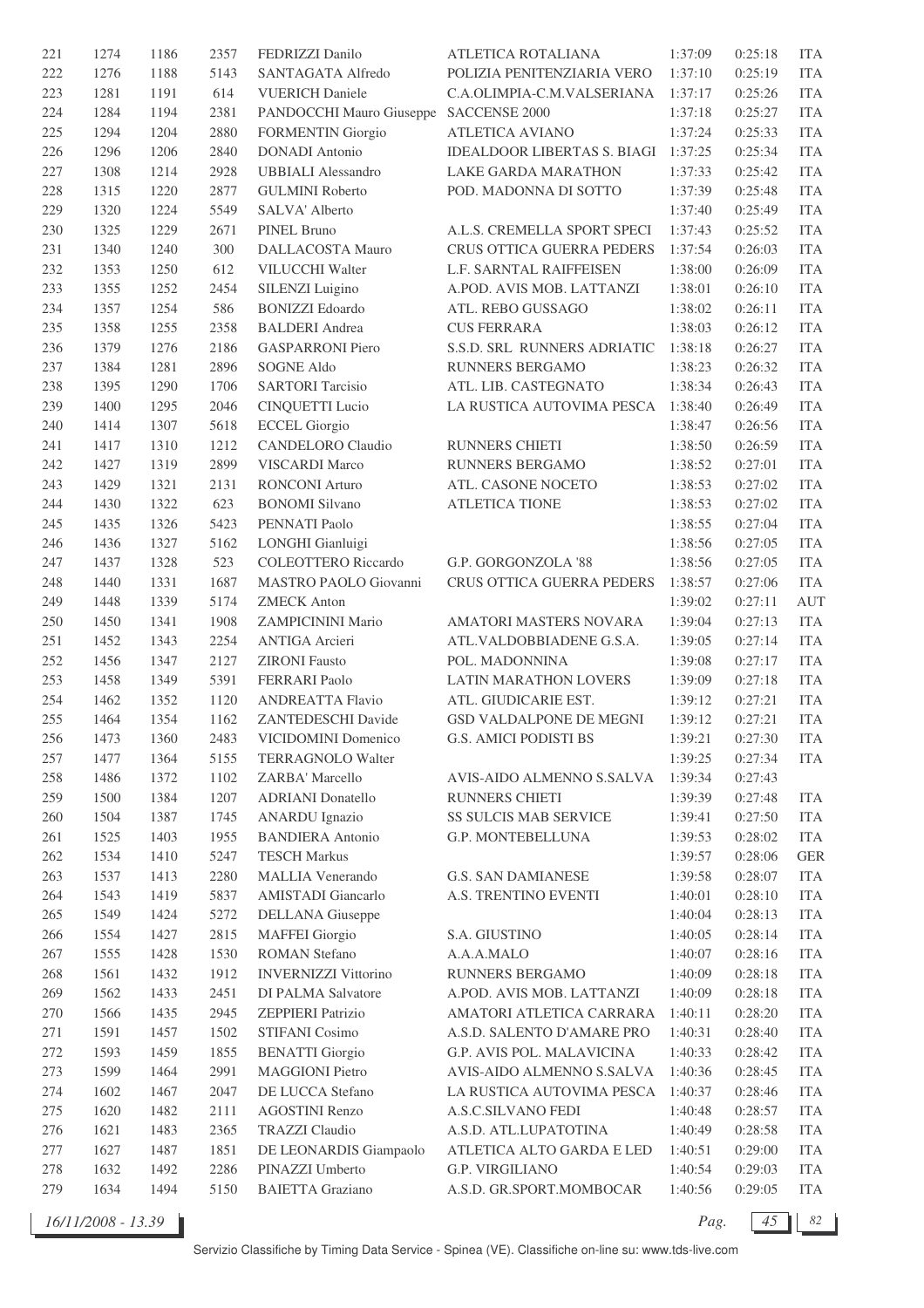| | | | | | | | | |
|---|---|---|---|---|---|---|---|---|
| 221 | 1274 | 1186 | 2357 | FEDRIZZI Danilo | ATLETICA ROTALIANA | 1:37:09 | 0:25:18 | ITA |
| 222 | 1276 | 1188 | 5143 | SANTAGATA Alfredo | POLIZIA PENITENZIARIA VERO | 1:37:10 | 0:25:19 | ITA |
| 223 | 1281 | 1191 | 614 | VUERICH Daniele | C.A.OLIMPIA-C.M.VALSERIANA | 1:37:17 | 0:25:26 | ITA |
| 224 | 1284 | 1194 | 2381 | PANDOCCHI Mauro Giuseppe | SACCENSE 2000 | 1:37:18 | 0:25:27 | ITA |
| 225 | 1294 | 1204 | 2880 | FORMENTIN Giorgio | ATLETICA AVIANO | 1:37:24 | 0:25:33 | ITA |
| 226 | 1296 | 1206 | 2840 | DONADI Antonio | IDEALDOOR LIBERTAS S. BIAGI | 1:37:25 | 0:25:34 | ITA |
| 227 | 1308 | 1214 | 2928 | UBBIALI Alessandro | LAKE GARDA MARATHON | 1:37:33 | 0:25:42 | ITA |
| 228 | 1315 | 1220 | 2877 | GULMINI Roberto | POD. MADONNA DI SOTTO | 1:37:39 | 0:25:48 | ITA |
| 229 | 1320 | 1224 | 5549 | SALVA' Alberto | | 1:37:40 | 0:25:49 | ITA |
| 230 | 1325 | 1229 | 2671 | PINEL Bruno | A.L.S. CREMELLA SPORT SPECI | 1:37:43 | 0:25:52 | ITA |
| 231 | 1340 | 1240 | 300 | DALLACOSTA Mauro | CRUS OTTICA GUERRA PEDERS | 1:37:54 | 0:26:03 | ITA |
| 232 | 1353 | 1250 | 612 | VILUCCHI Walter | L.F. SARNTAL RAIFFEISEN | 1:38:00 | 0:26:09 | ITA |
| 233 | 1355 | 1252 | 2454 | SILENZI Luigino | A.POD. AVIS MOB. LATTANZI | 1:38:01 | 0:26:10 | ITA |
| 234 | 1357 | 1254 | 586 | BONIZZI Edoardo | ATL. REBO GUSSAGO | 1:38:02 | 0:26:11 | ITA |
| 235 | 1358 | 1255 | 2358 | BALDERI Andrea | CUS FERRARA | 1:38:03 | 0:26:12 | ITA |
| 236 | 1379 | 1276 | 2186 | GASPARRONI Piero | S.S.D. SRL RUNNERS ADRIATIC | 1:38:18 | 0:26:27 | ITA |
| 237 | 1384 | 1281 | 2896 | SOGNE Aldo | RUNNERS BERGAMO | 1:38:23 | 0:26:32 | ITA |
| 238 | 1395 | 1290 | 1706 | SARTORI Tarcisio | ATL. LIB. CASTEGNATO | 1:38:34 | 0:26:43 | ITA |
| 239 | 1400 | 1295 | 2046 | CINQUETTI Lucio | LA RUSTICA AUTOVIMA PESCA | 1:38:40 | 0:26:49 | ITA |
| 240 | 1414 | 1307 | 5618 | ECCEL Giorgio | | 1:38:47 | 0:26:56 | ITA |
| 241 | 1417 | 1310 | 1212 | CANDELORO Claudio | RUNNERS CHIETI | 1:38:50 | 0:26:59 | ITA |
| 242 | 1427 | 1319 | 2899 | VISCARDI Marco | RUNNERS BERGAMO | 1:38:52 | 0:27:01 | ITA |
| 243 | 1429 | 1321 | 2131 | RONCONI Arturo | ATL. CASONE NOCETO | 1:38:53 | 0:27:02 | ITA |
| 244 | 1430 | 1322 | 623 | BONOMI Silvano | ATLETICA TIONE | 1:38:53 | 0:27:02 | ITA |
| 245 | 1435 | 1326 | 5423 | PENNATI Paolo | | 1:38:55 | 0:27:04 | ITA |
| 246 | 1436 | 1327 | 5162 | LONGHI Gianluigi | | 1:38:56 | 0:27:05 | ITA |
| 247 | 1437 | 1328 | 523 | COLEOTTERO Riccardo | G.P. GORGONZOLA '88 | 1:38:56 | 0:27:05 | ITA |
| 248 | 1440 | 1331 | 1687 | MASTRO PAOLO Giovanni | CRUS OTTICA GUERRA PEDERS | 1:38:57 | 0:27:06 | ITA |
| 249 | 1448 | 1339 | 5174 | ZMECK Anton | | 1:39:02 | 0:27:11 | AUT |
| 250 | 1450 | 1341 | 1908 | ZAMPICININI Mario | AMATORI MASTERS NOVARA | 1:39:04 | 0:27:13 | ITA |
| 251 | 1452 | 1343 | 2254 | ANTIGA Arcieri | ATL.VALDOBBIADENE G.S.A. | 1:39:05 | 0:27:14 | ITA |
| 252 | 1456 | 1347 | 2127 | ZIRONI Fausto | POL. MADONNINA | 1:39:08 | 0:27:17 | ITA |
| 253 | 1458 | 1349 | 5391 | FERRARI Paolo | LATIN MARATHON LOVERS | 1:39:09 | 0:27:18 | ITA |
| 254 | 1462 | 1352 | 1120 | ANDREATTA Flavio | ATL. GIUDICARIE EST. | 1:39:12 | 0:27:21 | ITA |
| 255 | 1464 | 1354 | 1162 | ZANTEDESCHI Davide | GSD VALDALPONE DE MEGNI | 1:39:12 | 0:27:21 | ITA |
| 256 | 1473 | 1360 | 2483 | VICIDOMINI Domenico | G.S. AMICI PODISTI BS | 1:39:21 | 0:27:30 | ITA |
| 257 | 1477 | 1364 | 5155 | TERRAGNOLO Walter | | 1:39:25 | 0:27:34 | ITA |
| 258 | 1486 | 1372 | 1102 | ZARBA' Marcello | AVIS-AIDO ALMENNO S.SALVA | 1:39:34 | 0:27:43 | |
| 259 | 1500 | 1384 | 1207 | ADRIANI Donatello | RUNNERS CHIETI | 1:39:39 | 0:27:48 | ITA |
| 260 | 1504 | 1387 | 1745 | ANARDU Ignazio | SS SULCIS MAB SERVICE | 1:39:41 | 0:27:50 | ITA |
| 261 | 1525 | 1403 | 1955 | BANDIERA Antonio | G.P. MONTEBELLUNA | 1:39:53 | 0:28:02 | ITA |
| 262 | 1534 | 1410 | 5247 | TESCH Markus | | 1:39:57 | 0:28:06 | GER |
| 263 | 1537 | 1413 | 2280 | MALLIA Venerando | G.S. SAN DAMIANESE | 1:39:58 | 0:28:07 | ITA |
| 264 | 1543 | 1419 | 5837 | AMISTADI Giancarlo | A.S. TRENTINO EVENTI | 1:40:01 | 0:28:10 | ITA |
| 265 | 1549 | 1424 | 5272 | DELLANA Giuseppe | | 1:40:04 | 0:28:13 | ITA |
| 266 | 1554 | 1427 | 2815 | MAFFEI Giorgio | S.A. GIUSTINO | 1:40:05 | 0:28:14 | ITA |
| 267 | 1555 | 1428 | 1530 | ROMAN Stefano | A.A.A.MALO | 1:40:07 | 0:28:16 | ITA |
| 268 | 1561 | 1432 | 1912 | INVERNIZZI Vittorino | RUNNERS BERGAMO | 1:40:09 | 0:28:18 | ITA |
| 269 | 1562 | 1433 | 2451 | DI PALMA Salvatore | A.POD. AVIS MOB. LATTANZI | 1:40:09 | 0:28:18 | ITA |
| 270 | 1566 | 1435 | 2945 | ZEPPIERI Patrizio | AMATORI ATLETICA CARRARA | 1:40:11 | 0:28:20 | ITA |
| 271 | 1591 | 1457 | 1502 | STIFANI Cosimo | A.S.D. SALENTO D'AMARE PRO | 1:40:31 | 0:28:40 | ITA |
| 272 | 1593 | 1459 | 1855 | BENATTI Giorgio | G.P. AVIS POL. MALAVICINA | 1:40:33 | 0:28:42 | ITA |
| 273 | 1599 | 1464 | 2991 | MAGGIONI Pietro | AVIS-AIDO ALMENNO S.SALVA | 1:40:36 | 0:28:45 | ITA |
| 274 | 1602 | 1467 | 2047 | DE LUCCA Stefano | LA RUSTICA AUTOVIMA PESCA | 1:40:37 | 0:28:46 | ITA |
| 275 | 1620 | 1482 | 2111 | AGOSTINI Renzo | A.S.C.SILVANO FEDI | 1:40:48 | 0:28:57 | ITA |
| 276 | 1621 | 1483 | 2365 | TRAZZI Claudio | A.S.D. ATL.LUPATOTINA | 1:40:49 | 0:28:58 | ITA |
| 277 | 1627 | 1487 | 1851 | DE LEONARDIS Giampaolo | ATLETICA ALTO GARDA E LED | 1:40:51 | 0:29:00 | ITA |
| 278 | 1632 | 1492 | 2286 | PINAZZI Umberto | G.P. VIRGILIANO | 1:40:54 | 0:29:03 | ITA |
| 279 | 1634 | 1494 | 5150 | BAIETTA Graziano | A.S.D. GR.SPORT.MOMBOCAR | 1:40:56 | 0:29:05 | ITA |

16/11/2008 - 13.39

Servizio Classifiche by Timing Data Service - Spinea (VE). Classifiche on-line su: www.tds-live.com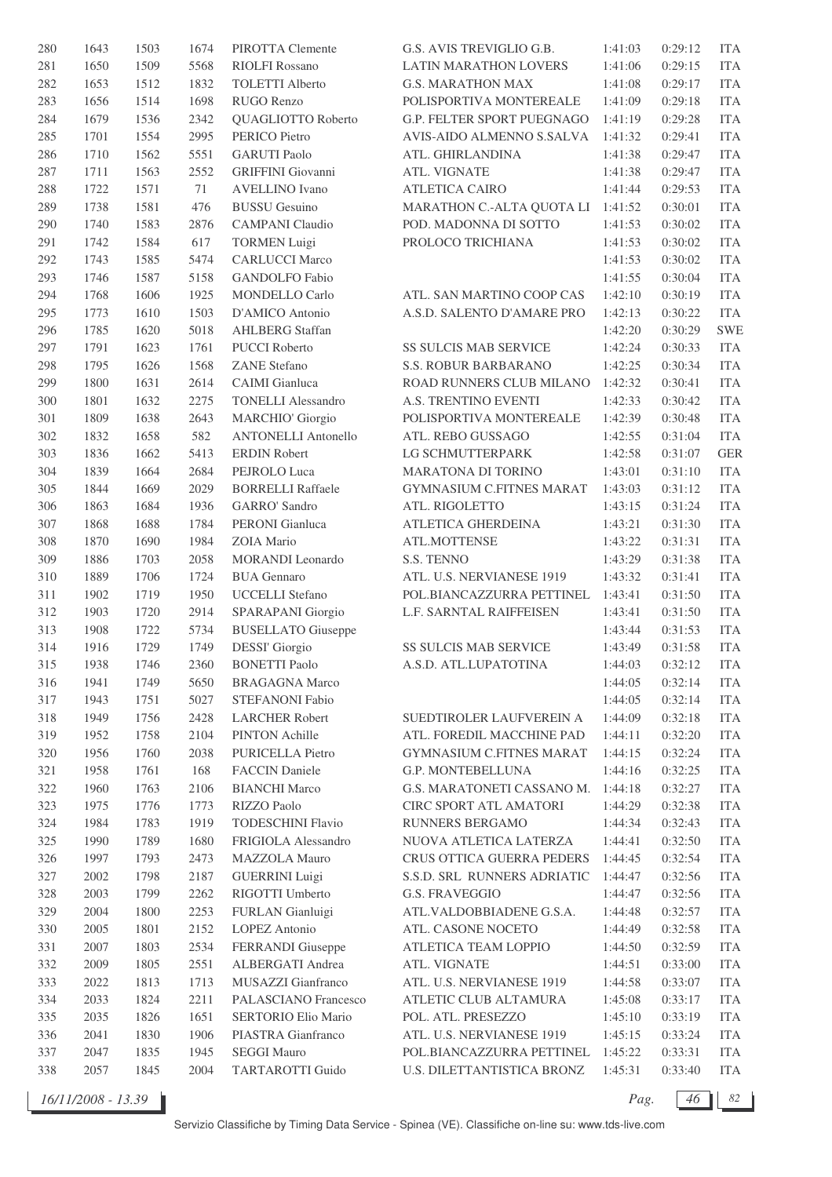| | | | | | | | | |
|---|---|---|---|---|---|---|---|---|
| 280 | 1643 | 1503 | 1674 | PIROTTA Clemente | G.S. AVIS TREVIGLIO G.B. | 1:41:03 | 0:29:12 | ITA |
| 281 | 1650 | 1509 | 5568 | RIOLFI Rossano | LATIN MARATHON LOVERS | 1:41:06 | 0:29:15 | ITA |
| 282 | 1653 | 1512 | 1832 | TOLETTI Alberto | G.S. MARATHON MAX | 1:41:08 | 0:29:17 | ITA |
| 283 | 1656 | 1514 | 1698 | RUGO Renzo | POLISPORTIVA MONTEREALE | 1:41:09 | 0:29:18 | ITA |
| 284 | 1679 | 1536 | 2342 | QUAGLIOTTO Roberto | G.P. FELTER SPORT PUEGNAGO | 1:41:19 | 0:29:28 | ITA |
| 285 | 1701 | 1554 | 2995 | PERICO Pietro | AVIS-AIDO ALMENNO S.SALVA | 1:41:32 | 0:29:41 | ITA |
| 286 | 1710 | 1562 | 5551 | GARUTI Paolo | ATL. GHIRLANDINA | 1:41:38 | 0:29:47 | ITA |
| 287 | 1711 | 1563 | 2552 | GRIFFINI Giovanni | ATL. VIGNATE | 1:41:38 | 0:29:47 | ITA |
| 288 | 1722 | 1571 | 71 | AVELLINO Ivano | ATLETICA CAIRO | 1:41:44 | 0:29:53 | ITA |
| 289 | 1738 | 1581 | 476 | BUSSU Gesuino | MARATHON C.-ALTA QUOTA LI | 1:41:52 | 0:30:01 | ITA |
| 290 | 1740 | 1583 | 2876 | CAMPANI Claudio | POD. MADONNA DI SOTTO | 1:41:53 | 0:30:02 | ITA |
| 291 | 1742 | 1584 | 617 | TORMEN Luigi | PROLOCO TRICHIANA | 1:41:53 | 0:30:02 | ITA |
| 292 | 1743 | 1585 | 5474 | CARLUCCI Marco | | 1:41:53 | 0:30:02 | ITA |
| 293 | 1746 | 1587 | 5158 | GANDOLFO Fabio | | 1:41:55 | 0:30:04 | ITA |
| 294 | 1768 | 1606 | 1925 | MONDELLO Carlo | ATL. SAN MARTINO COOP CAS | 1:42:10 | 0:30:19 | ITA |
| 295 | 1773 | 1610 | 1503 | D'AMICO Antonio | A.S.D. SALENTO D'AMARE PRO | 1:42:13 | 0:30:22 | ITA |
| 296 | 1785 | 1620 | 5018 | AHLBERG Staffan | | 1:42:20 | 0:30:29 | SWE |
| 297 | 1791 | 1623 | 1761 | PUCCI Roberto | SS SULCIS MAB SERVICE | 1:42:24 | 0:30:33 | ITA |
| 298 | 1795 | 1626 | 1568 | ZANE Stefano | S.S. ROBUR BARBARANO | 1:42:25 | 0:30:34 | ITA |
| 299 | 1800 | 1631 | 2614 | CAIMI Gianluca | ROAD RUNNERS CLUB MILANO | 1:42:32 | 0:30:41 | ITA |
| 300 | 1801 | 1632 | 2275 | TONELLI Alessandro | A.S. TRENTINO EVENTI | 1:42:33 | 0:30:42 | ITA |
| 301 | 1809 | 1638 | 2643 | MARCHIO' Giorgio | POLISPORTIVA MONTEREALE | 1:42:39 | 0:30:48 | ITA |
| 302 | 1832 | 1658 | 582 | ANTONELLI Antonello | ATL. REBO GUSSAGO | 1:42:55 | 0:31:04 | ITA |
| 303 | 1836 | 1662 | 5413 | ERDIN Robert | LG SCHMUTTERPARK | 1:42:58 | 0:31:07 | GER |
| 304 | 1839 | 1664 | 2684 | PEJROLO Luca | MARATONA DI TORINO | 1:43:01 | 0:31:10 | ITA |
| 305 | 1844 | 1669 | 2029 | BORRELLI Raffaele | GYMNASIUM C.FITNES MARAT | 1:43:03 | 0:31:12 | ITA |
| 306 | 1863 | 1684 | 1936 | GARRO' Sandro | ATL. RIGOLETTO | 1:43:15 | 0:31:24 | ITA |
| 307 | 1868 | 1688 | 1784 | PERONI Gianluca | ATLETICA GHERDEINA | 1:43:21 | 0:31:30 | ITA |
| 308 | 1870 | 1690 | 1984 | ZOIA Mario | ATL.MOTTENSE | 1:43:22 | 0:31:31 | ITA |
| 309 | 1886 | 1703 | 2058 | MORANDI Leonardo | S.S. TENNO | 1:43:29 | 0:31:38 | ITA |
| 310 | 1889 | 1706 | 1724 | BUA Gennaro | ATL. U.S. NERVIANESE 1919 | 1:43:32 | 0:31:41 | ITA |
| 311 | 1902 | 1719 | 1950 | UCCELLI Stefano | POL.BIANCAZZURRA PETTINEL | 1:43:41 | 0:31:50 | ITA |
| 312 | 1903 | 1720 | 2914 | SPARAPANI Giorgio | L.F. SARNTAL RAIFFEISEN | 1:43:41 | 0:31:50 | ITA |
| 313 | 1908 | 1722 | 5734 | BUSELLATO Giuseppe | | 1:43:44 | 0:31:53 | ITA |
| 314 | 1916 | 1729 | 1749 | DESSI' Giorgio | SS SULCIS MAB SERVICE | 1:43:49 | 0:31:58 | ITA |
| 315 | 1938 | 1746 | 2360 | BONETTI Paolo | A.S.D. ATL.LUPATOTINA | 1:44:03 | 0:32:12 | ITA |
| 316 | 1941 | 1749 | 5650 | BRAGAGNA Marco | | 1:44:05 | 0:32:14 | ITA |
| 317 | 1943 | 1751 | 5027 | STEFANONI Fabio | | 1:44:05 | 0:32:14 | ITA |
| 318 | 1949 | 1756 | 2428 | LARCHER Robert | SUEDTIROLER LAUFVEREIN A | 1:44:09 | 0:32:18 | ITA |
| 319 | 1952 | 1758 | 2104 | PINTON Achille | ATL. FOREDIL MACCHINE PAD | 1:44:11 | 0:32:20 | ITA |
| 320 | 1956 | 1760 | 2038 | PURICELLA Pietro | GYMNASIUM C.FITNES MARAT | 1:44:15 | 0:32:24 | ITA |
| 321 | 1958 | 1761 | 168 | FACCIN Daniele | G.P. MONTEBELLUNA | 1:44:16 | 0:32:25 | ITA |
| 322 | 1960 | 1763 | 2106 | BIANCHI Marco | G.S. MARATONETI CASSANO M. | 1:44:18 | 0:32:27 | ITA |
| 323 | 1975 | 1776 | 1773 | RIZZO Paolo | CIRC SPORT ATL AMATORI | 1:44:29 | 0:32:38 | ITA |
| 324 | 1984 | 1783 | 1919 | TODESCHINI Flavio | RUNNERS BERGAMO | 1:44:34 | 0:32:43 | ITA |
| 325 | 1990 | 1789 | 1680 | FRIGIOLA Alessandro | NUOVA ATLETICA LATERZA | 1:44:41 | 0:32:50 | ITA |
| 326 | 1997 | 1793 | 2473 | MAZZOLA Mauro | CRUS OTTICA GUERRA PEDERS | 1:44:45 | 0:32:54 | ITA |
| 327 | 2002 | 1798 | 2187 | GUERRINI Luigi | S.S.D. SRL RUNNERS ADRIATIC | 1:44:47 | 0:32:56 | ITA |
| 328 | 2003 | 1799 | 2262 | RIGOTTI Umberto | G.S. FRAVEGGIO | 1:44:47 | 0:32:56 | ITA |
| 329 | 2004 | 1800 | 2253 | FURLAN Gianluigi | ATL.VALDOBBIADENE G.S.A. | 1:44:48 | 0:32:57 | ITA |
| 330 | 2005 | 1801 | 2152 | LOPEZ Antonio | ATL. CASONE NOCETO | 1:44:49 | 0:32:58 | ITA |
| 331 | 2007 | 1803 | 2534 | FERRANDI Giuseppe | ATLETICA TEAM LOPPIO | 1:44:50 | 0:32:59 | ITA |
| 332 | 2009 | 1805 | 2551 | ALBERGATI Andrea | ATL. VIGNATE | 1:44:51 | 0:33:00 | ITA |
| 333 | 2022 | 1813 | 1713 | MUSAZZI Gianfranco | ATL. U.S. NERVIANESE 1919 | 1:44:58 | 0:33:07 | ITA |
| 334 | 2033 | 1824 | 2211 | PALASCIANO Francesco | ATLETIC CLUB ALTAMURA | 1:45:08 | 0:33:17 | ITA |
| 335 | 2035 | 1826 | 1651 | SERTORIO Elio Mario | POL. ATL. PRESEZZO | 1:45:10 | 0:33:19 | ITA |
| 336 | 2041 | 1830 | 1906 | PIASTRA Gianfranco | ATL. U.S. NERVIANESE 1919 | 1:45:15 | 0:33:24 | ITA |
| 337 | 2047 | 1835 | 1945 | SEGGI Mauro | POL.BIANCAZZURRA PETTINEL | 1:45:22 | 0:33:31 | ITA |
| 338 | 2057 | 1845 | 2004 | TARTAROTTI Guido | U.S. DILETTANTISTICA BRONZ | 1:45:31 | 0:33:40 | ITA |

16/11/2008 - 13.39

Servizio Classifiche by Timing Data Service - Spinea (VE). Classifiche on-line su: www.tds-live.com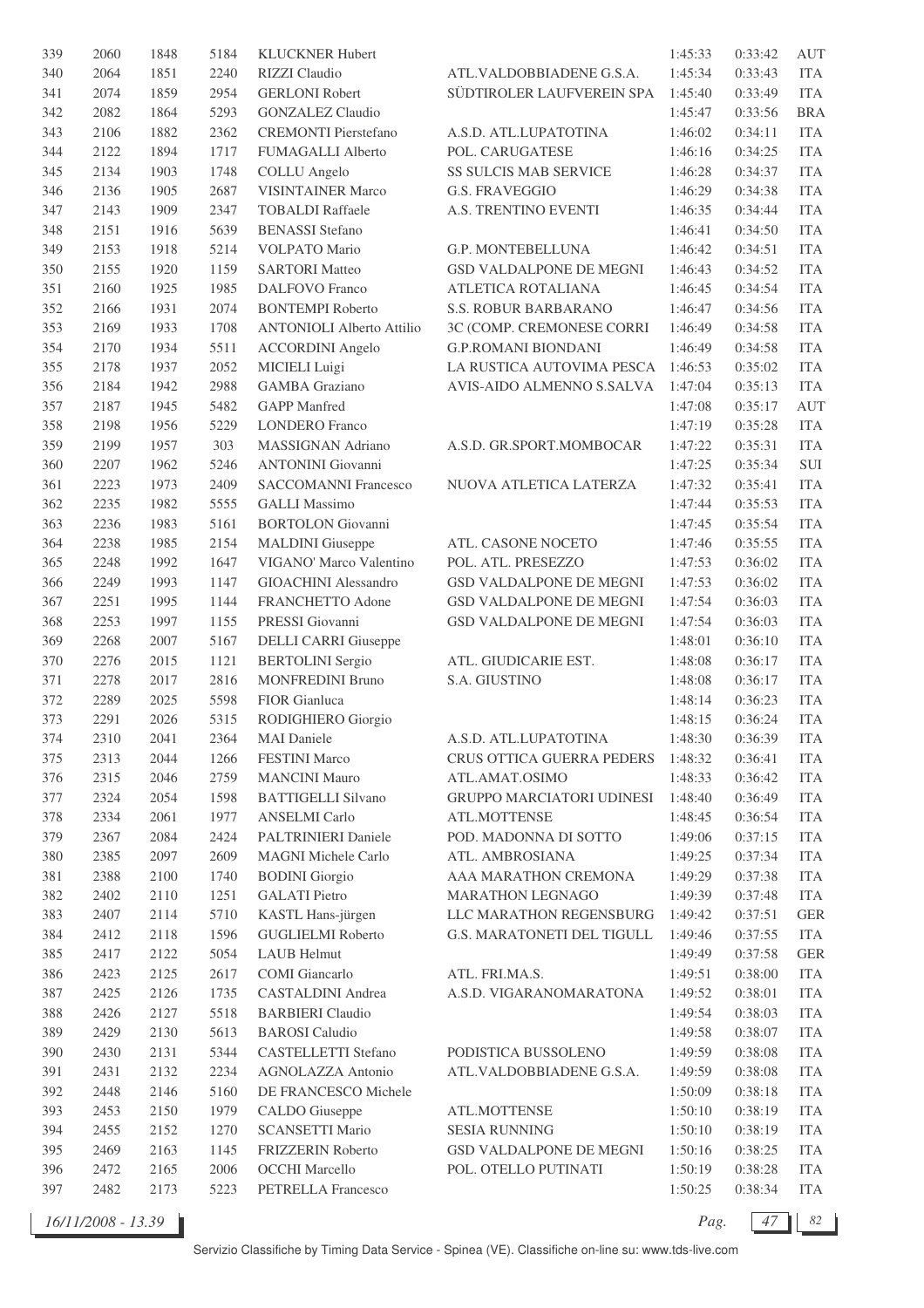| | | | | | | | | |
|---|---|---|---|---|---|---|---|---|
| 339 | 2060 | 1848 | 5184 | KLUCKNER Hubert | | 1:45:33 | 0:33:42 | AUT |
| 340 | 2064 | 1851 | 2240 | RIZZI Claudio | ATL.VALDOBBIADENE G.S.A. | 1:45:34 | 0:33:43 | ITA |
| 341 | 2074 | 1859 | 2954 | GERLONI Robert | SÜDTIROLER LAUFVEREIN SPA | 1:45:40 | 0:33:49 | ITA |
| 342 | 2082 | 1864 | 5293 | GONZALEZ Claudio | | 1:45:47 | 0:33:56 | BRA |
| 343 | 2106 | 1882 | 2362 | CREMONTI Pierstefano | A.S.D. ATL.LUPATOTINA | 1:46:02 | 0:34:11 | ITA |
| 344 | 2122 | 1894 | 1717 | FUMAGALLI Alberto | POL. CARUGATESE | 1:46:16 | 0:34:25 | ITA |
| 345 | 2134 | 1903 | 1748 | COLLU Angelo | SS SULCIS MAB SERVICE | 1:46:28 | 0:34:37 | ITA |
| 346 | 2136 | 1905 | 2687 | VISINTAINER Marco | G.S. FRAVEGGIO | 1:46:29 | 0:34:38 | ITA |
| 347 | 2143 | 1909 | 2347 | TOBALDI Raffaele | A.S. TRENTINO EVENTI | 1:46:35 | 0:34:44 | ITA |
| 348 | 2151 | 1916 | 5639 | BENASSI Stefano | | 1:46:41 | 0:34:50 | ITA |
| 349 | 2153 | 1918 | 5214 | VOLPATO Mario | G.P. MONTEBELLUNA | 1:46:42 | 0:34:51 | ITA |
| 350 | 2155 | 1920 | 1159 | SARTORI Matteo | GSD VALDALPONE DE MEGNI | 1:46:43 | 0:34:52 | ITA |
| 351 | 2160 | 1925 | 1985 | DALFOVO Franco | ATLETICA ROTALIANA | 1:46:45 | 0:34:54 | ITA |
| 352 | 2166 | 1931 | 2074 | BONTEMPI Roberto | S.S. ROBUR BARBARANO | 1:46:47 | 0:34:56 | ITA |
| 353 | 2169 | 1933 | 1708 | ANTONIOLI Alberto Attilio | 3C (COMP. CREMONESE CORRI | 1:46:49 | 0:34:58 | ITA |
| 354 | 2170 | 1934 | 5511 | ACCORDINI Angelo | G.P.ROMANI BIONDANI | 1:46:49 | 0:34:58 | ITA |
| 355 | 2178 | 1937 | 2052 | MICIELI Luigi | LA RUSTICA AUTOVIMA PESCA | 1:46:53 | 0:35:02 | ITA |
| 356 | 2184 | 1942 | 2988 | GAMBA Graziano | AVIS-AIDO ALMENNO S.SALVA | 1:47:04 | 0:35:13 | ITA |
| 357 | 2187 | 1945 | 5482 | GAPP Manfred | | 1:47:08 | 0:35:17 | AUT |
| 358 | 2198 | 1956 | 5229 | LONDERO Franco | | 1:47:19 | 0:35:28 | ITA |
| 359 | 2199 | 1957 | 303 | MASSIGNAN Adriano | A.S.D. GR.SPORT.MOMBOCAR | 1:47:22 | 0:35:31 | ITA |
| 360 | 2207 | 1962 | 5246 | ANTONINI Giovanni | | 1:47:25 | 0:35:34 | SUI |
| 361 | 2223 | 1973 | 2409 | SACCOMANNI Francesco | NUOVA ATLETICA LATERZA | 1:47:32 | 0:35:41 | ITA |
| 362 | 2235 | 1982 | 5555 | GALLI Massimo | | 1:47:44 | 0:35:53 | ITA |
| 363 | 2236 | 1983 | 5161 | BORTOLON Giovanni | | 1:47:45 | 0:35:54 | ITA |
| 364 | 2238 | 1985 | 2154 | MALDINI Giuseppe | ATL. CASONE NOCETO | 1:47:46 | 0:35:55 | ITA |
| 365 | 2248 | 1992 | 1647 | VIGANO' Marco Valentino | POL. ATL. PRESEZZO | 1:47:53 | 0:36:02 | ITA |
| 366 | 2249 | 1993 | 1147 | GIOACHINI Alessandro | GSD VALDALPONE DE MEGNI | 1:47:53 | 0:36:02 | ITA |
| 367 | 2251 | 1995 | 1144 | FRANCHETTO Adone | GSD VALDALPONE DE MEGNI | 1:47:54 | 0:36:03 | ITA |
| 368 | 2253 | 1997 | 1155 | PRESSI Giovanni | GSD VALDALPONE DE MEGNI | 1:47:54 | 0:36:03 | ITA |
| 369 | 2268 | 2007 | 5167 | DELLI CARRI Giuseppe | | 1:48:01 | 0:36:10 | ITA |
| 370 | 2276 | 2015 | 1121 | BERTOLINI Sergio | ATL. GIUDICARIE EST. | 1:48:08 | 0:36:17 | ITA |
| 371 | 2278 | 2017 | 2816 | MONFREDINI Bruno | S.A. GIUSTINO | 1:48:08 | 0:36:17 | ITA |
| 372 | 2289 | 2025 | 5598 | FIOR Gianluca | | 1:48:14 | 0:36:23 | ITA |
| 373 | 2291 | 2026 | 5315 | RODIGHIERO Giorgio | | 1:48:15 | 0:36:24 | ITA |
| 374 | 2310 | 2041 | 2364 | MAI Daniele | A.S.D. ATL.LUPATOTINA | 1:48:30 | 0:36:39 | ITA |
| 375 | 2313 | 2044 | 1266 | FESTINI Marco | CRUS OTTICA GUERRA PEDERS | 1:48:32 | 0:36:41 | ITA |
| 376 | 2315 | 2046 | 2759 | MANCINI Mauro | ATL.AMAT.OSIMO | 1:48:33 | 0:36:42 | ITA |
| 377 | 2324 | 2054 | 1598 | BATTIGELLI Silvano | GRUPPO MARCIATORI UDINESI | 1:48:40 | 0:36:49 | ITA |
| 378 | 2334 | 2061 | 1977 | ANSELMI Carlo | ATL.MOTTENSE | 1:48:45 | 0:36:54 | ITA |
| 379 | 2367 | 2084 | 2424 | PALTRINIERI Daniele | POD. MADONNA DI SOTTO | 1:49:06 | 0:37:15 | ITA |
| 380 | 2385 | 2097 | 2609 | MAGNI Michele Carlo | ATL. AMBROSIANA | 1:49:25 | 0:37:34 | ITA |
| 381 | 2388 | 2100 | 1740 | BODINI Giorgio | AAA MARATHON CREMONA | 1:49:29 | 0:37:38 | ITA |
| 382 | 2402 | 2110 | 1251 | GALATI Pietro | MARATHON LEGNAGO | 1:49:39 | 0:37:48 | ITA |
| 383 | 2407 | 2114 | 5710 | KASTL Hans-jürgen | LLC MARATHON REGENSBURG | 1:49:42 | 0:37:51 | GER |
| 384 | 2412 | 2118 | 1596 | GUGLIELMI Roberto | G.S. MARATONETI DEL TIGULL | 1:49:46 | 0:37:55 | ITA |
| 385 | 2417 | 2122 | 5054 | LAUB Helmut | | 1:49:49 | 0:37:58 | GER |
| 386 | 2423 | 2125 | 2617 | COMI Giancarlo | ATL. FRI.MA.S. | 1:49:51 | 0:38:00 | ITA |
| 387 | 2425 | 2126 | 1735 | CASTALDINI Andrea | A.S.D. VIGARANOMARATONA | 1:49:52 | 0:38:01 | ITA |
| 388 | 2426 | 2127 | 5518 | BARBIERI Claudio | | 1:49:54 | 0:38:03 | ITA |
| 389 | 2429 | 2130 | 5613 | BAROSI Caludio | | 1:49:58 | 0:38:07 | ITA |
| 390 | 2430 | 2131 | 5344 | CASTELLETTI Stefano | PODISTICA BUSSOLENO | 1:49:59 | 0:38:08 | ITA |
| 391 | 2431 | 2132 | 2234 | AGNOLAZZA Antonio | ATL.VALDOBBIADENE G.S.A. | 1:49:59 | 0:38:08 | ITA |
| 392 | 2448 | 2146 | 5160 | DE FRANCESCO Michele | | 1:50:09 | 0:38:18 | ITA |
| 393 | 2453 | 2150 | 1979 | CALDO Giuseppe | ATL.MOTTENSE | 1:50:10 | 0:38:19 | ITA |
| 394 | 2455 | 2152 | 1270 | SCANSETTI Mario | SESIA RUNNING | 1:50:10 | 0:38:19 | ITA |
| 395 | 2469 | 2163 | 1145 | FRIZZERIN Roberto | GSD VALDALPONE DE MEGNI | 1:50:16 | 0:38:25 | ITA |
| 396 | 2472 | 2165 | 2006 | OCCHI Marcello | POL. OTELLO PUTINATI | 1:50:19 | 0:38:28 | ITA |
| 397 | 2482 | 2173 | 5223 | PETRELLA Francesco | | 1:50:25 | 0:38:34 | ITA |

16/11/2008 - 13.39

Servizio Classifiche by Timing Data Service - Spinea (VE). Classifiche on-line su: www.tds-live.com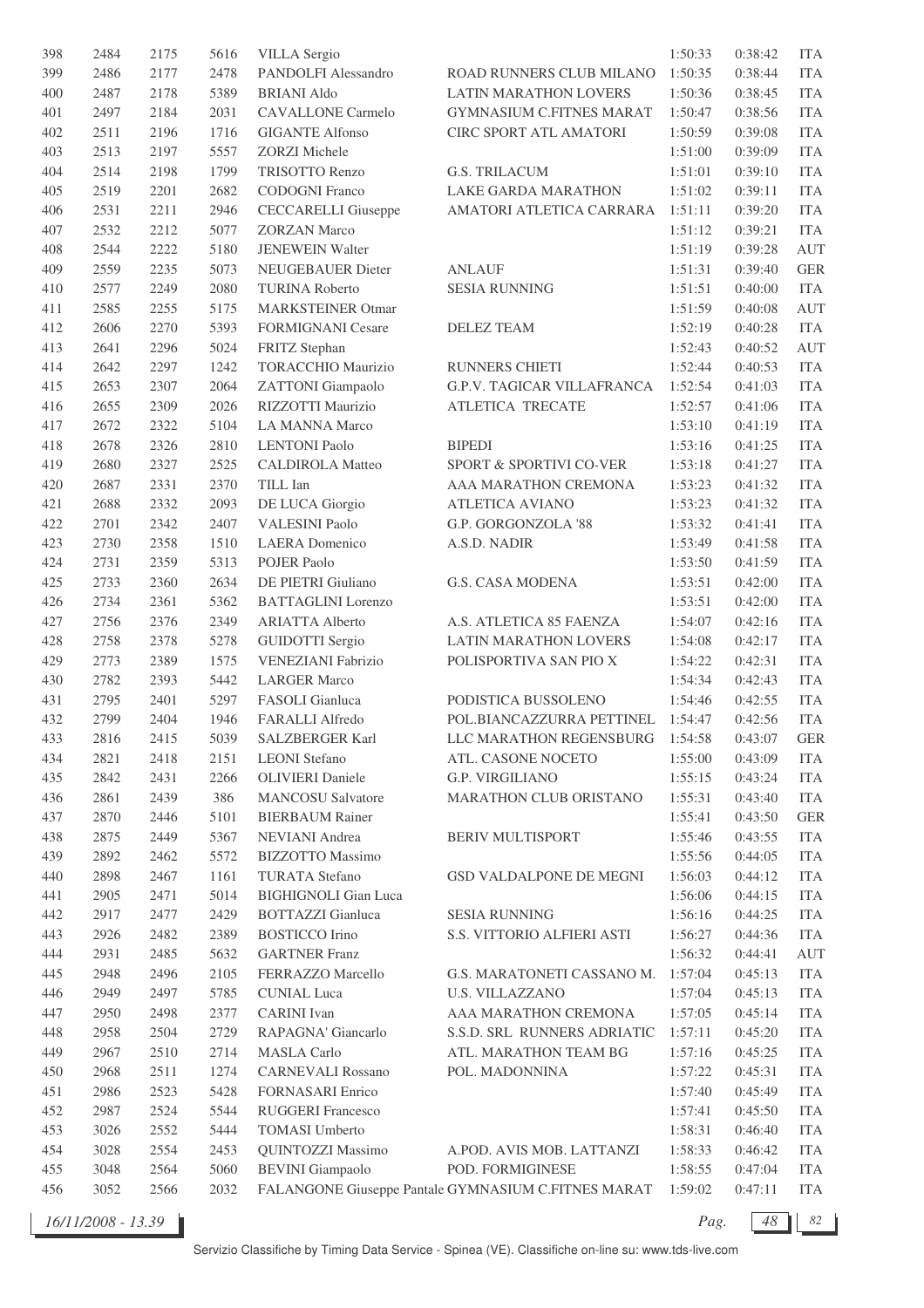| | | | | | | | | |
|---|---|---|---|---|---|---|---|---|
| 398 | 2484 | 2175 | 5616 | VILLA Sergio | | 1:50:33 | 0:38:42 | ITA |
| 399 | 2486 | 2177 | 2478 | PANDOLFI Alessandro | ROAD RUNNERS CLUB MILANO | 1:50:35 | 0:38:44 | ITA |
| 400 | 2487 | 2178 | 5389 | BRIANI Aldo | LATIN MARATHON LOVERS | 1:50:36 | 0:38:45 | ITA |
| 401 | 2497 | 2184 | 2031 | CAVALLONE Carmelo | GYMNASIUM C.FITNES MARAT | 1:50:47 | 0:38:56 | ITA |
| 402 | 2511 | 2196 | 1716 | GIGANTE Alfonso | CIRC SPORT ATL AMATORI | 1:50:59 | 0:39:08 | ITA |
| 403 | 2513 | 2197 | 5557 | ZORZI Michele | | 1:51:00 | 0:39:09 | ITA |
| 404 | 2514 | 2198 | 1799 | TRISOTTO Renzo | G.S. TRILACUM | 1:51:01 | 0:39:10 | ITA |
| 405 | 2519 | 2201 | 2682 | CODOGNI Franco | LAKE GARDA MARATHON | 1:51:02 | 0:39:11 | ITA |
| 406 | 2531 | 2211 | 2946 | CECCARELLI Giuseppe | AMATORI ATLETICA CARRARA | 1:51:11 | 0:39:20 | ITA |
| 407 | 2532 | 2212 | 5077 | ZORZAN Marco | | 1:51:12 | 0:39:21 | ITA |
| 408 | 2544 | 2222 | 5180 | JENEWEIN Walter | | 1:51:19 | 0:39:28 | AUT |
| 409 | 2559 | 2235 | 5073 | NEUGEBAUER Dieter | ANLAUF | 1:51:31 | 0:39:40 | GER |
| 410 | 2577 | 2249 | 2080 | TURINA Roberto | SESIA RUNNING | 1:51:51 | 0:40:00 | ITA |
| 411 | 2585 | 2255 | 5175 | MARKSTEINER Otmar | | 1:51:59 | 0:40:08 | AUT |
| 412 | 2606 | 2270 | 5393 | FORMIGNANI Cesare | DELEZ TEAM | 1:52:19 | 0:40:28 | ITA |
| 413 | 2641 | 2296 | 5024 | FRITZ Stephan | | 1:52:43 | 0:40:52 | AUT |
| 414 | 2642 | 2297 | 1242 | TORACCHIO Maurizio | RUNNERS CHIETI | 1:52:44 | 0:40:53 | ITA |
| 415 | 2653 | 2307 | 2064 | ZATTONI Giampaolo | G.P.V. TAGICAR VILLAFRANCA | 1:52:54 | 0:41:03 | ITA |
| 416 | 2655 | 2309 | 2026 | RIZZOTTI Maurizio | ATLETICA TRECATE | 1:52:57 | 0:41:06 | ITA |
| 417 | 2672 | 2322 | 5104 | LA MANNA Marco | | 1:53:10 | 0:41:19 | ITA |
| 418 | 2678 | 2326 | 2810 | LENTONI Paolo | BIPEDI | 1:53:16 | 0:41:25 | ITA |
| 419 | 2680 | 2327 | 2525 | CALDIROLA Matteo | SPORT & SPORTIVI CO-VER | 1:53:18 | 0:41:27 | ITA |
| 420 | 2687 | 2331 | 2370 | TILL Ian | AAA MARATHON CREMONA | 1:53:23 | 0:41:32 | ITA |
| 421 | 2688 | 2332 | 2093 | DE LUCA Giorgio | ATLETICA AVIANO | 1:53:23 | 0:41:32 | ITA |
| 422 | 2701 | 2342 | 2407 | VALESINI Paolo | G.P. GORGONZOLA '88 | 1:53:32 | 0:41:41 | ITA |
| 423 | 2730 | 2358 | 1510 | LAERA Domenico | A.S.D. NADIR | 1:53:49 | 0:41:58 | ITA |
| 424 | 2731 | 2359 | 5313 | POJER Paolo | | 1:53:50 | 0:41:59 | ITA |
| 425 | 2733 | 2360 | 2634 | DE PIETRI Giuliano | G.S. CASA MODENA | 1:53:51 | 0:42:00 | ITA |
| 426 | 2734 | 2361 | 5362 | BATTAGLINI Lorenzo | | 1:53:51 | 0:42:00 | ITA |
| 427 | 2756 | 2376 | 2349 | ARIATTA Alberto | A.S. ATLETICA 85 FAENZA | 1:54:07 | 0:42:16 | ITA |
| 428 | 2758 | 2378 | 5278 | GUIDOTTI Sergio | LATIN MARATHON LOVERS | 1:54:08 | 0:42:17 | ITA |
| 429 | 2773 | 2389 | 1575 | VENEZIANI Fabrizio | POLISPORTIVA SAN PIO X | 1:54:22 | 0:42:31 | ITA |
| 430 | 2782 | 2393 | 5442 | LARGER Marco | | 1:54:34 | 0:42:43 | ITA |
| 431 | 2795 | 2401 | 5297 | FASOLI Gianluca | PODISTICA BUSSOLENO | 1:54:46 | 0:42:55 | ITA |
| 432 | 2799 | 2404 | 1946 | FARALLI Alfredo | POL.BIANCAZZURRA PETTINEL | 1:54:47 | 0:42:56 | ITA |
| 433 | 2816 | 2415 | 5039 | SALZBERGER Karl | LLC MARATHON REGENSBURG | 1:54:58 | 0:43:07 | GER |
| 434 | 2821 | 2418 | 2151 | LEONI Stefano | ATL. CASONE NOCETO | 1:55:00 | 0:43:09 | ITA |
| 435 | 2842 | 2431 | 2266 | OLIVIERI Daniele | G.P. VIRGILIANO | 1:55:15 | 0:43:24 | ITA |
| 436 | 2861 | 2439 | 386 | MANCOSU Salvatore | MARATHON CLUB ORISTANO | 1:55:31 | 0:43:40 | ITA |
| 437 | 2870 | 2446 | 5101 | BIERBAUM Rainer | | 1:55:41 | 0:43:50 | GER |
| 438 | 2875 | 2449 | 5367 | NEVIANI Andrea | BERIV MULTISPORT | 1:55:46 | 0:43:55 | ITA |
| 439 | 2892 | 2462 | 5572 | BIZZOTTO Massimo | | 1:55:56 | 0:44:05 | ITA |
| 440 | 2898 | 2467 | 1161 | TURATA Stefano | GSD VALDALPONE DE MEGNI | 1:56:03 | 0:44:12 | ITA |
| 441 | 2905 | 2471 | 5014 | BIGHIGNOLI Gian Luca | | 1:56:06 | 0:44:15 | ITA |
| 442 | 2917 | 2477 | 2429 | BOTTAZZI Gianluca | SESIA RUNNING | 1:56:16 | 0:44:25 | ITA |
| 443 | 2926 | 2482 | 2389 | BOSTICCO Irino | S.S. VITTORIO ALFIERI ASTI | 1:56:27 | 0:44:36 | ITA |
| 444 | 2931 | 2485 | 5632 | GARTNER Franz | | 1:56:32 | 0:44:41 | AUT |
| 445 | 2948 | 2496 | 2105 | FERRAZZO Marcello | G.S. MARATONETI CASSANO M. | 1:57:04 | 0:45:13 | ITA |
| 446 | 2949 | 2497 | 5785 | CUNIAL Luca | U.S. VILLAZZANO | 1:57:04 | 0:45:13 | ITA |
| 447 | 2950 | 2498 | 2377 | CARINI Ivan | AAA MARATHON CREMONA | 1:57:05 | 0:45:14 | ITA |
| 448 | 2958 | 2504 | 2729 | RAPAGNA' Giancarlo | S.S.D. SRL RUNNERS ADRIATIC | 1:57:11 | 0:45:20 | ITA |
| 449 | 2967 | 2510 | 2714 | MASLA Carlo | ATL. MARATHON TEAM BG | 1:57:16 | 0:45:25 | ITA |
| 450 | 2968 | 2511 | 1274 | CARNEVALI Rossano | POL. MADONNINA | 1:57:22 | 0:45:31 | ITA |
| 451 | 2986 | 2523 | 5428 | FORNASARI Enrico | | 1:57:40 | 0:45:49 | ITA |
| 452 | 2987 | 2524 | 5544 | RUGGERI Francesco | | 1:57:41 | 0:45:50 | ITA |
| 453 | 3026 | 2552 | 5444 | TOMASI Umberto | | 1:58:31 | 0:46:40 | ITA |
| 454 | 3028 | 2554 | 2453 | QUINTOZZI Massimo | A.POD. AVIS MOB. LATTANZI | 1:58:33 | 0:46:42 | ITA |
| 455 | 3048 | 2564 | 5060 | BEVINI Giampaolo | POD. FORMIGINESE | 1:58:55 | 0:47:04 | ITA |
| 456 | 3052 | 2566 | 2032 | FALANGONE Giuseppe Pantale | GYMNASIUM C.FITNES MARAT | 1:59:02 | 0:47:11 | ITA |

16/11/2008 - 13.39

Servizio Classifiche by Timing Data Service - Spinea (VE). Classifiche on-line su: www.tds-live.com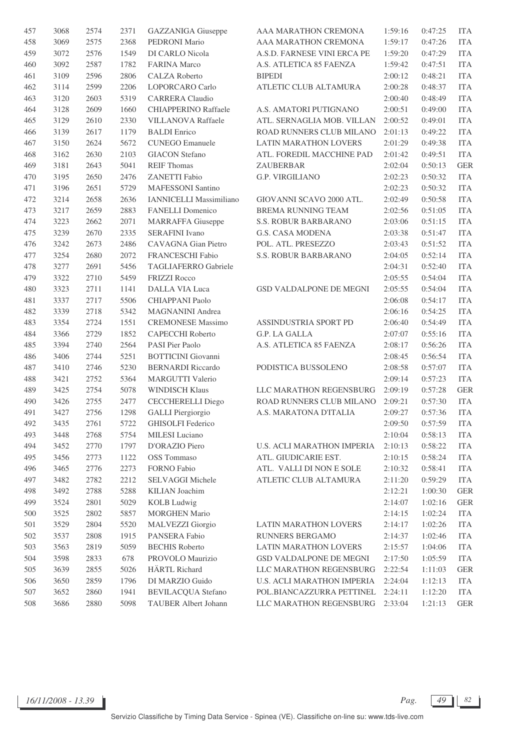| | | | | | | | | |
|---|---|---|---|---|---|---|---|---|
| 457 | 3068 | 2574 | 2371 | GAZZANIGA Giuseppe | AAA MARATHON CREMONA | 1:59:16 | 0:47:25 | ITA |
| 458 | 3069 | 2575 | 2368 | PEDRONI Mario | AAA MARATHON CREMONA | 1:59:17 | 0:47:26 | ITA |
| 459 | 3072 | 2576 | 1549 | DI CARLO Nicola | A.S.D. FARNESE VINI ERCA PE | 1:59:20 | 0:47:29 | ITA |
| 460 | 3092 | 2587 | 1782 | FARINA Marco | A.S. ATLETICA 85 FAENZA | 1:59:42 | 0:47:51 | ITA |
| 461 | 3109 | 2596 | 2806 | CALZA Roberto | BIPEDI | 2:00:12 | 0:48:21 | ITA |
| 462 | 3114 | 2599 | 2206 | LOPORCARO Carlo | ATLETIC CLUB ALTAMURA | 2:00:28 | 0:48:37 | ITA |
| 463 | 3120 | 2603 | 5319 | CARRERA Claudio | | 2:00:40 | 0:48:49 | ITA |
| 464 | 3128 | 2609 | 1660 | CHIAPPERINO Raffaele | A.S. AMATORI PUTIGNANO | 2:00:51 | 0:49:00 | ITA |
| 465 | 3129 | 2610 | 2330 | VILLANOVA Raffaele | ATL. SERNAGLIA MOB. VILLAN | 2:00:52 | 0:49:01 | ITA |
| 466 | 3139 | 2617 | 1179 | BALDI Enrico | ROAD RUNNERS CLUB MILANO | 2:01:13 | 0:49:22 | ITA |
| 467 | 3150 | 2624 | 5672 | CUNEGO Emanuele | LATIN MARATHON LOVERS | 2:01:29 | 0:49:38 | ITA |
| 468 | 3162 | 2630 | 2103 | GIACON Stefano | ATL. FOREDIL MACCHINE PAD | 2:01:42 | 0:49:51 | ITA |
| 469 | 3181 | 2643 | 5041 | REIF Thomas | ZAUBERBAR | 2:02:04 | 0:50:13 | GER |
| 470 | 3195 | 2650 | 2476 | ZANETTI Fabio | G.P. VIRGILIANO | 2:02:23 | 0:50:32 | ITA |
| 471 | 3196 | 2651 | 5729 | MAFESSONI Santino | | 2:02:23 | 0:50:32 | ITA |
| 472 | 3214 | 2658 | 2636 | IANNICELLI Massimiliano | GIOVANNI SCAVO 2000 ATL. | 2:02:49 | 0:50:58 | ITA |
| 473 | 3217 | 2659 | 2883 | FANELLI Domenico | BREMA RUNNING TEAM | 2:02:56 | 0:51:05 | ITA |
| 474 | 3223 | 2662 | 2071 | MARRAFFA Giuseppe | S.S. ROBUR BARBARANO | 2:03:06 | 0:51:15 | ITA |
| 475 | 3239 | 2670 | 2335 | SERAFINI Ivano | G.S. CASA MODENA | 2:03:38 | 0:51:47 | ITA |
| 476 | 3242 | 2673 | 2486 | CAVAGNA Gian Pietro | POL. ATL. PRESEZZO | 2:03:43 | 0:51:52 | ITA |
| 477 | 3254 | 2680 | 2072 | FRANCESCHI Fabio | S.S. ROBUR BARBARANO | 2:04:05 | 0:52:14 | ITA |
| 478 | 3277 | 2691 | 5456 | TAGLIAFERRO Gabriele | | 2:04:31 | 0:52:40 | ITA |
| 479 | 3322 | 2710 | 5459 | FRIZZI Rocco | | 2:05:55 | 0:54:04 | ITA |
| 480 | 3323 | 2711 | 1141 | DALLA VIA Luca | GSD VALDALPONE DE MEGNI | 2:05:55 | 0:54:04 | ITA |
| 481 | 3337 | 2717 | 5506 | CHIAPPANI Paolo | | 2:06:08 | 0:54:17 | ITA |
| 482 | 3339 | 2718 | 5342 | MAGNANINI Andrea | | 2:06:16 | 0:54:25 | ITA |
| 483 | 3354 | 2724 | 1551 | CREMONESE Massimo | ASSINDUSTRIA SPORT PD | 2:06:40 | 0:54:49 | ITA |
| 484 | 3366 | 2729 | 1852 | CAPECCHI Roberto | G.P. LA GALLA | 2:07:07 | 0:55:16 | ITA |
| 485 | 3394 | 2740 | 2564 | PASI Pier Paolo | A.S. ATLETICA 85 FAENZA | 2:08:17 | 0:56:26 | ITA |
| 486 | 3406 | 2744 | 5251 | BOTTICINI Giovanni | | 2:08:45 | 0:56:54 | ITA |
| 487 | 3410 | 2746 | 5230 | BERNARDI Riccardo | PODISTICA BUSSOLENO | 2:08:58 | 0:57:07 | ITA |
| 488 | 3421 | 2752 | 5364 | MARGUTTI Valerio | | 2:09:14 | 0:57:23 | ITA |
| 489 | 3425 | 2754 | 5078 | WINDISCH Klaus | LLC MARATHON REGENSBURG | 2:09:19 | 0:57:28 | GER |
| 490 | 3426 | 2755 | 2477 | CECCHERELLI Diego | ROAD RUNNERS CLUB MILANO | 2:09:21 | 0:57:30 | ITA |
| 491 | 3427 | 2756 | 1298 | GALLI Piergiorgio | A.S. MARATONA D'ITALIA | 2:09:27 | 0:57:36 | ITA |
| 492 | 3435 | 2761 | 5722 | GHISOLFI Federico | | 2:09:50 | 0:57:59 | ITA |
| 493 | 3448 | 2768 | 5754 | MILESI Luciano | | 2:10:04 | 0:58:13 | ITA |
| 494 | 3452 | 2770 | 1797 | D'ORAZIO Piero | U.S. ACLI MARATHON IMPERIA | 2:10:13 | 0:58:22 | ITA |
| 495 | 3456 | 2773 | 1122 | OSS Tommaso | ATL. GIUDICARIE EST. | 2:10:15 | 0:58:24 | ITA |
| 496 | 3465 | 2776 | 2273 | FORNO Fabio | ATL. VALLI DI NON E SOLE | 2:10:32 | 0:58:41 | ITA |
| 497 | 3482 | 2782 | 2212 | SELVAGGI Michele | ATLETIC CLUB ALTAMURA | 2:11:20 | 0:59:29 | ITA |
| 498 | 3492 | 2788 | 5288 | KILIAN Joachim | | 2:12:21 | 1:00:30 | GER |
| 499 | 3524 | 2801 | 5029 | KOLB Ludwig | | 2:14:07 | 1:02:16 | GER |
| 500 | 3525 | 2802 | 5857 | MORGHEN Mario | | 2:14:15 | 1:02:24 | ITA |
| 501 | 3529 | 2804 | 5520 | MALVEZZI Giorgio | LATIN MARATHON LOVERS | 2:14:17 | 1:02:26 | ITA |
| 502 | 3537 | 2808 | 1915 | PANSERA Fabio | RUNNERS BERGAMO | 2:14:37 | 1:02:46 | ITA |
| 503 | 3563 | 2819 | 5059 | BECHIS Roberto | LATIN MARATHON LOVERS | 2:15:57 | 1:04:06 | ITA |
| 504 | 3598 | 2833 | 678 | PROVOLO Maurizio | GSD VALDALPONE DE MEGNI | 2:17:50 | 1:05:59 | ITA |
| 505 | 3639 | 2855 | 5026 | HÄRTL Richard | LLC MARATHON REGENSBURG | 2:22:54 | 1:11:03 | GER |
| 506 | 3650 | 2859 | 1796 | DI MARZIO Guido | U.S. ACLI MARATHON IMPERIA | 2:24:04 | 1:12:13 | ITA |
| 507 | 3652 | 2860 | 1941 | BEVILACQUA Stefano | POL.BIANCAZZURRA PETTINEL | 2:24:11 | 1:12:20 | ITA |
| 508 | 3686 | 2880 | 5098 | TAUBER Albert Johann | LLC MARATHON REGENSBURG | 2:33:04 | 1:21:13 | GER |

16/11/2008 - 13.39

Servizio Classifiche by Timing Data Service - Spinea (VE). Classifiche on-line su: www.tds-live.com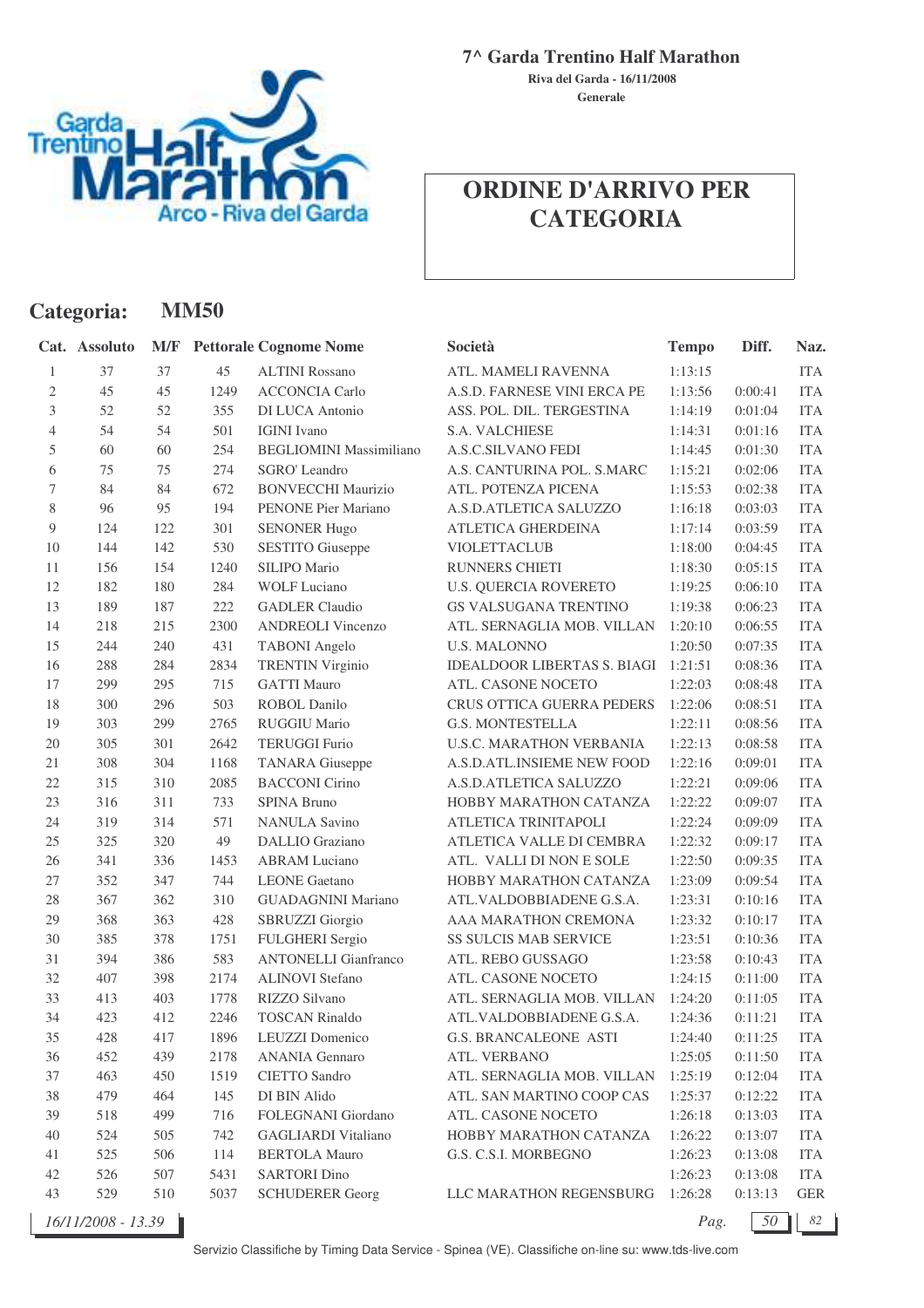7^ Garda Trentino Half Marathon

Riva del Garda - 16/11/2008

Generale

# ORDINE D'ARRIVO PER CATEGORIA

## Categoria: MM50

| Cat. | Assoluto | M/F | Pettorale | Cognome Nome | Società | Tempo | Diff. | Naz. |
|---|---|---|---|---|---|---|---|---|
| 1 | 37 | 37 | 45 | ALTINI Rossano | ATL. MAMELI RAVENNA | 1:13:15 | | ITA |
| 2 | 45 | 45 | 1249 | ACCONCIA Carlo | A.S.D. FARNESE VINI ERCA PE | 1:13:56 | 0:00:41 | ITA |
| 3 | 52 | 52 | 355 | DI LUCA Antonio | ASS. POL. DIL. TERGESTINA | 1:14:19 | 0:01:04 | ITA |
| 4 | 54 | 54 | 501 | IGINI Ivano | S.A. VALCHIESE | 1:14:31 | 0:01:16 | ITA |
| 5 | 60 | 60 | 254 | BEGLIOMINI Massimiliano | A.S.C.SILVANO FEDI | 1:14:45 | 0:01:30 | ITA |
| 6 | 75 | 75 | 274 | SGRO' Leandro | A.S. CANTURINA POL. S.MARC | 1:15:21 | 0:02:06 | ITA |
| 7 | 84 | 84 | 672 | BONVECCHI Maurizio | ATL. POTENZA PICENA | 1:15:53 | 0:02:38 | ITA |
| 8 | 96 | 95 | 194 | PENONE Pier Mariano | A.S.D.ATLETICA SALUZZO | 1:16:18 | 0:03:03 | ITA |
| 9 | 124 | 122 | 301 | SENONER Hugo | ATLETICA GHERDEINA | 1:17:14 | 0:03:59 | ITA |
| 10 | 144 | 142 | 530 | SESTITO Giuseppe | VIOLETTACLUB | 1:18:00 | 0:04:45 | ITA |
| 11 | 156 | 154 | 1240 | SILIPO Mario | RUNNERS CHIETI | 1:18:30 | 0:05:15 | ITA |
| 12 | 182 | 180 | 284 | WOLF Luciano | U.S. QUERCIA ROVERETO | 1:19:25 | 0:06:10 | ITA |
| 13 | 189 | 187 | 222 | GADLER Claudio | GS VALSUGANA TRENTINO | 1:19:38 | 0:06:23 | ITA |
| 14 | 218 | 215 | 2300 | ANDREOLI Vincenzo | ATL. SERNAGLIA MOB. VILLAN | 1:20:10 | 0:06:55 | ITA |
| 15 | 244 | 240 | 431 | TABONI Angelo | U.S. MALONNO | 1:20:50 | 0:07:35 | ITA |
| 16 | 288 | 284 | 2834 | TRENTIN Virginio | IDEALDOOR LIBERTAS S. BIAGI | 1:21:51 | 0:08:36 | ITA |
| 17 | 299 | 295 | 715 | GATTI Mauro | ATL. CASONE NOCETO | 1:22:03 | 0:08:48 | ITA |
| 18 | 300 | 296 | 503 | ROBOL Danilo | CRUS OTTICA GUERRA PEDERS | 1:22:06 | 0:08:51 | ITA |
| 19 | 303 | 299 | 2765 | RUGGIU Mario | G.S. MONTESTELLA | 1:22:11 | 0:08:56 | ITA |
| 20 | 305 | 301 | 2642 | TERUGGI Furio | U.S.C. MARATHON VERBANIA | 1:22:13 | 0:08:58 | ITA |
| 21 | 308 | 304 | 1168 | TANARA Giuseppe | A.S.D.ATL.INSIEME NEW FOOD | 1:22:16 | 0:09:01 | ITA |
| 22 | 315 | 310 | 2085 | BACCONI Cirino | A.S.D.ATLETICA SALUZZO | 1:22:21 | 0:09:06 | ITA |
| 23 | 316 | 311 | 733 | SPINA Bruno | HOBBY MARATHON CATANZA | 1:22:22 | 0:09:07 | ITA |
| 24 | 319 | 314 | 571 | NANULA Savino | ATLETICA TRINITAPOLI | 1:22:24 | 0:09:09 | ITA |
| 25 | 325 | 320 | 49 | DALLIO Graziano | ATLETICA VALLE DI CEMBRA | 1:22:32 | 0:09:17 | ITA |
| 26 | 341 | 336 | 1453 | ABRAM Luciano | ATL. VALLI DI NON E SOLE | 1:22:50 | 0:09:35 | ITA |
| 27 | 352 | 347 | 744 | LEONE Gaetano | HOBBY MARATHON CATANZA | 1:23:09 | 0:09:54 | ITA |
| 28 | 367 | 362 | 310 | GUADAGNINI Mariano | ATL.VALDOBBIADENE G.S.A. | 1:23:31 | 0:10:16 | ITA |
| 29 | 368 | 363 | 428 | SBRUZZI Giorgio | AAA MARATHON CREMONA | 1:23:32 | 0:10:17 | ITA |
| 30 | 385 | 378 | 1751 | FULGHERI Sergio | SS SULCIS MAB SERVICE | 1:23:51 | 0:10:36 | ITA |
| 31 | 394 | 386 | 583 | ANTONELLI Gianfranco | ATL. REBO GUSSAGO | 1:23:58 | 0:10:43 | ITA |
| 32 | 407 | 398 | 2174 | ALINOVI Stefano | ATL. CASONE NOCETO | 1:24:15 | 0:11:00 | ITA |
| 33 | 413 | 403 | 1778 | RIZZO Silvano | ATL. SERNAGLIA MOB. VILLAN | 1:24:20 | 0:11:05 | ITA |
| 34 | 423 | 412 | 2246 | TOSCAN Rinaldo | ATL.VALDOBBIADENE G.S.A. | 1:24:36 | 0:11:21 | ITA |
| 35 | 428 | 417 | 1896 | LEUZZI Domenico | G.S. BRANCALEONE ASTI | 1:24:40 | 0:11:25 | ITA |
| 36 | 452 | 439 | 2178 | ANANIA Gennaro | ATL. VERBANO | 1:25:05 | 0:11:50 | ITA |
| 37 | 463 | 450 | 1519 | CIETTO Sandro | ATL. SERNAGLIA MOB. VILLAN | 1:25:19 | 0:12:04 | ITA |
| 38 | 479 | 464 | 145 | DI BIN Alido | ATL. SAN MARTINO COOP CAS | 1:25:37 | 0:12:22 | ITA |
| 39 | 518 | 499 | 716 | FOLEGNANI Giordano | ATL. CASONE NOCETO | 1:26:18 | 0:13:03 | ITA |
| 40 | 524 | 505 | 742 | GAGLIARDI Vitaliano | HOBBY MARATHON CATANZA | 1:26:22 | 0:13:07 | ITA |
| 41 | 525 | 506 | 114 | BERTOLA Mauro | G.S. C.S.I. MORBEGNO | 1:26:23 | 0:13:08 | ITA |
| 42 | 526 | 507 | 5431 | SARTORI Dino | | 1:26:23 | 0:13:08 | ITA |
| 43 | 529 | 510 | 5037 | SCHUDERER Georg | LLC MARATHON REGENSBURG | 1:26:28 | 0:13:13 | GER |

16/11/2008 - 13.39

Servizio Classifiche by Timing Data Service - Spinea (VE). Classifiche on-line su: www.tds-live.com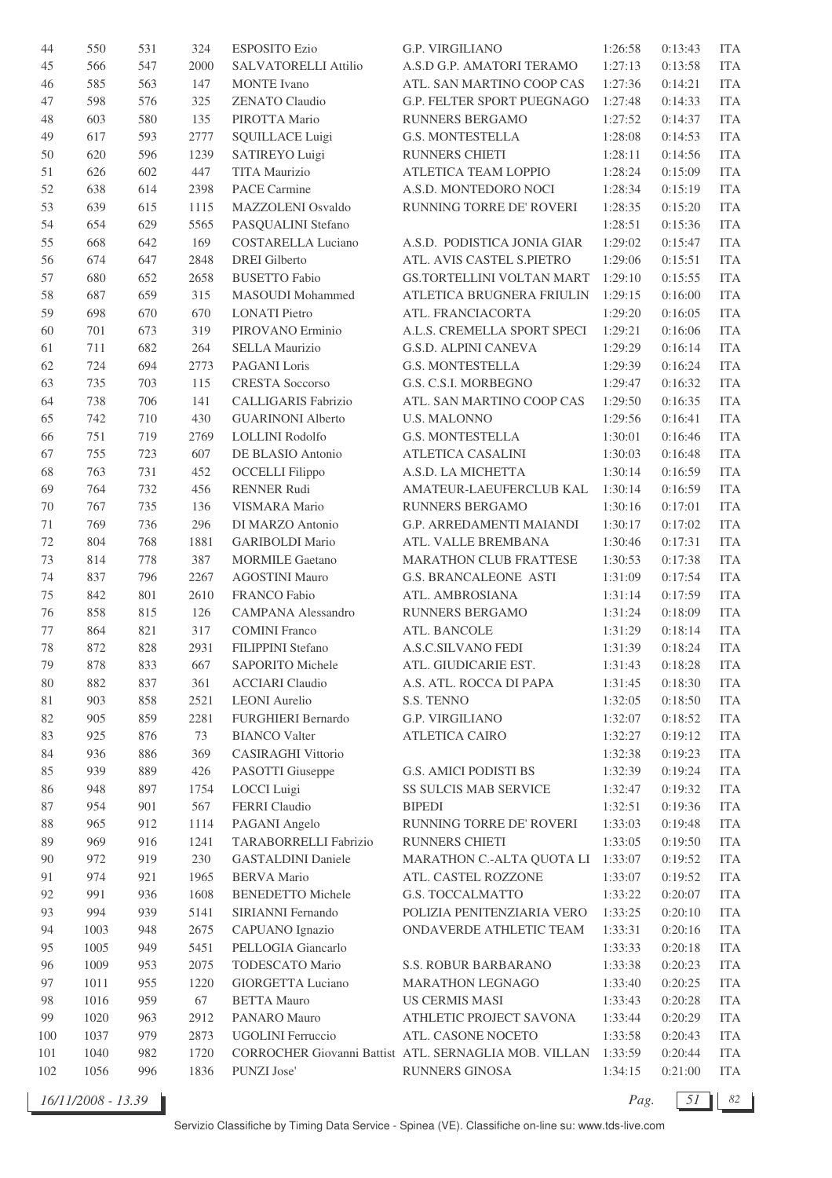| | | | | | | | | |
|---|---|---|---|---|---|---|---|---|
| 44 | 550 | 531 | 324 | ESPOSITO Ezio | G.P. VIRGILIANO | 1:26:58 | 0:13:43 | ITA |
| 45 | 566 | 547 | 2000 | SALVATORELLI Attilio | A.S.D G.P. AMATORI TERAMO | 1:27:13 | 0:13:58 | ITA |
| 46 | 585 | 563 | 147 | MONTE Ivano | ATL. SAN MARTINO COOP CAS | 1:27:36 | 0:14:21 | ITA |
| 47 | 598 | 576 | 325 | ZENATO Claudio | G.P. FELTER SPORT PUEGNAGO | 1:27:48 | 0:14:33 | ITA |
| 48 | 603 | 580 | 135 | PIROTTA Mario | RUNNERS BERGAMO | 1:27:52 | 0:14:37 | ITA |
| 49 | 617 | 593 | 2777 | SQUILLACE Luigi | G.S. MONTESTELLA | 1:28:08 | 0:14:53 | ITA |
| 50 | 620 | 596 | 1239 | SATIREYO Luigi | RUNNERS CHIETI | 1:28:11 | 0:14:56 | ITA |
| 51 | 626 | 602 | 447 | TITA Maurizio | ATLETICA TEAM LOPPIO | 1:28:24 | 0:15:09 | ITA |
| 52 | 638 | 614 | 2398 | PACE Carmine | A.S.D. MONTEDORO NOCI | 1:28:34 | 0:15:19 | ITA |
| 53 | 639 | 615 | 1115 | MAZZOLENI Osvaldo | RUNNING TORRE DE' ROVERI | 1:28:35 | 0:15:20 | ITA |
| 54 | 654 | 629 | 5565 | PASQUALINI Stefano | | 1:28:51 | 0:15:36 | ITA |
| 55 | 668 | 642 | 169 | COSTARELLA Luciano | A.S.D. PODISTICA JONIA GIAR | 1:29:02 | 0:15:47 | ITA |
| 56 | 674 | 647 | 2848 | DREI Gilberto | ATL. AVIS CASTEL S.PIETRO | 1:29:06 | 0:15:51 | ITA |
| 57 | 680 | 652 | 2658 | BUSETTO Fabio | GS.TORTELLINI VOLTAN MART | 1:29:10 | 0:15:55 | ITA |
| 58 | 687 | 659 | 315 | MASOUDI Mohammed | ATLETICA BRUGNERA FRIULIN | 1:29:15 | 0:16:00 | ITA |
| 59 | 698 | 670 | 670 | LONATI Pietro | ATL. FRANCIACORTA | 1:29:20 | 0:16:05 | ITA |
| 60 | 701 | 673 | 319 | PIROVANO Erminio | A.L.S. CREMELLA SPORT SPECI | 1:29:21 | 0:16:06 | ITA |
| 61 | 711 | 682 | 264 | SELLA Maurizio | G.S.D. ALPINI CANEVA | 1:29:29 | 0:16:14 | ITA |
| 62 | 724 | 694 | 2773 | PAGANI Loris | G.S. MONTESTELLA | 1:29:39 | 0:16:24 | ITA |
| 63 | 735 | 703 | 115 | CRESTA Soccorso | G.S. C.S.I. MORBEGNO | 1:29:47 | 0:16:32 | ITA |
| 64 | 738 | 706 | 141 | CALLIGARIS Fabrizio | ATL. SAN MARTINO COOP CAS | 1:29:50 | 0:16:35 | ITA |
| 65 | 742 | 710 | 430 | GUARINONI Alberto | U.S. MALONNO | 1:29:56 | 0:16:41 | ITA |
| 66 | 751 | 719 | 2769 | LOLLINI Rodolfo | G.S. MONTESTELLA | 1:30:01 | 0:16:46 | ITA |
| 67 | 755 | 723 | 607 | DE BLASIO Antonio | ATLETICA CASALINI | 1:30:03 | 0:16:48 | ITA |
| 68 | 763 | 731 | 452 | OCCELLI Filippo | A.S.D. LA MICHETTA | 1:30:14 | 0:16:59 | ITA |
| 69 | 764 | 732 | 456 | RENNER Rudi | AMATEUR-LAEUFERCLUB KAL | 1:30:14 | 0:16:59 | ITA |
| 70 | 767 | 735 | 136 | VISMARA Mario | RUNNERS BERGAMO | 1:30:16 | 0:17:01 | ITA |
| 71 | 769 | 736 | 296 | DI MARZO Antonio | G.P. ARREDAMENTI MAIANDI | 1:30:17 | 0:17:02 | ITA |
| 72 | 804 | 768 | 1881 | GARIBOLDI Mario | ATL. VALLE BREMBANA | 1:30:46 | 0:17:31 | ITA |
| 73 | 814 | 778 | 387 | MORMILE Gaetano | MARATHON CLUB FRATTESE | 1:30:53 | 0:17:38 | ITA |
| 74 | 837 | 796 | 2267 | AGOSTINI Mauro | G.S. BRANCALEONE ASTI | 1:31:09 | 0:17:54 | ITA |
| 75 | 842 | 801 | 2610 | FRANCO Fabio | ATL. AMBROSIANA | 1:31:14 | 0:17:59 | ITA |
| 76 | 858 | 815 | 126 | CAMPANA Alessandro | RUNNERS BERGAMO | 1:31:24 | 0:18:09 | ITA |
| 77 | 864 | 821 | 317 | COMINI Franco | ATL. BANCOLE | 1:31:29 | 0:18:14 | ITA |
| 78 | 872 | 828 | 2931 | FILIPPINI Stefano | A.S.C.SILVANO FEDI | 1:31:39 | 0:18:24 | ITA |
| 79 | 878 | 833 | 667 | SAPORITO Michele | ATL. GIUDICARIE EST. | 1:31:43 | 0:18:28 | ITA |
| 80 | 882 | 837 | 361 | ACCIARI Claudio | A.S. ATL. ROCCA DI PAPA | 1:31:45 | 0:18:30 | ITA |
| 81 | 903 | 858 | 2521 | LEONI Aurelio | S.S. TENNO | 1:32:05 | 0:18:50 | ITA |
| 82 | 905 | 859 | 2281 | FURGHIERI Bernardo | G.P. VIRGILIANO | 1:32:07 | 0:18:52 | ITA |
| 83 | 925 | 876 | 73 | BIANCO Valter | ATLETICA CAIRO | 1:32:27 | 0:19:12 | ITA |
| 84 | 936 | 886 | 369 | CASIRAGHI Vittorio | | 1:32:38 | 0:19:23 | ITA |
| 85 | 939 | 889 | 426 | PASOTTI Giuseppe | G.S. AMICI PODISTI BS | 1:32:39 | 0:19:24 | ITA |
| 86 | 948 | 897 | 1754 | LOCCI Luigi | SS SULCIS MAB SERVICE | 1:32:47 | 0:19:32 | ITA |
| 87 | 954 | 901 | 567 | FERRI Claudio | BIPEDI | 1:32:51 | 0:19:36 | ITA |
| 88 | 965 | 912 | 1114 | PAGANI Angelo | RUNNING TORRE DE' ROVERI | 1:33:03 | 0:19:48 | ITA |
| 89 | 969 | 916 | 1241 | TARABORRELLI Fabrizio | RUNNERS CHIETI | 1:33:05 | 0:19:50 | ITA |
| 90 | 972 | 919 | 230 | GASTALDINI Daniele | MARATHON C.-ALTA QUOTA LI | 1:33:07 | 0:19:52 | ITA |
| 91 | 974 | 921 | 1965 | BERVA Mario | ATL. CASTEL ROZZONE | 1:33:07 | 0:19:52 | ITA |
| 92 | 991 | 936 | 1608 | BENEDETTO Michele | G.S. TOCCALMATTO | 1:33:22 | 0:20:07 | ITA |
| 93 | 994 | 939 | 5141 | SIRIANNI Fernando | POLIZIA PENITENZIARIA VERO | 1:33:25 | 0:20:10 | ITA |
| 94 | 1003 | 948 | 2675 | CAPUANO Ignazio | ONDAVERDE ATHLETIC TEAM | 1:33:31 | 0:20:16 | ITA |
| 95 | 1005 | 949 | 5451 | PELLOGIA Giancarlo | | 1:33:33 | 0:20:18 | ITA |
| 96 | 1009 | 953 | 2075 | TODESCATO Mario | S.S. ROBUR BARBARANO | 1:33:38 | 0:20:23 | ITA |
| 97 | 1011 | 955 | 1220 | GIORGETTA Luciano | MARATHON LEGNAGO | 1:33:40 | 0:20:25 | ITA |
| 98 | 1016 | 959 | 67 | BETTA Mauro | US CERMIS MASI | 1:33:43 | 0:20:28 | ITA |
| 99 | 1020 | 963 | 2912 | PANARO Mauro | ATHLETIC PROJECT SAVONA | 1:33:44 | 0:20:29 | ITA |
| 100 | 1037 | 979 | 2873 | UGOLINI Ferruccio | ATL. CASONE NOCETO | 1:33:58 | 0:20:43 | ITA |
| 101 | 1040 | 982 | 1720 | CORROCHER Giovanni Battist | ATL. SERNAGLIA MOB. VILLAN | 1:33:59 | 0:20:44 | ITA |
| 102 | 1056 | 996 | 1836 | PUNZI Jose' | RUNNERS GINOSA | 1:34:15 | 0:21:00 | ITA |

16/11/2008 - 13.39

Servizio Classifiche by Timing Data Service - Spinea (VE). Classifiche on-line su: www.tds-live.com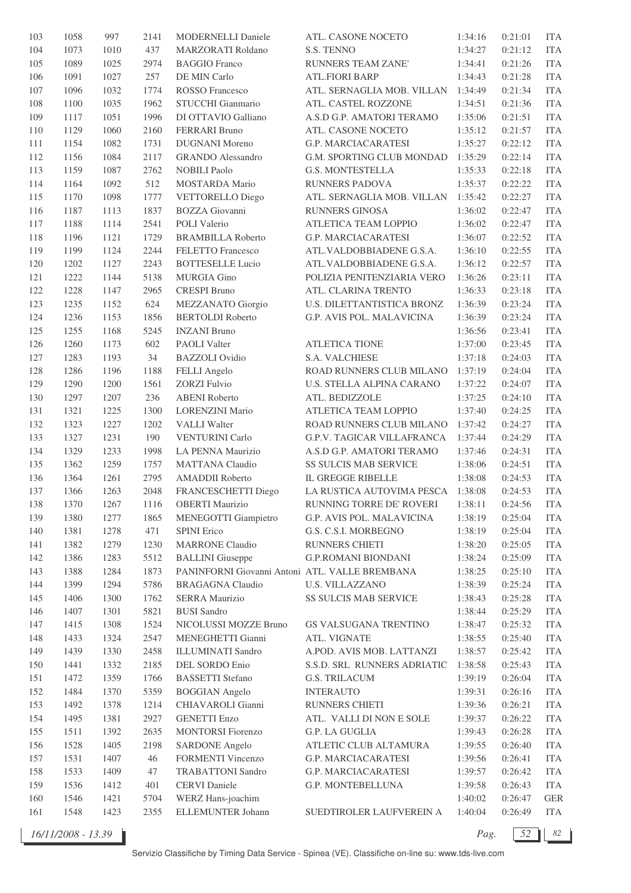| 103 | 1058 | 997 | 2141 | MODERNELLI Daniele | ATL. CASONE NOCETO | 1:34:16 | 0:21:01 | ITA |
|---|---|---|---|---|---|---|---|---|
| 104 | 1073 | 1010 | 437 | MARZORATI Roldano | S.S. TENNO | 1:34:27 | 0:21:12 | ITA |
| 105 | 1089 | 1025 | 2974 | BAGGIO Franco | RUNNERS TEAM ZANE' | 1:34:41 | 0:21:26 | ITA |
| 106 | 1091 | 1027 | 257 | DE MIN Carlo | ATL.FIORI BARP | 1:34:43 | 0:21:28 | ITA |
| 107 | 1096 | 1032 | 1774 | ROSSO Francesco | ATL. SERNAGLIA MOB. VILLAN | 1:34:49 | 0:21:34 | ITA |
| 108 | 1100 | 1035 | 1962 | STUCCHI Gianmario | ATL. CASTEL ROZZONE | 1:34:51 | 0:21:36 | ITA |
| 109 | 1117 | 1051 | 1996 | DI OTTAVIO Galliano | A.S.D G.P. AMATORI TERAMO | 1:35:06 | 0:21:51 | ITA |
| 110 | 1129 | 1060 | 2160 | FERRARI Bruno | ATL. CASONE NOCETO | 1:35:12 | 0:21:57 | ITA |
| 111 | 1154 | 1082 | 1731 | DUGNANI Moreno | G.P. MARCIACARATESI | 1:35:27 | 0:22:12 | ITA |
| 112 | 1156 | 1084 | 2117 | GRANDO Alessandro | G.M. SPORTING CLUB MONDAD | 1:35:29 | 0:22:14 | ITA |
| 113 | 1159 | 1087 | 2762 | NOBILI Paolo | G.S. MONTESTELLA | 1:35:33 | 0:22:18 | ITA |
| 114 | 1164 | 1092 | 512 | MOSTARDA Mario | RUNNERS PADOVA | 1:35:37 | 0:22:22 | ITA |
| 115 | 1170 | 1098 | 1777 | VETTORELLO Diego | ATL. SERNAGLIA MOB. VILLAN | 1:35:42 | 0:22:27 | ITA |
| 116 | 1187 | 1113 | 1837 | BOZZA Giovanni | RUNNERS GINOSA | 1:36:02 | 0:22:47 | ITA |
| 117 | 1188 | 1114 | 2541 | POLI Valerio | ATLETICA TEAM LOPPIO | 1:36:02 | 0:22:47 | ITA |
| 118 | 1196 | 1121 | 1729 | BRAMBILLA Roberto | G.P. MARCIACARATESI | 1:36:07 | 0:22:52 | ITA |
| 119 | 1199 | 1124 | 2244 | FELETTO Francesco | ATL.VALDOBBIADENE G.S.A. | 1:36:10 | 0:22:55 | ITA |
| 120 | 1202 | 1127 | 2243 | BOTTESELLE Lucio | ATL.VALDOBBIADENE G.S.A. | 1:36:12 | 0:22:57 | ITA |
| 121 | 1222 | 1144 | 5138 | MURGIA Gino | POLIZIA PENITENZIARIA VERO | 1:36:26 | 0:23:11 | ITA |
| 122 | 1228 | 1147 | 2965 | CRESPI Bruno | ATL. CLARINA TRENTO | 1:36:33 | 0:23:18 | ITA |
| 123 | 1235 | 1152 | 624 | MEZZANATO Giorgio | U.S. DILETTANTISTICA BRONZ | 1:36:39 | 0:23:24 | ITA |
| 124 | 1236 | 1153 | 1856 | BERTOLDI Roberto | G.P. AVIS POL. MALAVICINA | 1:36:39 | 0:23:24 | ITA |
| 125 | 1255 | 1168 | 5245 | INZANI Bruno | | 1:36:56 | 0:23:41 | ITA |
| 126 | 1260 | 1173 | 602 | PAOLI Valter | ATLETICA TIONE | 1:37:00 | 0:23:45 | ITA |
| 127 | 1283 | 1193 | 34 | BAZZOLI Ovidio | S.A. VALCHIESE | 1:37:18 | 0:24:03 | ITA |
| 128 | 1286 | 1196 | 1188 | FELLI Angelo | ROAD RUNNERS CLUB MILANO | 1:37:19 | 0:24:04 | ITA |
| 129 | 1290 | 1200 | 1561 | ZORZI Fulvio | U.S. STELLA ALPINA CARANO | 1:37:22 | 0:24:07 | ITA |
| 130 | 1297 | 1207 | 236 | ABENI Roberto | ATL. BEDIZZOLE | 1:37:25 | 0:24:10 | ITA |
| 131 | 1321 | 1225 | 1300 | LORENZINI Mario | ATLETICA TEAM LOPPIO | 1:37:40 | 0:24:25 | ITA |
| 132 | 1323 | 1227 | 1202 | VALLI Walter | ROAD RUNNERS CLUB MILANO | 1:37:42 | 0:24:27 | ITA |
| 133 | 1327 | 1231 | 190 | VENTURINI Carlo | G.P.V. TAGICAR VILLAFRANCA | 1:37:44 | 0:24:29 | ITA |
| 134 | 1329 | 1233 | 1998 | LA PENNA Maurizio | A.S.D G.P. AMATORI TERAMO | 1:37:46 | 0:24:31 | ITA |
| 135 | 1362 | 1259 | 1757 | MATTANA Claudio | SS SULCIS MAB SERVICE | 1:38:06 | 0:24:51 | ITA |
| 136 | 1364 | 1261 | 2795 | AMADDII Roberto | IL GREGGE RIBELLE | 1:38:08 | 0:24:53 | ITA |
| 137 | 1366 | 1263 | 2048 | FRANCESCHETTI Diego | LA RUSTICA AUTOVIMA PESCA | 1:38:08 | 0:24:53 | ITA |
| 138 | 1370 | 1267 | 1116 | OBERTI Maurizio | RUNNING TORRE DE' ROVERI | 1:38:11 | 0:24:56 | ITA |
| 139 | 1380 | 1277 | 1865 | MENEGOTTI Giampietro | G.P. AVIS POL. MALAVICINA | 1:38:19 | 0:25:04 | ITA |
| 140 | 1381 | 1278 | 471 | SPINI Erico | G.S. C.S.I. MORBEGNO | 1:38:19 | 0:25:04 | ITA |
| 141 | 1382 | 1279 | 1230 | MARRONE Claudio | RUNNERS CHIETI | 1:38:20 | 0:25:05 | ITA |
| 142 | 1386 | 1283 | 5512 | BALLINI Giuseppe | G.P.ROMANI BIONDANI | 1:38:24 | 0:25:09 | ITA |
| 143 | 1388 | 1284 | 1873 | PANINFORNI Giovanni Antoni | ATL. VALLE BREMBANA | 1:38:25 | 0:25:10 | ITA |
| 144 | 1399 | 1294 | 5786 | BRAGAGNA Claudio | U.S. VILLAZZANO | 1:38:39 | 0:25:24 | ITA |
| 145 | 1406 | 1300 | 1762 | SERRA Maurizio | SS SULCIS MAB SERVICE | 1:38:43 | 0:25:28 | ITA |
| 146 | 1407 | 1301 | 5821 | BUSI Sandro | | 1:38:44 | 0:25:29 | ITA |
| 147 | 1415 | 1308 | 1524 | NICOLUSSI MOZZE Bruno | GS VALSUGANA TRENTINO | 1:38:47 | 0:25:32 | ITA |
| 148 | 1433 | 1324 | 2547 | MENEGHETTI Gianni | ATL. VIGNATE | 1:38:55 | 0:25:40 | ITA |
| 149 | 1439 | 1330 | 2458 | ILLUMINATI Sandro | A.POD. AVIS MOB. LATTANZI | 1:38:57 | 0:25:42 | ITA |
| 150 | 1441 | 1332 | 2185 | DEL SORDO Enio | S.S.D. SRL RUNNERS ADRIATIC | 1:38:58 | 0:25:43 | ITA |
| 151 | 1472 | 1359 | 1766 | BASSETTI Stefano | G.S. TRILACUM | 1:39:19 | 0:26:04 | ITA |
| 152 | 1484 | 1370 | 5359 | BOGGIAN Angelo | INTERAUTO | 1:39:31 | 0:26:16 | ITA |
| 153 | 1492 | 1378 | 1214 | CHIAVAROLI Gianni | RUNNERS CHIETI | 1:39:36 | 0:26:21 | ITA |
| 154 | 1495 | 1381 | 2927 | GENETTI Enzo | ATL. VALLI DI NON E SOLE | 1:39:37 | 0:26:22 | ITA |
| 155 | 1511 | 1392 | 2635 | MONTORSI Fiorenzo | G.P. LA GUGLIA | 1:39:43 | 0:26:28 | ITA |
| 156 | 1528 | 1405 | 2198 | SARDONE Angelo | ATLETIC CLUB ALTAMURA | 1:39:55 | 0:26:40 | ITA |
| 157 | 1531 | 1407 | 46 | FORMENTI Vincenzo | G.P. MARCIACARATESI | 1:39:56 | 0:26:41 | ITA |
| 158 | 1533 | 1409 | 47 | TRABATTONI Sandro | G.P. MARCIACARATESI | 1:39:57 | 0:26:42 | ITA |
| 159 | 1536 | 1412 | 401 | CERVI Daniele | G.P. MONTEBELLUNA | 1:39:58 | 0:26:43 | ITA |
| 160 | 1546 | 1421 | 5704 | WERZ Hans-joachim | | 1:40:02 | 0:26:47 | GER |
| 161 | 1548 | 1423 | 2355 | ELLEMUNTER Johann | SUEDTIROLER LAUFVEREIN A | 1:40:04 | 0:26:49 | ITA |

16/11/2008 - 13.39

Servizio Classifiche by Timing Data Service - Spinea (VE). Classifiche on-line su: www.tds-live.com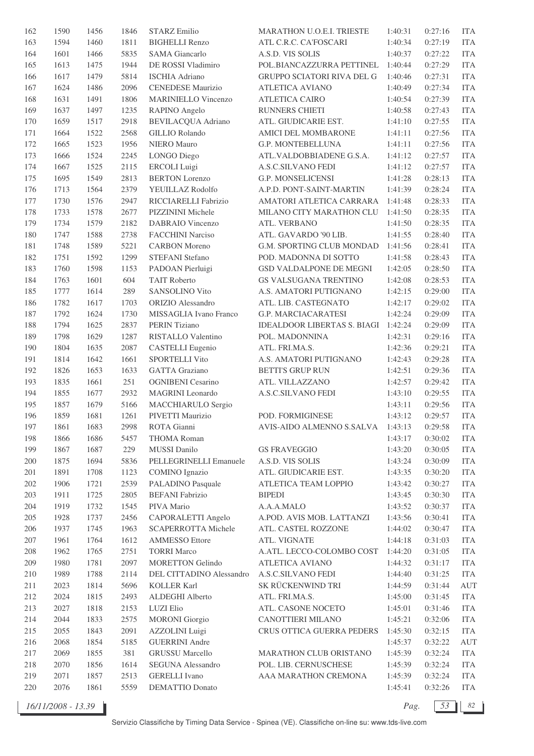| | | | | | | | | |
|---|---|---|---|---|---|---|---|---|
| 162 | 1590 | 1456 | 1846 | STARZ Emilio | MARATHON U.O.E.I. TRIESTE | 1:40:31 | 0:27:16 | ITA |
| 163 | 1594 | 1460 | 1811 | BIGHELLI Renzo | ATL C.R.C. CA'FOSCARI | 1:40:34 | 0:27:19 | ITA |
| 164 | 1601 | 1466 | 5835 | SAMA Giancarlo | A.S.D. VIS SOLIS | 1:40:37 | 0:27:22 | ITA |
| 165 | 1613 | 1475 | 1944 | DE ROSSI Vladimiro | POL.BIANCAZZURRA PETTINEL | 1:40:44 | 0:27:29 | ITA |
| 166 | 1617 | 1479 | 5814 | ISCHIA Adriano | GRUPPO SCIATORI RIVA DEL G | 1:40:46 | 0:27:31 | ITA |
| 167 | 1624 | 1486 | 2096 | CENEDESE Maurizio | ATLETICA AVIANO | 1:40:49 | 0:27:34 | ITA |
| 168 | 1631 | 1491 | 1806 | MARINIELLO Vincenzo | ATLETICA CAIRO | 1:40:54 | 0:27:39 | ITA |
| 169 | 1637 | 1497 | 1235 | RAPINO Angelo | RUNNERS CHIETI | 1:40:58 | 0:27:43 | ITA |
| 170 | 1659 | 1517 | 2918 | BEVILACQUA Adriano | ATL. GIUDICARIE EST. | 1:41:10 | 0:27:55 | ITA |
| 171 | 1664 | 1522 | 2568 | GILLIO Rolando | AMICI DEL MOMBARONE | 1:41:11 | 0:27:56 | ITA |
| 172 | 1665 | 1523 | 1956 | NIERO Mauro | G.P. MONTEBELLUNA | 1:41:11 | 0:27:56 | ITA |
| 173 | 1666 | 1524 | 2245 | LONGO Diego | ATL.VALDOBBIADENE G.S.A. | 1:41:12 | 0:27:57 | ITA |
| 174 | 1667 | 1525 | 2115 | ERCOLI Luigi | A.S.C.SILVANO FEDI | 1:41:12 | 0:27:57 | ITA |
| 175 | 1695 | 1549 | 2813 | BERTON Lorenzo | G.P. MONSELICENSI | 1:41:28 | 0:28:13 | ITA |
| 176 | 1713 | 1564 | 2379 | YEUILLAZ Rodolfo | A.P.D. PONT-SAINT-MARTIN | 1:41:39 | 0:28:24 | ITA |
| 177 | 1730 | 1576 | 2947 | RICCIARELLI Fabrizio | AMATORI ATLETICA CARRARA | 1:41:48 | 0:28:33 | ITA |
| 178 | 1733 | 1578 | 2677 | PIZZININI Michele | MILANO CITY MARATHON CLU | 1:41:50 | 0:28:35 | ITA |
| 179 | 1734 | 1579 | 2182 | DABRAIO Vincenzo | ATL. VERBANO | 1:41:50 | 0:28:35 | ITA |
| 180 | 1747 | 1588 | 2738 | FACCHINI Narciso | ATL. GAVARDO '90 LIB. | 1:41:55 | 0:28:40 | ITA |
| 181 | 1748 | 1589 | 5221 | CARBON Moreno | G.M. SPORTING CLUB MONDAD | 1:41:56 | 0:28:41 | ITA |
| 182 | 1751 | 1592 | 1299 | STEFANI Stefano | POD. MADONNA DI SOTTO | 1:41:58 | 0:28:43 | ITA |
| 183 | 1760 | 1598 | 1153 | PADOAN Pierluigi | GSD VALDALPONE DE MEGNI | 1:42:05 | 0:28:50 | ITA |
| 184 | 1763 | 1601 | 604 | TAIT Roberto | GS VALSUGANA TRENTINO | 1:42:08 | 0:28:53 | ITA |
| 185 | 1777 | 1614 | 289 | SANSOLINO Vito | A.S. AMATORI PUTIGNANO | 1:42:15 | 0:29:00 | ITA |
| 186 | 1782 | 1617 | 1703 | ORIZIO Alessandro | ATL. LIB. CASTEGNATO | 1:42:17 | 0:29:02 | ITA |
| 187 | 1792 | 1624 | 1730 | MISSAGLIA Ivano Franco | G.P. MARCIACARATESI | 1:42:24 | 0:29:09 | ITA |
| 188 | 1794 | 1625 | 2837 | PERIN Tiziano | IDEALDOOR LIBERTAS S. BIAGI | 1:42:24 | 0:29:09 | ITA |
| 189 | 1798 | 1629 | 1287 | RISTALLO Valentino | POL. MADONNINA | 1:42:31 | 0:29:16 | ITA |
| 190 | 1804 | 1635 | 2087 | CASTELLI Eugenio | ATL. FRI.MA.S. | 1:42:36 | 0:29:21 | ITA |
| 191 | 1814 | 1642 | 1661 | SPORTELLI Vito | A.S. AMATORI PUTIGNANO | 1:42:43 | 0:29:28 | ITA |
| 192 | 1826 | 1653 | 1633 | GATTA Graziano | BETTI'S GRUP RUN | 1:42:51 | 0:29:36 | ITA |
| 193 | 1835 | 1661 | 251 | OGNIBENI Cesarino | ATL. VILLAZZANO | 1:42:57 | 0:29:42 | ITA |
| 194 | 1855 | 1677 | 2932 | MAGRINI Leonardo | A.S.C.SILVANO FEDI | 1:43:10 | 0:29:55 | ITA |
| 195 | 1857 | 1679 | 5166 | MACCHIARULO Sergio | | 1:43:11 | 0:29:56 | ITA |
| 196 | 1859 | 1681 | 1261 | PIVETTI Maurizio | POD. FORMIGINESE | 1:43:12 | 0:29:57 | ITA |
| 197 | 1861 | 1683 | 2998 | ROTA Gianni | AVIS-AIDO ALMENNO S.SALVA | 1:43:13 | 0:29:58 | ITA |
| 198 | 1866 | 1686 | 5457 | THOMA Roman | | 1:43:17 | 0:30:02 | ITA |
| 199 | 1867 | 1687 | 229 | MUSSI Danilo | GS FRAVEGGIO | 1:43:20 | 0:30:05 | ITA |
| 200 | 1875 | 1694 | 5836 | PELLEGRINELLI Emanuele | A.S.D. VIS SOLIS | 1:43:24 | 0:30:09 | ITA |
| 201 | 1891 | 1708 | 1123 | COMINO Ignazio | ATL. GIUDICARIE EST. | 1:43:35 | 0:30:20 | ITA |
| 202 | 1906 | 1721 | 2539 | PALADINO Pasquale | ATLETICA TEAM LOPPIO | 1:43:42 | 0:30:27 | ITA |
| 203 | 1911 | 1725 | 2805 | BEFANI Fabrizio | BIPEDI | 1:43:45 | 0:30:30 | ITA |
| 204 | 1919 | 1732 | 1545 | PIVA Mario | A.A.A.MALO | 1:43:52 | 0:30:37 | ITA |
| 205 | 1928 | 1737 | 2456 | CAPORALETTI Angelo | A.POD. AVIS MOB. LATTANZI | 1:43:56 | 0:30:41 | ITA |
| 206 | 1937 | 1745 | 1963 | SCAPERROTTA Michele | ATL. CASTEL ROZZONE | 1:44:02 | 0:30:47 | ITA |
| 207 | 1961 | 1764 | 1612 | AMMESSO Ettore | ATL. VIGNATE | 1:44:18 | 0:31:03 | ITA |
| 208 | 1962 | 1765 | 2751 | TORRI Marco | A.ATL. LECCO-COLOMBO COST | 1:44:20 | 0:31:05 | ITA |
| 209 | 1980 | 1781 | 2097 | MORETTON Gelindo | ATLETICA AVIANO | 1:44:32 | 0:31:17 | ITA |
| 210 | 1989 | 1788 | 2114 | DEL CITTADINO Alessandro | A.S.C.SILVANO FEDI | 1:44:40 | 0:31:25 | ITA |
| 211 | 2023 | 1814 | 5696 | KOLLER Karl | SK RÜCKENWIND TRI | 1:44:59 | 0:31:44 | AUT |
| 212 | 2024 | 1815 | 2493 | ALDEGHI Alberto | ATL. FRI.MA.S. | 1:45:00 | 0:31:45 | ITA |
| 213 | 2027 | 1818 | 2153 | LUZI Elio | ATL. CASONE NOCETO | 1:45:01 | 0:31:46 | ITA |
| 214 | 2044 | 1833 | 2575 | MORONI Giorgio | CANOTTIERI MILANO | 1:45:21 | 0:32:06 | ITA |
| 215 | 2055 | 1843 | 2091 | AZZOLINI Luigi | CRUS OTTICA GUERRA PEDERS | 1:45:30 | 0:32:15 | ITA |
| 216 | 2068 | 1854 | 5185 | GUERRINI Andre | | 1:45:37 | 0:32:22 | AUT |
| 217 | 2069 | 1855 | 381 | GRUSSU Marcello | MARATHON CLUB ORISTANO | 1:45:39 | 0:32:24 | ITA |
| 218 | 2070 | 1856 | 1614 | SEGUNA Alessandro | POL. LIB. CERNUSCHESE | 1:45:39 | 0:32:24 | ITA |
| 219 | 2071 | 1857 | 2513 | GERELLI Ivano | AAA MARATHON CREMONA | 1:45:39 | 0:32:24 | ITA |
| 220 | 2076 | 1861 | 5559 | DEMATTIO Donato | | 1:45:41 | 0:32:26 | ITA |

16/11/2008 - 13.39

Servizio Classifiche by Timing Data Service - Spinea (VE). Classifiche on-line su: www.tds-live.com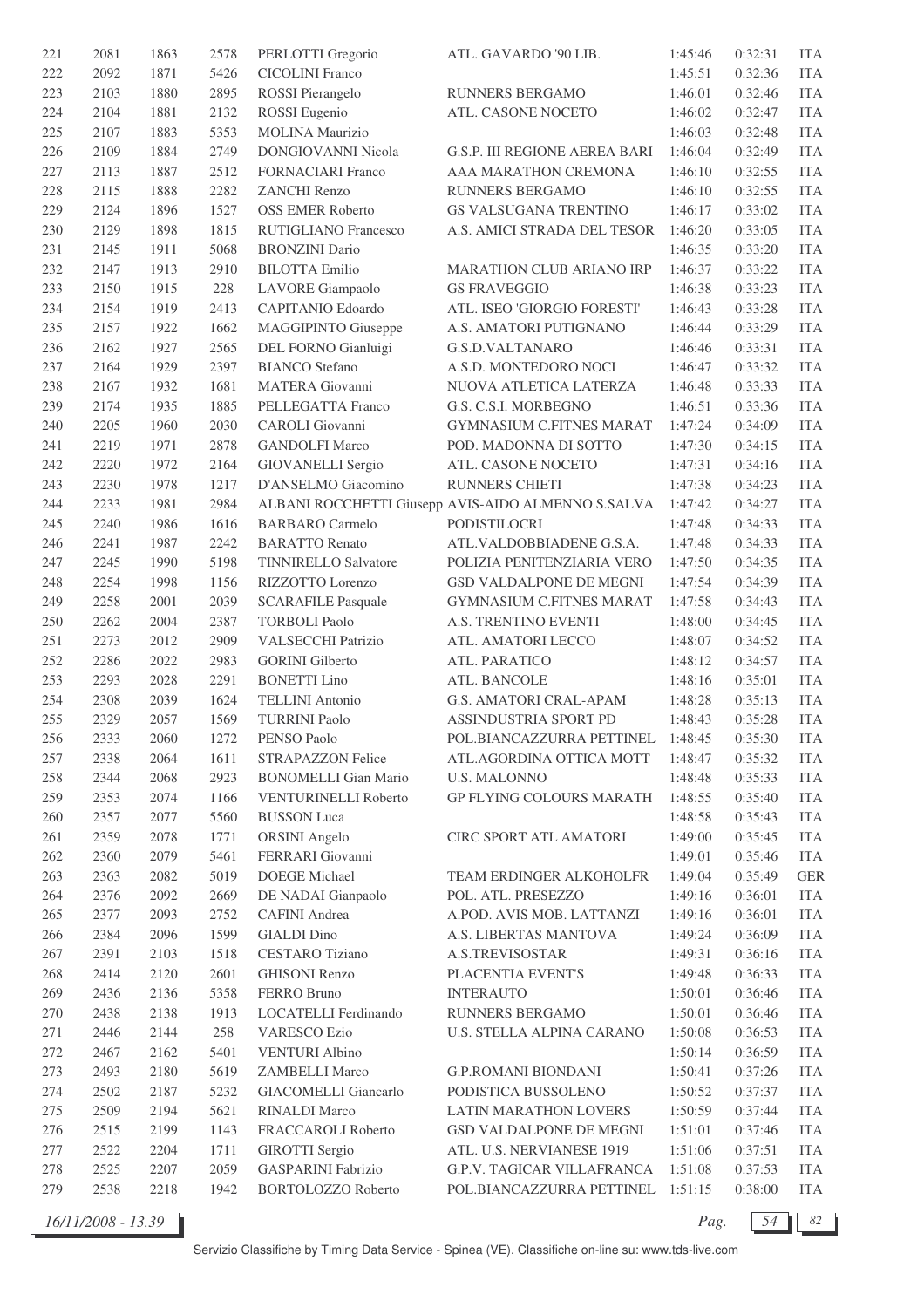| | | | | | | | | |
|---|---|---|---|---|---|---|---|---|
| 221 | 2081 | 1863 | 2578 | PERLOTTI Gregorio | ATL. GAVARDO '90 LIB. | 1:45:46 | 0:32:31 | ITA |
| 222 | 2092 | 1871 | 5426 | CICOLINI Franco | | 1:45:51 | 0:32:36 | ITA |
| 223 | 2103 | 1880 | 2895 | ROSSI Pierangelo | RUNNERS BERGAMO | 1:46:01 | 0:32:46 | ITA |
| 224 | 2104 | 1881 | 2132 | ROSSI Eugenio | ATL. CASONE NOCETO | 1:46:02 | 0:32:47 | ITA |
| 225 | 2107 | 1883 | 5353 | MOLINA Maurizio | | 1:46:03 | 0:32:48 | ITA |
| 226 | 2109 | 1884 | 2749 | DONGIOVANNI Nicola | G.S.P. III REGIONE AEREA BARI | 1:46:04 | 0:32:49 | ITA |
| 227 | 2113 | 1887 | 2512 | FORNACIARI Franco | AAA MARATHON CREMONA | 1:46:10 | 0:32:55 | ITA |
| 228 | 2115 | 1888 | 2282 | ZANCHI Renzo | RUNNERS BERGAMO | 1:46:10 | 0:32:55 | ITA |
| 229 | 2124 | 1896 | 1527 | OSS EMER Roberto | GS VALSUGANA TRENTINO | 1:46:17 | 0:33:02 | ITA |
| 230 | 2129 | 1898 | 1815 | RUTIGLIANO Francesco | A.S. AMICI STRADA DEL TESOR | 1:46:20 | 0:33:05 | ITA |
| 231 | 2145 | 1911 | 5068 | BRONZINI Dario | | 1:46:35 | 0:33:20 | ITA |
| 232 | 2147 | 1913 | 2910 | BILOTTA Emilio | MARATHON CLUB ARIANO IRP | 1:46:37 | 0:33:22 | ITA |
| 233 | 2150 | 1915 | 228 | LAVORE Giampaolo | GS FRAVEGGIO | 1:46:38 | 0:33:23 | ITA |
| 234 | 2154 | 1919 | 2413 | CAPITANIO Edoardo | ATL. ISEO 'GIORGIO FORESTI' | 1:46:43 | 0:33:28 | ITA |
| 235 | 2157 | 1922 | 1662 | MAGGIPINTO Giuseppe | A.S. AMATORI PUTIGNANO | 1:46:44 | 0:33:29 | ITA |
| 236 | 2162 | 1927 | 2565 | DEL FORNO Gianluigi | G.S.D.VALTANARO | 1:46:46 | 0:33:31 | ITA |
| 237 | 2164 | 1929 | 2397 | BIANCO Stefano | A.S.D. MONTEDORO NOCI | 1:46:47 | 0:33:32 | ITA |
| 238 | 2167 | 1932 | 1681 | MATERA Giovanni | NUOVA ATLETICA LATERZA | 1:46:48 | 0:33:33 | ITA |
| 239 | 2174 | 1935 | 1885 | PELLEGATTA Franco | G.S. C.S.I. MORBEGNO | 1:46:51 | 0:33:36 | ITA |
| 240 | 2205 | 1960 | 2030 | CAROLI Giovanni | GYMNASIUM C.FITNES MARAT | 1:47:24 | 0:34:09 | ITA |
| 241 | 2219 | 1971 | 2878 | GANDOLFI Marco | POD. MADONNA DI SOTTO | 1:47:30 | 0:34:15 | ITA |
| 242 | 2220 | 1972 | 2164 | GIOVANELLI Sergio | ATL. CASONE NOCETO | 1:47:31 | 0:34:16 | ITA |
| 243 | 2230 | 1978 | 1217 | D'ANSELMO Giacomino | RUNNERS CHIETI | 1:47:38 | 0:34:23 | ITA |
| 244 | 2233 | 1981 | 2984 | ALBANI ROCCHETTI Giusepp | AVIS-AIDO ALMENNO S.SALVA | 1:47:42 | 0:34:27 | ITA |
| 245 | 2240 | 1986 | 1616 | BARBARO Carmelo | PODISTILOCRI | 1:47:48 | 0:34:33 | ITA |
| 246 | 2241 | 1987 | 2242 | BARATTO Renato | ATL.VALDOBBIADENE G.S.A. | 1:47:48 | 0:34:33 | ITA |
| 247 | 2245 | 1990 | 5198 | TINNIRELLO Salvatore | POLIZIA PENITENZIARIA VERO | 1:47:50 | 0:34:35 | ITA |
| 248 | 2254 | 1998 | 1156 | RIZZOTTO Lorenzo | GSD VALDALPONE DE MEGNI | 1:47:54 | 0:34:39 | ITA |
| 249 | 2258 | 2001 | 2039 | SCARAFILE Pasquale | GYMNASIUM C.FITNES MARAT | 1:47:58 | 0:34:43 | ITA |
| 250 | 2262 | 2004 | 2387 | TORBOLI Paolo | A.S. TRENTINO EVENTI | 1:48:00 | 0:34:45 | ITA |
| 251 | 2273 | 2012 | 2909 | VALSECCHI Patrizio | ATL. AMATORI LECCO | 1:48:07 | 0:34:52 | ITA |
| 252 | 2286 | 2022 | 2983 | GORINI Gilberto | ATL. PARATICO | 1:48:12 | 0:34:57 | ITA |
| 253 | 2293 | 2028 | 2291 | BONETTI Lino | ATL. BANCOLE | 1:48:16 | 0:35:01 | ITA |
| 254 | 2308 | 2039 | 1624 | TELLINI Antonio | G.S. AMATORI CRAL-APAM | 1:48:28 | 0:35:13 | ITA |
| 255 | 2329 | 2057 | 1569 | TURRINI Paolo | ASSINDUSTRIA SPORT PD | 1:48:43 | 0:35:28 | ITA |
| 256 | 2333 | 2060 | 1272 | PENSO Paolo | POL.BIANCAZZURRA PETTINEL | 1:48:45 | 0:35:30 | ITA |
| 257 | 2338 | 2064 | 1611 | STRAPAZZON Felice | ATL.AGORDINA OTTICA MOTT | 1:48:47 | 0:35:32 | ITA |
| 258 | 2344 | 2068 | 2923 | BONOMELLI Gian Mario | U.S. MALONNO | 1:48:48 | 0:35:33 | ITA |
| 259 | 2353 | 2074 | 1166 | VENTURINELLI Roberto | GP FLYING COLOURS MARATH | 1:48:55 | 0:35:40 | ITA |
| 260 | 2357 | 2077 | 5560 | BUSSON Luca | | 1:48:58 | 0:35:43 | ITA |
| 261 | 2359 | 2078 | 1771 | ORSINI Angelo | CIRC SPORT ATL AMATORI | 1:49:00 | 0:35:45 | ITA |
| 262 | 2360 | 2079 | 5461 | FERRARI Giovanni | | 1:49:01 | 0:35:46 | ITA |
| 263 | 2363 | 2082 | 5019 | DOEGE Michael | TEAM ERDINGER ALKOHOLFR | 1:49:04 | 0:35:49 | GER |
| 264 | 2376 | 2092 | 2669 | DE NADAI Gianpaolo | POL. ATL. PRESEZZO | 1:49:16 | 0:36:01 | ITA |
| 265 | 2377 | 2093 | 2752 | CAFINI Andrea | A.POD. AVIS MOB. LATTANZI | 1:49:16 | 0:36:01 | ITA |
| 266 | 2384 | 2096 | 1599 | GIALDI Dino | A.S. LIBERTAS MANTOVA | 1:49:24 | 0:36:09 | ITA |
| 267 | 2391 | 2103 | 1518 | CESTARO Tiziano | A.S.TREVISOSTAR | 1:49:31 | 0:36:16 | ITA |
| 268 | 2414 | 2120 | 2601 | GHISONI Renzo | PLACENTIA EVENT'S | 1:49:48 | 0:36:33 | ITA |
| 269 | 2436 | 2136 | 5358 | FERRO Bruno | INTERAUTO | 1:50:01 | 0:36:46 | ITA |
| 270 | 2438 | 2138 | 1913 | LOCATELLI Ferdinando | RUNNERS BERGAMO | 1:50:01 | 0:36:46 | ITA |
| 271 | 2446 | 2144 | 258 | VARESCO Ezio | U.S. STELLA ALPINA CARANO | 1:50:08 | 0:36:53 | ITA |
| 272 | 2467 | 2162 | 5401 | VENTURI Albino | | 1:50:14 | 0:36:59 | ITA |
| 273 | 2493 | 2180 | 5619 | ZAMBELLI Marco | G.P.ROMANI BIONDANI | 1:50:41 | 0:37:26 | ITA |
| 274 | 2502 | 2187 | 5232 | GIACOMELLI Giancarlo | PODISTICA BUSSOLENO | 1:50:52 | 0:37:37 | ITA |
| 275 | 2509 | 2194 | 5621 | RINALDI Marco | LATIN MARATHON LOVERS | 1:50:59 | 0:37:44 | ITA |
| 276 | 2515 | 2199 | 1143 | FRACCAROLI Roberto | GSD VALDALPONE DE MEGNI | 1:51:01 | 0:37:46 | ITA |
| 277 | 2522 | 2204 | 1711 | GIROTTI Sergio | ATL. U.S. NERVIANESE 1919 | 1:51:06 | 0:37:51 | ITA |
| 278 | 2525 | 2207 | 2059 | GASPARINI Fabrizio | G.P.V. TAGICAR VILLAFRANCA | 1:51:08 | 0:37:53 | ITA |
| 279 | 2538 | 2218 | 1942 | BORTOLOZZO Roberto | POL.BIANCAZZURRA PETTINEL | 1:51:15 | 0:38:00 | ITA |

16/11/2008 - 13.39

Servizio Classifiche by Timing Data Service - Spinea (VE). Classifiche on-line su: www.tds-live.com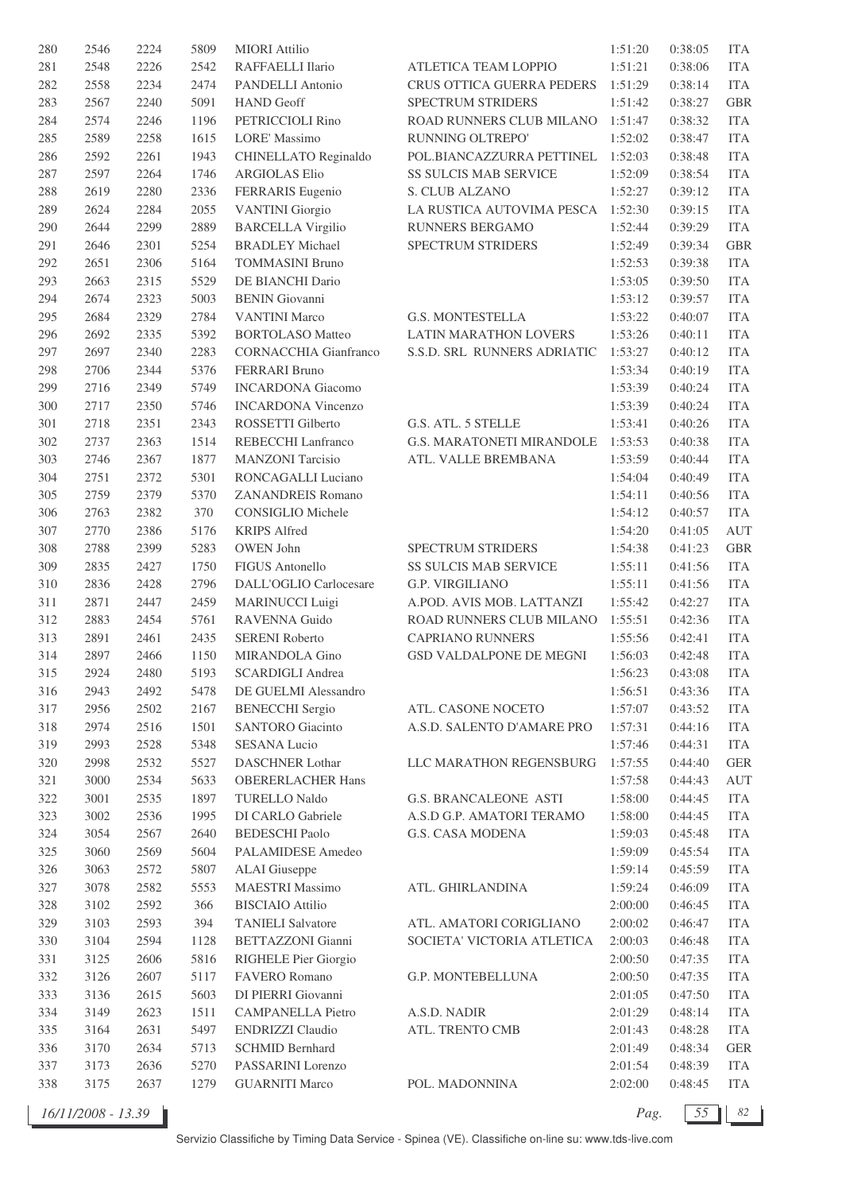| | | | | | | | | |
|---|---|---|---|---|---|---|---|---|
| 280 | 2546 | 2224 | 5809 | MIORI Attilio | | 1:51:20 | 0:38:05 | ITA |
| 281 | 2548 | 2226 | 2542 | RAFFAELLI Ilario | ATLETICA TEAM LOPPIO | 1:51:21 | 0:38:06 | ITA |
| 282 | 2558 | 2234 | 2474 | PANDELLI Antonio | CRUS OTTICA GUERRA PEDERS | 1:51:29 | 0:38:14 | ITA |
| 283 | 2567 | 2240 | 5091 | HAND Geoff | SPECTRUM STRIDERS | 1:51:42 | 0:38:27 | GBR |
| 284 | 2574 | 2246 | 1196 | PETRICCIOLI Rino | ROAD RUNNERS CLUB MILANO | 1:51:47 | 0:38:32 | ITA |
| 285 | 2589 | 2258 | 1615 | LORE' Massimo | RUNNING OLTREPO' | 1:52:02 | 0:38:47 | ITA |
| 286 | 2592 | 2261 | 1943 | CHINELLATO Reginaldo | POL.BIANCAZZURRA PETTINEL | 1:52:03 | 0:38:48 | ITA |
| 287 | 2597 | 2264 | 1746 | ARGIOLAS Elio | SS SULCIS MAB SERVICE | 1:52:09 | 0:38:54 | ITA |
| 288 | 2619 | 2280 | 2336 | FERRARIS Eugenio | S. CLUB ALZANO | 1:52:27 | 0:39:12 | ITA |
| 289 | 2624 | 2284 | 2055 | VANTINI Giorgio | LA RUSTICA AUTOVIMA PESCA | 1:52:30 | 0:39:15 | ITA |
| 290 | 2644 | 2299 | 2889 | BARCELLA Virgilio | RUNNERS BERGAMO | 1:52:44 | 0:39:29 | ITA |
| 291 | 2646 | 2301 | 5254 | BRADLEY Michael | SPECTRUM STRIDERS | 1:52:49 | 0:39:34 | GBR |
| 292 | 2651 | 2306 | 5164 | TOMMASINI Bruno | | 1:52:53 | 0:39:38 | ITA |
| 293 | 2663 | 2315 | 5529 | DE BIANCHI Dario | | 1:53:05 | 0:39:50 | ITA |
| 294 | 2674 | 2323 | 5003 | BENIN Giovanni | | 1:53:12 | 0:39:57 | ITA |
| 295 | 2684 | 2329 | 2784 | VANTINI Marco | G.S. MONTESTELLA | 1:53:22 | 0:40:07 | ITA |
| 296 | 2692 | 2335 | 5392 | BORTOLASO Matteo | LATIN MARATHON LOVERS | 1:53:26 | 0:40:11 | ITA |
| 297 | 2697 | 2340 | 2283 | CORNACCHIA Gianfranco | S.S.D. SRL RUNNERS ADRIATIC | 1:53:27 | 0:40:12 | ITA |
| 298 | 2706 | 2344 | 5376 | FERRARI Bruno | | 1:53:34 | 0:40:19 | ITA |
| 299 | 2716 | 2349 | 5749 | INCARDONA Giacomo | | 1:53:39 | 0:40:24 | ITA |
| 300 | 2717 | 2350 | 5746 | INCARDONA Vincenzo | | 1:53:39 | 0:40:24 | ITA |
| 301 | 2718 | 2351 | 2343 | ROSSETTI Gilberto | G.S. ATL. 5 STELLE | 1:53:41 | 0:40:26 | ITA |
| 302 | 2737 | 2363 | 1514 | REBECCHI Lanfranco | G.S. MARATONETI MIRANDOLE | 1:53:53 | 0:40:38 | ITA |
| 303 | 2746 | 2367 | 1877 | MANZONI Tarcisio | ATL. VALLE BREMBANA | 1:53:59 | 0:40:44 | ITA |
| 304 | 2751 | 2372 | 5301 | RONCAGALLI Luciano | | 1:54:04 | 0:40:49 | ITA |
| 305 | 2759 | 2379 | 5370 | ZANANDREIS Romano | | 1:54:11 | 0:40:56 | ITA |
| 306 | 2763 | 2382 | 370 | CONSIGLIO Michele | | 1:54:12 | 0:40:57 | ITA |
| 307 | 2770 | 2386 | 5176 | KRIPS Alfred | | 1:54:20 | 0:41:05 | AUT |
| 308 | 2788 | 2399 | 5283 | OWEN John | SPECTRUM STRIDERS | 1:54:38 | 0:41:23 | GBR |
| 309 | 2835 | 2427 | 1750 | FIGUS Antonello | SS SULCIS MAB SERVICE | 1:55:11 | 0:41:56 | ITA |
| 310 | 2836 | 2428 | 2796 | DALL'OGLIO Carlocesare | G.P. VIRGILIANO | 1:55:11 | 0:41:56 | ITA |
| 311 | 2871 | 2447 | 2459 | MARINUCCI Luigi | A.POD. AVIS MOB. LATTANZI | 1:55:42 | 0:42:27 | ITA |
| 312 | 2883 | 2454 | 5761 | RAVENNA Guido | ROAD RUNNERS CLUB MILANO | 1:55:51 | 0:42:36 | ITA |
| 313 | 2891 | 2461 | 2435 | SERENI Roberto | CAPRIANO RUNNERS | 1:55:56 | 0:42:41 | ITA |
| 314 | 2897 | 2466 | 1150 | MIRANDOLA Gino | GSD VALDALPONE DE MEGNI | 1:56:03 | 0:42:48 | ITA |
| 315 | 2924 | 2480 | 5193 | SCARDIGLI Andrea | | 1:56:23 | 0:43:08 | ITA |
| 316 | 2943 | 2492 | 5478 | DE GUELMI Alessandro | | 1:56:51 | 0:43:36 | ITA |
| 317 | 2956 | 2502 | 2167 | BENECCHI Sergio | ATL. CASONE NOCETO | 1:57:07 | 0:43:52 | ITA |
| 318 | 2974 | 2516 | 1501 | SANTORO Giacinto | A.S.D. SALENTO D'AMARE PRO | 1:57:31 | 0:44:16 | ITA |
| 319 | 2993 | 2528 | 5348 | SESANA Lucio | | 1:57:46 | 0:44:31 | ITA |
| 320 | 2998 | 2532 | 5527 | DASCHNER Lothar | LLC MARATHON REGENSBURG | 1:57:55 | 0:44:40 | GER |
| 321 | 3000 | 2534 | 5633 | OBERERLACHER Hans | | 1:57:58 | 0:44:43 | AUT |
| 322 | 3001 | 2535 | 1897 | TURELLO Naldo | G.S. BRANCALEONE ASTI | 1:58:00 | 0:44:45 | ITA |
| 323 | 3002 | 2536 | 1995 | DI CARLO Gabriele | A.S.D G.P. AMATORI TERAMO | 1:58:00 | 0:44:45 | ITA |
| 324 | 3054 | 2567 | 2640 | BEDESCHI Paolo | G.S. CASA MODENA | 1:59:03 | 0:45:48 | ITA |
| 325 | 3060 | 2569 | 5604 | PALAMIDESE Amedeo | | 1:59:09 | 0:45:54 | ITA |
| 326 | 3063 | 2572 | 5807 | ALAI Giuseppe | | 1:59:14 | 0:45:59 | ITA |
| 327 | 3078 | 2582 | 5553 | MAESTRI Massimo | ATL. GHIRLANDINA | 1:59:24 | 0:46:09 | ITA |
| 328 | 3102 | 2592 | 366 | BISCIAIO Attilio | | 2:00:00 | 0:46:45 | ITA |
| 329 | 3103 | 2593 | 394 | TANIELI Salvatore | ATL. AMATORI CORIGLIANO | 2:00:02 | 0:46:47 | ITA |
| 330 | 3104 | 2594 | 1128 | BETTAZZONI Gianni | SOCIETA' VICTORIA ATLETICA | 2:00:03 | 0:46:48 | ITA |
| 331 | 3125 | 2606 | 5816 | RIGHELE Pier Giorgio | | 2:00:50 | 0:47:35 | ITA |
| 332 | 3126 | 2607 | 5117 | FAVERO Romano | G.P. MONTEBELLUNA | 2:00:50 | 0:47:35 | ITA |
| 333 | 3136 | 2615 | 5603 | DI PIERRI Giovanni | | 2:01:05 | 0:47:50 | ITA |
| 334 | 3149 | 2623 | 1511 | CAMPANELLA Pietro | A.S.D. NADIR | 2:01:29 | 0:48:14 | ITA |
| 335 | 3164 | 2631 | 5497 | ENDRIZZI Claudio | ATL. TRENTO CMB | 2:01:43 | 0:48:28 | ITA |
| 336 | 3170 | 2634 | 5713 | SCHMID Bernhard | | 2:01:49 | 0:48:34 | GER |
| 337 | 3173 | 2636 | 5270 | PASSARINI Lorenzo | | 2:01:54 | 0:48:39 | ITA |
| 338 | 3175 | 2637 | 1279 | GUARNITI Marco | POL. MADONNINA | 2:02:00 | 0:48:45 | ITA |

16/11/2008 - 13.39

Servizio Classifiche by Timing Data Service - Spinea (VE). Classifiche on-line su: www.tds-live.com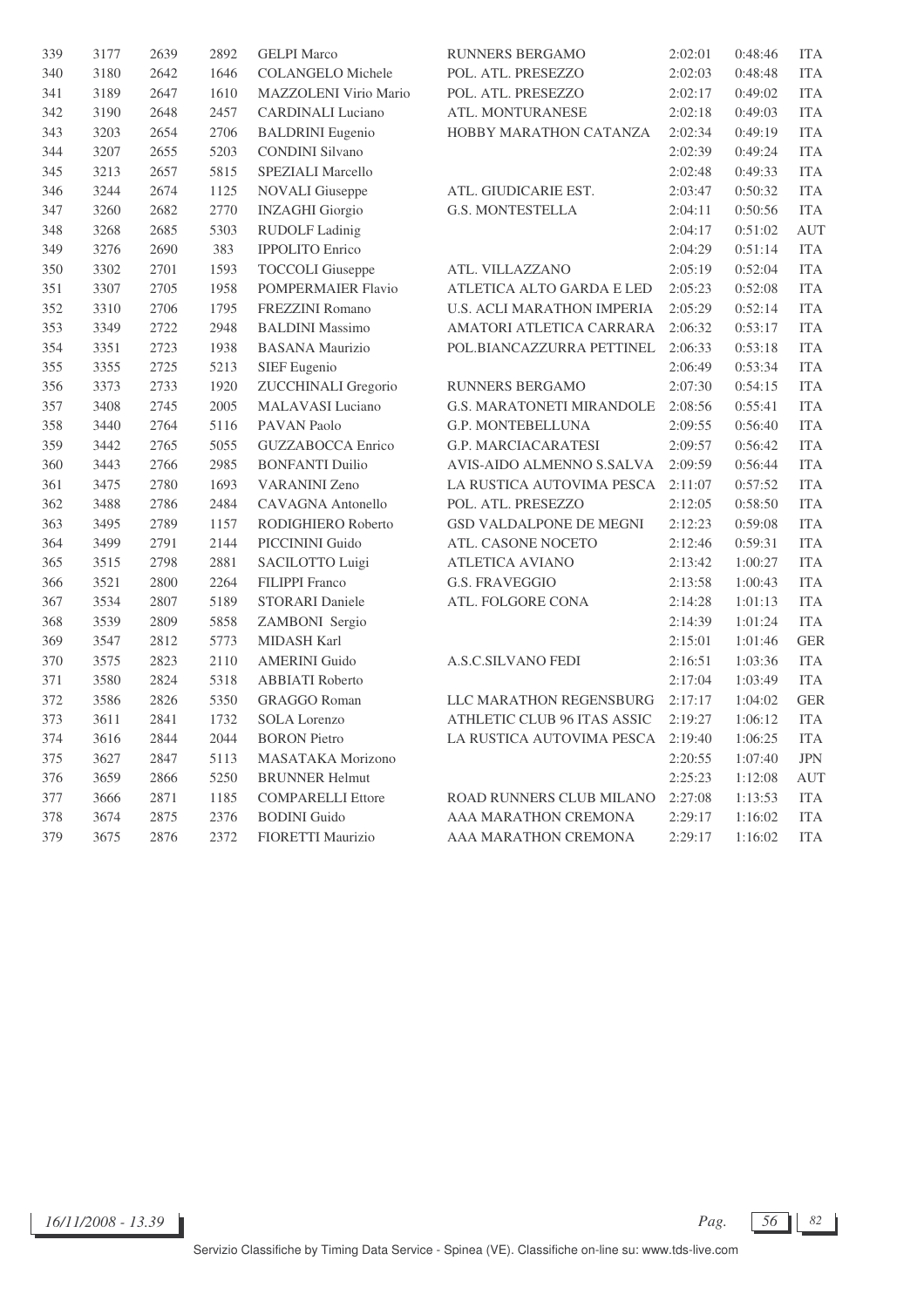| | | | | | | | | |
|---|---|---|---|---|---|---|---|---|
| 339 | 3177 | 2639 | 2892 | GELPI Marco | RUNNERS BERGAMO | 2:02:01 | 0:48:46 | ITA |
| 340 | 3180 | 2642 | 1646 | COLANGELO Michele | POL. ATL. PRESEZZO | 2:02:03 | 0:48:48 | ITA |
| 341 | 3189 | 2647 | 1610 | MAZZOLENI Virio Mario | POL. ATL. PRESEZZO | 2:02:17 | 0:49:02 | ITA |
| 342 | 3190 | 2648 | 2457 | CARDINALI Luciano | ATL. MONTURANESE | 2:02:18 | 0:49:03 | ITA |
| 343 | 3203 | 2654 | 2706 | BALDRINI Eugenio | HOBBY MARATHON CATANZA | 2:02:34 | 0:49:19 | ITA |
| 344 | 3207 | 2655 | 5203 | CONDINI Silvano | | 2:02:39 | 0:49:24 | ITA |
| 345 | 3213 | 2657 | 5815 | SPEZIALI Marcello | | 2:02:48 | 0:49:33 | ITA |
| 346 | 3244 | 2674 | 1125 | NOVALI Giuseppe | ATL. GIUDICARIE EST. | 2:03:47 | 0:50:32 | ITA |
| 347 | 3260 | 2682 | 2770 | INZAGHI Giorgio | G.S. MONTESTELLA | 2:04:11 | 0:50:56 | ITA |
| 348 | 3268 | 2685 | 5303 | RUDOLF Ladinig | | 2:04:17 | 0:51:02 | AUT |
| 349 | 3276 | 2690 | 383 | IPPOLITO Enrico | | 2:04:29 | 0:51:14 | ITA |
| 350 | 3302 | 2701 | 1593 | TOCCOLI Giuseppe | ATL. VILLAZZANO | 2:05:19 | 0:52:04 | ITA |
| 351 | 3307 | 2705 | 1958 | POMPERMAIER Flavio | ATLETICA ALTO GARDA E LED | 2:05:23 | 0:52:08 | ITA |
| 352 | 3310 | 2706 | 1795 | FREZZINI Romano | U.S. ACLI MARATHON IMPERIA | 2:05:29 | 0:52:14 | ITA |
| 353 | 3349 | 2722 | 2948 | BALDINI Massimo | AMATORI ATLETICA CARRARA | 2:06:32 | 0:53:17 | ITA |
| 354 | 3351 | 2723 | 1938 | BASANA Maurizio | POL.BIANCAZZURRA PETTINEL | 2:06:33 | 0:53:18 | ITA |
| 355 | 3355 | 2725 | 5213 | SIEF Eugenio | | 2:06:49 | 0:53:34 | ITA |
| 356 | 3373 | 2733 | 1920 | ZUCCHINALI Gregorio | RUNNERS BERGAMO | 2:07:30 | 0:54:15 | ITA |
| 357 | 3408 | 2745 | 2005 | MALAVASI Luciano | G.S. MARATONETI MIRANDOLE | 2:08:56 | 0:55:41 | ITA |
| 358 | 3440 | 2764 | 5116 | PAVAN Paolo | G.P. MONTEBELLUNA | 2:09:55 | 0:56:40 | ITA |
| 359 | 3442 | 2765 | 5055 | GUZZABOCCA Enrico | G.P. MARCIACARATESI | 2:09:57 | 0:56:42 | ITA |
| 360 | 3443 | 2766 | 2985 | BONFANTI Duilio | AVIS-AIDO ALMENNO S.SALVA | 2:09:59 | 0:56:44 | ITA |
| 361 | 3475 | 2780 | 1693 | VARANINI Zeno | LA RUSTICA AUTOVIMA PESCA | 2:11:07 | 0:57:52 | ITA |
| 362 | 3488 | 2786 | 2484 | CAVAGNA Antonello | POL. ATL. PRESEZZO | 2:12:05 | 0:58:50 | ITA |
| 363 | 3495 | 2789 | 1157 | RODIGHIERO Roberto | GSD VALDALPONE DE MEGNI | 2:12:23 | 0:59:08 | ITA |
| 364 | 3499 | 2791 | 2144 | PICCININI Guido | ATL. CASONE NOCETO | 2:12:46 | 0:59:31 | ITA |
| 365 | 3515 | 2798 | 2881 | SACILOTTO Luigi | ATLETICA AVIANO | 2:13:42 | 1:00:27 | ITA |
| 366 | 3521 | 2800 | 2264 | FILIPPI Franco | G.S. FRAVEGGIO | 2:13:58 | 1:00:43 | ITA |
| 367 | 3534 | 2807 | 5189 | STORARI Daniele | ATL. FOLGORE CONA | 2:14:28 | 1:01:13 | ITA |
| 368 | 3539 | 2809 | 5858 | ZAMBONI Sergio | | 2:14:39 | 1:01:24 | ITA |
| 369 | 3547 | 2812 | 5773 | MIDASH Karl | | 2:15:01 | 1:01:46 | GER |
| 370 | 3575 | 2823 | 2110 | AMERINI Guido | A.S.C.SILVANO FEDI | 2:16:51 | 1:03:36 | ITA |
| 371 | 3580 | 2824 | 5318 | ABBIATI Roberto | | 2:17:04 | 1:03:49 | ITA |
| 372 | 3586 | 2826 | 5350 | GRAGGO Roman | LLC MARATHON REGENSBURG | 2:17:17 | 1:04:02 | GER |
| 373 | 3611 | 2841 | 1732 | SOLA Lorenzo | ATHLETIC CLUB 96 ITAS ASSIC | 2:19:27 | 1:06:12 | ITA |
| 374 | 3616 | 2844 | 2044 | BORON Pietro | LA RUSTICA AUTOVIMA PESCA | 2:19:40 | 1:06:25 | ITA |
| 375 | 3627 | 2847 | 5113 | MASATAKA Morizono | | 2:20:55 | 1:07:40 | JPN |
| 376 | 3659 | 2866 | 5250 | BRUNNER Helmut | | 2:25:23 | 1:12:08 | AUT |
| 377 | 3666 | 2871 | 1185 | COMPARELLI Ettore | ROAD RUNNERS CLUB MILANO | 2:27:08 | 1:13:53 | ITA |
| 378 | 3674 | 2875 | 2376 | BODINI Guido | AAA MARATHON CREMONA | 2:29:17 | 1:16:02 | ITA |
| 379 | 3675 | 2876 | 2372 | FIORETTI Maurizio | AAA MARATHON CREMONA | 2:29:17 | 1:16:02 | ITA |

*16/11/2008 - 13.39*

Servizio Classifiche by Timing Data Service - Spinea (VE). Classifiche on-line su: www.tds-live.com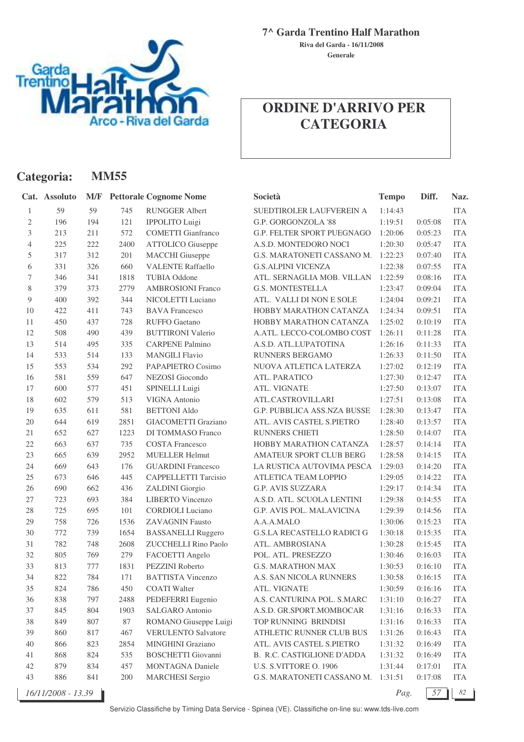**7^ Garda Trentino Half Marathon**

**Riva del Garda - 16/11/2008**

**Generale**

# ORDINE D'ARRIVO PER CATEGORIA

## Categoria: MM55

| Cat. | Assoluto | M/F | Pettorale | Cognome Nome | Società | Tempo | Diff. | Naz. |
|---|---|---|---|---|---|---|---|---|
| 1 | 59 | 59 | 745 | RUNGGER Albert | SUEDTIROLER LAUFVEREIN A | 1:14:43 | | ITA |
| 2 | 196 | 194 | 121 | IPPOLITO Luigi | G.P. GORGONZOLA '88 | 1:19:51 | 0:05:08 | ITA |
| 3 | 213 | 211 | 572 | COMETTI Gianfranco | G.P. FELTER SPORT PUEGNAGO | 1:20:06 | 0:05:23 | ITA |
| 4 | 225 | 222 | 2400 | ATTOLICO Giuseppe | A.S.D. MONTEDORO NOCI | 1:20:30 | 0:05:47 | ITA |
| 5 | 317 | 312 | 201 | MACCHI Giuseppe | G.S. MARATONETI CASSANO M. | 1:22:23 | 0:07:40 | ITA |
| 6 | 331 | 326 | 660 | VALENTE Raffaello | G.S.ALPINI VICENZA | 1:22:38 | 0:07:55 | ITA |
| 7 | 346 | 341 | 1818 | TUBIA Oddone | ATL. SERNAGLIA MOB. VILLAN | 1:22:59 | 0:08:16 | ITA |
| 8 | 379 | 373 | 2779 | AMBROSIONI Franco | G.S. MONTESTELLA | 1:23:47 | 0:09:04 | ITA |
| 9 | 400 | 392 | 344 | NICOLETTI Luciano | ATL. VALLI DI NON E SOLE | 1:24:04 | 0:09:21 | ITA |
| 10 | 422 | 411 | 743 | BAVA Francesco | HOBBY MARATHON CATANZA | 1:24:34 | 0:09:51 | ITA |
| 11 | 450 | 437 | 728 | RUFFO Gaetano | HOBBY MARATHON CATANZA | 1:25:02 | 0:10:19 | ITA |
| 12 | 508 | 490 | 439 | BUTTIRONI Valerio | A.ATL. LECCO-COLOMBO COST | 1:26:11 | 0:11:28 | ITA |
| 13 | 514 | 495 | 335 | CARPENE Palmino | A.S.D. ATL.LUPATOTINA | 1:26:16 | 0:11:33 | ITA |
| 14 | 533 | 514 | 133 | MANGILI Flavio | RUNNERS BERGAMO | 1:26:33 | 0:11:50 | ITA |
| 15 | 553 | 534 | 292 | PAPAPIETRO Cosimo | NUOVA ATLETICA LATERZA | 1:27:02 | 0:12:19 | ITA |
| 16 | 581 | 559 | 647 | NEZOSI Giocondo | ATL. PARATICO | 1:27:30 | 0:12:47 | ITA |
| 17 | 600 | 577 | 451 | SPINELLI Luigi | ATL. VIGNATE | 1:27:50 | 0:13:07 | ITA |
| 18 | 602 | 579 | 513 | VIGNA Antonio | ATL.CASTROVILLARI | 1:27:51 | 0:13:08 | ITA |
| 19 | 635 | 611 | 581 | BETTONI Aldo | G.P. PUBBLICA ASS.NZA BUSSE | 1:28:30 | 0:13:47 | ITA |
| 20 | 644 | 619 | 2851 | GIACOMETTI Graziano | ATL. AVIS CASTEL S.PIETRO | 1:28:40 | 0:13:57 | ITA |
| 21 | 652 | 627 | 1223 | DI TOMMASO Franco | RUNNERS CHIETI | 1:28:50 | 0:14:07 | ITA |
| 22 | 663 | 637 | 735 | COSTA Francesco | HOBBY MARATHON CATANZA | 1:28:57 | 0:14:14 | ITA |
| 23 | 665 | 639 | 2952 | MUELLER Helmut | AMATEUR SPORT CLUB BERG | 1:28:58 | 0:14:15 | ITA |
| 24 | 669 | 643 | 176 | GUARDINI Francesco | LA RUSTICA AUTOVIMA PESCA | 1:29:03 | 0:14:20 | ITA |
| 25 | 673 | 646 | 445 | CAPPELLETTI Tarcisio | ATLETICA TEAM LOPPIO | 1:29:05 | 0:14:22 | ITA |
| 26 | 690 | 662 | 436 | ZALDINI Giorgio | G.P. AVIS SUZZARA | 1:29:17 | 0:14:34 | ITA |
| 27 | 723 | 693 | 384 | LIBERTO Vincenzo | A.S.D. ATL. SCUOLA LENTINI | 1:29:38 | 0:14:55 | ITA |
| 28 | 725 | 695 | 101 | CORDIOLI Luciano | G.P. AVIS POL. MALAVICINA | 1:29:39 | 0:14:56 | ITA |
| 29 | 758 | 726 | 1536 | ZAVAGNIN Fausto | A.A.A.MALO | 1:30:06 | 0:15:23 | ITA |
| 30 | 772 | 739 | 1654 | BASSANELLI Ruggero | G.S.LA RECASTELLO RADICI G | 1:30:18 | 0:15:35 | ITA |
| 31 | 782 | 748 | 2608 | ZUCCHELLI Rino Paolo | ATL. AMBROSIANA | 1:30:28 | 0:15:45 | ITA |
| 32 | 805 | 769 | 279 | FACOETTI Angelo | POL. ATL. PRESEZZO | 1:30:46 | 0:16:03 | ITA |
| 33 | 813 | 777 | 1831 | PEZZINI Roberto | G.S. MARATHON MAX | 1:30:53 | 0:16:10 | ITA |
| 34 | 822 | 784 | 171 | BATTISTA Vincenzo | A.S. SAN NICOLA RUNNERS | 1:30:58 | 0:16:15 | ITA |
| 35 | 824 | 786 | 450 | COATI Walter | ATL. VIGNATE | 1:30:59 | 0:16:16 | ITA |
| 36 | 838 | 797 | 2488 | PEDEFERRI Eugenio | A.S. CANTURINA POL. S.MARC | 1:31:10 | 0:16:27 | ITA |
| 37 | 845 | 804 | 1903 | SALGARO Antonio | A.S.D. GR.SPORT.MOMBOCAR | 1:31:16 | 0:16:33 | ITA |
| 38 | 849 | 807 | 87 | ROMANO Giuseppe Luigi | TOP RUNNING BRINDISI | 1:31:16 | 0:16:33 | ITA |
| 39 | 860 | 817 | 467 | VERULENTO Salvatore | ATHLETIC RUNNER CLUB BUS | 1:31:26 | 0:16:43 | ITA |
| 40 | 866 | 823 | 2854 | MINGHINI Graziano | ATL. AVIS CASTEL S.PIETRO | 1:31:32 | 0:16:49 | ITA |
| 41 | 868 | 824 | 535 | BOSCHETTI Giovanni | B. R.C. CASTIGLIONE D'ADDA | 1:31:32 | 0:16:49 | ITA |
| 42 | 879 | 834 | 457 | MONTAGNA Daniele | U.S. S.VITTORE O. 1906 | 1:31:44 | 0:17:01 | ITA |
| 43 | 886 | 841 | 200 | MARCHESI Sergio | G.S. MARATONETI CASSANO M. | 1:31:51 | 0:17:08 | ITA |

*16/11/2008 - 13.39*

Servizio Classifiche by Timing Data Service - Spinea (VE). Classifiche on-line su: www.tds-live.com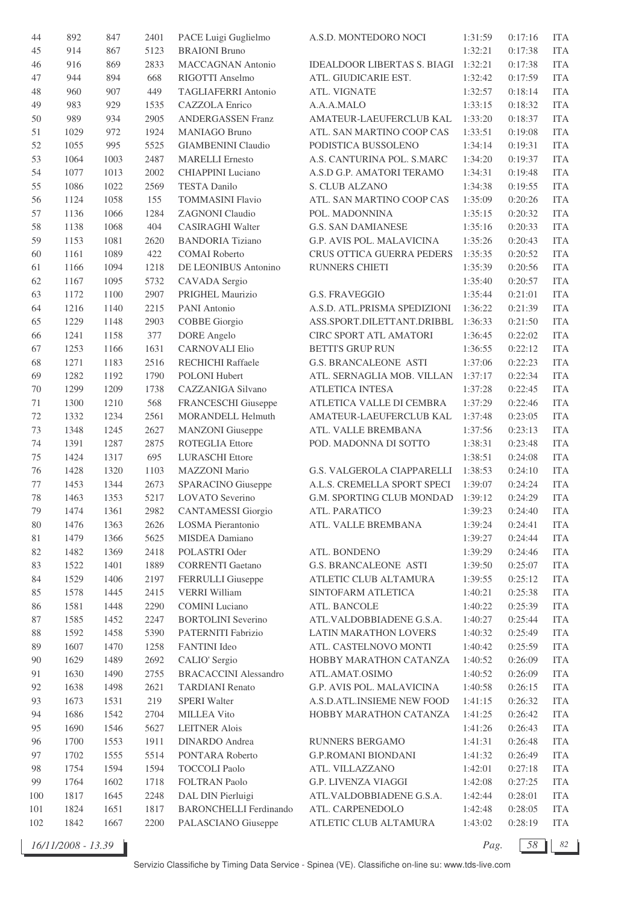| 44 | 892 | 847 | 2401 | PACE Luigi Guglielmo | A.S.D. MONTEDORO NOCI | 1:31:59 | 0:17:16 | ITA |
|---|---|---|---|---|---|---|---|---|
| 45 | 914 | 867 | 5123 | BRAIONI Bruno | | 1:32:21 | 0:17:38 | ITA |
| 46 | 916 | 869 | 2833 | MACCAGNAN Antonio | IDEALDOOR LIBERTAS S. BIAGI | 1:32:21 | 0:17:38 | ITA |
| 47 | 944 | 894 | 668 | RIGOTTI Anselmo | ATL. GIUDICARIE EST. | 1:32:42 | 0:17:59 | ITA |
| 48 | 960 | 907 | 449 | TAGLIAFERRI Antonio | ATL. VIGNATE | 1:32:57 | 0:18:14 | ITA |
| 49 | 983 | 929 | 1535 | CAZZOLA Enrico | A.A.A.MALO | 1:33:15 | 0:18:32 | ITA |
| 50 | 989 | 934 | 2905 | ANDERGASSEN Franz | AMATEUR-LAEUFERCLUB KAL | 1:33:20 | 0:18:37 | ITA |
| 51 | 1029 | 972 | 1924 | MANIAGO Bruno | ATL. SAN MARTINO COOP CAS | 1:33:51 | 0:19:08 | ITA |
| 52 | 1055 | 995 | 5525 | GIAMBENINI Claudio | PODISTICA BUSSOLENO | 1:34:14 | 0:19:31 | ITA |
| 53 | 1064 | 1003 | 2487 | MARELLI Ernesto | A.S. CANTURINA POL. S.MARC | 1:34:20 | 0:19:37 | ITA |
| 54 | 1077 | 1013 | 2002 | CHIAPPINI Luciano | A.S.D G.P. AMATORI TERAMO | 1:34:31 | 0:19:48 | ITA |
| 55 | 1086 | 1022 | 2569 | TESTA Danilo | S. CLUB ALZANO | 1:34:38 | 0:19:55 | ITA |
| 56 | 1124 | 1058 | 155 | TOMMASINI Flavio | ATL. SAN MARTINO COOP CAS | 1:35:09 | 0:20:26 | ITA |
| 57 | 1136 | 1066 | 1284 | ZAGNONI Claudio | POL. MADONNINA | 1:35:15 | 0:20:32 | ITA |
| 58 | 1138 | 1068 | 404 | CASIRAGHI Walter | G.S. SAN DAMIANESE | 1:35:16 | 0:20:33 | ITA |
| 59 | 1153 | 1081 | 2620 | BANDORIA Tiziano | G.P. AVIS POL. MALAVICINA | 1:35:26 | 0:20:43 | ITA |
| 60 | 1161 | 1089 | 422 | COMAI Roberto | CRUS OTTICA GUERRA PEDERS | 1:35:35 | 0:20:52 | ITA |
| 61 | 1166 | 1094 | 1218 | DE LEONIBUS Antonino | RUNNERS CHIETI | 1:35:39 | 0:20:56 | ITA |
| 62 | 1167 | 1095 | 5732 | CAVADA Sergio | | 1:35:40 | 0:20:57 | ITA |
| 63 | 1172 | 1100 | 2907 | PRIGHEL Maurizio | G.S. FRAVEGGIO | 1:35:44 | 0:21:01 | ITA |
| 64 | 1216 | 1140 | 2215 | PANI Antonio | A.S.D. ATL.PRISMA SPEDIZIONI | 1:36:22 | 0:21:39 | ITA |
| 65 | 1229 | 1148 | 2903 | COBBE Giorgio | ASS.SPORT.DILETTANT.DRIBBL | 1:36:33 | 0:21:50 | ITA |
| 66 | 1241 | 1158 | 377 | DORE Angelo | CIRC SPORT ATL AMATORI | 1:36:45 | 0:22:02 | ITA |
| 67 | 1253 | 1166 | 1631 | CARNOVALI Elio | BETTI'S GRUP RUN | 1:36:55 | 0:22:12 | ITA |
| 68 | 1271 | 1183 | 2516 | RECHICHI Raffaele | G.S. BRANCALEONE ASTI | 1:37:06 | 0:22:23 | ITA |
| 69 | 1282 | 1192 | 1790 | POLONI Hubert | ATL. SERNAGLIA MOB. VILLAN | 1:37:17 | 0:22:34 | ITA |
| 70 | 1299 | 1209 | 1738 | CAZZANIGA Silvano | ATLETICA INTESA | 1:37:28 | 0:22:45 | ITA |
| 71 | 1300 | 1210 | 568 | FRANCESCHI Giuseppe | ATLETICA VALLE DI CEMBRA | 1:37:29 | 0:22:46 | ITA |
| 72 | 1332 | 1234 | 2561 | MORANDELL Helmuth | AMATEUR-LAEUFERCLUB KAL | 1:37:48 | 0:23:05 | ITA |
| 73 | 1348 | 1245 | 2627 | MANZONI Giuseppe | ATL. VALLE BREMBANA | 1:37:56 | 0:23:13 | ITA |
| 74 | 1391 | 1287 | 2875 | ROTEGLIA Ettore | POD. MADONNA DI SOTTO | 1:38:31 | 0:23:48 | ITA |
| 75 | 1424 | 1317 | 695 | LURASCHI Ettore | | 1:38:51 | 0:24:08 | ITA |
| 76 | 1428 | 1320 | 1103 | MAZZONI Mario | G.S. VALGEROLA CIAPPARELLI | 1:38:53 | 0:24:10 | ITA |
| 77 | 1453 | 1344 | 2673 | SPARACINO Giuseppe | A.L.S. CREMELLA SPORT SPECI | 1:39:07 | 0:24:24 | ITA |
| 78 | 1463 | 1353 | 5217 | LOVATO Severino | G.M. SPORTING CLUB MONDAD | 1:39:12 | 0:24:29 | ITA |
| 79 | 1474 | 1361 | 2982 | CANTAMESSI Giorgio | ATL. PARATICO | 1:39:23 | 0:24:40 | ITA |
| 80 | 1476 | 1363 | 2626 | LOSMA Pierantonio | ATL. VALLE BREMBANA | 1:39:24 | 0:24:41 | ITA |
| 81 | 1479 | 1366 | 5625 | MISDEA Damiano | | 1:39:27 | 0:24:44 | ITA |
| 82 | 1482 | 1369 | 2418 | POLASTRI Oder | ATL. BONDENO | 1:39:29 | 0:24:46 | ITA |
| 83 | 1522 | 1401 | 1889 | CORRENTI Gaetano | G.S. BRANCALEONE ASTI | 1:39:50 | 0:25:07 | ITA |
| 84 | 1529 | 1406 | 2197 | FERRULLI Giuseppe | ATLETIC CLUB ALTAMURA | 1:39:55 | 0:25:12 | ITA |
| 85 | 1578 | 1445 | 2415 | VERRI William | SINTOFARM ATLETICA | 1:40:21 | 0:25:38 | ITA |
| 86 | 1581 | 1448 | 2290 | COMINI Luciano | ATL. BANCOLE | 1:40:22 | 0:25:39 | ITA |
| 87 | 1585 | 1452 | 2247 | BORTOLINI Severino | ATL.VALDOBBIADENE G.S.A. | 1:40:27 | 0:25:44 | ITA |
| 88 | 1592 | 1458 | 5390 | PATERNITI Fabrizio | LATIN MARATHON LOVERS | 1:40:32 | 0:25:49 | ITA |
| 89 | 1607 | 1470 | 1258 | FANTINI Ideo | ATL. CASTELNOVO MONTI | 1:40:42 | 0:25:59 | ITA |
| 90 | 1629 | 1489 | 2692 | CALIO' Sergio | HOBBY MARATHON CATANZA | 1:40:52 | 0:26:09 | ITA |
| 91 | 1630 | 1490 | 2755 | BRACCACCINI Alessandro | ATL.AMAT.OSIMO | 1:40:52 | 0:26:09 | ITA |
| 92 | 1638 | 1498 | 2621 | TARDIANI Renato | G.P. AVIS POL. MALAVICINA | 1:40:58 | 0:26:15 | ITA |
| 93 | 1673 | 1531 | 219 | SPERI Walter | A.S.D.ATL.INSIEME NEW FOOD | 1:41:15 | 0:26:32 | ITA |
| 94 | 1686 | 1542 | 2704 | MILLEA Vito | HOBBY MARATHON CATANZA | 1:41:25 | 0:26:42 | ITA |
| 95 | 1690 | 1546 | 5627 | LEITNER Alois | | 1:41:26 | 0:26:43 | ITA |
| 96 | 1700 | 1553 | 1911 | DINARDO Andrea | RUNNERS BERGAMO | 1:41:31 | 0:26:48 | ITA |
| 97 | 1702 | 1555 | 5514 | PONTARA Roberto | G.P.ROMANI BIONDANI | 1:41:32 | 0:26:49 | ITA |
| 98 | 1754 | 1594 | 1594 | TOCCOLI Paolo | ATL. VILLAZZANO | 1:42:01 | 0:27:18 | ITA |
| 99 | 1764 | 1602 | 1718 | FOLTRAN Paolo | G.P. LIVENZA VIAGGI | 1:42:08 | 0:27:25 | ITA |
| 100 | 1817 | 1645 | 2248 | DAL DIN Pierluigi | ATL.VALDOBBIADENE G.S.A. | 1:42:44 | 0:28:01 | ITA |
| 101 | 1824 | 1651 | 1817 | BARONCHELLI Ferdinando | ATL. CARPENEDOLO | 1:42:48 | 0:28:05 | ITA |
| 102 | 1842 | 1667 | 2200 | PALASCIANO Giuseppe | ATLETIC CLUB ALTAMURA | 1:43:02 | 0:28:19 | ITA |

16/11/2008 - 13.39

Servizio Classifiche by Timing Data Service - Spinea (VE). Classifiche on-line su: www.tds-live.com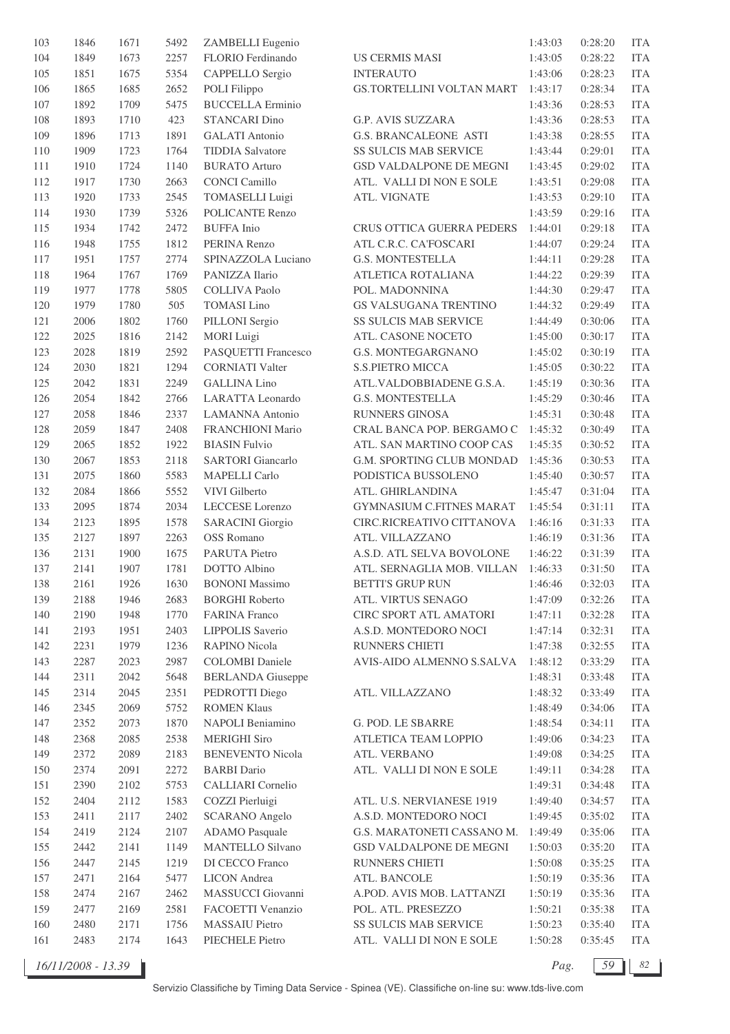| | | | | | | | | |
|---|---|---|---|---|---|---|---|---|
| 103 | 1846 | 1671 | 5492 | ZAMBELLI Eugenio | | 1:43:03 | 0:28:20 | ITA |
| 104 | 1849 | 1673 | 2257 | FLORIO Ferdinando | US CERMIS MASI | 1:43:05 | 0:28:22 | ITA |
| 105 | 1851 | 1675 | 5354 | CAPPELLO Sergio | INTERAUTO | 1:43:06 | 0:28:23 | ITA |
| 106 | 1865 | 1685 | 2652 | POLI Filippo | GS.TORTELLINI VOLTAN MART | 1:43:17 | 0:28:34 | ITA |
| 107 | 1892 | 1709 | 5475 | BUCCELLA Erminio | | 1:43:36 | 0:28:53 | ITA |
| 108 | 1893 | 1710 | 423 | STANCARI Dino | G.P. AVIS SUZZARA | 1:43:36 | 0:28:53 | ITA |
| 109 | 1896 | 1713 | 1891 | GALATI Antonio | G.S. BRANCALEONE ASTI | 1:43:38 | 0:28:55 | ITA |
| 110 | 1909 | 1723 | 1764 | TIDDIA Salvatore | SS SULCIS MAB SERVICE | 1:43:44 | 0:29:01 | ITA |
| 111 | 1910 | 1724 | 1140 | BURATO Arturo | GSD VALDALPONE DE MEGNI | 1:43:45 | 0:29:02 | ITA |
| 112 | 1917 | 1730 | 2663 | CONCI Camillo | ATL. VALLI DI NON E SOLE | 1:43:51 | 0:29:08 | ITA |
| 113 | 1920 | 1733 | 2545 | TOMASELLI Luigi | ATL. VIGNATE | 1:43:53 | 0:29:10 | ITA |
| 114 | 1930 | 1739 | 5326 | POLICANTE Renzo | | 1:43:59 | 0:29:16 | ITA |
| 115 | 1934 | 1742 | 2472 | BUFFA Inio | CRUS OTTICA GUERRA PEDERS | 1:44:01 | 0:29:18 | ITA |
| 116 | 1948 | 1755 | 1812 | PERINA Renzo | ATL C.R.C. CA'FOSCARI | 1:44:07 | 0:29:24 | ITA |
| 117 | 1951 | 1757 | 2774 | SPINAZZOLA Luciano | G.S. MONTESTELLA | 1:44:11 | 0:29:28 | ITA |
| 118 | 1964 | 1767 | 1769 | PANIZZA Ilario | ATLETICA ROTALIANA | 1:44:22 | 0:29:39 | ITA |
| 119 | 1977 | 1778 | 5805 | COLLIVA Paolo | POL. MADONNINA | 1:44:30 | 0:29:47 | ITA |
| 120 | 1979 | 1780 | 505 | TOMASI Lino | GS VALSUGANA TRENTINO | 1:44:32 | 0:29:49 | ITA |
| 121 | 2006 | 1802 | 1760 | PILLONI Sergio | SS SULCIS MAB SERVICE | 1:44:49 | 0:30:06 | ITA |
| 122 | 2025 | 1816 | 2142 | MORI Luigi | ATL. CASONE NOCETO | 1:45:00 | 0:30:17 | ITA |
| 123 | 2028 | 1819 | 2592 | PASQUETTI Francesco | G.S. MONTEGARGNANO | 1:45:02 | 0:30:19 | ITA |
| 124 | 2030 | 1821 | 1294 | CORNIATI Valter | S.S.PIETRO MICCA | 1:45:05 | 0:30:22 | ITA |
| 125 | 2042 | 1831 | 2249 | GALLINA Lino | ATL.VALDOBBIADENE G.S.A. | 1:45:19 | 0:30:36 | ITA |
| 126 | 2054 | 1842 | 2766 | LARATTA Leonardo | G.S. MONTESTELLA | 1:45:29 | 0:30:46 | ITA |
| 127 | 2058 | 1846 | 2337 | LAMANNA Antonio | RUNNERS GINOSA | 1:45:31 | 0:30:48 | ITA |
| 128 | 2059 | 1847 | 2408 | FRANCHIONI Mario | CRAL BANCA POP. BERGAMO C | 1:45:32 | 0:30:49 | ITA |
| 129 | 2065 | 1852 | 1922 | BIASIN Fulvio | ATL. SAN MARTINO COOP CAS | 1:45:35 | 0:30:52 | ITA |
| 130 | 2067 | 1853 | 2118 | SARTORI Giancarlo | G.M. SPORTING CLUB MONDAD | 1:45:36 | 0:30:53 | ITA |
| 131 | 2075 | 1860 | 5583 | MAPELLI Carlo | PODISTICA BUSSOLENO | 1:45:40 | 0:30:57 | ITA |
| 132 | 2084 | 1866 | 5552 | VIVI Gilberto | ATL. GHIRLANDINA | 1:45:47 | 0:31:04 | ITA |
| 133 | 2095 | 1874 | 2034 | LECCESE Lorenzo | GYMNASIUM C.FITNES MARAT | 1:45:54 | 0:31:11 | ITA |
| 134 | 2123 | 1895 | 1578 | SARACINI Giorgio | CIRC.RICREATIVO CITTANOVA | 1:46:16 | 0:31:33 | ITA |
| 135 | 2127 | 1897 | 2263 | OSS Romano | ATL. VILLAZZANO | 1:46:19 | 0:31:36 | ITA |
| 136 | 2131 | 1900 | 1675 | PARUTA Pietro | A.S.D. ATL SELVA BOVOLONE | 1:46:22 | 0:31:39 | ITA |
| 137 | 2141 | 1907 | 1781 | DOTTO Albino | ATL. SERNAGLIA MOB. VILLAN | 1:46:33 | 0:31:50 | ITA |
| 138 | 2161 | 1926 | 1630 | BONONI Massimo | BETTI'S GRUP RUN | 1:46:46 | 0:32:03 | ITA |
| 139 | 2188 | 1946 | 2683 | BORGHI Roberto | ATL. VIRTUS SENAGO | 1:47:09 | 0:32:26 | ITA |
| 140 | 2190 | 1948 | 1770 | FARINA Franco | CIRC SPORT ATL AMATORI | 1:47:11 | 0:32:28 | ITA |
| 141 | 2193 | 1951 | 2403 | LIPPOLIS Saverio | A.S.D. MONTEDORO NOCI | 1:47:14 | 0:32:31 | ITA |
| 142 | 2231 | 1979 | 1236 | RAPINO Nicola | RUNNERS CHIETI | 1:47:38 | 0:32:55 | ITA |
| 143 | 2287 | 2023 | 2987 | COLOMBI Daniele | AVIS-AIDO ALMENNO S.SALVA | 1:48:12 | 0:33:29 | ITA |
| 144 | 2311 | 2042 | 5648 | BERLANDA Giuseppe | | 1:48:31 | 0:33:48 | ITA |
| 145 | 2314 | 2045 | 2351 | PEDROTTI Diego | ATL. VILLAZZANO | 1:48:32 | 0:33:49 | ITA |
| 146 | 2345 | 2069 | 5752 | ROMEN Klaus | | 1:48:49 | 0:34:06 | ITA |
| 147 | 2352 | 2073 | 1870 | NAPOLI Beniamino | G. POD. LE SBARRE | 1:48:54 | 0:34:11 | ITA |
| 148 | 2368 | 2085 | 2538 | MERIGHI Siro | ATLETICA TEAM LOPPIO | 1:49:06 | 0:34:23 | ITA |
| 149 | 2372 | 2089 | 2183 | BENEVENTO Nicola | ATL. VERBANO | 1:49:08 | 0:34:25 | ITA |
| 150 | 2374 | 2091 | 2272 | BARBI Dario | ATL. VALLI DI NON E SOLE | 1:49:11 | 0:34:28 | ITA |
| 151 | 2390 | 2102 | 5753 | CALLIARI Cornelio | | 1:49:31 | 0:34:48 | ITA |
| 152 | 2404 | 2112 | 1583 | COZZI Pierluigi | ATL. U.S. NERVIANESE 1919 | 1:49:40 | 0:34:57 | ITA |
| 153 | 2411 | 2117 | 2402 | SCARANO Angelo | A.S.D. MONTEDORO NOCI | 1:49:45 | 0:35:02 | ITA |
| 154 | 2419 | 2124 | 2107 | ADAMO Pasquale | G.S. MARATONETI CASSANO M. | 1:49:49 | 0:35:06 | ITA |
| 155 | 2442 | 2141 | 1149 | MANTELLO Silvano | GSD VALDALPONE DE MEGNI | 1:50:03 | 0:35:20 | ITA |
| 156 | 2447 | 2145 | 1219 | DI CECCO Franco | RUNNERS CHIETI | 1:50:08 | 0:35:25 | ITA |
| 157 | 2471 | 2164 | 5477 | LICON Andrea | ATL. BANCOLE | 1:50:19 | 0:35:36 | ITA |
| 158 | 2474 | 2167 | 2462 | MASSUCCI Giovanni | A.POD. AVIS MOB. LATTANZI | 1:50:19 | 0:35:36 | ITA |
| 159 | 2477 | 2169 | 2581 | FACOETTI Venanzio | POL. ATL. PRESEZZO | 1:50:21 | 0:35:38 | ITA |
| 160 | 2480 | 2171 | 1756 | MASSAIU Pietro | SS SULCIS MAB SERVICE | 1:50:23 | 0:35:40 | ITA |
| 161 | 2483 | 2174 | 1643 | PIECHELE Pietro | ATL. VALLI DI NON E SOLE | 1:50:28 | 0:35:45 | ITA |

16/11/2008 - 13.39

Servizio Classifiche by Timing Data Service - Spinea (VE). Classifiche on-line su: www.tds-live.com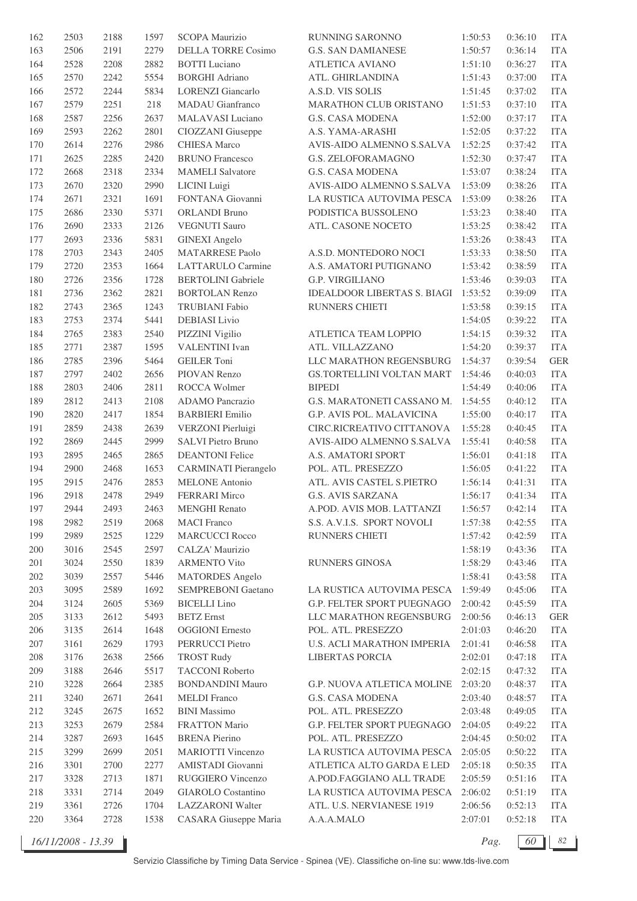| | | | | | | | | |
|---|---|---|---|---|---|---|---|---|
| 162 | 2503 | 2188 | 1597 | SCOPA Maurizio | RUNNING SARONNO | 1:50:53 | 0:36:10 | ITA |
| 163 | 2506 | 2191 | 2279 | DELLA TORRE Cosimo | G.S. SAN DAMIANESE | 1:50:57 | 0:36:14 | ITA |
| 164 | 2528 | 2208 | 2882 | BOTTI Luciano | ATLETICA AVIANO | 1:51:10 | 0:36:27 | ITA |
| 165 | 2570 | 2242 | 5554 | BORGHI Adriano | ATL. GHIRLANDINA | 1:51:43 | 0:37:00 | ITA |
| 166 | 2572 | 2244 | 5834 | LORENZI Giancarlo | A.S.D. VIS SOLIS | 1:51:45 | 0:37:02 | ITA |
| 167 | 2579 | 2251 | 218 | MADAU Gianfranco | MARATHON CLUB ORISTANO | 1:51:53 | 0:37:10 | ITA |
| 168 | 2587 | 2256 | 2637 | MALAVASI Luciano | G.S. CASA MODENA | 1:52:00 | 0:37:17 | ITA |
| 169 | 2593 | 2262 | 2801 | CIOZZANI Giuseppe | A.S. YAMA-ARASHI | 1:52:05 | 0:37:22 | ITA |
| 170 | 2614 | 2276 | 2986 | CHIESA Marco | AVIS-AIDO ALMENNO S.SALVA | 1:52:25 | 0:37:42 | ITA |
| 171 | 2625 | 2285 | 2420 | BRUNO Francesco | G.S. ZELOFORAMAGNO | 1:52:30 | 0:37:47 | ITA |
| 172 | 2668 | 2318 | 2334 | MAMELI Salvatore | G.S. CASA MODENA | 1:53:07 | 0:38:24 | ITA |
| 173 | 2670 | 2320 | 2990 | LICINI Luigi | AVIS-AIDO ALMENNO S.SALVA | 1:53:09 | 0:38:26 | ITA |
| 174 | 2671 | 2321 | 1691 | FONTANA Giovanni | LA RUSTICA AUTOVIMA PESCA | 1:53:09 | 0:38:26 | ITA |
| 175 | 2686 | 2330 | 5371 | ORLANDI Bruno | PODISTICA BUSSOLENO | 1:53:23 | 0:38:40 | ITA |
| 176 | 2690 | 2333 | 2126 | VEGNUTI Sauro | ATL. CASONE NOCETO | 1:53:25 | 0:38:42 | ITA |
| 177 | 2693 | 2336 | 5831 | GINEXI Angelo | | 1:53:26 | 0:38:43 | ITA |
| 178 | 2703 | 2343 | 2405 | MATARRESE Paolo | A.S.D. MONTEDORO NOCI | 1:53:33 | 0:38:50 | ITA |
| 179 | 2720 | 2353 | 1664 | LATTARULO Carmine | A.S. AMATORI PUTIGNANO | 1:53:42 | 0:38:59 | ITA |
| 180 | 2726 | 2356 | 1728 | BERTOLINI Gabriele | G.P. VIRGILIANO | 1:53:46 | 0:39:03 | ITA |
| 181 | 2736 | 2362 | 2821 | BORTOLAN Renzo | IDEALDOOR LIBERTAS S. BIAGI | 1:53:52 | 0:39:09 | ITA |
| 182 | 2743 | 2365 | 1243 | TRUBIANI Fabio | RUNNERS CHIETI | 1:53:58 | 0:39:15 | ITA |
| 183 | 2753 | 2374 | 5441 | DEBIASI Livio | | 1:54:05 | 0:39:22 | ITA |
| 184 | 2765 | 2383 | 2540 | PIZZINI Vigilio | ATLETICA TEAM LOPPIO | 1:54:15 | 0:39:32 | ITA |
| 185 | 2771 | 2387 | 1595 | VALENTINI Ivan | ATL. VILLAZZANO | 1:54:20 | 0:39:37 | ITA |
| 186 | 2785 | 2396 | 5464 | GEILER Toni | LLC MARATHON REGENSBURG | 1:54:37 | 0:39:54 | GER |
| 187 | 2797 | 2402 | 2656 | PIOVAN Renzo | GS.TORTELLINI VOLTAN MART | 1:54:46 | 0:40:03 | ITA |
| 188 | 2803 | 2406 | 2811 | ROCCA Wolmer | BIPEDI | 1:54:49 | 0:40:06 | ITA |
| 189 | 2812 | 2413 | 2108 | ADAMO Pancrazio | G.S. MARATONETI CASSANO M. | 1:54:55 | 0:40:12 | ITA |
| 190 | 2820 | 2417 | 1854 | BARBIERI Emilio | G.P. AVIS POL. MALAVICINA | 1:55:00 | 0:40:17 | ITA |
| 191 | 2859 | 2438 | 2639 | VERZONI Pierluigi | CIRC.RICREATIVO CITTANOVA | 1:55:28 | 0:40:45 | ITA |
| 192 | 2869 | 2445 | 2999 | SALVI Pietro Bruno | AVIS-AIDO ALMENNO S.SALVA | 1:55:41 | 0:40:58 | ITA |
| 193 | 2895 | 2465 | 2865 | DEANTONI Felice | A.S. AMATORI SPORT | 1:56:01 | 0:41:18 | ITA |
| 194 | 2900 | 2468 | 1653 | CARMINATI Pierangelo | POL. ATL. PRESEZZO | 1:56:05 | 0:41:22 | ITA |
| 195 | 2915 | 2476 | 2853 | MELONE Antonio | ATL. AVIS CASTEL S.PIETRO | 1:56:14 | 0:41:31 | ITA |
| 196 | 2918 | 2478 | 2949 | FERRARI Mirco | G.S. AVIS SARZANA | 1:56:17 | 0:41:34 | ITA |
| 197 | 2944 | 2493 | 2463 | MENGHI Renato | A.POD. AVIS MOB. LATTANZI | 1:56:57 | 0:42:14 | ITA |
| 198 | 2982 | 2519 | 2068 | MACI Franco | S.S. A.V.I.S. SPORT NOVOLI | 1:57:38 | 0:42:55 | ITA |
| 199 | 2989 | 2525 | 1229 | MARCUCCI Rocco | RUNNERS CHIETI | 1:57:42 | 0:42:59 | ITA |
| 200 | 3016 | 2545 | 2597 | CALZA' Maurizio | | 1:58:19 | 0:43:36 | ITA |
| 201 | 3024 | 2550 | 1839 | ARMENTO Vito | RUNNERS GINOSA | 1:58:29 | 0:43:46 | ITA |
| 202 | 3039 | 2557 | 5446 | MATORDES Angelo | | 1:58:41 | 0:43:58 | ITA |
| 203 | 3095 | 2589 | 1692 | SEMPREBONI Gaetano | LA RUSTICA AUTOVIMA PESCA | 1:59:49 | 0:45:06 | ITA |
| 204 | 3124 | 2605 | 5369 | BICELLI Lino | G.P. FELTER SPORT PUEGNAGO | 2:00:42 | 0:45:59 | ITA |
| 205 | 3133 | 2612 | 5493 | BETZ Ernst | LLC MARATHON REGENSBURG | 2:00:56 | 0:46:13 | GER |
| 206 | 3135 | 2614 | 1648 | OGGIONI Ernesto | POL. ATL. PRESEZZO | 2:01:03 | 0:46:20 | ITA |
| 207 | 3161 | 2629 | 1793 | PERRUCCI Pietro | U.S. ACLI MARATHON IMPERIA | 2:01:41 | 0:46:58 | ITA |
| 208 | 3176 | 2638 | 2566 | TROST Rudy | LIBERTAS PORCIA | 2:02:01 | 0:47:18 | ITA |
| 209 | 3188 | 2646 | 5517 | TACCONI Roberto | | 2:02:15 | 0:47:32 | ITA |
| 210 | 3228 | 2664 | 2385 | BONDANDINI Mauro | G.P. NUOVA ATLETICA MOLINE | 2:03:20 | 0:48:37 | ITA |
| 211 | 3240 | 2671 | 2641 | MELDI Franco | G.S. CASA MODENA | 2:03:40 | 0:48:57 | ITA |
| 212 | 3245 | 2675 | 1652 | BINI Massimo | POL. ATL. PRESEZZO | 2:03:48 | 0:49:05 | ITA |
| 213 | 3253 | 2679 | 2584 | FRATTON Mario | G.P. FELTER SPORT PUEGNAGO | 2:04:05 | 0:49:22 | ITA |
| 214 | 3287 | 2693 | 1645 | BRENA Pierino | POL. ATL. PRESEZZO | 2:04:45 | 0:50:02 | ITA |
| 215 | 3299 | 2699 | 2051 | MARIOTTI Vincenzo | LA RUSTICA AUTOVIMA PESCA | 2:05:05 | 0:50:22 | ITA |
| 216 | 3301 | 2700 | 2277 | AMISTADI Giovanni | ATLETICA ALTO GARDA E LED | 2:05:18 | 0:50:35 | ITA |
| 217 | 3328 | 2713 | 1871 | RUGGIERO Vincenzo | A.POD.FAGGIANO ALL TRADE | 2:05:59 | 0:51:16 | ITA |
| 218 | 3331 | 2714 | 2049 | GIAROLO Costantino | LA RUSTICA AUTOVIMA PESCA | 2:06:02 | 0:51:19 | ITA |
| 219 | 3361 | 2726 | 1704 | LAZZARONI Walter | ATL. U.S. NERVIANESE 1919 | 2:06:56 | 0:52:13 | ITA |
| 220 | 3364 | 2728 | 1538 | CASARA Giuseppe Maria | A.A.A.MALO | 2:07:01 | 0:52:18 | ITA |

*16/11/2008 - 13.39*

Servizio Classifiche by Timing Data Service - Spinea (VE). Classifiche on-line su: www.tds-live.com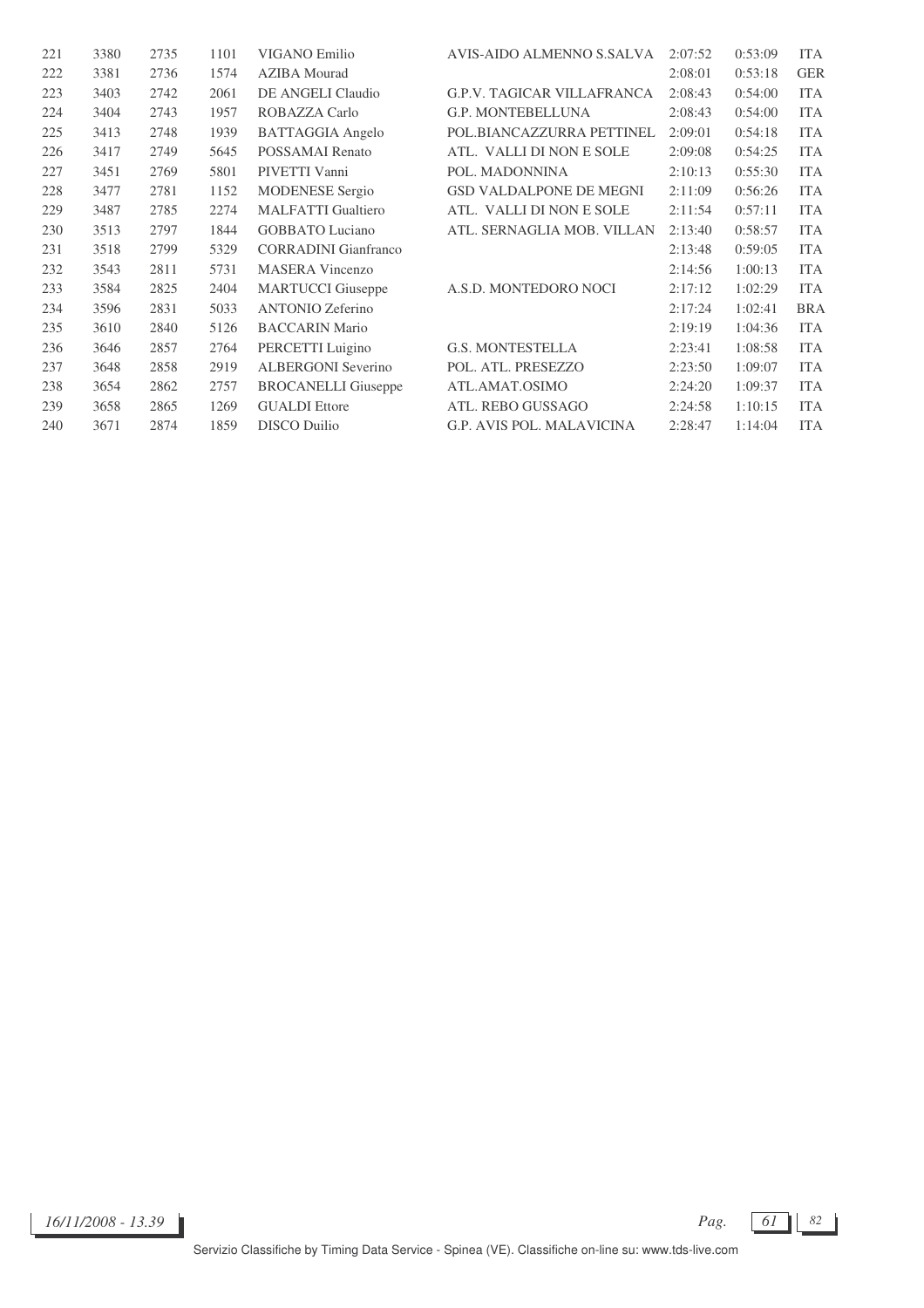| | | | | | | | | |
|---|---|---|---|---|---|---|---|---|
| 221 | 3380 | 2735 | 1101 | VIGANO Emilio | AVIS-AIDO ALMENNO S.SALVA | 2:07:52 | 0:53:09 | ITA |
| 222 | 3381 | 2736 | 1574 | AZIBA Mourad | | 2:08:01 | 0:53:18 | GER |
| 223 | 3403 | 2742 | 2061 | DE ANGELI Claudio | G.P.V. TAGICAR VILLAFRANCA | 2:08:43 | 0:54:00 | ITA |
| 224 | 3404 | 2743 | 1957 | ROBAZZA Carlo | G.P. MONTEBELLUNA | 2:08:43 | 0:54:00 | ITA |
| 225 | 3413 | 2748 | 1939 | BATTAGGIA Angelo | POL.BIANCAZZURRA PETTINEL | 2:09:01 | 0:54:18 | ITA |
| 226 | 3417 | 2749 | 5645 | POSSAMAI Renato | ATL. VALLI DI NON E SOLE | 2:09:08 | 0:54:25 | ITA |
| 227 | 3451 | 2769 | 5801 | PIVETTI Vanni | POL. MADONNINA | 2:10:13 | 0:55:30 | ITA |
| 228 | 3477 | 2781 | 1152 | MODENESE Sergio | GSD VALDALPONE DE MEGNI | 2:11:09 | 0:56:26 | ITA |
| 229 | 3487 | 2785 | 2274 | MALFATTI Gualtiero | ATL. VALLI DI NON E SOLE | 2:11:54 | 0:57:11 | ITA |
| 230 | 3513 | 2797 | 1844 | GOBBATO Luciano | ATL. SERNAGLIA MOB. VILLAN | 2:13:40 | 0:58:57 | ITA |
| 231 | 3518 | 2799 | 5329 | CORRADINI Gianfranco | | 2:13:48 | 0:59:05 | ITA |
| 232 | 3543 | 2811 | 5731 | MASERA Vincenzo | | 2:14:56 | 1:00:13 | ITA |
| 233 | 3584 | 2825 | 2404 | MARTUCCI Giuseppe | A.S.D. MONTEDORO NOCI | 2:17:12 | 1:02:29 | ITA |
| 234 | 3596 | 2831 | 5033 | ANTONIO Zeferino | | 2:17:24 | 1:02:41 | BRA |
| 235 | 3610 | 2840 | 5126 | BACCARIN Mario | | 2:19:19 | 1:04:36 | ITA |
| 236 | 3646 | 2857 | 2764 | PERCETTI Luigino | G.S. MONTESTELLA | 2:23:41 | 1:08:58 | ITA |
| 237 | 3648 | 2858 | 2919 | ALBERGONI Severino | POL. ATL. PRESEZZO | 2:23:50 | 1:09:07 | ITA |
| 238 | 3654 | 2862 | 2757 | BROCANELLI Giuseppe | ATL.AMAT.OSIMO | 2:24:20 | 1:09:37 | ITA |
| 239 | 3658 | 2865 | 1269 | GUALDI Ettore | ATL. REBO GUSSAGO | 2:24:58 | 1:10:15 | ITA |
| 240 | 3671 | 2874 | 1859 | DISCO Duilio | G.P. AVIS POL. MALAVICINA | 2:28:47 | 1:14:04 | ITA |

*16/11/2008 - 13.39*

Servizio Classifiche by Timing Data Service - Spinea (VE). Classifiche on-line su: www.tds-live.com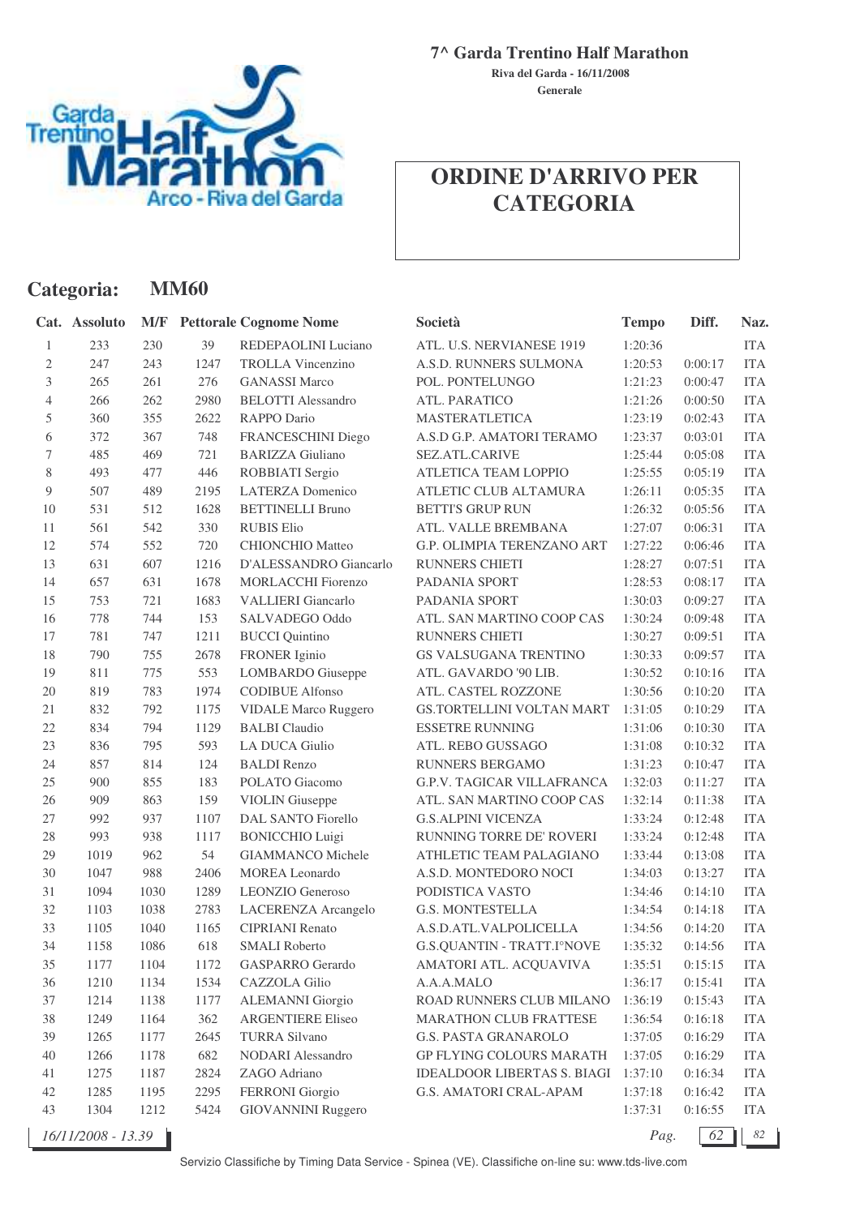**7^ Garda Trentino Half Marathon**

**Riva del Garda - 16/11/2008**

**Generale**

# ORDINE D'ARRIVO PER CATEGORIA

## Categoria: MM60

| Cat. | Assoluto | M/F | Pettorale | Cognome Nome | Società | Tempo | Diff. | Naz. |
|---|---|---|---|---|---|---|---|---|
| 1 | 233 | 230 | 39 | REDEPAOLINI Luciano | ATL. U.S. NERVIANESE 1919 | 1:20:36 | | ITA |
| 2 | 247 | 243 | 1247 | TROLLA Vincenzino | A.S.D. RUNNERS SULMONA | 1:20:53 | 0:00:17 | ITA |
| 3 | 265 | 261 | 276 | GANASSI Marco | POL. PONTELUNGO | 1:21:23 | 0:00:47 | ITA |
| 4 | 266 | 262 | 2980 | BELOTTI Alessandro | ATL. PARATICO | 1:21:26 | 0:00:50 | ITA |
| 5 | 360 | 355 | 2622 | RAPPO Dario | MASTERATLETICA | 1:23:19 | 0:02:43 | ITA |
| 6 | 372 | 367 | 748 | FRANCESCHINI Diego | A.S.D G.P. AMATORI TERAMO | 1:23:37 | 0:03:01 | ITA |
| 7 | 485 | 469 | 721 | BARIZZA Giuliano | SEZ.ATL.CARIVE | 1:25:44 | 0:05:08 | ITA |
| 8 | 493 | 477 | 446 | ROBBIATI Sergio | ATLETICA TEAM LOPPIO | 1:25:55 | 0:05:19 | ITA |
| 9 | 507 | 489 | 2195 | LATERZA Domenico | ATLETIC CLUB ALTAMURA | 1:26:11 | 0:05:35 | ITA |
| 10 | 531 | 512 | 1628 | BETTINELLI Bruno | BETTI'S GRUP RUN | 1:26:32 | 0:05:56 | ITA |
| 11 | 561 | 542 | 330 | RUBIS Elio | ATL. VALLE BREMBANA | 1:27:07 | 0:06:31 | ITA |
| 12 | 574 | 552 | 720 | CHIONCHIO Matteo | G.P. OLIMPIA TERENZANO ART | 1:27:22 | 0:06:46 | ITA |
| 13 | 631 | 607 | 1216 | D'ALESSANDRO Giancarlo | RUNNERS CHIETI | 1:28:27 | 0:07:51 | ITA |
| 14 | 657 | 631 | 1678 | MORLACCHI Fiorenzo | PADANIA SPORT | 1:28:53 | 0:08:17 | ITA |
| 15 | 753 | 721 | 1683 | VALLIERI Giancarlo | PADANIA SPORT | 1:30:03 | 0:09:27 | ITA |
| 16 | 778 | 744 | 153 | SALVADEGO Oddo | ATL. SAN MARTINO COOP CAS | 1:30:24 | 0:09:48 | ITA |
| 17 | 781 | 747 | 1211 | BUCCI Quintino | RUNNERS CHIETI | 1:30:27 | 0:09:51 | ITA |
| 18 | 790 | 755 | 2678 | FRONER Iginio | GS VALSUGANA TRENTINO | 1:30:33 | 0:09:57 | ITA |
| 19 | 811 | 775 | 553 | LOMBARDO Giuseppe | ATL. GAVARDO '90 LIB. | 1:30:52 | 0:10:16 | ITA |
| 20 | 819 | 783 | 1974 | CODIBUE Alfonso | ATL. CASTEL ROZZONE | 1:30:56 | 0:10:20 | ITA |
| 21 | 832 | 792 | 1175 | VIDALE Marco Ruggero | GS.TORTELLINI VOLTAN MART | 1:31:05 | 0:10:29 | ITA |
| 22 | 834 | 794 | 1129 | BALBI Claudio | ESSETRE RUNNING | 1:31:06 | 0:10:30 | ITA |
| 23 | 836 | 795 | 593 | LA DUCA Giulio | ATL. REBO GUSSAGO | 1:31:08 | 0:10:32 | ITA |
| 24 | 857 | 814 | 124 | BALDI Renzo | RUNNERS BERGAMO | 1:31:23 | 0:10:47 | ITA |
| 25 | 900 | 855 | 183 | POLATO Giacomo | G.P.V. TAGICAR VILLAFRANCA | 1:32:03 | 0:11:27 | ITA |
| 26 | 909 | 863 | 159 | VIOLIN Giuseppe | ATL. SAN MARTINO COOP CAS | 1:32:14 | 0:11:38 | ITA |
| 27 | 992 | 937 | 1107 | DAL SANTO Fiorello | G.S.ALPINI VICENZA | 1:33:24 | 0:12:48 | ITA |
| 28 | 993 | 938 | 1117 | BONICCHIO Luigi | RUNNING TORRE DE' ROVERI | 1:33:24 | 0:12:48 | ITA |
| 29 | 1019 | 962 | 54 | GIAMMANCO Michele | ATHLETIC TEAM PALAGIANO | 1:33:44 | 0:13:08 | ITA |
| 30 | 1047 | 988 | 2406 | MOREA Leonardo | A.S.D. MONTEDORO NOCI | 1:34:03 | 0:13:27 | ITA |
| 31 | 1094 | 1030 | 1289 | LEONZIO Generoso | PODISTICA VASTO | 1:34:46 | 0:14:10 | ITA |
| 32 | 1103 | 1038 | 2783 | LACERENZA Arcangelo | G.S. MONTESTELLA | 1:34:54 | 0:14:18 | ITA |
| 33 | 1105 | 1040 | 1165 | CIPRIANI Renato | A.S.D.ATL.VALPOLICELLA | 1:34:56 | 0:14:20 | ITA |
| 34 | 1158 | 1086 | 618 | SMALI Roberto | G.S.QUANTIN - TRATT.I°NOVE | 1:35:32 | 0:14:56 | ITA |
| 35 | 1177 | 1104 | 1172 | GASPARRO Gerardo | AMATORI ATL. ACQUAVIVA | 1:35:51 | 0:15:15 | ITA |
| 36 | 1210 | 1134 | 1534 | CAZZOLA Gilio | A.A.A.MALO | 1:36:17 | 0:15:41 | ITA |
| 37 | 1214 | 1138 | 1177 | ALEMANNI Giorgio | ROAD RUNNERS CLUB MILANO | 1:36:19 | 0:15:43 | ITA |
| 38 | 1249 | 1164 | 362 | ARGENTIERE Eliseo | MARATHON CLUB FRATTESE | 1:36:54 | 0:16:18 | ITA |
| 39 | 1265 | 1177 | 2645 | TURRA Silvano | G.S. PASTA GRANAROLO | 1:37:05 | 0:16:29 | ITA |
| 40 | 1266 | 1178 | 682 | NODARI Alessandro | GP FLYING COLOURS MARATH | 1:37:05 | 0:16:29 | ITA |
| 41 | 1275 | 1187 | 2824 | ZAGO Adriano | IDEALDOOR LIBERTAS S. BIAGI | 1:37:10 | 0:16:34 | ITA |
| 42 | 1285 | 1195 | 2295 | FERRONI Giorgio | G.S. AMATORI CRAL-APAM | 1:37:18 | 0:16:42 | ITA |
| 43 | 1304 | 1212 | 5424 | GIOVANNINI Ruggero | | 1:37:31 | 0:16:55 | ITA |

*16/11/2008 - 13.39*

Servizio Classifiche by Timing Data Service - Spinea (VE). Classifiche on-line su: www.tds-live.com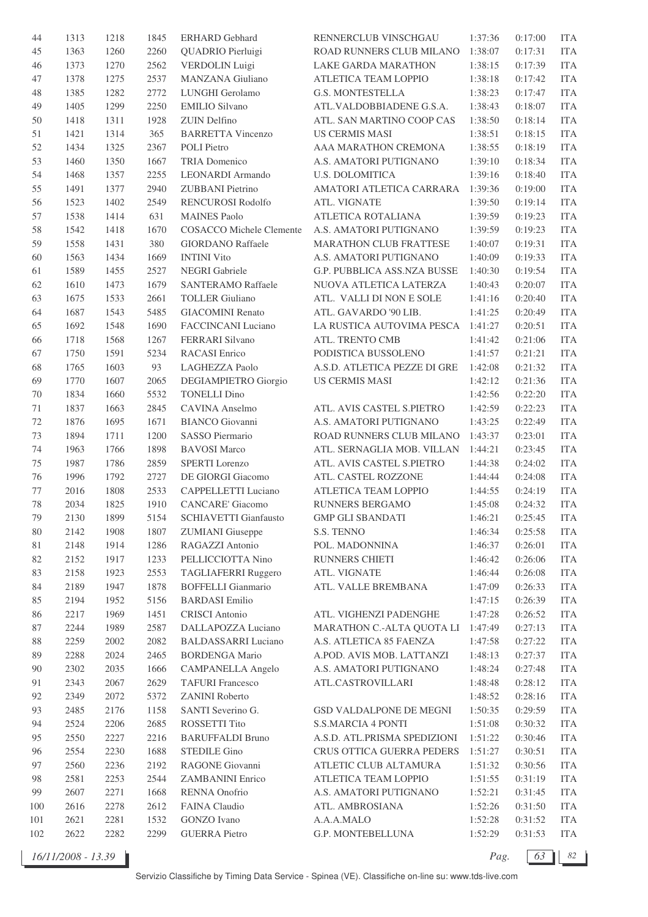| | | | | | | | | |
|---|---|---|---|---|---|---|---|---|
| 44 | 1313 | 1218 | 1845 | ERHARD Gebhard | RENNERCLUB VINSCHGAU | 1:37:36 | 0:17:00 | ITA |
| 45 | 1363 | 1260 | 2260 | QUADRIO Pierluigi | ROAD RUNNERS CLUB MILANO | 1:38:07 | 0:17:31 | ITA |
| 46 | 1373 | 1270 | 2562 | VERDOLIN Luigi | LAKE GARDA MARATHON | 1:38:15 | 0:17:39 | ITA |
| 47 | 1378 | 1275 | 2537 | MANZANA Giuliano | ATLETICA TEAM LOPPIO | 1:38:18 | 0:17:42 | ITA |
| 48 | 1385 | 1282 | 2772 | LUNGHI Gerolamo | G.S. MONTESTELLA | 1:38:23 | 0:17:47 | ITA |
| 49 | 1405 | 1299 | 2250 | EMILIO Silvano | ATL.VALDOBBIADENE G.S.A. | 1:38:43 | 0:18:07 | ITA |
| 50 | 1418 | 1311 | 1928 | ZUIN Delfino | ATL. SAN MARTINO COOP CAS | 1:38:50 | 0:18:14 | ITA |
| 51 | 1421 | 1314 | 365 | BARRETTA Vincenzo | US CERMIS MASI | 1:38:51 | 0:18:15 | ITA |
| 52 | 1434 | 1325 | 2367 | POLI Pietro | AAA MARATHON CREMONA | 1:38:55 | 0:18:19 | ITA |
| 53 | 1460 | 1350 | 1667 | TRIA Domenico | A.S. AMATORI PUTIGNANO | 1:39:10 | 0:18:34 | ITA |
| 54 | 1468 | 1357 | 2255 | LEONARDI Armando | U.S. DOLOMITICA | 1:39:16 | 0:18:40 | ITA |
| 55 | 1491 | 1377 | 2940 | ZUBBANI Pietrino | AMATORI ATLETICA CARRARA | 1:39:36 | 0:19:00 | ITA |
| 56 | 1523 | 1402 | 2549 | RENCUROSI Rodolfo | ATL. VIGNATE | 1:39:50 | 0:19:14 | ITA |
| 57 | 1538 | 1414 | 631 | MAINES Paolo | ATLETICA ROTALIANA | 1:39:59 | 0:19:23 | ITA |
| 58 | 1542 | 1418 | 1670 | COSACCO Michele Clemente | A.S. AMATORI PUTIGNANO | 1:39:59 | 0:19:23 | ITA |
| 59 | 1558 | 1431 | 380 | GIORDANO Raffaele | MARATHON CLUB FRATTESE | 1:40:07 | 0:19:31 | ITA |
| 60 | 1563 | 1434 | 1669 | INTINI Vito | A.S. AMATORI PUTIGNANO | 1:40:09 | 0:19:33 | ITA |
| 61 | 1589 | 1455 | 2527 | NEGRI Gabriele | G.P. PUBBLICA ASS.NZA BUSSE | 1:40:30 | 0:19:54 | ITA |
| 62 | 1610 | 1473 | 1679 | SANTERAMO Raffaele | NUOVA ATLETICA LATERZA | 1:40:43 | 0:20:07 | ITA |
| 63 | 1675 | 1533 | 2661 | TOLLER Giuliano | ATL. VALLI DI NON E SOLE | 1:41:16 | 0:20:40 | ITA |
| 64 | 1687 | 1543 | 5485 | GIACOMINI Renato | ATL. GAVARDO '90 LIB. | 1:41:25 | 0:20:49 | ITA |
| 65 | 1692 | 1548 | 1690 | FACCINCANI Luciano | LA RUSTICA AUTOVIMA PESCA | 1:41:27 | 0:20:51 | ITA |
| 66 | 1718 | 1568 | 1267 | FERRARI Silvano | ATL. TRENTO CMB | 1:41:42 | 0:21:06 | ITA |
| 67 | 1750 | 1591 | 5234 | RACASI Enrico | PODISTICA BUSSOLENO | 1:41:57 | 0:21:21 | ITA |
| 68 | 1765 | 1603 | 93 | LAGHEZZA Paolo | A.S.D. ATLETICA PEZZE DI GRE | 1:42:08 | 0:21:32 | ITA |
| 69 | 1770 | 1607 | 2065 | DEGIAMPIETRO Giorgio | US CERMIS MASI | 1:42:12 | 0:21:36 | ITA |
| 70 | 1834 | 1660 | 5532 | TONELLI Dino | | 1:42:56 | 0:22:20 | ITA |
| 71 | 1837 | 1663 | 2845 | CAVINA Anselmo | ATL. AVIS CASTEL S.PIETRO | 1:42:59 | 0:22:23 | ITA |
| 72 | 1876 | 1695 | 1671 | BIANCO Giovanni | A.S. AMATORI PUTIGNANO | 1:43:25 | 0:22:49 | ITA |
| 73 | 1894 | 1711 | 1200 | SASSO Piermario | ROAD RUNNERS CLUB MILANO | 1:43:37 | 0:23:01 | ITA |
| 74 | 1963 | 1766 | 1898 | BAVOSI Marco | ATL. SERNAGLIA MOB. VILLAN | 1:44:21 | 0:23:45 | ITA |
| 75 | 1987 | 1786 | 2859 | SPERTI Lorenzo | ATL. AVIS CASTEL S.PIETRO | 1:44:38 | 0:24:02 | ITA |
| 76 | 1996 | 1792 | 2727 | DE GIORGI Giacomo | ATL. CASTEL ROZZONE | 1:44:44 | 0:24:08 | ITA |
| 77 | 2016 | 1808 | 2533 | CAPPELLETTI Luciano | ATLETICA TEAM LOPPIO | 1:44:55 | 0:24:19 | ITA |
| 78 | 2034 | 1825 | 1910 | CANCARE' Giacomo | RUNNERS BERGAMO | 1:45:08 | 0:24:32 | ITA |
| 79 | 2130 | 1899 | 5154 | SCHIAVETTI Gianfausto | GMP GLI SBANDATI | 1:46:21 | 0:25:45 | ITA |
| 80 | 2142 | 1908 | 1807 | ZUMIANI Giuseppe | S.S. TENNO | 1:46:34 | 0:25:58 | ITA |
| 81 | 2148 | 1914 | 1286 | RAGAZZI Antonio | POL. MADONNINA | 1:46:37 | 0:26:01 | ITA |
| 82 | 2152 | 1917 | 1233 | PELLICCIOTTA Nino | RUNNERS CHIETI | 1:46:42 | 0:26:06 | ITA |
| 83 | 2158 | 1923 | 2553 | TAGLIAFERRI Ruggero | ATL. VIGNATE | 1:46:44 | 0:26:08 | ITA |
| 84 | 2189 | 1947 | 1878 | BOFFELLI Gianmario | ATL. VALLE BREMBANA | 1:47:09 | 0:26:33 | ITA |
| 85 | 2194 | 1952 | 5156 | BARDASI Emilio | | 1:47:15 | 0:26:39 | ITA |
| 86 | 2217 | 1969 | 1451 | CRISCI Antonio | ATL. VIGHENZI PADENGHE | 1:47:28 | 0:26:52 | ITA |
| 87 | 2244 | 1989 | 2587 | DALLAPOZZA Luciano | MARATHON C.-ALTA QUOTA LI | 1:47:49 | 0:27:13 | ITA |
| 88 | 2259 | 2002 | 2082 | BALDASSARRI Luciano | A.S. ATLETICA 85 FAENZA | 1:47:58 | 0:27:22 | ITA |
| 89 | 2288 | 2024 | 2465 | BORDENGA Mario | A.POD. AVIS MOB. LATTANZI | 1:48:13 | 0:27:37 | ITA |
| 90 | 2302 | 2035 | 1666 | CAMPANELLA Angelo | A.S. AMATORI PUTIGNANO | 1:48:24 | 0:27:48 | ITA |
| 91 | 2343 | 2067 | 2629 | TAFURI Francesco | ATL.CASTROVILLARI | 1:48:48 | 0:28:12 | ITA |
| 92 | 2349 | 2072 | 5372 | ZANINI Roberto | | 1:48:52 | 0:28:16 | ITA |
| 93 | 2485 | 2176 | 1158 | SANTI Severino G. | GSD VALDALPONE DE MEGNI | 1:50:35 | 0:29:59 | ITA |
| 94 | 2524 | 2206 | 2685 | ROSSETTI Tito | S.S.MARCIA 4 PONTI | 1:51:08 | 0:30:32 | ITA |
| 95 | 2550 | 2227 | 2216 | BARUFFALDI Bruno | A.S.D. ATL.PRISMA SPEDIZIONI | 1:51:22 | 0:30:46 | ITA |
| 96 | 2554 | 2230 | 1688 | STEDILE Gino | CRUS OTTICA GUERRA PEDERS | 1:51:27 | 0:30:51 | ITA |
| 97 | 2560 | 2236 | 2192 | RAGONE Giovanni | ATLETIC CLUB ALTAMURA | 1:51:32 | 0:30:56 | ITA |
| 98 | 2581 | 2253 | 2544 | ZAMBANINI Enrico | ATLETICA TEAM LOPPIO | 1:51:55 | 0:31:19 | ITA |
| 99 | 2607 | 2271 | 1668 | RENNA Onofrio | A.S. AMATORI PUTIGNANO | 1:52:21 | 0:31:45 | ITA |
| 100 | 2616 | 2278 | 2612 | FAINA Claudio | ATL. AMBROSIANA | 1:52:26 | 0:31:50 | ITA |
| 101 | 2621 | 2281 | 1532 | GONZO Ivano | A.A.A.MALO | 1:52:28 | 0:31:52 | ITA |
| 102 | 2622 | 2282 | 2299 | GUERRA Pietro | G.P. MONTEBELLUNA | 1:52:29 | 0:31:53 | ITA |

16/11/2008 - 13.39

Servizio Classifiche by Timing Data Service - Spinea (VE). Classifiche on-line su: www.tds-live.com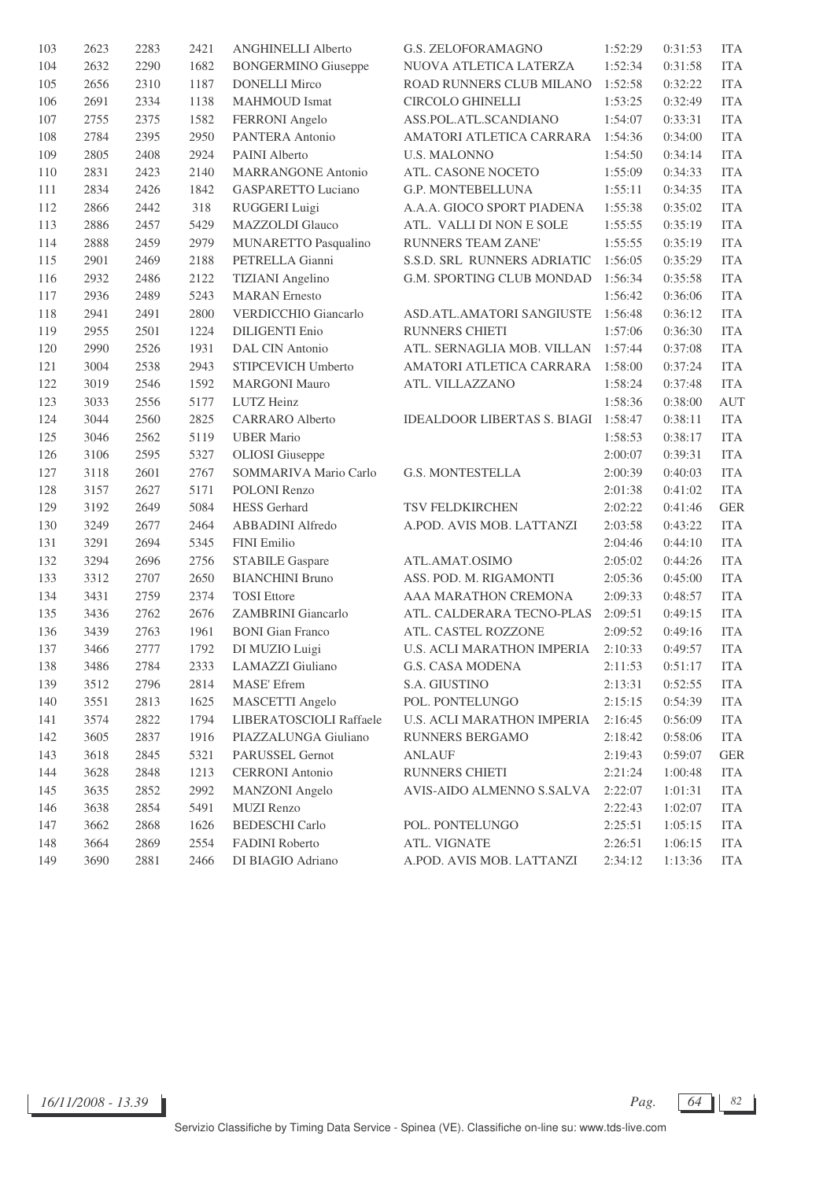| | | | | | | | | |
|---|---|---|---|---|---|---|---|---|
| 103 | 2623 | 2283 | 2421 | ANGHINELLI Alberto | G.S. ZELOFORAMAGNO | 1:52:29 | 0:31:53 | ITA |
| 104 | 2632 | 2290 | 1682 | BONGERMINO Giuseppe | NUOVA ATLETICA LATERZA | 1:52:34 | 0:31:58 | ITA |
| 105 | 2656 | 2310 | 1187 | DONELLI Mirco | ROAD RUNNERS CLUB MILANO | 1:52:58 | 0:32:22 | ITA |
| 106 | 2691 | 2334 | 1138 | MAHMOUD Ismat | CIRCOLO GHINELLI | 1:53:25 | 0:32:49 | ITA |
| 107 | 2755 | 2375 | 1582 | FERRONI Angelo | ASS.POL.ATL.SCANDIANO | 1:54:07 | 0:33:31 | ITA |
| 108 | 2784 | 2395 | 2950 | PANTERA Antonio | AMATORI ATLETICA CARRARA | 1:54:36 | 0:34:00 | ITA |
| 109 | 2805 | 2408 | 2924 | PAINI Alberto | U.S. MALONNO | 1:54:50 | 0:34:14 | ITA |
| 110 | 2831 | 2423 | 2140 | MARRANGONE Antonio | ATL. CASONE NOCETO | 1:55:09 | 0:34:33 | ITA |
| 111 | 2834 | 2426 | 1842 | GASPARETTO Luciano | G.P. MONTEBELLUNA | 1:55:11 | 0:34:35 | ITA |
| 112 | 2866 | 2442 | 318 | RUGGERI Luigi | A.A.A. GIOCO SPORT PIADENA | 1:55:38 | 0:35:02 | ITA |
| 113 | 2886 | 2457 | 5429 | MAZZOLDI Glauco | ATL. VALLI DI NON E SOLE | 1:55:55 | 0:35:19 | ITA |
| 114 | 2888 | 2459 | 2979 | MUNARETTO Pasqualino | RUNNERS TEAM ZANE' | 1:55:55 | 0:35:19 | ITA |
| 115 | 2901 | 2469 | 2188 | PETRELLA Gianni | S.S.D. SRL RUNNERS ADRIATIC | 1:56:05 | 0:35:29 | ITA |
| 116 | 2932 | 2486 | 2122 | TIZIANI Angelino | G.M. SPORTING CLUB MONDAD | 1:56:34 | 0:35:58 | ITA |
| 117 | 2936 | 2489 | 5243 | MARAN Ernesto | | 1:56:42 | 0:36:06 | ITA |
| 118 | 2941 | 2491 | 2800 | VERDICCHIO Giancarlo | ASD.ATL.AMATORI SANGIUSTE | 1:56:48 | 0:36:12 | ITA |
| 119 | 2955 | 2501 | 1224 | DILIGENTI Enio | RUNNERS CHIETI | 1:57:06 | 0:36:30 | ITA |
| 120 | 2990 | 2526 | 1931 | DAL CIN Antonio | ATL. SERNAGLIA MOB. VILLAN | 1:57:44 | 0:37:08 | ITA |
| 121 | 3004 | 2538 | 2943 | STIPCEVICH Umberto | AMATORI ATLETICA CARRARA | 1:58:00 | 0:37:24 | ITA |
| 122 | 3019 | 2546 | 1592 | MARGONI Mauro | ATL. VILLAZZANO | 1:58:24 | 0:37:48 | ITA |
| 123 | 3033 | 2556 | 5177 | LUTZ Heinz | | 1:58:36 | 0:38:00 | AUT |
| 124 | 3044 | 2560 | 2825 | CARRARO Alberto | IDEALDOOR LIBERTAS S. BIAGI | 1:58:47 | 0:38:11 | ITA |
| 125 | 3046 | 2562 | 5119 | UBER Mario | | 1:58:53 | 0:38:17 | ITA |
| 126 | 3106 | 2595 | 5327 | OLIOSI Giuseppe | | 2:00:07 | 0:39:31 | ITA |
| 127 | 3118 | 2601 | 2767 | SOMMARIVA Mario Carlo | G.S. MONTESTELLA | 2:00:39 | 0:40:03 | ITA |
| 128 | 3157 | 2627 | 5171 | POLONI Renzo | | 2:01:38 | 0:41:02 | ITA |
| 129 | 3192 | 2649 | 5084 | HESS Gerhard | TSV FELDKIRCHEN | 2:02:22 | 0:41:46 | GER |
| 130 | 3249 | 2677 | 2464 | ABBADINI Alfredo | A.POD. AVIS MOB. LATTANZI | 2:03:58 | 0:43:22 | ITA |
| 131 | 3291 | 2694 | 5345 | FINI Emilio | | 2:04:46 | 0:44:10 | ITA |
| 132 | 3294 | 2696 | 2756 | STABILE Gaspare | ATL.AMAT.OSIMO | 2:05:02 | 0:44:26 | ITA |
| 133 | 3312 | 2707 | 2650 | BIANCHINI Bruno | ASS. POD. M. RIGAMONTI | 2:05:36 | 0:45:00 | ITA |
| 134 | 3431 | 2759 | 2374 | TOSI Ettore | AAA MARATHON CREMONA | 2:09:33 | 0:48:57 | ITA |
| 135 | 3436 | 2762 | 2676 | ZAMBRINI Giancarlo | ATL. CALDERARA TECNO-PLAS | 2:09:51 | 0:49:15 | ITA |
| 136 | 3439 | 2763 | 1961 | BONI Gian Franco | ATL. CASTEL ROZZONE | 2:09:52 | 0:49:16 | ITA |
| 137 | 3466 | 2777 | 1792 | DI MUZIO Luigi | U.S. ACLI MARATHON IMPERIA | 2:10:33 | 0:49:57 | ITA |
| 138 | 3486 | 2784 | 2333 | LAMAZZI Giuliano | G.S. CASA MODENA | 2:11:53 | 0:51:17 | ITA |
| 139 | 3512 | 2796 | 2814 | MASE' Efrem | S.A. GIUSTINO | 2:13:31 | 0:52:55 | ITA |
| 140 | 3551 | 2813 | 1625 | MASCETTI Angelo | POL. PONTELUNGO | 2:15:15 | 0:54:39 | ITA |
| 141 | 3574 | 2822 | 1794 | LIBERATOSCIOLI Raffaele | U.S. ACLI MARATHON IMPERIA | 2:16:45 | 0:56:09 | ITA |
| 142 | 3605 | 2837 | 1916 | PIAZZALUNGA Giuliano | RUNNERS BERGAMO | 2:18:42 | 0:58:06 | ITA |
| 143 | 3618 | 2845 | 5321 | PARUSSEL Gernot | ANLAUF | 2:19:43 | 0:59:07 | GER |
| 144 | 3628 | 2848 | 1213 | CERRONI Antonio | RUNNERS CHIETI | 2:21:24 | 1:00:48 | ITA |
| 145 | 3635 | 2852 | 2992 | MANZONI Angelo | AVIS-AIDO ALMENNO S.SALVA | 2:22:07 | 1:01:31 | ITA |
| 146 | 3638 | 2854 | 5491 | MUZI Renzo | | 2:22:43 | 1:02:07 | ITA |
| 147 | 3662 | 2868 | 1626 | BEDESCHI Carlo | POL. PONTELUNGO | 2:25:51 | 1:05:15 | ITA |
| 148 | 3664 | 2869 | 2554 | FADINI Roberto | ATL. VIGNATE | 2:26:51 | 1:06:15 | ITA |
| 149 | 3690 | 2881 | 2466 | DI BIAGIO Adriano | A.POD. AVIS MOB. LATTANZI | 2:34:12 | 1:13:36 | ITA |

16/11/2008 - 13.39

Servizio Classifiche by Timing Data Service - Spinea (VE). Classifiche on-line su: www.tds-live.com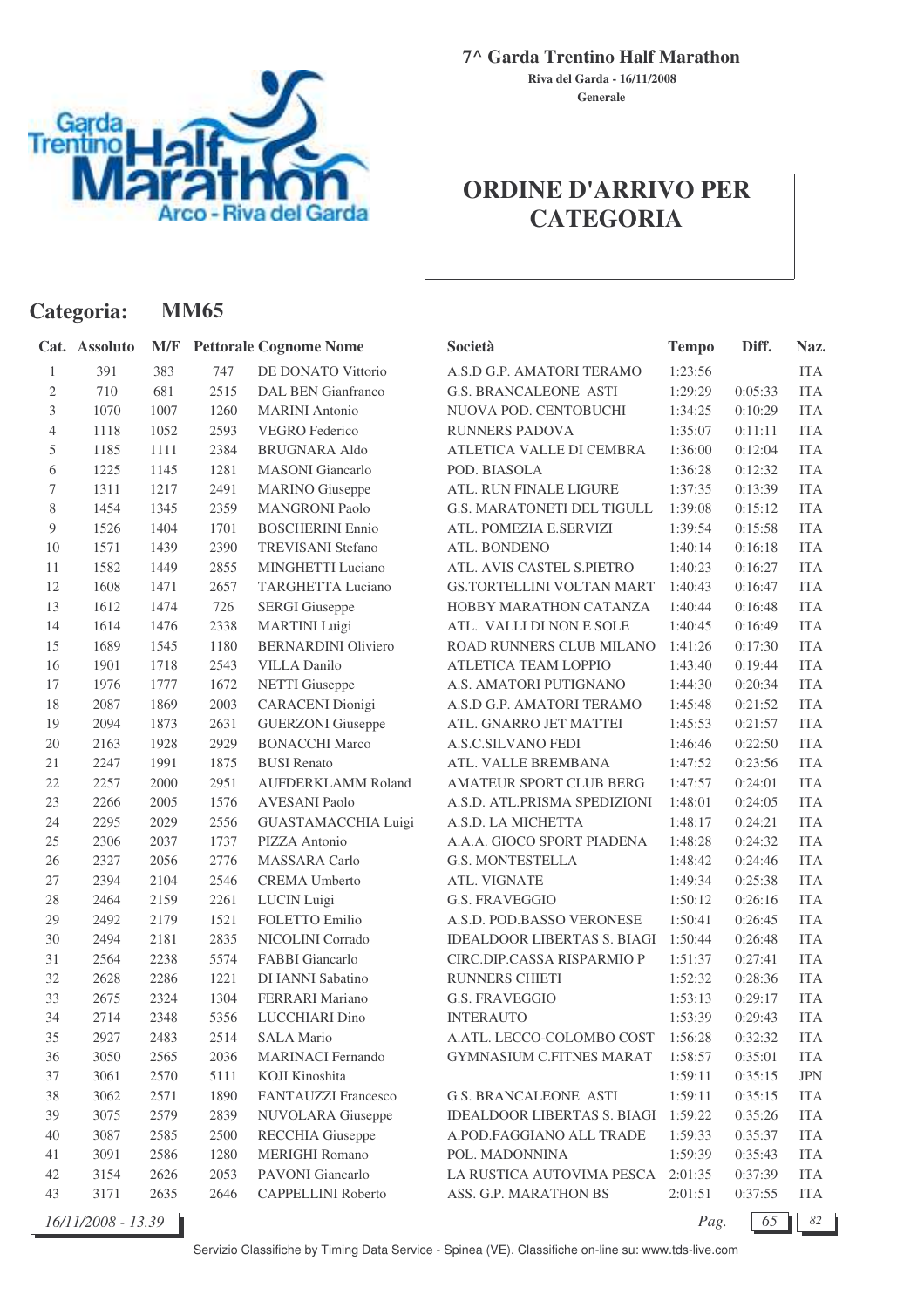**7^ Garda Trentino Half Marathon**

**Riva del Garda - 16/11/2008**

**Generale**

# ORDINE D'ARRIVO PER CATEGORIA

## Categoria: MM65

| Cat. | Assoluto | M/F | Pettorale | Cognome Nome | Società | Tempo | Diff. | Naz. |
|---|---|---|---|---|---|---|---|---|
| 1 | 391 | 383 | 747 | DE DONATO Vittorio | A.S.D G.P. AMATORI TERAMO | 1:23:56 | | ITA |
| 2 | 710 | 681 | 2515 | DAL BEN Gianfranco | G.S. BRANCALEONE ASTI | 1:29:29 | 0:05:33 | ITA |
| 3 | 1070 | 1007 | 1260 | MARINI Antonio | NUOVA POD. CENTOBUCHI | 1:34:25 | 0:10:29 | ITA |
| 4 | 1118 | 1052 | 2593 | VEGRO Federico | RUNNERS PADOVA | 1:35:07 | 0:11:11 | ITA |
| 5 | 1185 | 1111 | 2384 | BRUGNARA Aldo | ATLETICA VALLE DI CEMBRA | 1:36:00 | 0:12:04 | ITA |
| 6 | 1225 | 1145 | 1281 | MASONI Giancarlo | POD. BIASOLA | 1:36:28 | 0:12:32 | ITA |
| 7 | 1311 | 1217 | 2491 | MARINO Giuseppe | ATL. RUN FINALE LIGURE | 1:37:35 | 0:13:39 | ITA |
| 8 | 1454 | 1345 | 2359 | MANGRONI Paolo | G.S. MARATONETI DEL TIGULL | 1:39:08 | 0:15:12 | ITA |
| 9 | 1526 | 1404 | 1701 | BOSCHERINI Ennio | ATL. POMEZIA E.SERVIZI | 1:39:54 | 0:15:58 | ITA |
| 10 | 1571 | 1439 | 2390 | TREVISANI Stefano | ATL. BONDENO | 1:40:14 | 0:16:18 | ITA |
| 11 | 1582 | 1449 | 2855 | MINGHETTI Luciano | ATL. AVIS CASTEL S.PIETRO | 1:40:23 | 0:16:27 | ITA |
| 12 | 1608 | 1471 | 2657 | TARGHETTA Luciano | GS.TORTELLINI VOLTAN MART | 1:40:43 | 0:16:47 | ITA |
| 13 | 1612 | 1474 | 726 | SERGI Giuseppe | HOBBY MARATHON CATANZA | 1:40:44 | 0:16:48 | ITA |
| 14 | 1614 | 1476 | 2338 | MARTINI Luigi | ATL. VALLI DI NON E SOLE | 1:40:45 | 0:16:49 | ITA |
| 15 | 1689 | 1545 | 1180 | BERNARDINI Oliviero | ROAD RUNNERS CLUB MILANO | 1:41:26 | 0:17:30 | ITA |
| 16 | 1901 | 1718 | 2543 | VILLA Danilo | ATLETICA TEAM LOPPIO | 1:43:40 | 0:19:44 | ITA |
| 17 | 1976 | 1777 | 1672 | NETTI Giuseppe | A.S. AMATORI PUTIGNANO | 1:44:30 | 0:20:34 | ITA |
| 18 | 2087 | 1869 | 2003 | CARACENI Dionigi | A.S.D G.P. AMATORI TERAMO | 1:45:48 | 0:21:52 | ITA |
| 19 | 2094 | 1873 | 2631 | GUERZONI Giuseppe | ATL. GNARRO JET MATTEI | 1:45:53 | 0:21:57 | ITA |
| 20 | 2163 | 1928 | 2929 | BONACCHI Marco | A.S.C.SILVANO FEDI | 1:46:46 | 0:22:50 | ITA |
| 21 | 2247 | 1991 | 1875 | BUSI Renato | ATL. VALLE BREMBANA | 1:47:52 | 0:23:56 | ITA |
| 22 | 2257 | 2000 | 2951 | AUFDERKLAMM Roland | AMATEUR SPORT CLUB BERG | 1:47:57 | 0:24:01 | ITA |
| 23 | 2266 | 2005 | 1576 | AVESANI Paolo | A.S.D. ATL.PRISMA SPEDIZIONI | 1:48:01 | 0:24:05 | ITA |
| 24 | 2295 | 2029 | 2556 | GUASTAMACCHIA Luigi | A.S.D. LA MICHETTA | 1:48:17 | 0:24:21 | ITA |
| 25 | 2306 | 2037 | 1737 | PIZZA Antonio | A.A.A. GIOCO SPORT PIADENA | 1:48:28 | 0:24:32 | ITA |
| 26 | 2327 | 2056 | 2776 | MASSARA Carlo | G.S. MONTESTELLA | 1:48:42 | 0:24:46 | ITA |
| 27 | 2394 | 2104 | 2546 | CREMA Umberto | ATL. VIGNATE | 1:49:34 | 0:25:38 | ITA |
| 28 | 2464 | 2159 | 2261 | LUCIN Luigi | G.S. FRAVEGGIO | 1:50:12 | 0:26:16 | ITA |
| 29 | 2492 | 2179 | 1521 | FOLETTO Emilio | A.S.D. POD.BASSO VERONESE | 1:50:41 | 0:26:45 | ITA |
| 30 | 2494 | 2181 | 2835 | NICOLINI Corrado | IDEALDOOR LIBERTAS S. BIAGI | 1:50:44 | 0:26:48 | ITA |
| 31 | 2564 | 2238 | 5574 | FABBI Giancarlo | CIRC.DIP.CASSA RISPARMIO P | 1:51:37 | 0:27:41 | ITA |
| 32 | 2628 | 2286 | 1221 | DI IANNI Sabatino | RUNNERS CHIETI | 1:52:32 | 0:28:36 | ITA |
| 33 | 2675 | 2324 | 1304 | FERRARI Mariano | G.S. FRAVEGGIO | 1:53:13 | 0:29:17 | ITA |
| 34 | 2714 | 2348 | 5356 | LUCCHIARI Dino | INTERAUTO | 1:53:39 | 0:29:43 | ITA |
| 35 | 2927 | 2483 | 2514 | SALA Mario | A.ATL. LECCO-COLOMBO COST | 1:56:28 | 0:32:32 | ITA |
| 36 | 3050 | 2565 | 2036 | MARINACI Fernando | GYMNASIUM C.FITNES MARAT | 1:58:57 | 0:35:01 | ITA |
| 37 | 3061 | 2570 | 5111 | KOJI Kinoshita | | 1:59:11 | 0:35:15 | JPN |
| 38 | 3062 | 2571 | 1890 | FANTAUZZI Francesco | G.S. BRANCALEONE ASTI | 1:59:11 | 0:35:15 | ITA |
| 39 | 3075 | 2579 | 2839 | NUVOLARA Giuseppe | IDEALDOOR LIBERTAS S. BIAGI | 1:59:22 | 0:35:26 | ITA |
| 40 | 3087 | 2585 | 2500 | RECCHIA Giuseppe | A.POD.FAGGIANO ALL TRADE | 1:59:33 | 0:35:37 | ITA |
| 41 | 3091 | 2586 | 1280 | MERIGHI Romano | POL. MADONNINA | 1:59:39 | 0:35:43 | ITA |
| 42 | 3154 | 2626 | 2053 | PAVONI Giancarlo | LA RUSTICA AUTOVIMA PESCA | 2:01:35 | 0:37:39 | ITA |
| 43 | 3171 | 2635 | 2646 | CAPPELLINI Roberto | ASS. G.P. MARATHON BS | 2:01:51 | 0:37:55 | ITA |

*16/11/2008 - 13.39*

Servizio Classifiche by Timing Data Service - Spinea (VE). Classifiche on-line su: www.tds-live.com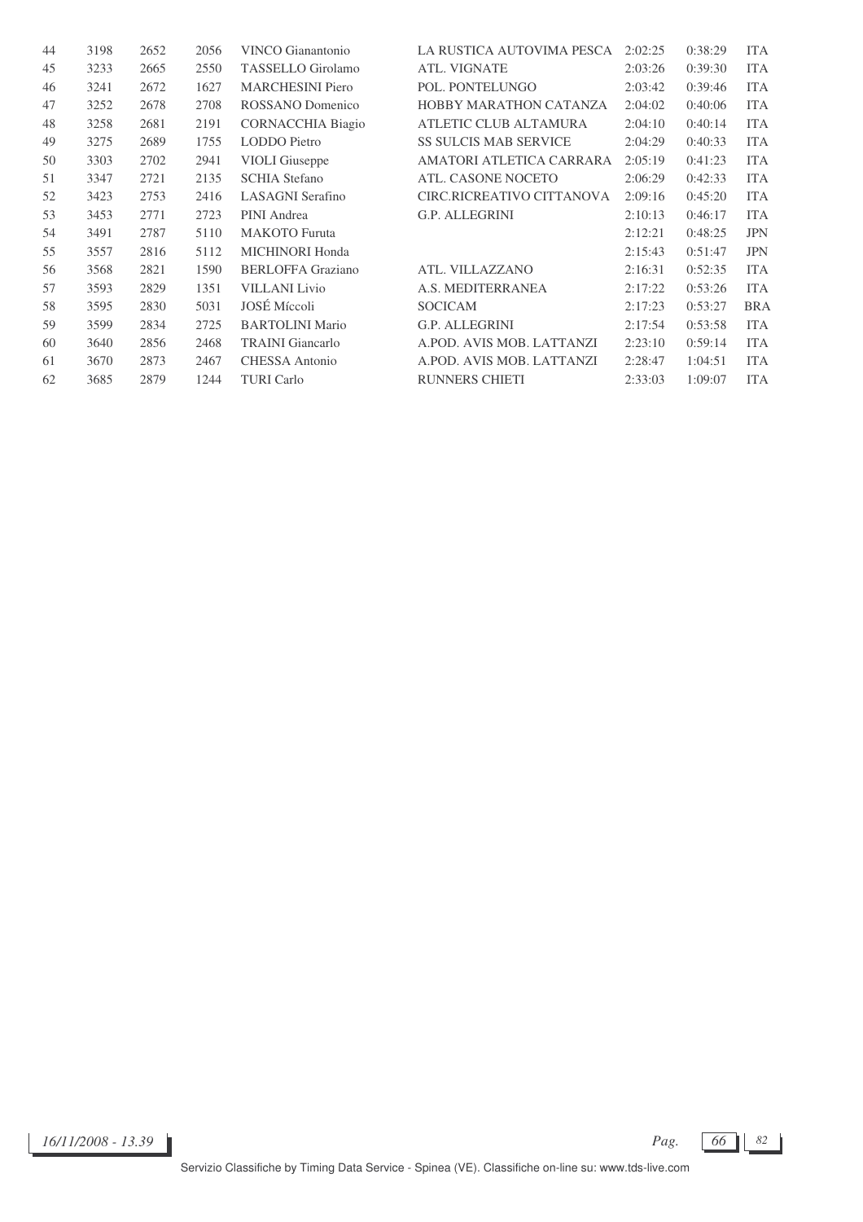| | | | | | | | | |
|---|---|---|---|---|---|---|---|---|
| 44 | 3198 | 2652 | 2056 | VINCO Gianantonio | LA RUSTICA AUTOVIMA PESCA | 2:02:25 | 0:38:29 | ITA |
| 45 | 3233 | 2665 | 2550 | TASSELLO Girolamo | ATL. VIGNATE | 2:03:26 | 0:39:30 | ITA |
| 46 | 3241 | 2672 | 1627 | MARCHESINI Piero | POL. PONTELUNGO | 2:03:42 | 0:39:46 | ITA |
| 47 | 3252 | 2678 | 2708 | ROSSANO Domenico | HOBBY MARATHON CATANZA | 2:04:02 | 0:40:06 | ITA |
| 48 | 3258 | 2681 | 2191 | CORNACCHIA Biagio | ATLETIC CLUB ALTAMURA | 2:04:10 | 0:40:14 | ITA |
| 49 | 3275 | 2689 | 1755 | LODDO Pietro | SS SULCIS MAB SERVICE | 2:04:29 | 0:40:33 | ITA |
| 50 | 3303 | 2702 | 2941 | VIOLI Giuseppe | AMATORI ATLETICA CARRARA | 2:05:19 | 0:41:23 | ITA |
| 51 | 3347 | 2721 | 2135 | SCHIA Stefano | ATL. CASONE NOCETO | 2:06:29 | 0:42:33 | ITA |
| 52 | 3423 | 2753 | 2416 | LASAGNI Serafino | CIRC.RICREATIVO CITTANOVA | 2:09:16 | 0:45:20 | ITA |
| 53 | 3453 | 2771 | 2723 | PINI Andrea | G.P. ALLEGRINI | 2:10:13 | 0:46:17 | ITA |
| 54 | 3491 | 2787 | 5110 | MAKOTO Furuta | | 2:12:21 | 0:48:25 | JPN |
| 55 | 3557 | 2816 | 5112 | MICHINORI Honda | | 2:15:43 | 0:51:47 | JPN |
| 56 | 3568 | 2821 | 1590 | BERLOFFA Graziano | ATL. VILLAZZANO | 2:16:31 | 0:52:35 | ITA |
| 57 | 3593 | 2829 | 1351 | VILLANI Livio | A.S. MEDITERRANEA | 2:17:22 | 0:53:26 | ITA |
| 58 | 3595 | 2830 | 5031 | JOSÉ Míccoli | SOCICAM | 2:17:23 | 0:53:27 | BRA |
| 59 | 3599 | 2834 | 2725 | BARTOLINI Mario | G.P. ALLEGRINI | 2:17:54 | 0:53:58 | ITA |
| 60 | 3640 | 2856 | 2468 | TRAINI Giancarlo | A.POD. AVIS MOB. LATTANZI | 2:23:10 | 0:59:14 | ITA |
| 61 | 3670 | 2873 | 2467 | CHESSA Antonio | A.POD. AVIS MOB. LATTANZI | 2:28:47 | 1:04:51 | ITA |
| 62 | 3685 | 2879 | 1244 | TURI Carlo | RUNNERS CHIETI | 2:33:03 | 1:09:07 | ITA |

*16/11/2008 - 13.39*

Servizio Classifiche by Timing Data Service - Spinea (VE). Classifiche on-line su: www.tds-live.com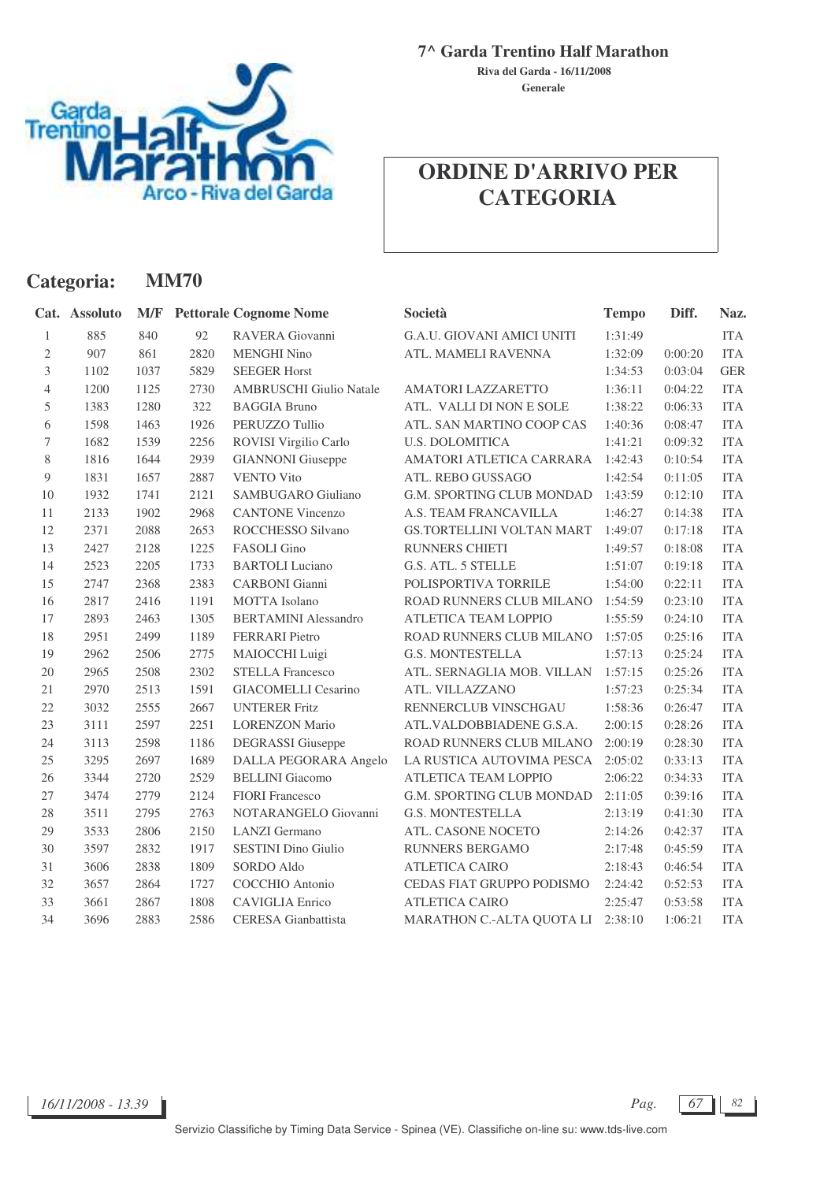**7^ Garda Trentino Half Marathon**

**Riva del Garda - 16/11/2008**

**Generale**

# ORDINE D'ARRIVO PER CATEGORIA

## Categoria: MM70

| Cat. | Assoluto | M/F | Pettorale | Cognome Nome | Società | Tempo | Diff. | Naz. |
|---|---|---|---|---|---|---|---|---|
| 1 | 885 | 840 | 92 | RAVERA Giovanni | G.A.U. GIOVANI AMICI UNITI | 1:31:49 | | ITA |
| 2 | 907 | 861 | 2820 | MENGHI Nino | ATL. MAMELI RAVENNA | 1:32:09 | 0:00:20 | ITA |
| 3 | 1102 | 1037 | 5829 | SEEGER Horst | | 1:34:53 | 0:03:04 | GER |
| 4 | 1200 | 1125 | 2730 | AMBRUSCHI Giulio Natale | AMATORI LAZZARETTO | 1:36:11 | 0:04:22 | ITA |
| 5 | 1383 | 1280 | 322 | BAGGIA Bruno | ATL. VALLI DI NON E SOLE | 1:38:22 | 0:06:33 | ITA |
| 6 | 1598 | 1463 | 1926 | PERUZZO Tullio | ATL. SAN MARTINO COOP CAS | 1:40:36 | 0:08:47 | ITA |
| 7 | 1682 | 1539 | 2256 | ROVISI Virgilio Carlo | U.S. DOLOMITICA | 1:41:21 | 0:09:32 | ITA |
| 8 | 1816 | 1644 | 2939 | GIANNONI Giuseppe | AMATORI ATLETICA CARRARA | 1:42:43 | 0:10:54 | ITA |
| 9 | 1831 | 1657 | 2887 | VENTO Vito | ATL. REBO GUSSAGO | 1:42:54 | 0:11:05 | ITA |
| 10 | 1932 | 1741 | 2121 | SAMBUGARO Giuliano | G.M. SPORTING CLUB MONDAD | 1:43:59 | 0:12:10 | ITA |
| 11 | 2133 | 1902 | 2968 | CANTONE Vincenzo | A.S. TEAM FRANCAVILLA | 1:46:27 | 0:14:38 | ITA |
| 12 | 2371 | 2088 | 2653 | ROCCHESSO Silvano | GS.TORTELLINI VOLTAN MART | 1:49:07 | 0:17:18 | ITA |
| 13 | 2427 | 2128 | 1225 | FASOLI Gino | RUNNERS CHIETI | 1:49:57 | 0:18:08 | ITA |
| 14 | 2523 | 2205 | 1733 | BARTOLI Luciano | G.S. ATL. 5 STELLE | 1:51:07 | 0:19:18 | ITA |
| 15 | 2747 | 2368 | 2383 | CARBONI Gianni | POLISPORTIVA TORRILE | 1:54:00 | 0:22:11 | ITA |
| 16 | 2817 | 2416 | 1191 | MOTTA Isolano | ROAD RUNNERS CLUB MILANO | 1:54:59 | 0:23:10 | ITA |
| 17 | 2893 | 2463 | 1305 | BERTAMINI Alessandro | ATLETICA TEAM LOPPIO | 1:55:59 | 0:24:10 | ITA |
| 18 | 2951 | 2499 | 1189 | FERRARI Pietro | ROAD RUNNERS CLUB MILANO | 1:57:05 | 0:25:16 | ITA |
| 19 | 2962 | 2506 | 2775 | MAIOCCHI Luigi | G.S. MONTESTELLA | 1:57:13 | 0:25:24 | ITA |
| 20 | 2965 | 2508 | 2302 | STELLA Francesco | ATL. SERNAGLIA MOB. VILLAN | 1:57:15 | 0:25:26 | ITA |
| 21 | 2970 | 2513 | 1591 | GIACOMELLI Cesarino | ATL. VILLAZZANO | 1:57:23 | 0:25:34 | ITA |
| 22 | 3032 | 2555 | 2667 | UNTERER Fritz | RENNERCLUB VINSCHGAU | 1:58:36 | 0:26:47 | ITA |
| 23 | 3111 | 2597 | 2251 | LORENZON Mario | ATL.VALDOBBIADENE G.S.A. | 2:00:15 | 0:28:26 | ITA |
| 24 | 3113 | 2598 | 1186 | DEGRASSI Giuseppe | ROAD RUNNERS CLUB MILANO | 2:00:19 | 0:28:30 | ITA |
| 25 | 3295 | 2697 | 1689 | DALLA PEGORARA Angelo | LA RUSTICA AUTOVIMA PESCA | 2:05:02 | 0:33:13 | ITA |
| 26 | 3344 | 2720 | 2529 | BELLINI Giacomo | ATLETICA TEAM LOPPIO | 2:06:22 | 0:34:33 | ITA |
| 27 | 3474 | 2779 | 2124 | FIORI Francesco | G.M. SPORTING CLUB MONDAD | 2:11:05 | 0:39:16 | ITA |
| 28 | 3511 | 2795 | 2763 | NOTARANGELO Giovanni | G.S. MONTESTELLA | 2:13:19 | 0:41:30 | ITA |
| 29 | 3533 | 2806 | 2150 | LANZI Germano | ATL. CASONE NOCETO | 2:14:26 | 0:42:37 | ITA |
| 30 | 3597 | 2832 | 1917 | SESTINI Dino Giulio | RUNNERS BERGAMO | 2:17:48 | 0:45:59 | ITA |
| 31 | 3606 | 2838 | 1809 | SORDO Aldo | ATLETICA CAIRO | 2:18:43 | 0:46:54 | ITA |
| 32 | 3657 | 2864 | 1727 | COCCHIO Antonio | CEDAS FIAT GRUPPO PODISMO | 2:24:42 | 0:52:53 | ITA |
| 33 | 3661 | 2867 | 1808 | CAVIGLIA Enrico | ATLETICA CAIRO | 2:25:47 | 0:53:58 | ITA |
| 34 | 3696 | 2883 | 2586 | CERESA Gianbattista | MARATHON C.-ALTA QUOTA LI | 2:38:10 | 1:06:21 | ITA |

*16/11/2008 - 13.39*

Servizio Classifiche by Timing Data Service - Spinea (VE). Classifiche on-line su: www.tds-live.com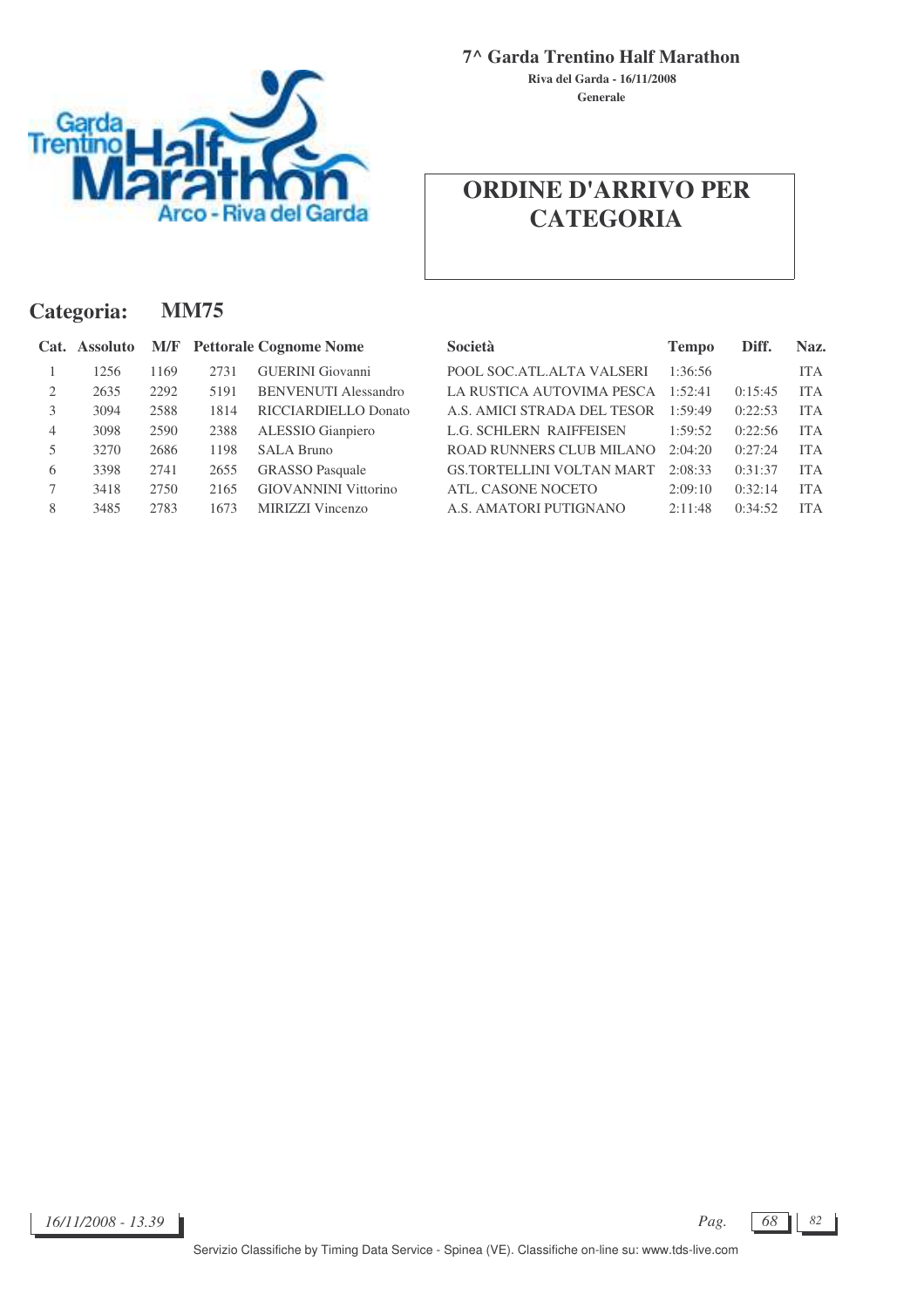**7^ Garda Trentino Half Marathon**

**Riva del Garda - 16/11/2008**

**Generale**

# ORDINE D'ARRIVO PER CATEGORIA

## Categoria: MM75

| Cat. | Assoluto | M/F | Pettorale | Cognome Nome | Società | Tempo | Diff. | Naz. |
|---|---|---|---|---|---|---|---|---|
| 1 | 1256 | 1169 | 2731 | GUERINI Giovanni | POOL SOC.ATL.ALTA VALSERI | 1:36:56 | | ITA |
| 2 | 2635 | 2292 | 5191 | BENVENUTI Alessandro | LA RUSTICA AUTOVIMA PESCA | 1:52:41 | 0:15:45 | ITA |
| 3 | 3094 | 2588 | 1814 | RICCIARDIELLO Donato | A.S. AMICI STRADA DEL TESOR | 1:59:49 | 0:22:53 | ITA |
| 4 | 3098 | 2590 | 2388 | ALESSIO Gianpiero | L.G. SCHLERN RAIFFEISEN | 1:59:52 | 0:22:56 | ITA |
| 5 | 3270 | 2686 | 1198 | SALA Bruno | ROAD RUNNERS CLUB MILANO | 2:04:20 | 0:27:24 | ITA |
| 6 | 3398 | 2741 | 2655 | GRASSO Pasquale | GS.TORTELLINI VOLTAN MART | 2:08:33 | 0:31:37 | ITA |
| 7 | 3418 | 2750 | 2165 | GIOVANNINI Vittorino | ATL. CASONE NOCETO | 2:09:10 | 0:32:14 | ITA |
| 8 | 3485 | 2783 | 1673 | MIRIZZI Vincenzo | A.S. AMATORI PUTIGNANO | 2:11:48 | 0:34:52 | ITA |

*16/11/2008 - 13.39*

Servizio Classifiche by Timing Data Service - Spinea (VE). Classifiche on-line su: www.tds-live.com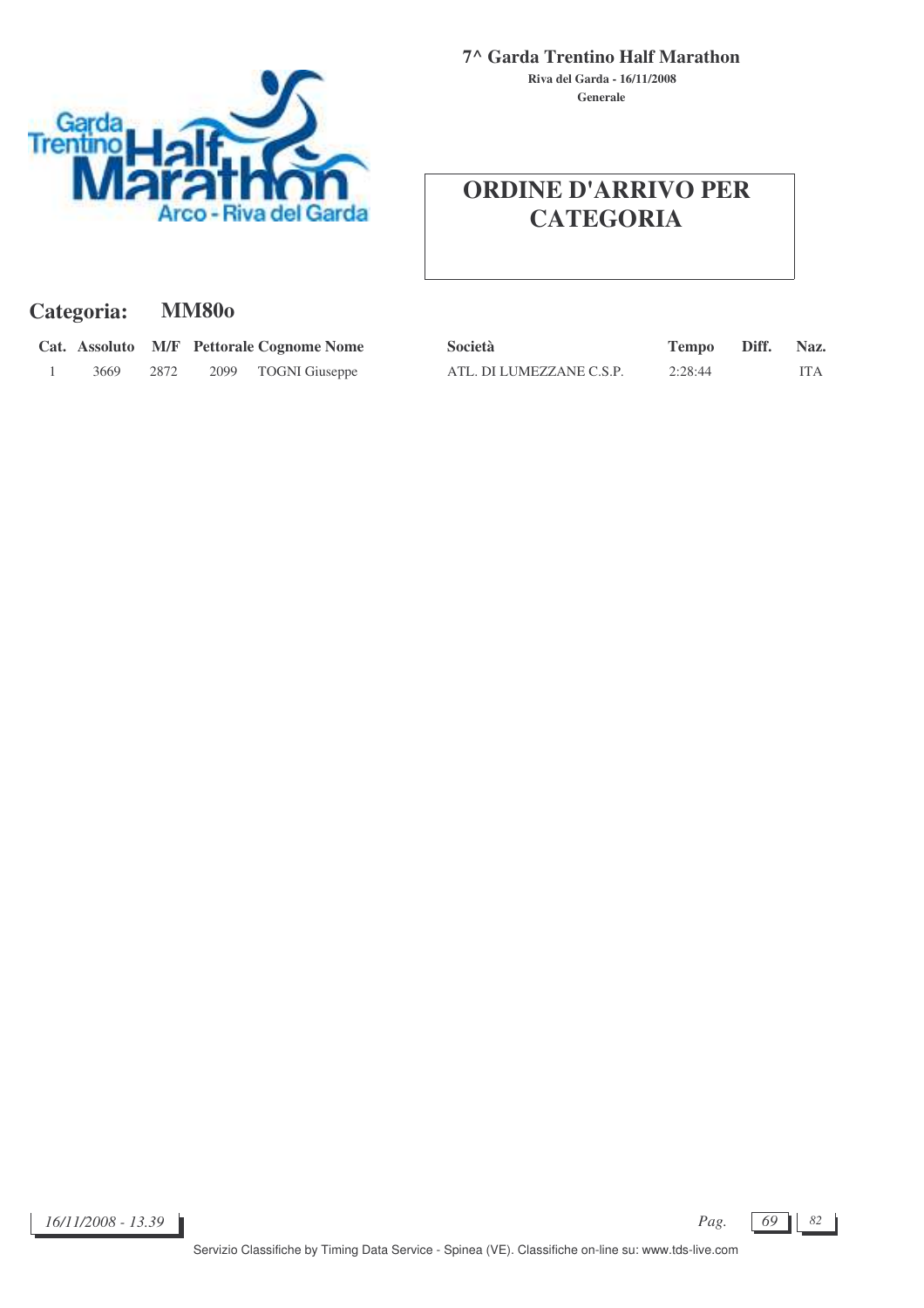**7^ Garda Trentino Half Marathon**

**Riva del Garda - 16/11/2008**

**Generale**

# ORDINE D'ARRIVO PER CATEGORIA

## Categoria: MM80o

| Cat. | Assoluto | M/F | Pettorale | Cognome Nome | Società | Tempo | Diff. | Naz. |
|---|---|---|---|---|---|---|---|---|
| 1 | 3669 | 2872 | 2099 | TOGNI Giuseppe | ATL. DI LUMEZZANE C.S.P. | 2:28:44 | | ITA |

*16/11/2008 - 13.39*

Servizio Classifiche by Timing Data Service - Spinea (VE). Classifiche on-line su: www.tds-live.com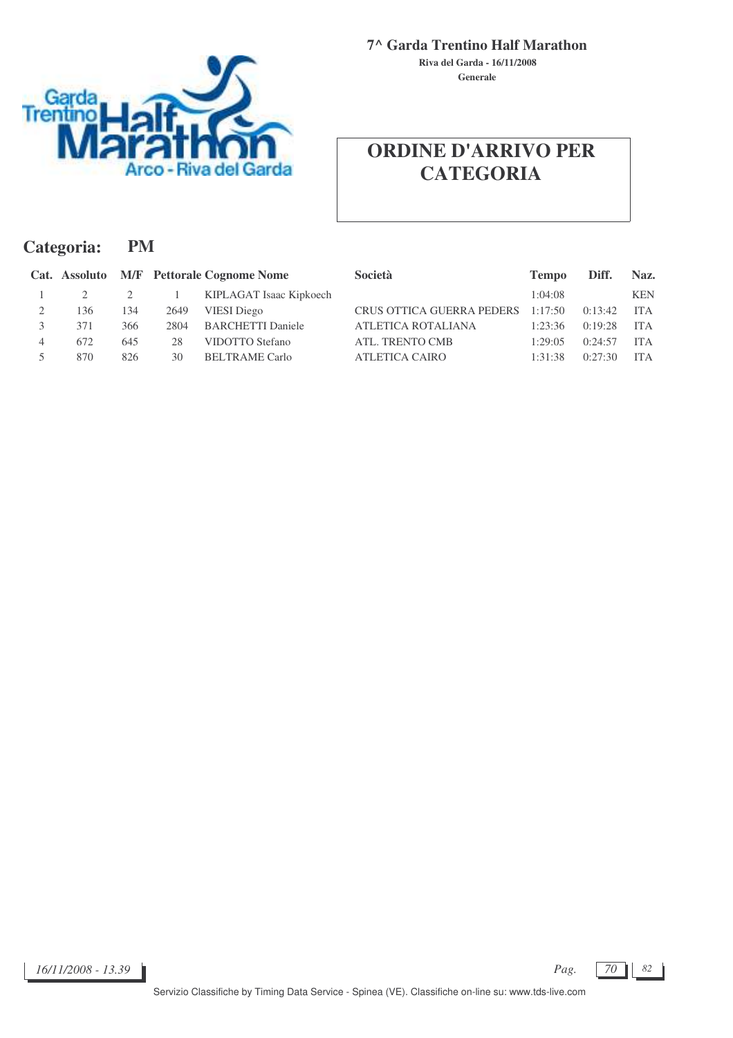**7^ Garda Trentino Half Marathon**

**Riva del Garda - 16/11/2008**

**Generale**

# ORDINE D'ARRIVO PER CATEGORIA

## Categoria: PM

| Cat. | Assoluto | M/F | Pettorale | Cognome Nome | Società | Tempo | Diff. | Naz. |
|---|---|---|---|---|---|---|---|---|
| 1 | 2 | 2 | 1 | KIPLAGAT Isaac Kipkoech | | 1:04:08 | | KEN |
| 2 | 136 | 134 | 2649 | VIESI Diego | CRUS OTTICA GUERRA PEDERS | 1:17:50 | 0:13:42 | ITA |
| 3 | 371 | 366 | 2804 | BARCHETTI Daniele | ATLETICA ROTALIANA | 1:23:36 | 0:19:28 | ITA |
| 4 | 672 | 645 | 28 | VIDOTTO Stefano | ATL. TRENTO CMB | 1:29:05 | 0:24:57 | ITA |
| 5 | 870 | 826 | 30 | BELTRAME Carlo | ATLETICA CAIRO | 1:31:38 | 0:27:30 | ITA |

*16/11/2008 - 13.39*

Servizio Classifiche by Timing Data Service - Spinea (VE). Classifiche on-line su: www.tds-live.com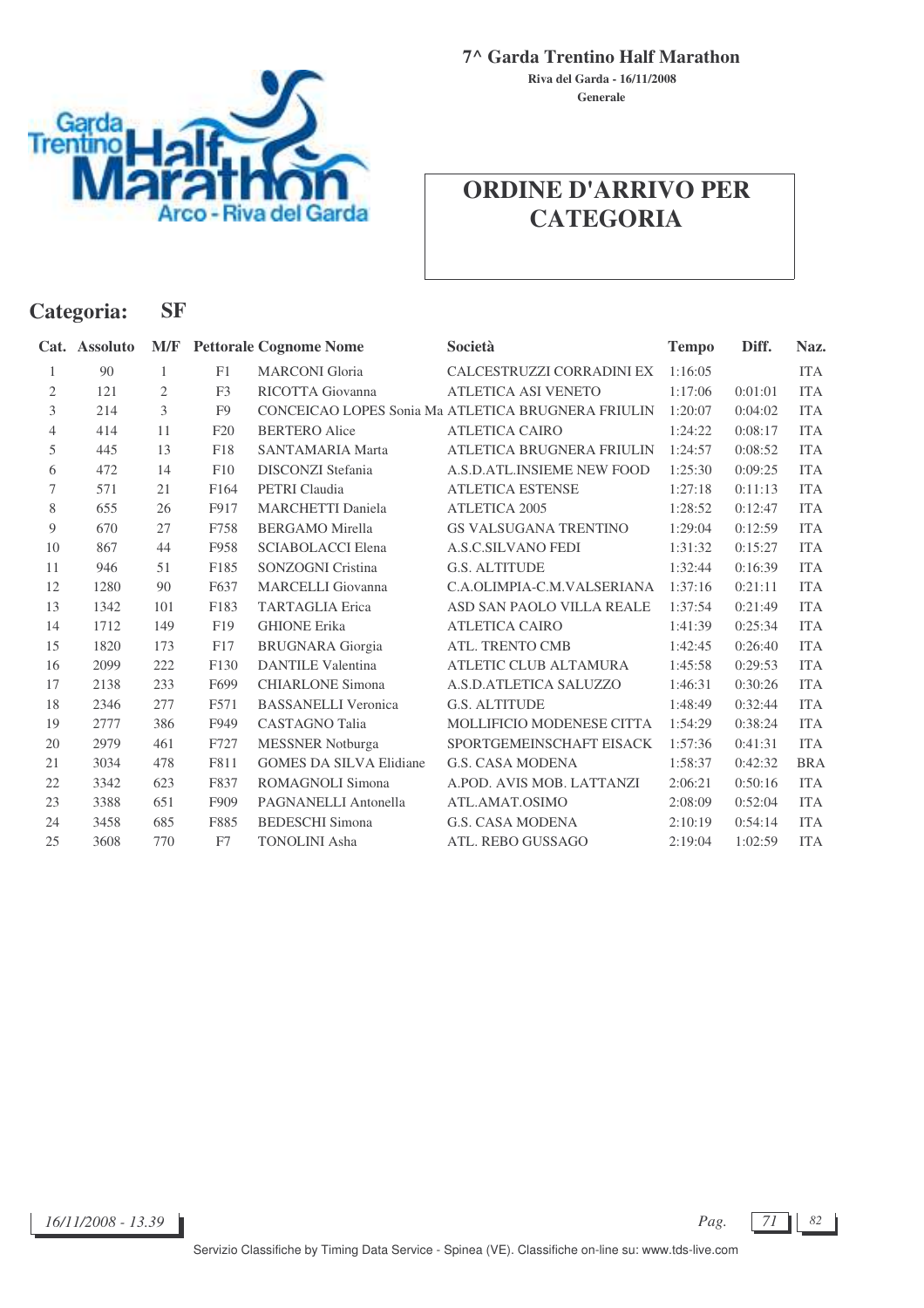# 7^ Garda Trentino Half Marathon

**Riva del Garda - 16/11/2008**

**Generale**

## ORDINE D'ARRIVO PER CATEGORIA

### Categoria: SF

| Cat. | Assoluto | M/F | Pettorale | Cognome Nome | Società | Tempo | Diff. | Naz. |
|---|---|---|---|---|---|---|---|---|
| 1 | 90 | 1 | F1 | MARCONI Gloria | CALCESTRUZZI CORRADINI EX | 1:16:05 | | ITA |
| 2 | 121 | 2 | F3 | RICOTTA Giovanna | ATLETICA ASI VENETO | 1:17:06 | 0:01:01 | ITA |
| 3 | 214 | 3 | F9 | CONCEICAO LOPES Sonia Ma | ATLETICA BRUGNERA FRIULIN | 1:20:07 | 0:04:02 | ITA |
| 4 | 414 | 11 | F20 | BERTERO Alice | ATLETICA CAIRO | 1:24:22 | 0:08:17 | ITA |
| 5 | 445 | 13 | F18 | SANTAMARIA Marta | ATLETICA BRUGNERA FRIULIN | 1:24:57 | 0:08:52 | ITA |
| 6 | 472 | 14 | F10 | DISCONZI Stefania | A.S.D.ATL.INSIEME NEW FOOD | 1:25:30 | 0:09:25 | ITA |
| 7 | 571 | 21 | F164 | PETRI Claudia | ATLETICA ESTENSE | 1:27:18 | 0:11:13 | ITA |
| 8 | 655 | 26 | F917 | MARCHETTI Daniela | ATLETICA 2005 | 1:28:52 | 0:12:47 | ITA |
| 9 | 670 | 27 | F758 | BERGAMO Mirella | GS VALSUGANA TRENTINO | 1:29:04 | 0:12:59 | ITA |
| 10 | 867 | 44 | F958 | SCIABOLACCI Elena | A.S.C.SILVANO FEDI | 1:31:32 | 0:15:27 | ITA |
| 11 | 946 | 51 | F185 | SONZOGNI Cristina | G.S. ALTITUDE | 1:32:44 | 0:16:39 | ITA |
| 12 | 1280 | 90 | F637 | MARCELLI Giovanna | C.A.OLIMPIA-C.M.VALSERIANA | 1:37:16 | 0:21:11 | ITA |
| 13 | 1342 | 101 | F183 | TARTAGLIA Erica | ASD SAN PAOLO VILLA REALE | 1:37:54 | 0:21:49 | ITA |
| 14 | 1712 | 149 | F19 | GHIONE Erika | ATLETICA CAIRO | 1:41:39 | 0:25:34 | ITA |
| 15 | 1820 | 173 | F17 | BRUGNARA Giorgia | ATL. TRENTO CMB | 1:42:45 | 0:26:40 | ITA |
| 16 | 2099 | 222 | F130 | DANTILE Valentina | ATLETIC CLUB ALTAMURA | 1:45:58 | 0:29:53 | ITA |
| 17 | 2138 | 233 | F699 | CHIARLONE Simona | A.S.D.ATLETICA SALUZZO | 1:46:31 | 0:30:26 | ITA |
| 18 | 2346 | 277 | F571 | BASSANELLI Veronica | G.S. ALTITUDE | 1:48:49 | 0:32:44 | ITA |
| 19 | 2777 | 386 | F949 | CASTAGNO Talia | MOLLIFICIO MODENESE CITTA | 1:54:29 | 0:38:24 | ITA |
| 20 | 2979 | 461 | F727 | MESSNER Notburga | SPORTGEMEINSCHAFT EISACK | 1:57:36 | 0:41:31 | ITA |
| 21 | 3034 | 478 | F811 | GOMES DA SILVA Elidiane | G.S. CASA MODENA | 1:58:37 | 0:42:32 | BRA |
| 22 | 3342 | 623 | F837 | ROMAGNOLI Simona | A.POD. AVIS MOB. LATTANZI | 2:06:21 | 0:50:16 | ITA |
| 23 | 3388 | 651 | F909 | PAGNANELLI Antonella | ATL.AMAT.OSIMO | 2:08:09 | 0:52:04 | ITA |
| 24 | 3458 | 685 | F885 | BEDESCHI Simona | G.S. CASA MODENA | 2:10:19 | 0:54:14 | ITA |
| 25 | 3608 | 770 | F7 | TONOLINI Asha | ATL. REBO GUSSAGO | 2:19:04 | 1:02:59 | ITA |

*16/11/2008 - 13.39*

Servizio Classifiche by Timing Data Service - Spinea (VE). Classifiche on-line su: www.tds-live.com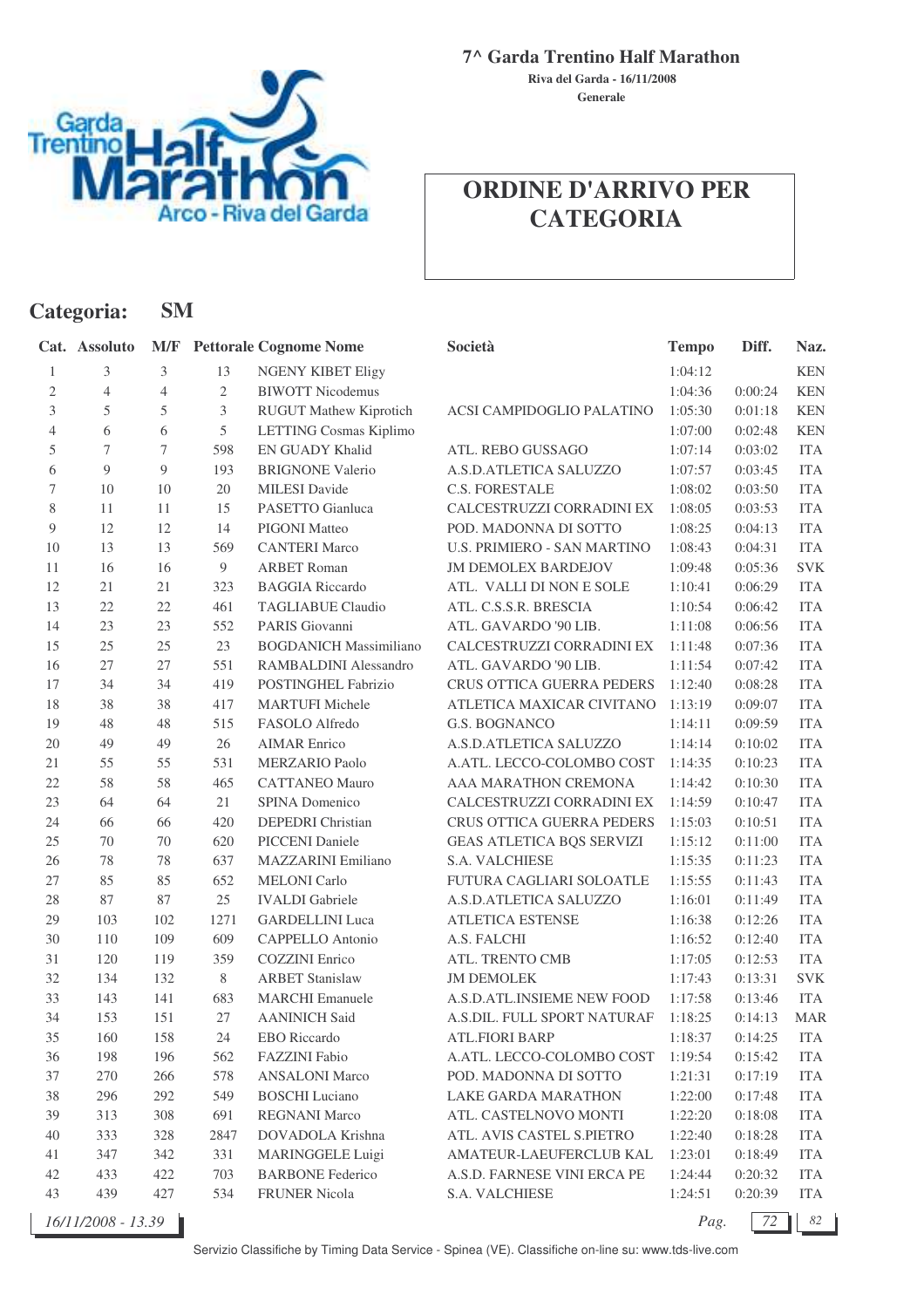**7^ Garda Trentino Half Marathon**

**Riva del Garda - 16/11/2008**

**Generale**

# ORDINE D'ARRIVO PER CATEGORIA

## Categoria: SM

| Cat. | Assoluto | M/F | Pettorale | Cognome Nome | Società | Tempo | Diff. | Naz. |
|---|---|---|---|---|---|---|---|---|
| 1 | 3 | 3 | 13 | NGENY KIBET Eligy | | 1:04:12 | | KEN |
| 2 | 4 | 4 | 2 | BIWOTT Nicodemus | | 1:04:36 | 0:00:24 | KEN |
| 3 | 5 | 5 | 3 | RUGUT Mathew Kiprotich | ACSI CAMPIDOGLIO PALATINO | 1:05:30 | 0:01:18 | KEN |
| 4 | 6 | 6 | 5 | LETTING Cosmas Kiplimo | | 1:07:00 | 0:02:48 | KEN |
| 5 | 7 | 7 | 598 | EN GUADY Khalid | ATL. REBO GUSSAGO | 1:07:14 | 0:03:02 | ITA |
| 6 | 9 | 9 | 193 | BRIGNONE Valerio | A.S.D.ATLETICA SALUZZO | 1:07:57 | 0:03:45 | ITA |
| 7 | 10 | 10 | 20 | MILESI Davide | C.S. FORESTALE | 1:08:02 | 0:03:50 | ITA |
| 8 | 11 | 11 | 15 | PASETTO Gianluca | CALCESTRUZZI CORRADINI EX | 1:08:05 | 0:03:53 | ITA |
| 9 | 12 | 12 | 14 | PIGONI Matteo | POD. MADONNA DI SOTTO | 1:08:25 | 0:04:13 | ITA |
| 10 | 13 | 13 | 569 | CANTERI Marco | U.S. PRIMIERO - SAN MARTINO | 1:08:43 | 0:04:31 | ITA |
| 11 | 16 | 16 | 9 | ARBET Roman | JM DEMOLEX BARDEJOV | 1:09:48 | 0:05:36 | SVK |
| 12 | 21 | 21 | 323 | BAGGIA Riccardo | ATL. VALLI DI NON E SOLE | 1:10:41 | 0:06:29 | ITA |
| 13 | 22 | 22 | 461 | TAGLIABUE Claudio | ATL. C.S.S.R. BRESCIA | 1:10:54 | 0:06:42 | ITA |
| 14 | 23 | 23 | 552 | PARIS Giovanni | ATL. GAVARDO '90 LIB. | 1:11:08 | 0:06:56 | ITA |
| 15 | 25 | 25 | 23 | BOGDANICH Massimiliano | CALCESTRUZZI CORRADINI EX | 1:11:48 | 0:07:36 | ITA |
| 16 | 27 | 27 | 551 | RAMBALDINI Alessandro | ATL. GAVARDO '90 LIB. | 1:11:54 | 0:07:42 | ITA |
| 17 | 34 | 34 | 419 | POSTINGHEL Fabrizio | CRUS OTTICA GUERRA PEDERS | 1:12:40 | 0:08:28 | ITA |
| 18 | 38 | 38 | 417 | MARTUFI Michele | ATLETICA MAXICAR CIVITANO | 1:13:19 | 0:09:07 | ITA |
| 19 | 48 | 48 | 515 | FASOLO Alfredo | G.S. BOGNANCO | 1:14:11 | 0:09:59 | ITA |
| 20 | 49 | 49 | 26 | AIMAR Enrico | A.S.D.ATLETICA SALUZZO | 1:14:14 | 0:10:02 | ITA |
| 21 | 55 | 55 | 531 | MERZARIO Paolo | A.ATL. LECCO-COLOMBO COST | 1:14:35 | 0:10:23 | ITA |
| 22 | 58 | 58 | 465 | CATTANEO Mauro | AAA MARATHON CREMONA | 1:14:42 | 0:10:30 | ITA |
| 23 | 64 | 64 | 21 | SPINA Domenico | CALCESTRUZZI CORRADINI EX | 1:14:59 | 0:10:47 | ITA |
| 24 | 66 | 66 | 420 | DEPEDRI Christian | CRUS OTTICA GUERRA PEDERS | 1:15:03 | 0:10:51 | ITA |
| 25 | 70 | 70 | 620 | PICCENI Daniele | GEAS ATLETICA BQS SERVIZI | 1:15:12 | 0:11:00 | ITA |
| 26 | 78 | 78 | 637 | MAZZARINI Emiliano | S.A. VALCHIESE | 1:15:35 | 0:11:23 | ITA |
| 27 | 85 | 85 | 652 | MELONI Carlo | FUTURA CAGLIARI SOLOATLE | 1:15:55 | 0:11:43 | ITA |
| 28 | 87 | 87 | 25 | IVALDI Gabriele | A.S.D.ATLETICA SALUZZO | 1:16:01 | 0:11:49 | ITA |
| 29 | 103 | 102 | 1271 | GARDELLINI Luca | ATLETICA ESTENSE | 1:16:38 | 0:12:26 | ITA |
| 30 | 110 | 109 | 609 | CAPPELLO Antonio | A.S. FALCHI | 1:16:52 | 0:12:40 | ITA |
| 31 | 120 | 119 | 359 | COZZINI Enrico | ATL. TRENTO CMB | 1:17:05 | 0:12:53 | ITA |
| 32 | 134 | 132 | 8 | ARBET Stanislaw | JM DEMOLEK | 1:17:43 | 0:13:31 | SVK |
| 33 | 143 | 141 | 683 | MARCHI Emanuele | A.S.D.ATL.INSIEME NEW FOOD | 1:17:58 | 0:13:46 | ITA |
| 34 | 153 | 151 | 27 | AANINICH Said | A.S.DIL. FULL SPORT NATURAF | 1:18:25 | 0:14:13 | MAR |
| 35 | 160 | 158 | 24 | EBO Riccardo | ATL.FIORI BARP | 1:18:37 | 0:14:25 | ITA |
| 36 | 198 | 196 | 562 | FAZZINI Fabio | A.ATL. LECCO-COLOMBO COST | 1:19:54 | 0:15:42 | ITA |
| 37 | 270 | 266 | 578 | ANSALONI Marco | POD. MADONNA DI SOTTO | 1:21:31 | 0:17:19 | ITA |
| 38 | 296 | 292 | 549 | BOSCHI Luciano | LAKE GARDA MARATHON | 1:22:00 | 0:17:48 | ITA |
| 39 | 313 | 308 | 691 | REGNANI Marco | ATL. CASTELNOVO MONTI | 1:22:20 | 0:18:08 | ITA |
| 40 | 333 | 328 | 2847 | DOVADOLA Krishna | ATL. AVIS CASTEL S.PIETRO | 1:22:40 | 0:18:28 | ITA |
| 41 | 347 | 342 | 331 | MARINGGELE Luigi | AMATEUR-LAEUFERCLUB KAL | 1:23:01 | 0:18:49 | ITA |
| 42 | 433 | 422 | 703 | BARBONE Federico | A.S.D. FARNESE VINI ERCA PE | 1:24:44 | 0:20:32 | ITA |
| 43 | 439 | 427 | 534 | FRUNER Nicola | S.A. VALCHIESE | 1:24:51 | 0:20:39 | ITA |

*16/11/2008 - 13.39*

Servizio Classifiche by Timing Data Service - Spinea (VE). Classifiche on-line su: www.tds-live.com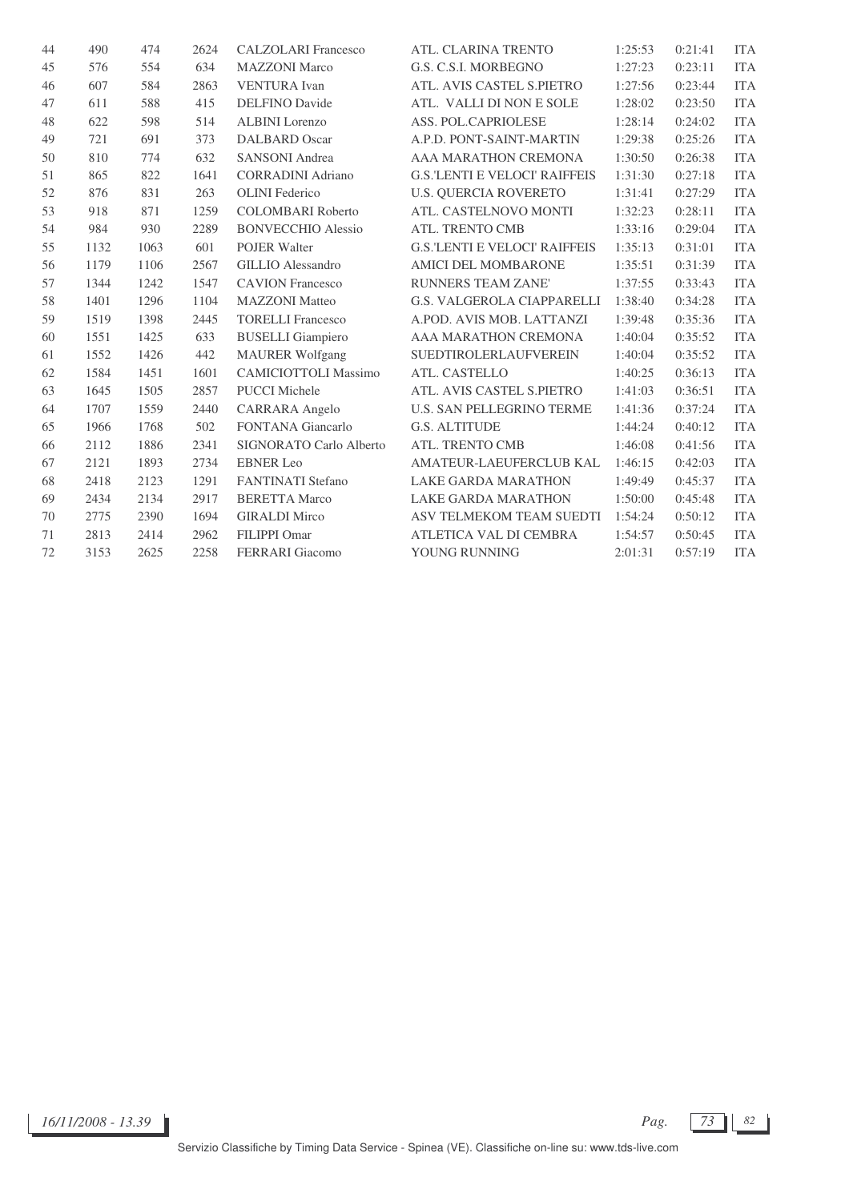| | | | | | | | | |
|---|---|---|---|---|---|---|---|---|
| 44 | 490 | 474 | 2624 | CALZOLARI Francesco | ATL. CLARINA TRENTO | 1:25:53 | 0:21:41 | ITA |
| 45 | 576 | 554 | 634 | MAZZONI Marco | G.S. C.S.I. MORBEGNO | 1:27:23 | 0:23:11 | ITA |
| 46 | 607 | 584 | 2863 | VENTURA Ivan | ATL. AVIS CASTEL S.PIETRO | 1:27:56 | 0:23:44 | ITA |
| 47 | 611 | 588 | 415 | DELFINO Davide | ATL. VALLI DI NON E SOLE | 1:28:02 | 0:23:50 | ITA |
| 48 | 622 | 598 | 514 | ALBINI Lorenzo | ASS. POL.CAPRIOLESE | 1:28:14 | 0:24:02 | ITA |
| 49 | 721 | 691 | 373 | DALBARD Oscar | A.P.D. PONT-SAINT-MARTIN | 1:29:38 | 0:25:26 | ITA |
| 50 | 810 | 774 | 632 | SANSONI Andrea | AAA MARATHON CREMONA | 1:30:50 | 0:26:38 | ITA |
| 51 | 865 | 822 | 1641 | CORRADINI Adriano | G.S.'LENTI E VELOCI' RAIFFEIS | 1:31:30 | 0:27:18 | ITA |
| 52 | 876 | 831 | 263 | OLINI Federico | U.S. QUERCIA ROVERETO | 1:31:41 | 0:27:29 | ITA |
| 53 | 918 | 871 | 1259 | COLOMBARI Roberto | ATL. CASTELNOVO MONTI | 1:32:23 | 0:28:11 | ITA |
| 54 | 984 | 930 | 2289 | BONVECCHIO Alessio | ATL. TRENTO CMB | 1:33:16 | 0:29:04 | ITA |
| 55 | 1132 | 1063 | 601 | POJER Walter | G.S.'LENTI E VELOCI' RAIFFEIS | 1:35:13 | 0:31:01 | ITA |
| 56 | 1179 | 1106 | 2567 | GILLIO Alessandro | AMICI DEL MOMBARONE | 1:35:51 | 0:31:39 | ITA |
| 57 | 1344 | 1242 | 1547 | CAVION Francesco | RUNNERS TEAM ZANE' | 1:37:55 | 0:33:43 | ITA |
| 58 | 1401 | 1296 | 1104 | MAZZONI Matteo | G.S. VALGEROLA CIAPPARELLI | 1:38:40 | 0:34:28 | ITA |
| 59 | 1519 | 1398 | 2445 | TORELLI Francesco | A.POD. AVIS MOB. LATTANZI | 1:39:48 | 0:35:36 | ITA |
| 60 | 1551 | 1425 | 633 | BUSELLI Giampiero | AAA MARATHON CREMONA | 1:40:04 | 0:35:52 | ITA |
| 61 | 1552 | 1426 | 442 | MAURER Wolfgang | SUEDTIROLERLAUFVEREIN | 1:40:04 | 0:35:52 | ITA |
| 62 | 1584 | 1451 | 1601 | CAMICIOTTOLI Massimo | ATL. CASTELLO | 1:40:25 | 0:36:13 | ITA |
| 63 | 1645 | 1505 | 2857 | PUCCI Michele | ATL. AVIS CASTEL S.PIETRO | 1:41:03 | 0:36:51 | ITA |
| 64 | 1707 | 1559 | 2440 | CARRARA Angelo | U.S. SAN PELLEGRINO TERME | 1:41:36 | 0:37:24 | ITA |
| 65 | 1966 | 1768 | 502 | FONTANA Giancarlo | G.S. ALTITUDE | 1:44:24 | 0:40:12 | ITA |
| 66 | 2112 | 1886 | 2341 | SIGNORATO Carlo Alberto | ATL. TRENTO CMB | 1:46:08 | 0:41:56 | ITA |
| 67 | 2121 | 1893 | 2734 | EBNER Leo | AMATEUR-LAEUFERCLUB KAL | 1:46:15 | 0:42:03 | ITA |
| 68 | 2418 | 2123 | 1291 | FANTINATI Stefano | LAKE GARDA MARATHON | 1:49:49 | 0:45:37 | ITA |
| 69 | 2434 | 2134 | 2917 | BERETTA Marco | LAKE GARDA MARATHON | 1:50:00 | 0:45:48 | ITA |
| 70 | 2775 | 2390 | 1694 | GIRALDI Mirco | ASV TELMEKOM TEAM SUEDTI | 1:54:24 | 0:50:12 | ITA |
| 71 | 2813 | 2414 | 2962 | FILIPPI Omar | ATLETICA VAL DI CEMBRA | 1:54:57 | 0:50:45 | ITA |
| 72 | 3153 | 2625 | 2258 | FERRARI Giacomo | YOUNG RUNNING | 2:01:31 | 0:57:19 | ITA |

*16/11/2008 - 13.39*

Servizio Classifiche by Timing Data Service - Spinea (VE). Classifiche on-line su: www.tds-live.com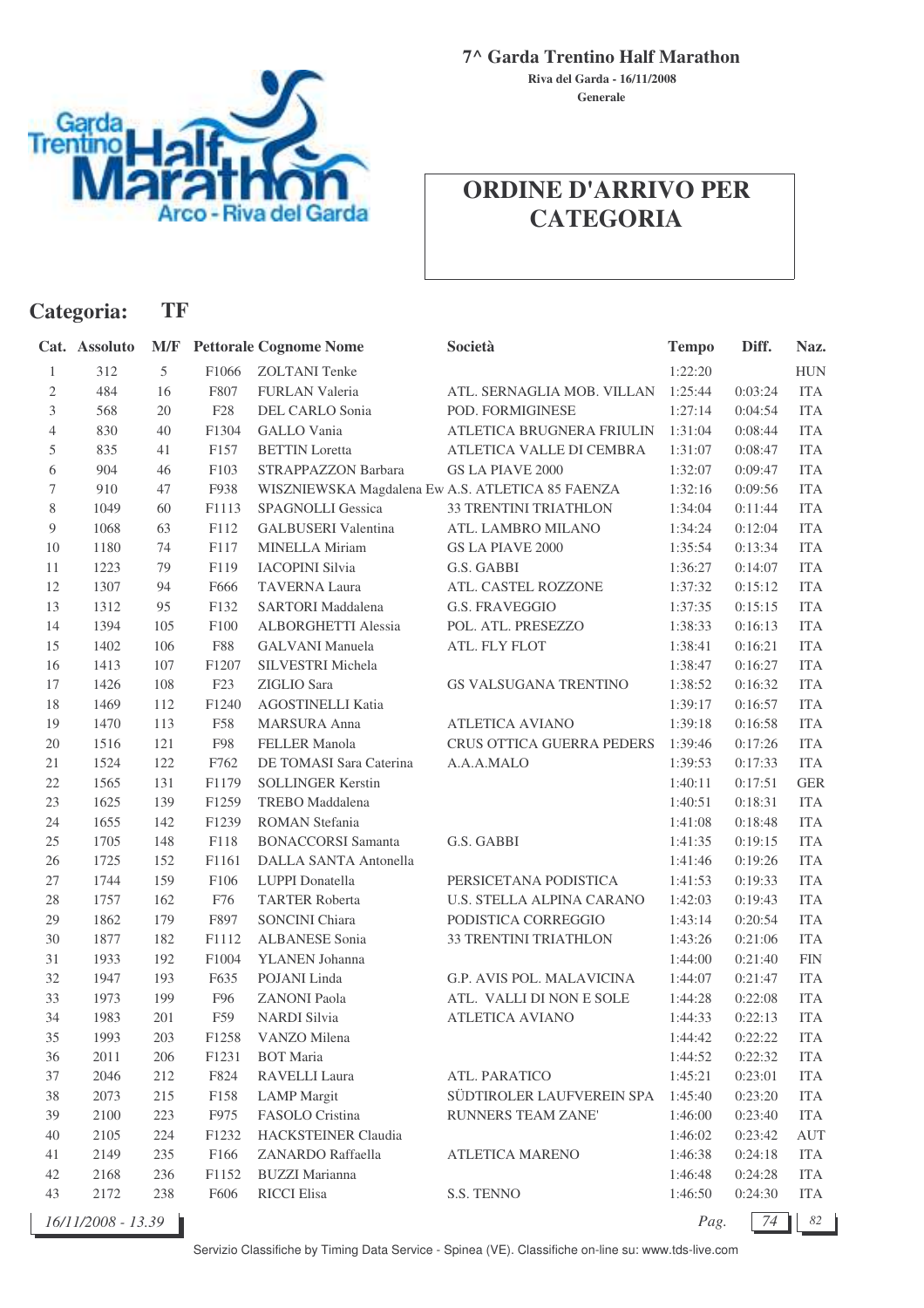**7^ Garda Trentino Half Marathon**

**Riva del Garda - 16/11/2008**

**Generale**

# ORDINE D'ARRIVO PER CATEGORIA

## Categoria: TF

| Cat. | Assoluto | M/F | Pettorale | Cognome Nome | Società | Tempo | Diff. | Naz. |
|---|---|---|---|---|---|---|---|---|
| 1 | 312 | 5 | F1066 | ZOLTANI Tenke | | 1:22:20 | | HUN |
| 2 | 484 | 16 | F807 | FURLAN Valeria | ATL. SERNAGLIA MOB. VILLAN | 1:25:44 | 0:03:24 | ITA |
| 3 | 568 | 20 | F28 | DEL CARLO Sonia | POD. FORMIGINESE | 1:27:14 | 0:04:54 | ITA |
| 4 | 830 | 40 | F1304 | GALLO Vania | ATLETICA BRUGNERA FRIULIN | 1:31:04 | 0:08:44 | ITA |
| 5 | 835 | 41 | F157 | BETTIN Loretta | ATLETICA VALLE DI CEMBRA | 1:31:07 | 0:08:47 | ITA |
| 6 | 904 | 46 | F103 | STRAPPAZZON Barbara | GS LA PIAVE 2000 | 1:32:07 | 0:09:47 | ITA |
| 7 | 910 | 47 | F938 | WISZNIEWSKA Magdalena Ew | A.S. ATLETICA 85 FAENZA | 1:32:16 | 0:09:56 | ITA |
| 8 | 1049 | 60 | F1113 | SPAGNOLLI Gessica | 33 TRENTINI TRIATHLON | 1:34:04 | 0:11:44 | ITA |
| 9 | 1068 | 63 | F112 | GALBUSERI Valentina | ATL. LAMBRO MILANO | 1:34:24 | 0:12:04 | ITA |
| 10 | 1180 | 74 | F117 | MINELLA Miriam | GS LA PIAVE 2000 | 1:35:54 | 0:13:34 | ITA |
| 11 | 1223 | 79 | F119 | IACOPINI Silvia | G.S. GABBI | 1:36:27 | 0:14:07 | ITA |
| 12 | 1307 | 94 | F666 | TAVERNA Laura | ATL. CASTEL ROZZONE | 1:37:32 | 0:15:12 | ITA |
| 13 | 1312 | 95 | F132 | SARTORI Maddalena | G.S. FRAVEGGIO | 1:37:35 | 0:15:15 | ITA |
| 14 | 1394 | 105 | F100 | ALBORGHETTI Alessia | POL. ATL. PRESEZZO | 1:38:33 | 0:16:13 | ITA |
| 15 | 1402 | 106 | F88 | GALVANI Manuela | ATL. FLY FLOT | 1:38:41 | 0:16:21 | ITA |
| 16 | 1413 | 107 | F1207 | SILVESTRI Michela | | 1:38:47 | 0:16:27 | ITA |
| 17 | 1426 | 108 | F23 | ZIGLIO Sara | GS VALSUGANA TRENTINO | 1:38:52 | 0:16:32 | ITA |
| 18 | 1469 | 112 | F1240 | AGOSTINELLI Katia | | 1:39:17 | 0:16:57 | ITA |
| 19 | 1470 | 113 | F58 | MARSURA Anna | ATLETICA AVIANO | 1:39:18 | 0:16:58 | ITA |
| 20 | 1516 | 121 | F98 | FELLER Manola | CRUS OTTICA GUERRA PEDERS | 1:39:46 | 0:17:26 | ITA |
| 21 | 1524 | 122 | F762 | DE TOMASI Sara Caterina | A.A.A.MALO | 1:39:53 | 0:17:33 | ITA |
| 22 | 1565 | 131 | F1179 | SOLLINGER Kerstin | | 1:40:11 | 0:17:51 | GER |
| 23 | 1625 | 139 | F1259 | TREBO Maddalena | | 1:40:51 | 0:18:31 | ITA |
| 24 | 1655 | 142 | F1239 | ROMAN Stefania | | 1:41:08 | 0:18:48 | ITA |
| 25 | 1705 | 148 | F118 | BONACCORSI Samanta | G.S. GABBI | 1:41:35 | 0:19:15 | ITA |
| 26 | 1725 | 152 | F1161 | DALLA SANTA Antonella | | 1:41:46 | 0:19:26 | ITA |
| 27 | 1744 | 159 | F106 | LUPPI Donatella | PERSICETANA PODISTICA | 1:41:53 | 0:19:33 | ITA |
| 28 | 1757 | 162 | F76 | TARTER Roberta | U.S. STELLA ALPINA CARANO | 1:42:03 | 0:19:43 | ITA |
| 29 | 1862 | 179 | F897 | SONCINI Chiara | PODISTICA CORREGGIO | 1:43:14 | 0:20:54 | ITA |
| 30 | 1877 | 182 | F1112 | ALBANESE Sonia | 33 TRENTINI TRIATHLON | 1:43:26 | 0:21:06 | ITA |
| 31 | 1933 | 192 | F1004 | YLANEN Johanna | | 1:44:00 | 0:21:40 | FIN |
| 32 | 1947 | 193 | F635 | POJANI Linda | G.P. AVIS POL. MALAVICINA | 1:44:07 | 0:21:47 | ITA |
| 33 | 1973 | 199 | F96 | ZANONI Paola | ATL. VALLI DI NON E SOLE | 1:44:28 | 0:22:08 | ITA |
| 34 | 1983 | 201 | F59 | NARDI Silvia | ATLETICA AVIANO | 1:44:33 | 0:22:13 | ITA |
| 35 | 1993 | 203 | F1258 | VANZO Milena | | 1:44:42 | 0:22:22 | ITA |
| 36 | 2011 | 206 | F1231 | BOT Maria | | 1:44:52 | 0:22:32 | ITA |
| 37 | 2046 | 212 | F824 | RAVELLI Laura | ATL. PARATICO | 1:45:21 | 0:23:01 | ITA |
| 38 | 2073 | 215 | F158 | LAMP Margit | SÜDTIROLER LAUFVEREIN SPA | 1:45:40 | 0:23:20 | ITA |
| 39 | 2100 | 223 | F975 | FASOLO Cristina | RUNNERS TEAM ZANE' | 1:46:00 | 0:23:40 | ITA |
| 40 | 2105 | 224 | F1232 | HACKSTEINER Claudia | | 1:46:02 | 0:23:42 | AUT |
| 41 | 2149 | 235 | F166 | ZANARDO Raffaella | ATLETICA MARENO | 1:46:38 | 0:24:18 | ITA |
| 42 | 2168 | 236 | F1152 | BUZZI Marianna | | 1:46:48 | 0:24:28 | ITA |
| 43 | 2172 | 238 | F606 | RICCI Elisa | S.S. TENNO | 1:46:50 | 0:24:30 | ITA |

*16/11/2008 - 13.39*

Servizio Classifiche by Timing Data Service - Spinea (VE). Classifiche on-line su: www.tds-live.com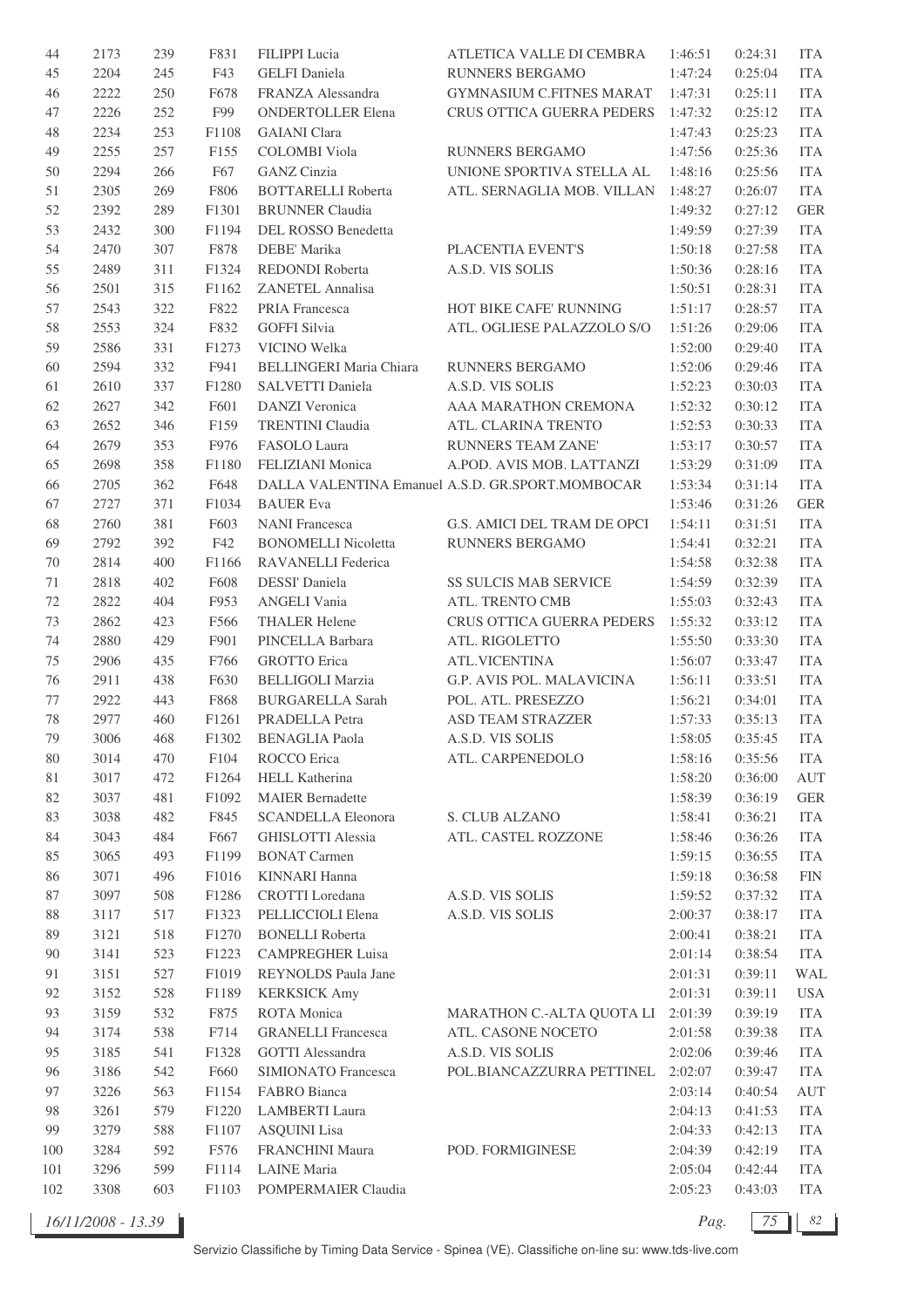| | | | | | | | | |
|---|---|---|---|---|---|---|---|---|
| 44 | 2173 | 239 | F831 | FILIPPI Lucia | ATLETICA VALLE DI CEMBRA | 1:46:51 | 0:24:31 | ITA |
| 45 | 2204 | 245 | F43 | GELFI Daniela | RUNNERS BERGAMO | 1:47:24 | 0:25:04 | ITA |
| 46 | 2222 | 250 | F678 | FRANZA Alessandra | GYMNASIUM C.FITNES MARAT | 1:47:31 | 0:25:11 | ITA |
| 47 | 2226 | 252 | F99 | ONDERTOLLER Elena | CRUS OTTICA GUERRA PEDERS | 1:47:32 | 0:25:12 | ITA |
| 48 | 2234 | 253 | F1108 | GAIANI Clara | | 1:47:43 | 0:25:23 | ITA |
| 49 | 2255 | 257 | F155 | COLOMBI Viola | RUNNERS BERGAMO | 1:47:56 | 0:25:36 | ITA |
| 50 | 2294 | 266 | F67 | GANZ Cinzia | UNIONE SPORTIVA STELLA AL | 1:48:16 | 0:25:56 | ITA |
| 51 | 2305 | 269 | F806 | BOTTARELLI Roberta | ATL. SERNAGLIA MOB. VILLAN | 1:48:27 | 0:26:07 | ITA |
| 52 | 2392 | 289 | F1301 | BRUNNER Claudia | | 1:49:32 | 0:27:12 | GER |
| 53 | 2432 | 300 | F1194 | DEL ROSSO Benedetta | | 1:49:59 | 0:27:39 | ITA |
| 54 | 2470 | 307 | F878 | DEBE' Marika | PLACENTIA EVENT'S | 1:50:18 | 0:27:58 | ITA |
| 55 | 2489 | 311 | F1324 | REDONDI Roberta | A.S.D. VIS SOLIS | 1:50:36 | 0:28:16 | ITA |
| 56 | 2501 | 315 | F1162 | ZANETEL Annalisa | | 1:50:51 | 0:28:31 | ITA |
| 57 | 2543 | 322 | F822 | PRIA Francesca | HOT BIKE CAFE' RUNNING | 1:51:17 | 0:28:57 | ITA |
| 58 | 2553 | 324 | F832 | GOFFI Silvia | ATL. OGLIESE PALAZZOLO S/O | 1:51:26 | 0:29:06 | ITA |
| 59 | 2586 | 331 | F1273 | VICINO Welka | | 1:52:00 | 0:29:40 | ITA |
| 60 | 2594 | 332 | F941 | BELLINGERI Maria Chiara | RUNNERS BERGAMO | 1:52:06 | 0:29:46 | ITA |
| 61 | 2610 | 337 | F1280 | SALVETTI Daniela | A.S.D. VIS SOLIS | 1:52:23 | 0:30:03 | ITA |
| 62 | 2627 | 342 | F601 | DANZI Veronica | AAA MARATHON CREMONA | 1:52:32 | 0:30:12 | ITA |
| 63 | 2652 | 346 | F159 | TRENTINI Claudia | ATL. CLARINA TRENTO | 1:52:53 | 0:30:33 | ITA |
| 64 | 2679 | 353 | F976 | FASOLO Laura | RUNNERS TEAM ZANE' | 1:53:17 | 0:30:57 | ITA |
| 65 | 2698 | 358 | F1180 | FELIZIANI Monica | A.POD. AVIS MOB. LATTANZI | 1:53:29 | 0:31:09 | ITA |
| 66 | 2705 | 362 | F648 | DALLA VALENTINA Emanuel | A.S.D. GR.SPORT.MOMBOCAR | 1:53:34 | 0:31:14 | ITA |
| 67 | 2727 | 371 | F1034 | BAUER Eva | | 1:53:46 | 0:31:26 | GER |
| 68 | 2760 | 381 | F603 | NANI Francesca | G.S. AMICI DEL TRAM DE OPCI | 1:54:11 | 0:31:51 | ITA |
| 69 | 2792 | 392 | F42 | BONOMELLI Nicoletta | RUNNERS BERGAMO | 1:54:41 | 0:32:21 | ITA |
| 70 | 2814 | 400 | F1166 | RAVANELLI Federica | | 1:54:58 | 0:32:38 | ITA |
| 71 | 2818 | 402 | F608 | DESSI' Daniela | SS SULCIS MAB SERVICE | 1:54:59 | 0:32:39 | ITA |
| 72 | 2822 | 404 | F953 | ANGELI Vania | ATL. TRENTO CMB | 1:55:03 | 0:32:43 | ITA |
| 73 | 2862 | 423 | F566 | THALER Helene | CRUS OTTICA GUERRA PEDERS | 1:55:32 | 0:33:12 | ITA |
| 74 | 2880 | 429 | F901 | PINCELLA Barbara | ATL. RIGOLETTO | 1:55:50 | 0:33:30 | ITA |
| 75 | 2906 | 435 | F766 | GROTTO Erica | ATL.VICENTINA | 1:56:07 | 0:33:47 | ITA |
| 76 | 2911 | 438 | F630 | BELLIGOLI Marzia | G.P. AVIS POL. MALAVICINA | 1:56:11 | 0:33:51 | ITA |
| 77 | 2922 | 443 | F868 | BURGARELLA Sarah | POL. ATL. PRESEZZO | 1:56:21 | 0:34:01 | ITA |
| 78 | 2977 | 460 | F1261 | PRADELLA Petra | ASD TEAM STRAZZER | 1:57:33 | 0:35:13 | ITA |
| 79 | 3006 | 468 | F1302 | BENAGLIA Paola | A.S.D. VIS SOLIS | 1:58:05 | 0:35:45 | ITA |
| 80 | 3014 | 470 | F104 | ROCCO Erica | ATL. CARPENEDOLO | 1:58:16 | 0:35:56 | ITA |
| 81 | 3017 | 472 | F1264 | HELL Katherina | | 1:58:20 | 0:36:00 | AUT |
| 82 | 3037 | 481 | F1092 | MAIER Bernadette | | 1:58:39 | 0:36:19 | GER |
| 83 | 3038 | 482 | F845 | SCANDELLA Eleonora | S. CLUB ALZANO | 1:58:41 | 0:36:21 | ITA |
| 84 | 3043 | 484 | F667 | GHISLOTTI Alessia | ATL. CASTEL ROZZONE | 1:58:46 | 0:36:26 | ITA |
| 85 | 3065 | 493 | F1199 | BONAT Carmen | | 1:59:15 | 0:36:55 | ITA |
| 86 | 3071 | 496 | F1016 | KINNARI Hanna | | 1:59:18 | 0:36:58 | FIN |
| 87 | 3097 | 508 | F1286 | CROTTI Loredana | A.S.D. VIS SOLIS | 1:59:52 | 0:37:32 | ITA |
| 88 | 3117 | 517 | F1323 | PELLICCIOLI Elena | A.S.D. VIS SOLIS | 2:00:37 | 0:38:17 | ITA |
| 89 | 3121 | 518 | F1270 | BONELLI Roberta | | 2:00:41 | 0:38:21 | ITA |
| 90 | 3141 | 523 | F1223 | CAMPREGHER Luisa | | 2:01:14 | 0:38:54 | ITA |
| 91 | 3151 | 527 | F1019 | REYNOLDS Paula Jane | | 2:01:31 | 0:39:11 | WAL |
| 92 | 3152 | 528 | F1189 | KERKSICK Amy | | 2:01:31 | 0:39:11 | USA |
| 93 | 3159 | 532 | F875 | ROTA Monica | MARATHON C.-ALTA QUOTA LI | 2:01:39 | 0:39:19 | ITA |
| 94 | 3174 | 538 | F714 | GRANELLI Francesca | ATL. CASONE NOCETO | 2:01:58 | 0:39:38 | ITA |
| 95 | 3185 | 541 | F1328 | GOTTI Alessandra | A.S.D. VIS SOLIS | 2:02:06 | 0:39:46 | ITA |
| 96 | 3186 | 542 | F660 | SIMIONATO Francesca | POL.BIANCAZZURRA PETTINEL | 2:02:07 | 0:39:47 | ITA |
| 97 | 3226 | 563 | F1154 | FABRO Bianca | | 2:03:14 | 0:40:54 | AUT |
| 98 | 3261 | 579 | F1220 | LAMBERTI Laura | | 2:04:13 | 0:41:53 | ITA |
| 99 | 3279 | 588 | F1107 | ASQUINI Lisa | | 2:04:33 | 0:42:13 | ITA |
| 100 | 3284 | 592 | F576 | FRANCHINI Maura | POD. FORMIGINESE | 2:04:39 | 0:42:19 | ITA |
| 101 | 3296 | 599 | F1114 | LAINE Maria | | 2:05:04 | 0:42:44 | ITA |
| 102 | 3308 | 603 | F1103 | POMPERMAIER Claudia | | 2:05:23 | 0:43:03 | ITA |

16/11/2008 - 13.39

Servizio Classifiche by Timing Data Service - Spinea (VE). Classifiche on-line su: www.tds-live.com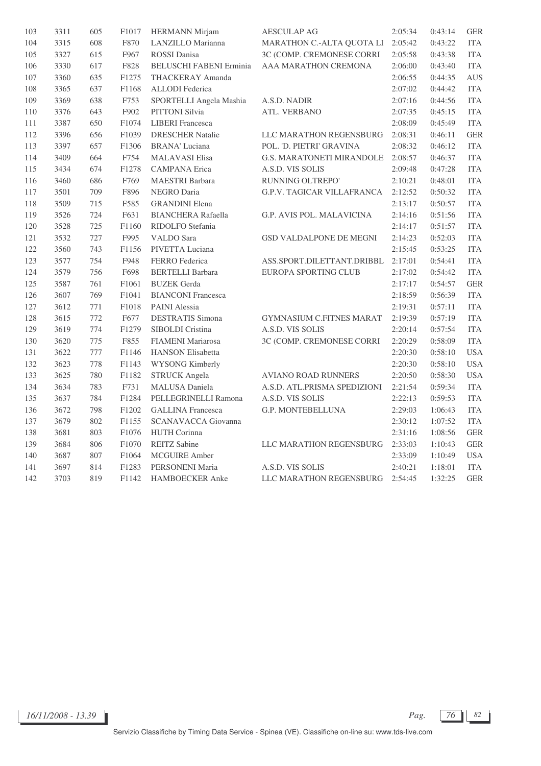| | | | | | | | | |
|---|---|---|---|---|---|---|---|---|
| 103 | 3311 | 605 | F1017 | HERMANN Mirjam | AESCULAP AG | 2:05:34 | 0:43:14 | GER |
| 104 | 3315 | 608 | F870 | LANZILLO Marianna | MARATHON C.-ALTA QUOTA LI | 2:05:42 | 0:43:22 | ITA |
| 105 | 3327 | 615 | F967 | ROSSI Danisa | 3C (COMP. CREMONESE CORRI | 2:05:58 | 0:43:38 | ITA |
| 106 | 3330 | 617 | F828 | BELUSCHI FABENI Erminia | AAA MARATHON CREMONA | 2:06:00 | 0:43:40 | ITA |
| 107 | 3360 | 635 | F1275 | THACKERAY Amanda | | 2:06:55 | 0:44:35 | AUS |
| 108 | 3365 | 637 | F1168 | ALLODI Federica | | 2:07:02 | 0:44:42 | ITA |
| 109 | 3369 | 638 | F753 | SPORTELLI Angela Mashia | A.S.D. NADIR | 2:07:16 | 0:44:56 | ITA |
| 110 | 3376 | 643 | F902 | PITTONI Silvia | ATL. VERBANO | 2:07:35 | 0:45:15 | ITA |
| 111 | 3387 | 650 | F1074 | LIBERI Francesca | | 2:08:09 | 0:45:49 | ITA |
| 112 | 3396 | 656 | F1039 | DRESCHER Natalie | LLC MARATHON REGENSBURG | 2:08:31 | 0:46:11 | GER |
| 113 | 3397 | 657 | F1306 | BRANA' Luciana | POL. 'D. PIETRI' GRAVINA | 2:08:32 | 0:46:12 | ITA |
| 114 | 3409 | 664 | F754 | MALAVASI Elisa | G.S. MARATONETI MIRANDOLE | 2:08:57 | 0:46:37 | ITA |
| 115 | 3434 | 674 | F1278 | CAMPANA Erica | A.S.D. VIS SOLIS | 2:09:48 | 0:47:28 | ITA |
| 116 | 3460 | 686 | F769 | MAESTRI Barbara | RUNNING OLTREPO' | 2:10:21 | 0:48:01 | ITA |
| 117 | 3501 | 709 | F896 | NEGRO Daria | G.P.V. TAGICAR VILLAFRANCA | 2:12:52 | 0:50:32 | ITA |
| 118 | 3509 | 715 | F585 | GRANDINI Elena | | 2:13:17 | 0:50:57 | ITA |
| 119 | 3526 | 724 | F631 | BIANCHERA Rafaella | G.P. AVIS POL. MALAVICINA | 2:14:16 | 0:51:56 | ITA |
| 120 | 3528 | 725 | F1160 | RIDOLFO Stefania | | 2:14:17 | 0:51:57 | ITA |
| 121 | 3532 | 727 | F995 | VALDO Sara | GSD VALDALPONE DE MEGNI | 2:14:23 | 0:52:03 | ITA |
| 122 | 3560 | 743 | F1156 | PIVETTA Luciana | | 2:15:45 | 0:53:25 | ITA |
| 123 | 3577 | 754 | F948 | FERRO Federica | ASS.SPORT.DILETTANT.DRIBBL | 2:17:01 | 0:54:41 | ITA |
| 124 | 3579 | 756 | F698 | BERTELLI Barbara | EUROPA SPORTING CLUB | 2:17:02 | 0:54:42 | ITA |
| 125 | 3587 | 761 | F1061 | BUZEK Gerda | | 2:17:17 | 0:54:57 | GER |
| 126 | 3607 | 769 | F1041 | BIANCONI Francesca | | 2:18:59 | 0:56:39 | ITA |
| 127 | 3612 | 771 | F1018 | PAINI Alessia | | 2:19:31 | 0:57:11 | ITA |
| 128 | 3615 | 772 | F677 | DESTRATIS Simona | GYMNASIUM C.FITNES MARAT | 2:19:39 | 0:57:19 | ITA |
| 129 | 3619 | 774 | F1279 | SIBOLDI Cristina | A.S.D. VIS SOLIS | 2:20:14 | 0:57:54 | ITA |
| 130 | 3620 | 775 | F855 | FIAMENI Mariarosa | 3C (COMP. CREMONESE CORRI | 2:20:29 | 0:58:09 | ITA |
| 131 | 3622 | 777 | F1146 | HANSON Elisabetta | | 2:20:30 | 0:58:10 | USA |
| 132 | 3623 | 778 | F1143 | WYSONG Kimberly | | 2:20:30 | 0:58:10 | USA |
| 133 | 3625 | 780 | F1182 | STRUCK Angela | AVIANO ROAD RUNNERS | 2:20:50 | 0:58:30 | USA |
| 134 | 3634 | 783 | F731 | MALUSA Daniela | A.S.D. ATL.PRISMA SPEDIZIONI | 2:21:54 | 0:59:34 | ITA |
| 135 | 3637 | 784 | F1284 | PELLEGRINELLI Ramona | A.S.D. VIS SOLIS | 2:22:13 | 0:59:53 | ITA |
| 136 | 3672 | 798 | F1202 | GALLINA Francesca | G.P. MONTEBELLUNA | 2:29:03 | 1:06:43 | ITA |
| 137 | 3679 | 802 | F1155 | SCANAVACCA Giovanna | | 2:30:12 | 1:07:52 | ITA |
| 138 | 3681 | 803 | F1076 | HUTH Corinna | | 2:31:16 | 1:08:56 | GER |
| 139 | 3684 | 806 | F1070 | REITZ Sabine | LLC MARATHON REGENSBURG | 2:33:03 | 1:10:43 | GER |
| 140 | 3687 | 807 | F1064 | MCGUIRE Amber | | 2:33:09 | 1:10:49 | USA |
| 141 | 3697 | 814 | F1283 | PERSONENI Maria | A.S.D. VIS SOLIS | 2:40:21 | 1:18:01 | ITA |
| 142 | 3703 | 819 | F1142 | HAMBOECKER Anke | LLC MARATHON REGENSBURG | 2:54:45 | 1:32:25 | GER |

*16/11/2008 - 13.39*

Servizio Classifiche by Timing Data Service - Spinea (VE). Classifiche on-line su: www.tds-live.com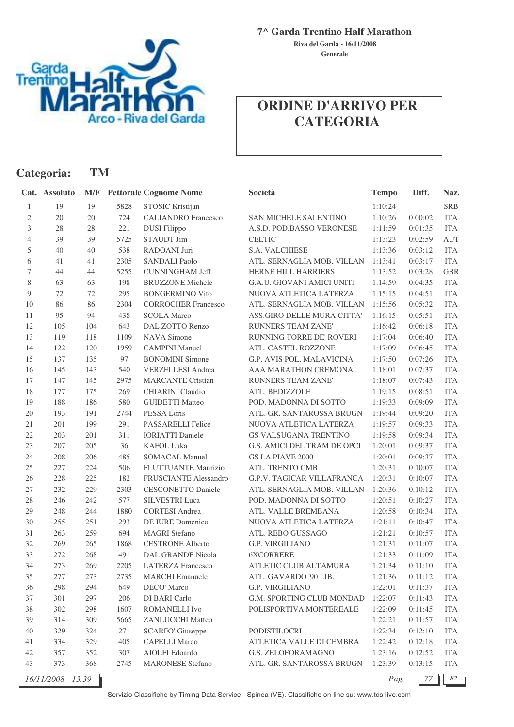**7^ Garda Trentino Half Marathon**

**Riva del Garda - 16/11/2008**

**Generale**

# ORDINE D'ARRIVO PER CATEGORIA

## Categoria: TM

| Cat. | Assoluto | M/F | Pettorale | Cognome Nome | Società | Tempo | Diff. | Naz. |
|---|---|---|---|---|---|---|---|---|
| 1 | 19 | 19 | 5828 | STOSIC Kristijan | | 1:10:24 | | SRB |
| 2 | 20 | 20 | 724 | CALIANDRO Francesco | SAN MICHELE SALENTINO | 1:10:26 | 0:00:02 | ITA |
| 3 | 28 | 28 | 221 | DUSI Filippo | A.S.D. POD.BASSO VERONESE | 1:11:59 | 0:01:35 | ITA |
| 4 | 39 | 39 | 5725 | STAUDT Jim | CELTIC | 1:13:23 | 0:02:59 | AUT |
| 5 | 40 | 40 | 538 | RADOANI Juri | S.A. VALCHIESE | 1:13:36 | 0:03:12 | ITA |
| 6 | 41 | 41 | 2305 | SANDALI Paolo | ATL. SERNAGLIA MOB. VILLAN | 1:13:41 | 0:03:17 | ITA |
| 7 | 44 | 44 | 5255 | CUNNINGHAM Jeff | HERNE HILL HARRIERS | 1:13:52 | 0:03:28 | GBR |
| 8 | 63 | 63 | 198 | BRUZZONE Michele | G.A.U. GIOVANI AMICI UNITI | 1:14:59 | 0:04:35 | ITA |
| 9 | 72 | 72 | 295 | BONGERMINO Vito | NUOVA ATLETICA LATERZA | 1:15:15 | 0:04:51 | ITA |
| 10 | 86 | 86 | 2304 | CORROCHER Francesco | ATL. SERNAGLIA MOB. VILLAN | 1:15:56 | 0:05:32 | ITA |
| 11 | 95 | 94 | 438 | SCOLA Marco | ASS.GIRO DELLE MURA CITTA' | 1:16:15 | 0:05:51 | ITA |
| 12 | 105 | 104 | 643 | DAL ZOTTO Renzo | RUNNERS TEAM ZANE' | 1:16:42 | 0:06:18 | ITA |
| 13 | 119 | 118 | 1109 | NAVA Simone | RUNNING TORRE DE' ROVERI | 1:17:04 | 0:06:40 | ITA |
| 14 | 122 | 120 | 1959 | CAMPINI Manuel | ATL. CASTEL ROZZONE | 1:17:09 | 0:06:45 | ITA |
| 15 | 137 | 135 | 97 | BONOMINI Simone | G.P. AVIS POL. MALAVICINA | 1:17:50 | 0:07:26 | ITA |
| 16 | 145 | 143 | 540 | VERZELLESI Andrea | AAA MARATHON CREMONA | 1:18:01 | 0:07:37 | ITA |
| 17 | 147 | 145 | 2975 | MARCANTE Cristian | RUNNERS TEAM ZANE' | 1:18:07 | 0:07:43 | ITA |
| 18 | 177 | 175 | 269 | CHIARINI Claudio | ATL. BEDIZZOLE | 1:19:15 | 0:08:51 | ITA |
| 19 | 188 | 186 | 580 | GUIDETTI Matteo | POD. MADONNA DI SOTTO | 1:19:33 | 0:09:09 | ITA |
| 20 | 193 | 191 | 2744 | PESSA Loris | ATL. GR. SANTAROSSA BRUGN | 1:19:44 | 0:09:20 | ITA |
| 21 | 201 | 199 | 291 | PASSARELLI Felice | NUOVA ATLETICA LATERZA | 1:19:57 | 0:09:33 | ITA |
| 22 | 203 | 201 | 311 | IORIATTI Daniele | GS VALSUGANA TRENTINO | 1:19:58 | 0:09:34 | ITA |
| 23 | 207 | 205 | 36 | KAFOL Luka | G.S. AMICI DEL TRAM DE OPCI | 1:20:01 | 0:09:37 | ITA |
| 24 | 208 | 206 | 485 | SOMACAL Manuel | GS LA PIAVE 2000 | 1:20:01 | 0:09:37 | ITA |
| 25 | 227 | 224 | 506 | FLUTTUANTE Maurizio | ATL. TRENTO CMB | 1:20:31 | 0:10:07 | ITA |
| 26 | 228 | 225 | 182 | FRUSCIANTE Alessandro | G.P.V. TAGICAR VILLAFRANCA | 1:20:31 | 0:10:07 | ITA |
| 27 | 232 | 229 | 2303 | CESCONETTO Daniele | ATL. SERNAGLIA MOB. VILLAN | 1:20:36 | 0:10:12 | ITA |
| 28 | 246 | 242 | 577 | SILVESTRI Luca | POD. MADONNA DI SOTTO | 1:20:51 | 0:10:27 | ITA |
| 29 | 248 | 244 | 1880 | CORTESI Andrea | ATL. VALLE BREMBANA | 1:20:58 | 0:10:34 | ITA |
| 30 | 255 | 251 | 293 | DE IURE Domenico | NUOVA ATLETICA LATERZA | 1:21:11 | 0:10:47 | ITA |
| 31 | 263 | 259 | 694 | MAGRI Stefano | ATL. REBO GUSSAGO | 1:21:21 | 0:10:57 | ITA |
| 32 | 269 | 265 | 1868 | CESTRONE Alberto | G.P. VIRGILIANO | 1:21:31 | 0:11:07 | ITA |
| 33 | 272 | 268 | 491 | DAL GRANDE Nicola | 6XCORRERE | 1:21:33 | 0:11:09 | ITA |
| 34 | 273 | 269 | 2205 | LATERZA Francesco | ATLETIC CLUB ALTAMURA | 1:21:34 | 0:11:10 | ITA |
| 35 | 277 | 273 | 2735 | MARCHI Emanuele | ATL. GAVARDO '90 LIB. | 1:21:36 | 0:11:12 | ITA |
| 36 | 298 | 294 | 649 | DECO' Marco | G.P. VIRGILIANO | 1:22:01 | 0:11:37 | ITA |
| 37 | 301 | 297 | 206 | DI BARI Carlo | G.M. SPORTING CLUB MONDAD | 1:22:07 | 0:11:43 | ITA |
| 38 | 302 | 298 | 1607 | ROMANELLI Ivo | POLISPORTIVA MONTEREALE | 1:22:09 | 0:11:45 | ITA |
| 39 | 314 | 309 | 5665 | ZANLUCCHI Matteo | | 1:22:21 | 0:11:57 | ITA |
| 40 | 329 | 324 | 271 | SCARFO' Giuseppe | PODISTILOCRI | 1:22:34 | 0:12:10 | ITA |
| 41 | 334 | 329 | 405 | CAPELLI Marco | ATLETICA VALLE DI CEMBRA | 1:22:42 | 0:12:18 | ITA |
| 42 | 357 | 352 | 307 | AIOLFI Edoardo | G.S. ZELOFORAMAGNO | 1:23:16 | 0:12:52 | ITA |
| 43 | 373 | 368 | 2745 | MARONESE Stefano | ATL. GR. SANTAROSSA BRUGN | 1:23:39 | 0:13:15 | ITA |

*16/11/2008 - 13.39*

Servizio Classifiche by Timing Data Service - Spinea (VE). Classifiche on-line su: www.tds-live.com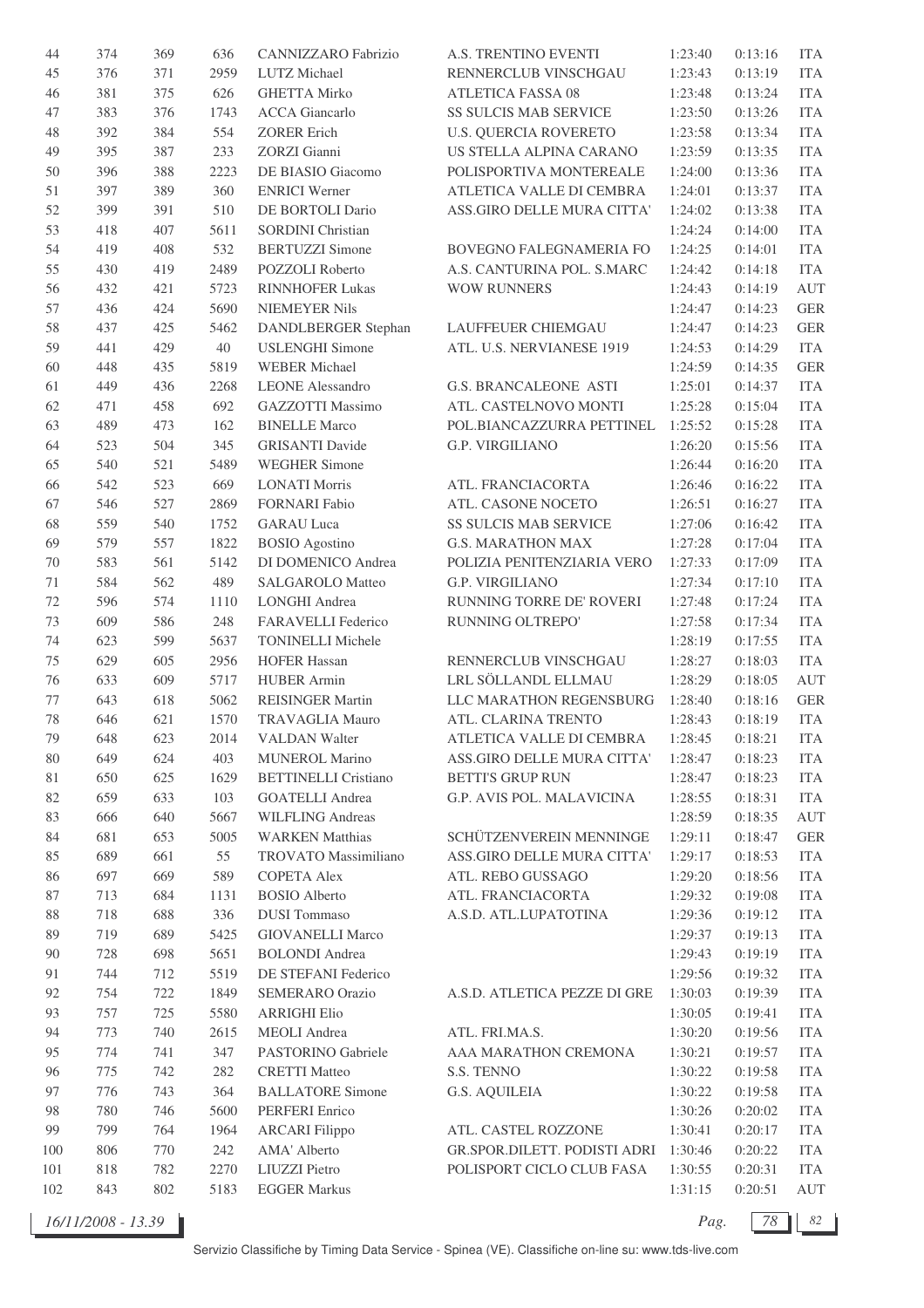| | | | | | | | | |
|---|---|---|---|---|---|---|---|---|
| 44 | 374 | 369 | 636 | CANNIZZARO Fabrizio | A.S. TRENTINO EVENTI | 1:23:40 | 0:13:16 | ITA |
| 45 | 376 | 371 | 2959 | LUTZ Michael | RENNERCLUB VINSCHGAU | 1:23:43 | 0:13:19 | ITA |
| 46 | 381 | 375 | 626 | GHETTA Mirko | ATLETICA FASSA 08 | 1:23:48 | 0:13:24 | ITA |
| 47 | 383 | 376 | 1743 | ACCA Giancarlo | SS SULCIS MAB SERVICE | 1:23:50 | 0:13:26 | ITA |
| 48 | 392 | 384 | 554 | ZORER Erich | U.S. QUERCIA ROVERETO | 1:23:58 | 0:13:34 | ITA |
| 49 | 395 | 387 | 233 | ZORZI Gianni | US STELLA ALPINA CARANO | 1:23:59 | 0:13:35 | ITA |
| 50 | 396 | 388 | 2223 | DE BIASIO Giacomo | POLISPORTIVA MONTEREALE | 1:24:00 | 0:13:36 | ITA |
| 51 | 397 | 389 | 360 | ENRICI Werner | ATLETICA VALLE DI CEMBRA | 1:24:01 | 0:13:37 | ITA |
| 52 | 399 | 391 | 510 | DE BORTOLI Dario | ASS.GIRO DELLE MURA CITTA' | 1:24:02 | 0:13:38 | ITA |
| 53 | 418 | 407 | 5611 | SORDINI Christian | | 1:24:24 | 0:14:00 | ITA |
| 54 | 419 | 408 | 532 | BERTUZZI Simone | BOVEGNO FALEGNAMERIA FO | 1:24:25 | 0:14:01 | ITA |
| 55 | 430 | 419 | 2489 | POZZOLI Roberto | A.S. CANTURINA POL. S.MARC | 1:24:42 | 0:14:18 | ITA |
| 56 | 432 | 421 | 5723 | RINNHOFER Lukas | WOW RUNNERS | 1:24:43 | 0:14:19 | AUT |
| 57 | 436 | 424 | 5690 | NIEMEYER Nils | | 1:24:47 | 0:14:23 | GER |
| 58 | 437 | 425 | 5462 | DANDLBERGER Stephan | LAUFFEUER CHIEMGAU | 1:24:47 | 0:14:23 | GER |
| 59 | 441 | 429 | 40 | USLENGHI Simone | ATL. U.S. NERVIANESE 1919 | 1:24:53 | 0:14:29 | ITA |
| 60 | 448 | 435 | 5819 | WEBER Michael | | 1:24:59 | 0:14:35 | GER |
| 61 | 449 | 436 | 2268 | LEONE Alessandro | G.S. BRANCALEONE ASTI | 1:25:01 | 0:14:37 | ITA |
| 62 | 471 | 458 | 692 | GAZZOTTI Massimo | ATL. CASTELNOVO MONTI | 1:25:28 | 0:15:04 | ITA |
| 63 | 489 | 473 | 162 | BINELLE Marco | POL.BIANCAZZURRA PETTINEL | 1:25:52 | 0:15:28 | ITA |
| 64 | 523 | 504 | 345 | GRISANTI Davide | G.P. VIRGILIANO | 1:26:20 | 0:15:56 | ITA |
| 65 | 540 | 521 | 5489 | WEGHER Simone | | 1:26:44 | 0:16:20 | ITA |
| 66 | 542 | 523 | 669 | LONATI Morris | ATL. FRANCIACORTA | 1:26:46 | 0:16:22 | ITA |
| 67 | 546 | 527 | 2869 | FORNARI Fabio | ATL. CASONE NOCETO | 1:26:51 | 0:16:27 | ITA |
| 68 | 559 | 540 | 1752 | GARAU Luca | SS SULCIS MAB SERVICE | 1:27:06 | 0:16:42 | ITA |
| 69 | 579 | 557 | 1822 | BOSIO Agostino | G.S. MARATHON MAX | 1:27:28 | 0:17:04 | ITA |
| 70 | 583 | 561 | 5142 | DI DOMENICO Andrea | POLIZIA PENITENZIARIA VERO | 1:27:33 | 0:17:09 | ITA |
| 71 | 584 | 562 | 489 | SALGAROLO Matteo | G.P. VIRGILIANO | 1:27:34 | 0:17:10 | ITA |
| 72 | 596 | 574 | 1110 | LONGHI Andrea | RUNNING TORRE DE' ROVERI | 1:27:48 | 0:17:24 | ITA |
| 73 | 609 | 586 | 248 | FARAVELLI Federico | RUNNING OLTREPO' | 1:27:58 | 0:17:34 | ITA |
| 74 | 623 | 599 | 5637 | TONINELLI Michele | | 1:28:19 | 0:17:55 | ITA |
| 75 | 629 | 605 | 2956 | HOFER Hassan | RENNERCLUB VINSCHGAU | 1:28:27 | 0:18:03 | ITA |
| 76 | 633 | 609 | 5717 | HUBER Armin | LRL SÖLLANDL ELLMAU | 1:28:29 | 0:18:05 | AUT |
| 77 | 643 | 618 | 5062 | REISINGER Martin | LLC MARATHON REGENSBURG | 1:28:40 | 0:18:16 | GER |
| 78 | 646 | 621 | 1570 | TRAVAGLIA Mauro | ATL. CLARINA TRENTO | 1:28:43 | 0:18:19 | ITA |
| 79 | 648 | 623 | 2014 | VALDAN Walter | ATLETICA VALLE DI CEMBRA | 1:28:45 | 0:18:21 | ITA |
| 80 | 649 | 624 | 403 | MUNEROL Marino | ASS.GIRO DELLE MURA CITTA' | 1:28:47 | 0:18:23 | ITA |
| 81 | 650 | 625 | 1629 | BETTINELLI Cristiano | BETTI'S GRUP RUN | 1:28:47 | 0:18:23 | ITA |
| 82 | 659 | 633 | 103 | GOATELLI Andrea | G.P. AVIS POL. MALAVICINA | 1:28:55 | 0:18:31 | ITA |
| 83 | 666 | 640 | 5667 | WILFLING Andreas | | 1:28:59 | 0:18:35 | AUT |
| 84 | 681 | 653 | 5005 | WARKEN Matthias | SCHÜTZENVEREIN MENNINGE | 1:29:11 | 0:18:47 | GER |
| 85 | 689 | 661 | 55 | TROVATO Massimiliano | ASS.GIRO DELLE MURA CITTA' | 1:29:17 | 0:18:53 | ITA |
| 86 | 697 | 669 | 589 | COPETA Alex | ATL. REBO GUSSAGO | 1:29:20 | 0:18:56 | ITA |
| 87 | 713 | 684 | 1131 | BOSIO Alberto | ATL. FRANCIACORTA | 1:29:32 | 0:19:08 | ITA |
| 88 | 718 | 688 | 336 | DUSI Tommaso | A.S.D. ATL.LUPATOTINA | 1:29:36 | 0:19:12 | ITA |
| 89 | 719 | 689 | 5425 | GIOVANELLI Marco | | 1:29:37 | 0:19:13 | ITA |
| 90 | 728 | 698 | 5651 | BOLONDI Andrea | | 1:29:43 | 0:19:19 | ITA |
| 91 | 744 | 712 | 5519 | DE STEFANI Federico | | 1:29:56 | 0:19:32 | ITA |
| 92 | 754 | 722 | 1849 | SEMERARO Orazio | A.S.D. ATLETICA PEZZE DI GRE | 1:30:03 | 0:19:39 | ITA |
| 93 | 757 | 725 | 5580 | ARRIGHI Elio | | 1:30:05 | 0:19:41 | ITA |
| 94 | 773 | 740 | 2615 | MEOLI Andrea | ATL. FRI.MA.S. | 1:30:20 | 0:19:56 | ITA |
| 95 | 774 | 741 | 347 | PASTORINO Gabriele | AAA MARATHON CREMONA | 1:30:21 | 0:19:57 | ITA |
| 96 | 775 | 742 | 282 | CRETTI Matteo | S.S. TENNO | 1:30:22 | 0:19:58 | ITA |
| 97 | 776 | 743 | 364 | BALLATORE Simone | G.S. AQUILEIA | 1:30:22 | 0:19:58 | ITA |
| 98 | 780 | 746 | 5600 | PERFERI Enrico | | 1:30:26 | 0:20:02 | ITA |
| 99 | 799 | 764 | 1964 | ARCARI Filippo | ATL. CASTEL ROZZONE | 1:30:41 | 0:20:17 | ITA |
| 100 | 806 | 770 | 242 | AMA' Alberto | GR.SPOR.DILETT. PODISTI ADRI | 1:30:46 | 0:20:22 | ITA |
| 101 | 818 | 782 | 2270 | LIUZZI Pietro | POLISPORT CICLO CLUB FASA | 1:30:55 | 0:20:31 | ITA |
| 102 | 843 | 802 | 5183 | EGGER Markus | | 1:31:15 | 0:20:51 | AUT |

*16/11/2008 - 13.39*

Servizio Classifiche by Timing Data Service - Spinea (VE). Classifiche on-line su: www.tds-live.com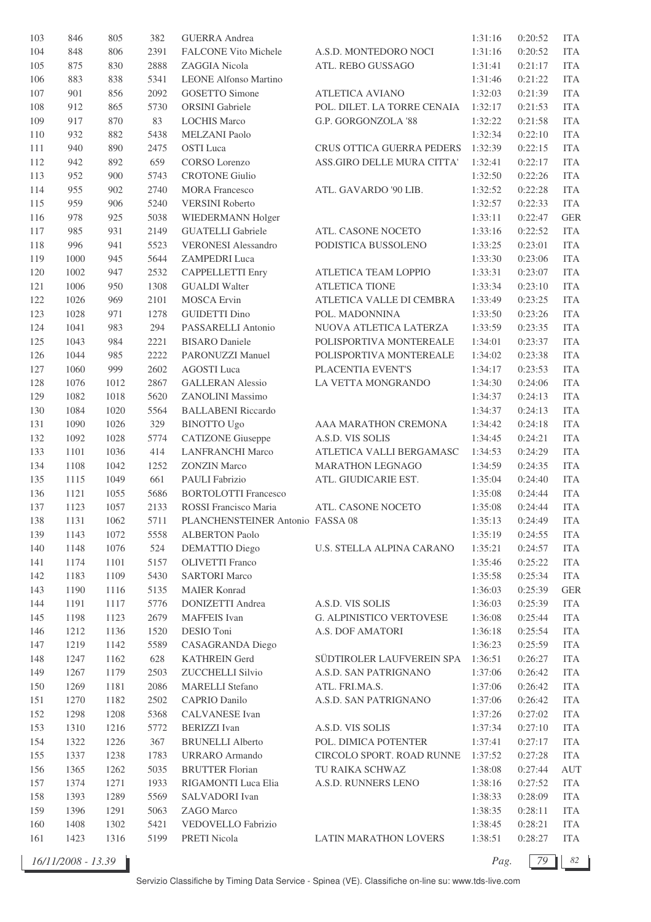| | | | | | | | | |
|---|---|---|---|---|---|---|---|---|
| 103 | 846 | 805 | 382 | GUERRA Andrea | | 1:31:16 | 0:20:52 | ITA |
| 104 | 848 | 806 | 2391 | FALCONE Vito Michele | A.S.D. MONTEDORO NOCI | 1:31:16 | 0:20:52 | ITA |
| 105 | 875 | 830 | 2888 | ZAGGIA Nicola | ATL. REBO GUSSAGO | 1:31:41 | 0:21:17 | ITA |
| 106 | 883 | 838 | 5341 | LEONE Alfonso Martino | | 1:31:46 | 0:21:22 | ITA |
| 107 | 901 | 856 | 2092 | GOSETTO Simone | ATLETICA AVIANO | 1:32:03 | 0:21:39 | ITA |
| 108 | 912 | 865 | 5730 | ORSINI Gabriele | POL. DILET. LA TORRE CENAIA | 1:32:17 | 0:21:53 | ITA |
| 109 | 917 | 870 | 83 | LOCHIS Marco | G.P. GORGONZOLA '88 | 1:32:22 | 0:21:58 | ITA |
| 110 | 932 | 882 | 5438 | MELZANI Paolo | | 1:32:34 | 0:22:10 | ITA |
| 111 | 940 | 890 | 2475 | OSTI Luca | CRUS OTTICA GUERRA PEDERS | 1:32:39 | 0:22:15 | ITA |
| 112 | 942 | 892 | 659 | CORSO Lorenzo | ASS.GIRO DELLE MURA CITTA' | 1:32:41 | 0:22:17 | ITA |
| 113 | 952 | 900 | 5743 | CROTONE Giulio | | 1:32:50 | 0:22:26 | ITA |
| 114 | 955 | 902 | 2740 | MORA Francesco | ATL. GAVARDO '90 LIB. | 1:32:52 | 0:22:28 | ITA |
| 115 | 959 | 906 | 5240 | VERSINI Roberto | | 1:32:57 | 0:22:33 | ITA |
| 116 | 978 | 925 | 5038 | WIEDERMANN Holger | | 1:33:11 | 0:22:47 | GER |
| 117 | 985 | 931 | 2149 | GUATELLI Gabriele | ATL. CASONE NOCETO | 1:33:16 | 0:22:52 | ITA |
| 118 | 996 | 941 | 5523 | VERONESI Alessandro | PODISTICA BUSSOLENO | 1:33:25 | 0:23:01 | ITA |
| 119 | 1000 | 945 | 5644 | ZAMPEDRI Luca | | 1:33:30 | 0:23:06 | ITA |
| 120 | 1002 | 947 | 2532 | CAPPELLETTI Enry | ATLETICA TEAM LOPPIO | 1:33:31 | 0:23:07 | ITA |
| 121 | 1006 | 950 | 1308 | GUALDI Walter | ATLETICA TIONE | 1:33:34 | 0:23:10 | ITA |
| 122 | 1026 | 969 | 2101 | MOSCA Ervin | ATLETICA VALLE DI CEMBRA | 1:33:49 | 0:23:25 | ITA |
| 123 | 1028 | 971 | 1278 | GUIDETTI Dino | POL. MADONNINA | 1:33:50 | 0:23:26 | ITA |
| 124 | 1041 | 983 | 294 | PASSARELLI Antonio | NUOVA ATLETICA LATERZA | 1:33:59 | 0:23:35 | ITA |
| 125 | 1043 | 984 | 2221 | BISARO Daniele | POLISPORTIVA MONTEREALE | 1:34:01 | 0:23:37 | ITA |
| 126 | 1044 | 985 | 2222 | PARONUZZI Manuel | POLISPORTIVA MONTEREALE | 1:34:02 | 0:23:38 | ITA |
| 127 | 1060 | 999 | 2602 | AGOSTI Luca | PLACENTIA EVENT'S | 1:34:17 | 0:23:53 | ITA |
| 128 | 1076 | 1012 | 2867 | GALLERAN Alessio | LA VETTA MONGRANDO | 1:34:30 | 0:24:06 | ITA |
| 129 | 1082 | 1018 | 5620 | ZANOLINI Massimo | | 1:34:37 | 0:24:13 | ITA |
| 130 | 1084 | 1020 | 5564 | BALLABENI Riccardo | | 1:34:37 | 0:24:13 | ITA |
| 131 | 1090 | 1026 | 329 | BINOTTO Ugo | AAA MARATHON CREMONA | 1:34:42 | 0:24:18 | ITA |
| 132 | 1092 | 1028 | 5774 | CATIZONE Giuseppe | A.S.D. VIS SOLIS | 1:34:45 | 0:24:21 | ITA |
| 133 | 1101 | 1036 | 414 | LANFRANCHI Marco | ATLETICA VALLI BERGAMASC | 1:34:53 | 0:24:29 | ITA |
| 134 | 1108 | 1042 | 1252 | ZONZIN Marco | MARATHON LEGNAGO | 1:34:59 | 0:24:35 | ITA |
| 135 | 1115 | 1049 | 661 | PAULI Fabrizio | ATL. GIUDICARIE EST. | 1:35:04 | 0:24:40 | ITA |
| 136 | 1121 | 1055 | 5686 | BORTOLOTTI Francesco | | 1:35:08 | 0:24:44 | ITA |
| 137 | 1123 | 1057 | 2133 | ROSSI Francisco Maria | ATL. CASONE NOCETO | 1:35:08 | 0:24:44 | ITA |
| 138 | 1131 | 1062 | 5711 | PLANCHENSTEINER Antonio | FASSA 08 | 1:35:13 | 0:24:49 | ITA |
| 139 | 1143 | 1072 | 5558 | ALBERTON Paolo | | 1:35:19 | 0:24:55 | ITA |
| 140 | 1148 | 1076 | 524 | DEMATTIO Diego | U.S. STELLA ALPINA CARANO | 1:35:21 | 0:24:57 | ITA |
| 141 | 1174 | 1101 | 5157 | OLIVETTI Franco | | 1:35:46 | 0:25:22 | ITA |
| 142 | 1183 | 1109 | 5430 | SARTORI Marco | | 1:35:58 | 0:25:34 | ITA |
| 143 | 1190 | 1116 | 5135 | MAIER Konrad | | 1:36:03 | 0:25:39 | GER |
| 144 | 1191 | 1117 | 5776 | DONIZETTI Andrea | A.S.D. VIS SOLIS | 1:36:03 | 0:25:39 | ITA |
| 145 | 1198 | 1123 | 2679 | MAFFEIS Ivan | G. ALPINISTICO VERTOVESE | 1:36:08 | 0:25:44 | ITA |
| 146 | 1212 | 1136 | 1520 | DESIO Toni | A.S. DOF AMATORI | 1:36:18 | 0:25:54 | ITA |
| 147 | 1219 | 1142 | 5589 | CASAGRANDA Diego | | 1:36:23 | 0:25:59 | ITA |
| 148 | 1247 | 1162 | 628 | KATHREIN Gerd | SÜDTIROLER LAUFVEREIN SPA | 1:36:51 | 0:26:27 | ITA |
| 149 | 1267 | 1179 | 2503 | ZUCCHELLI Silvio | A.S.D. SAN PATRIGNANO | 1:37:06 | 0:26:42 | ITA |
| 150 | 1269 | 1181 | 2086 | MARELLI Stefano | ATL. FRI.MA.S. | 1:37:06 | 0:26:42 | ITA |
| 151 | 1270 | 1182 | 2502 | CAPRIO Danilo | A.S.D. SAN PATRIGNANO | 1:37:06 | 0:26:42 | ITA |
| 152 | 1298 | 1208 | 5368 | CALVANESE Ivan | | 1:37:26 | 0:27:02 | ITA |
| 153 | 1310 | 1216 | 5772 | BERIZZI Ivan | A.S.D. VIS SOLIS | 1:37:34 | 0:27:10 | ITA |
| 154 | 1322 | 1226 | 367 | BRUNELLI Alberto | POL. DIMICA POTENTER | 1:37:41 | 0:27:17 | ITA |
| 155 | 1337 | 1238 | 1783 | URRARO Armando | CIRCOLO SPORT. ROAD RUNNE | 1:37:52 | 0:27:28 | ITA |
| 156 | 1365 | 1262 | 5035 | BRUTTER Florian | TU RAIKA SCHWAZ | 1:38:08 | 0:27:44 | AUT |
| 157 | 1374 | 1271 | 1933 | RIGAMONTI Luca Elia | A.S.D. RUNNERS LENO | 1:38:16 | 0:27:52 | ITA |
| 158 | 1393 | 1289 | 5569 | SALVADORI Ivan | | 1:38:33 | 0:28:09 | ITA |
| 159 | 1396 | 1291 | 5063 | ZAGO Marco | | 1:38:35 | 0:28:11 | ITA |
| 160 | 1408 | 1302 | 5421 | VEDOVELLO Fabrizio | | 1:38:45 | 0:28:21 | ITA |
| 161 | 1423 | 1316 | 5199 | PRETI Nicola | LATIN MARATHON LOVERS | 1:38:51 | 0:28:27 | ITA |

16/11/2008 - 13.39

Servizio Classifiche by Timing Data Service - Spinea (VE). Classifiche on-line su: www.tds-live.com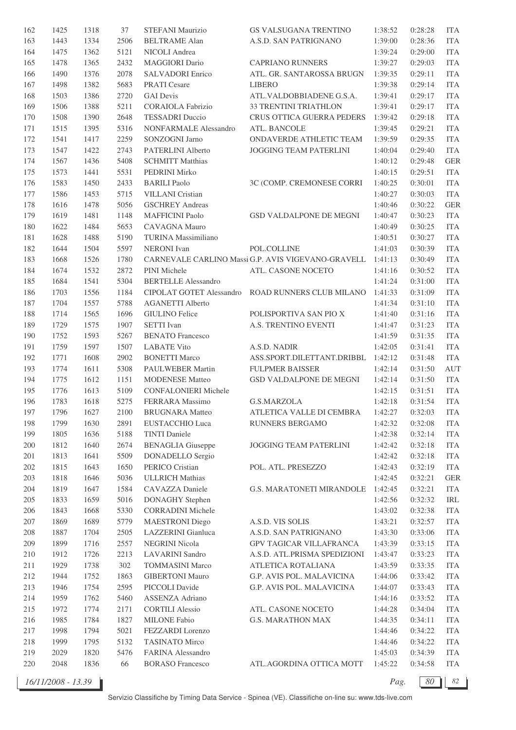| | | | | | | | | |
|---|---|---|---|---|---|---|---|---|
| 162 | 1425 | 1318 | 37 | STEFANI Maurizio | GS VALSUGANA TRENTINO | 1:38:52 | 0:28:28 | ITA |
| 163 | 1443 | 1334 | 2506 | BELTRAME Alan | A.S.D. SAN PATRIGNANO | 1:39:00 | 0:28:36 | ITA |
| 164 | 1475 | 1362 | 5121 | NICOLI Andrea | | 1:39:24 | 0:29:00 | ITA |
| 165 | 1478 | 1365 | 2432 | MAGGIORI Dario | CAPRIANO RUNNERS | 1:39:27 | 0:29:03 | ITA |
| 166 | 1490 | 1376 | 2078 | SALVADORI Enrico | ATL. GR. SANTAROSSA BRUGN | 1:39:35 | 0:29:11 | ITA |
| 167 | 1498 | 1382 | 5683 | PRATI Cesare | LIBERO | 1:39:38 | 0:29:14 | ITA |
| 168 | 1503 | 1386 | 2720 | GAI Devis | ATL.VALDOBBIADENE G.S.A. | 1:39:41 | 0:29:17 | ITA |
| 169 | 1506 | 1388 | 5211 | CORAIOLA Fabrizio | 33 TRENTINI TRIATHLON | 1:39:41 | 0:29:17 | ITA |
| 170 | 1508 | 1390 | 2648 | TESSADRI Duccio | CRUS OTTICA GUERRA PEDERS | 1:39:42 | 0:29:18 | ITA |
| 171 | 1515 | 1395 | 5316 | NONFARMALE Alessandro | ATL. BANCOLE | 1:39:45 | 0:29:21 | ITA |
| 172 | 1541 | 1417 | 2259 | SONZOGNI Jarno | ONDAVERDE ATHLETIC TEAM | 1:39:59 | 0:29:35 | ITA |
| 173 | 1547 | 1422 | 2743 | PATERLINI Alberto | JOGGING TEAM PATERLINI | 1:40:04 | 0:29:40 | ITA |
| 174 | 1567 | 1436 | 5408 | SCHMITT Matthias | | 1:40:12 | 0:29:48 | GER |
| 175 | 1573 | 1441 | 5531 | PEDRINI Mirko | | 1:40:15 | 0:29:51 | ITA |
| 176 | 1583 | 1450 | 2433 | BARILI Paolo | 3C (COMP. CREMONESE CORRI | 1:40:25 | 0:30:01 | ITA |
| 177 | 1586 | 1453 | 5715 | VILLANI Cristian | | 1:40:27 | 0:30:03 | ITA |
| 178 | 1616 | 1478 | 5056 | GSCHREY Andreas | | 1:40:46 | 0:30:22 | GER |
| 179 | 1619 | 1481 | 1148 | MAFFICINI Paolo | GSD VALDALPONE DE MEGNI | 1:40:47 | 0:30:23 | ITA |
| 180 | 1622 | 1484 | 5653 | CAVAGNA Mauro | | 1:40:49 | 0:30:25 | ITA |
| 181 | 1628 | 1488 | 5190 | TURINA Massimiliano | | 1:40:51 | 0:30:27 | ITA |
| 182 | 1644 | 1504 | 5597 | NERONI Ivan | POL.COLLINE | 1:41:03 | 0:30:39 | ITA |
| 183 | 1668 | 1526 | 1780 | CARNEVALE CARLINO Massi | G.P. AVIS VIGEVANO-GRAVELL | 1:41:13 | 0:30:49 | ITA |
| 184 | 1674 | 1532 | 2872 | PINI Michele | ATL. CASONE NOCETO | 1:41:16 | 0:30:52 | ITA |
| 185 | 1684 | 1541 | 5304 | BERTELLE Alessandro | | 1:41:24 | 0:31:00 | ITA |
| 186 | 1703 | 1556 | 1184 | CIPOLAT GOTET Alessandro | ROAD RUNNERS CLUB MILANO | 1:41:33 | 0:31:09 | ITA |
| 187 | 1704 | 1557 | 5788 | AGANETTI Alberto | | 1:41:34 | 0:31:10 | ITA |
| 188 | 1714 | 1565 | 1696 | GIULINO Felice | POLISPORTIVA SAN PIO X | 1:41:40 | 0:31:16 | ITA |
| 189 | 1729 | 1575 | 1907 | SETTI Ivan | A.S. TRENTINO EVENTI | 1:41:47 | 0:31:23 | ITA |
| 190 | 1752 | 1593 | 5267 | BENATO Francesco | | 1:41:59 | 0:31:35 | ITA |
| 191 | 1759 | 1597 | 1507 | LABATE Vito | A.S.D. NADIR | 1:42:05 | 0:31:41 | ITA |
| 192 | 1771 | 1608 | 2902 | BONETTI Marco | ASS.SPORT.DILETTANT.DRIBBL | 1:42:12 | 0:31:48 | ITA |
| 193 | 1774 | 1611 | 5308 | PAULWEBER Martin | FULPMER BAISSER | 1:42:14 | 0:31:50 | AUT |
| 194 | 1775 | 1612 | 1151 | MODENESE Matteo | GSD VALDALPONE DE MEGNI | 1:42:14 | 0:31:50 | ITA |
| 195 | 1776 | 1613 | 5109 | CONFALONIERI Michele | | 1:42:15 | 0:31:51 | ITA |
| 196 | 1783 | 1618 | 5275 | FERRARA Massimo | G.S.MARZOLA | 1:42:18 | 0:31:54 | ITA |
| 197 | 1796 | 1627 | 2100 | BRUGNARA Matteo | ATLETICA VALLE DI CEMBRA | 1:42:27 | 0:32:03 | ITA |
| 198 | 1799 | 1630 | 2891 | EUSTACCHIO Luca | RUNNERS BERGAMO | 1:42:32 | 0:32:08 | ITA |
| 199 | 1805 | 1636 | 5188 | TINTI Daniele | | 1:42:38 | 0:32:14 | ITA |
| 200 | 1812 | 1640 | 2674 | BENAGLIA Giuseppe | JOGGING TEAM PATERLINI | 1:42:42 | 0:32:18 | ITA |
| 201 | 1813 | 1641 | 5509 | DONADELLO Sergio | | 1:42:42 | 0:32:18 | ITA |
| 202 | 1815 | 1643 | 1650 | PERICO Cristian | POL. ATL. PRESEZZO | 1:42:43 | 0:32:19 | ITA |
| 203 | 1818 | 1646 | 5036 | ULLRICH Mathias | | 1:42:45 | 0:32:21 | GER |
| 204 | 1819 | 1647 | 1584 | CAVAZZA Daniele | G.S. MARATONETI MIRANDOLE | 1:42:45 | 0:32:21 | ITA |
| 205 | 1833 | 1659 | 5016 | DONAGHY Stephen | | 1:42:56 | 0:32:32 | IRL |
| 206 | 1843 | 1668 | 5330 | CORRADINI Michele | | 1:43:02 | 0:32:38 | ITA |
| 207 | 1869 | 1689 | 5779 | MAESTRONI Diego | A.S.D. VIS SOLIS | 1:43:21 | 0:32:57 | ITA |
| 208 | 1887 | 1704 | 2505 | LAZZERINI Gianluca | A.S.D. SAN PATRIGNANO | 1:43:30 | 0:33:06 | ITA |
| 209 | 1899 | 1716 | 2557 | NEGRINI Nicola | GPV TAGICAR VILLAFRANCA | 1:43:39 | 0:33:15 | ITA |
| 210 | 1912 | 1726 | 2213 | LAVARINI Sandro | A.S.D. ATL.PRISMA SPEDIZIONI | 1:43:47 | 0:33:23 | ITA |
| 211 | 1929 | 1738 | 302 | TOMMASINI Marco | ATLETICA ROTALIANA | 1:43:59 | 0:33:35 | ITA |
| 212 | 1944 | 1752 | 1863 | GIBERTONI Mauro | G.P. AVIS POL. MALAVICINA | 1:44:06 | 0:33:42 | ITA |
| 213 | 1946 | 1754 | 2595 | PICCOLI Davide | G.P. AVIS POL. MALAVICINA | 1:44:07 | 0:33:43 | ITA |
| 214 | 1959 | 1762 | 5460 | ASSENZA Adriano | | 1:44:16 | 0:33:52 | ITA |
| 215 | 1972 | 1774 | 2171 | CORTILI Alessio | ATL. CASONE NOCETO | 1:44:28 | 0:34:04 | ITA |
| 216 | 1985 | 1784 | 1827 | MILONE Fabio | G.S. MARATHON MAX | 1:44:35 | 0:34:11 | ITA |
| 217 | 1998 | 1794 | 5021 | FEZZARDI Lorenzo | | 1:44:46 | 0:34:22 | ITA |
| 218 | 1999 | 1795 | 5132 | TASINATO Mirco | | 1:44:46 | 0:34:22 | ITA |
| 219 | 2029 | 1820 | 5476 | FARINA Alessandro | | 1:45:03 | 0:34:39 | ITA |
| 220 | 2048 | 1836 | 66 | BORASO Francesco | ATL.AGORDINA OTTICA MOTT | 1:45:22 | 0:34:58 | ITA |

16/11/2008 - 13.39

Servizio Classifiche by Timing Data Service - Spinea (VE). Classifiche on-line su: www.tds-live.com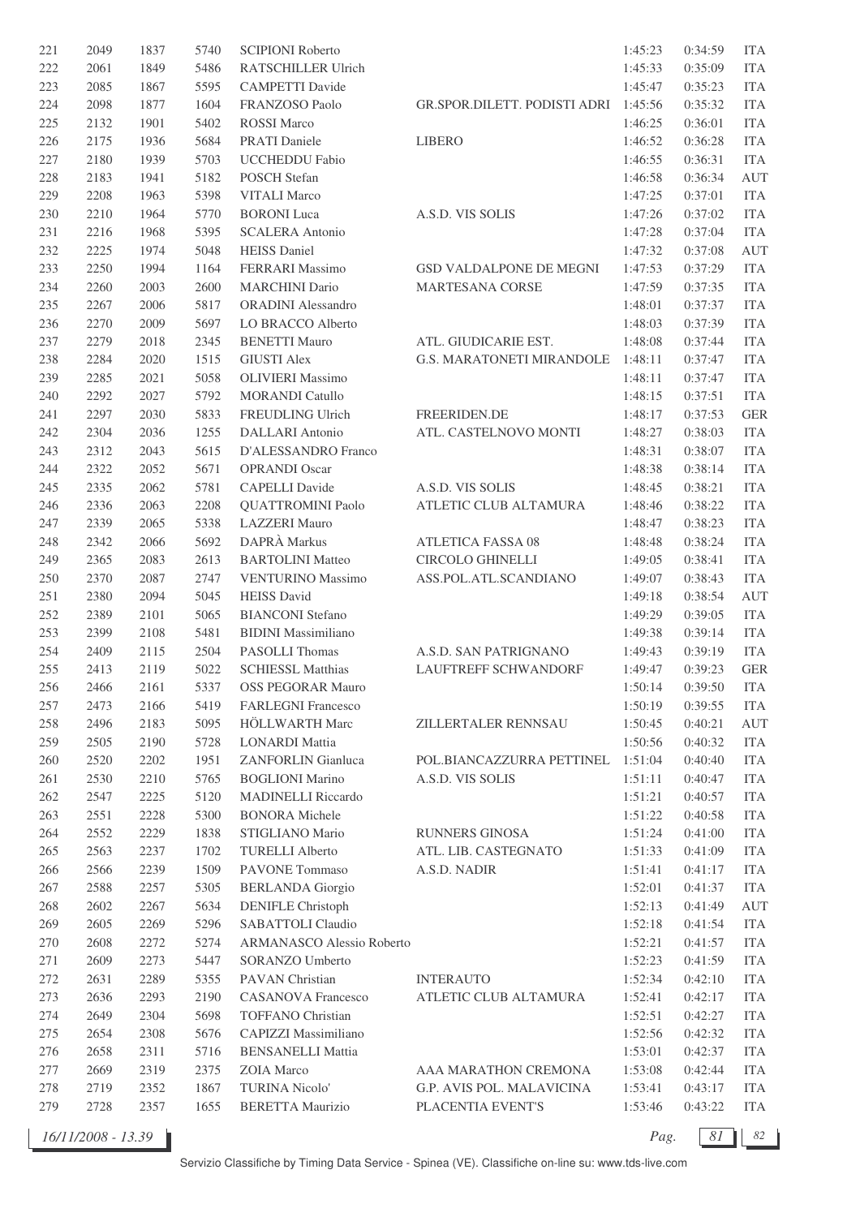| 221 | 2049 | 1837 | 5740 | SCIPIONI Roberto | | 1:45:23 | 0:34:59 | ITA |
|---|---|---|---|---|---|---|---|---|
| 222 | 2061 | 1849 | 5486 | RATSCHILLER Ulrich | | 1:45:33 | 0:35:09 | ITA |
| 223 | 2085 | 1867 | 5595 | CAMPETTI Davide | | 1:45:47 | 0:35:23 | ITA |
| 224 | 2098 | 1877 | 1604 | FRANZOSO Paolo | GR.SPOR.DILETT. PODISTI ADRI | 1:45:56 | 0:35:32 | ITA |
| 225 | 2132 | 1901 | 5402 | ROSSI Marco | | 1:46:25 | 0:36:01 | ITA |
| 226 | 2175 | 1936 | 5684 | PRATI Daniele | LIBERO | 1:46:52 | 0:36:28 | ITA |
| 227 | 2180 | 1939 | 5703 | UCCHEDDU Fabio | | 1:46:55 | 0:36:31 | ITA |
| 228 | 2183 | 1941 | 5182 | POSCH Stefan | | 1:46:58 | 0:36:34 | AUT |
| 229 | 2208 | 1963 | 5398 | VITALI Marco | | 1:47:25 | 0:37:01 | ITA |
| 230 | 2210 | 1964 | 5770 | BORONI Luca | A.S.D. VIS SOLIS | 1:47:26 | 0:37:02 | ITA |
| 231 | 2216 | 1968 | 5395 | SCALERA Antonio | | 1:47:28 | 0:37:04 | ITA |
| 232 | 2225 | 1974 | 5048 | HEISS Daniel | | 1:47:32 | 0:37:08 | AUT |
| 233 | 2250 | 1994 | 1164 | FERRARI Massimo | GSD VALDALPONE DE MEGNI | 1:47:53 | 0:37:29 | ITA |
| 234 | 2260 | 2003 | 2600 | MARCHINI Dario | MARTESANA CORSE | 1:47:59 | 0:37:35 | ITA |
| 235 | 2267 | 2006 | 5817 | ORADINI Alessandro | | 1:48:01 | 0:37:37 | ITA |
| 236 | 2270 | 2009 | 5697 | LO BRACCO Alberto | | 1:48:03 | 0:37:39 | ITA |
| 237 | 2279 | 2018 | 2345 | BENETTI Mauro | ATL. GIUDICARIE EST. | 1:48:08 | 0:37:44 | ITA |
| 238 | 2284 | 2020 | 1515 | GIUSTI Alex | G.S. MARATONETI MIRANDOLE | 1:48:11 | 0:37:47 | ITA |
| 239 | 2285 | 2021 | 5058 | OLIVIERI Massimo | | 1:48:11 | 0:37:47 | ITA |
| 240 | 2292 | 2027 | 5792 | MORANDI Catullo | | 1:48:15 | 0:37:51 | ITA |
| 241 | 2297 | 2030 | 5833 | FREUDLING Ulrich | FREERIDEN.DE | 1:48:17 | 0:37:53 | GER |
| 242 | 2304 | 2036 | 1255 | DALLARI Antonio | ATL. CASTELNOVO MONTI | 1:48:27 | 0:38:03 | ITA |
| 243 | 2312 | 2043 | 5615 | D'ALESSANDRO Franco | | 1:48:31 | 0:38:07 | ITA |
| 244 | 2322 | 2052 | 5671 | OPRANDI Oscar | | 1:48:38 | 0:38:14 | ITA |
| 245 | 2335 | 2062 | 5781 | CAPELLI Davide | A.S.D. VIS SOLIS | 1:48:45 | 0:38:21 | ITA |
| 246 | 2336 | 2063 | 2208 | QUATTROMINI Paolo | ATLETIC CLUB ALTAMURA | 1:48:46 | 0:38:22 | ITA |
| 247 | 2339 | 2065 | 5338 | LAZZERI Mauro | | 1:48:47 | 0:38:23 | ITA |
| 248 | 2342 | 2066 | 5692 | DAPRÀ Markus | ATLETICA FASSA 08 | 1:48:48 | 0:38:24 | ITA |
| 249 | 2365 | 2083 | 2613 | BARTOLINI Matteo | CIRCOLO GHINELLI | 1:49:05 | 0:38:41 | ITA |
| 250 | 2370 | 2087 | 2747 | VENTURINO Massimo | ASS.POL.ATL.SCANDIANO | 1:49:07 | 0:38:43 | ITA |
| 251 | 2380 | 2094 | 5045 | HEISS David | | 1:49:18 | 0:38:54 | AUT |
| 252 | 2389 | 2101 | 5065 | BIANCONI Stefano | | 1:49:29 | 0:39:05 | ITA |
| 253 | 2399 | 2108 | 5481 | BIDINI Massimiliano | | 1:49:38 | 0:39:14 | ITA |
| 254 | 2409 | 2115 | 2504 | PASOLLI Thomas | A.S.D. SAN PATRIGNANO | 1:49:43 | 0:39:19 | ITA |
| 255 | 2413 | 2119 | 5022 | SCHIESSL Matthias | LAUFTREFF SCHWANDORF | 1:49:47 | 0:39:23 | GER |
| 256 | 2466 | 2161 | 5337 | OSS PEGORAR Mauro | | 1:50:14 | 0:39:50 | ITA |
| 257 | 2473 | 2166 | 5419 | FARLEGNI Francesco | | 1:50:19 | 0:39:55 | ITA |
| 258 | 2496 | 2183 | 5095 | HÖLLWARTH Marc | ZILLERTALER RENNSAU | 1:50:45 | 0:40:21 | AUT |
| 259 | 2505 | 2190 | 5728 | LONARDI Mattia | | 1:50:56 | 0:40:32 | ITA |
| 260 | 2520 | 2202 | 1951 | ZANFORLIN Gianluca | POL.BIANCAZZURRA PETTINEL | 1:51:04 | 0:40:40 | ITA |
| 261 | 2530 | 2210 | 5765 | BOGLIONI Marino | A.S.D. VIS SOLIS | 1:51:11 | 0:40:47 | ITA |
| 262 | 2547 | 2225 | 5120 | MADINELLI Riccardo | | 1:51:21 | 0:40:57 | ITA |
| 263 | 2551 | 2228 | 5300 | BONORA Michele | | 1:51:22 | 0:40:58 | ITA |
| 264 | 2552 | 2229 | 1838 | STIGLIANO Mario | RUNNERS GINOSA | 1:51:24 | 0:41:00 | ITA |
| 265 | 2563 | 2237 | 1702 | TURELLI Alberto | ATL. LIB. CASTEGNATO | 1:51:33 | 0:41:09 | ITA |
| 266 | 2566 | 2239 | 1509 | PAVONE Tommaso | A.S.D. NADIR | 1:51:41 | 0:41:17 | ITA |
| 267 | 2588 | 2257 | 5305 | BERLANDA Giorgio | | 1:52:01 | 0:41:37 | ITA |
| 268 | 2602 | 2267 | 5634 | DENIFLE Christoph | | 1:52:13 | 0:41:49 | AUT |
| 269 | 2605 | 2269 | 5296 | SABATTOLI Claudio | | 1:52:18 | 0:41:54 | ITA |
| 270 | 2608 | 2272 | 5274 | ARMANASCO Alessio Roberto | | 1:52:21 | 0:41:57 | ITA |
| 271 | 2609 | 2273 | 5447 | SORANZO Umberto | | 1:52:23 | 0:41:59 | ITA |
| 272 | 2631 | 2289 | 5355 | PAVAN Christian | INTERAUTO | 1:52:34 | 0:42:10 | ITA |
| 273 | 2636 | 2293 | 2190 | CASANOVA Francesco | ATLETIC CLUB ALTAMURA | 1:52:41 | 0:42:17 | ITA |
| 274 | 2649 | 2304 | 5698 | TOFFANO Christian | | 1:52:51 | 0:42:27 | ITA |
| 275 | 2654 | 2308 | 5676 | CAPIZZI Massimiliano | | 1:52:56 | 0:42:32 | ITA |
| 276 | 2658 | 2311 | 5716 | BENSANELLI Mattia | | 1:53:01 | 0:42:37 | ITA |
| 277 | 2669 | 2319 | 2375 | ZOIA Marco | AAA MARATHON CREMONA | 1:53:08 | 0:42:44 | ITA |
| 278 | 2719 | 2352 | 1867 | TURINA Nicolo' | G.P. AVIS POL. MALAVICINA | 1:53:41 | 0:43:17 | ITA |
| 279 | 2728 | 2357 | 1655 | BERETTA Maurizio | PLACENTIA EVENT'S | 1:53:46 | 0:43:22 | ITA |

16/11/2008 - 13.39

Servizio Classifiche by Timing Data Service - Spinea (VE). Classifiche on-line su: www.tds-live.com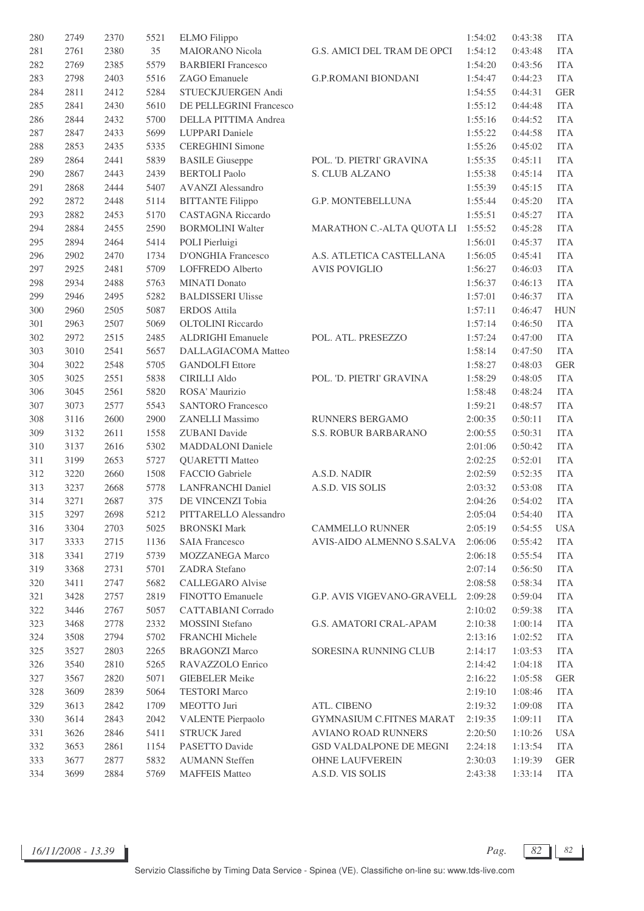| | | | | | | | | |
|---|---|---|---|---|---|---|---|---|
| 280 | 2749 | 2370 | 5521 | ELMO Filippo | | 1:54:02 | 0:43:38 | ITA |
| 281 | 2761 | 2380 | 35 | MAIORANO Nicola | G.S. AMICI DEL TRAM DE OPCI | 1:54:12 | 0:43:48 | ITA |
| 282 | 2769 | 2385 | 5579 | BARBIERI Francesco | | 1:54:20 | 0:43:56 | ITA |
| 283 | 2798 | 2403 | 5516 | ZAGO Emanuele | G.P.ROMANI BIONDANI | 1:54:47 | 0:44:23 | ITA |
| 284 | 2811 | 2412 | 5284 | STUECKJUERGEN Andi | | 1:54:55 | 0:44:31 | GER |
| 285 | 2841 | 2430 | 5610 | DE PELLEGRINI Francesco | | 1:55:12 | 0:44:48 | ITA |
| 286 | 2844 | 2432 | 5700 | DELLA PITTIMA Andrea | | 1:55:16 | 0:44:52 | ITA |
| 287 | 2847 | 2433 | 5699 | LUPPARI Daniele | | 1:55:22 | 0:44:58 | ITA |
| 288 | 2853 | 2435 | 5335 | CEREGHINI Simone | | 1:55:26 | 0:45:02 | ITA |
| 289 | 2864 | 2441 | 5839 | BASILE Giuseppe | POL. 'D. PIETRI' GRAVINA | 1:55:35 | 0:45:11 | ITA |
| 290 | 2867 | 2443 | 2439 | BERTOLI Paolo | S. CLUB ALZANO | 1:55:38 | 0:45:14 | ITA |
| 291 | 2868 | 2444 | 5407 | AVANZI Alessandro | | 1:55:39 | 0:45:15 | ITA |
| 292 | 2872 | 2448 | 5114 | BITTANTE Filippo | G.P. MONTEBELLUNA | 1:55:44 | 0:45:20 | ITA |
| 293 | 2882 | 2453 | 5170 | CASTAGNA Riccardo | | 1:55:51 | 0:45:27 | ITA |
| 294 | 2884 | 2455 | 2590 | BORMOLINI Walter | MARATHON C.-ALTA QUOTA LI | 1:55:52 | 0:45:28 | ITA |
| 295 | 2894 | 2464 | 5414 | POLI Pierluigi | | 1:56:01 | 0:45:37 | ITA |
| 296 | 2902 | 2470 | 1734 | D'ONGHIA Francesco | A.S. ATLETICA CASTELLANA | 1:56:05 | 0:45:41 | ITA |
| 297 | 2925 | 2481 | 5709 | LOFFREDO Alberto | AVIS POVIGLIO | 1:56:27 | 0:46:03 | ITA |
| 298 | 2934 | 2488 | 5763 | MINATI Donato | | 1:56:37 | 0:46:13 | ITA |
| 299 | 2946 | 2495 | 5282 | BALDISSERI Ulisse | | 1:57:01 | 0:46:37 | ITA |
| 300 | 2960 | 2505 | 5087 | ERDOS Attila | | 1:57:11 | 0:46:47 | HUN |
| 301 | 2963 | 2507 | 5069 | OLTOLINI Riccardo | | 1:57:14 | 0:46:50 | ITA |
| 302 | 2972 | 2515 | 2485 | ALDRIGHI Emanuele | POL. ATL. PRESEZZO | 1:57:24 | 0:47:00 | ITA |
| 303 | 3010 | 2541 | 5657 | DALLAGIACOMA Matteo | | 1:58:14 | 0:47:50 | ITA |
| 304 | 3022 | 2548 | 5705 | GANDOLFI Ettore | | 1:58:27 | 0:48:03 | GER |
| 305 | 3025 | 2551 | 5838 | CIRILLI Aldo | POL. 'D. PIETRI' GRAVINA | 1:58:29 | 0:48:05 | ITA |
| 306 | 3045 | 2561 | 5820 | ROSA' Maurizio | | 1:58:48 | 0:48:24 | ITA |
| 307 | 3073 | 2577 | 5543 | SANTORO Francesco | | 1:59:21 | 0:48:57 | ITA |
| 308 | 3116 | 2600 | 2900 | ZANELLI Massimo | RUNNERS BERGAMO | 2:00:35 | 0:50:11 | ITA |
| 309 | 3132 | 2611 | 1558 | ZUBANI Davide | S.S. ROBUR BARBARANO | 2:00:55 | 0:50:31 | ITA |
| 310 | 3137 | 2616 | 5302 | MADDALONI Daniele | | 2:01:06 | 0:50:42 | ITA |
| 311 | 3199 | 2653 | 5727 | QUARETTI Matteo | | 2:02:25 | 0:52:01 | ITA |
| 312 | 3220 | 2660 | 1508 | FACCIO Gabriele | A.S.D. NADIR | 2:02:59 | 0:52:35 | ITA |
| 313 | 3237 | 2668 | 5778 | LANFRANCHI Daniel | A.S.D. VIS SOLIS | 2:03:32 | 0:53:08 | ITA |
| 314 | 3271 | 2687 | 375 | DE VINCENZI Tobia | | 2:04:26 | 0:54:02 | ITA |
| 315 | 3297 | 2698 | 5212 | PITTARELLO Alessandro | | 2:05:04 | 0:54:40 | ITA |
| 316 | 3304 | 2703 | 5025 | BRONSKI Mark | CAMMELLO RUNNER | 2:05:19 | 0:54:55 | USA |
| 317 | 3333 | 2715 | 1136 | SAIA Francesco | AVIS-AIDO ALMENNO S.SALVA | 2:06:06 | 0:55:42 | ITA |
| 318 | 3341 | 2719 | 5739 | MOZZANEGA Marco | | 2:06:18 | 0:55:54 | ITA |
| 319 | 3368 | 2731 | 5701 | ZADRA Stefano | | 2:07:14 | 0:56:50 | ITA |
| 320 | 3411 | 2747 | 5682 | CALLEGARO Alvise | | 2:08:58 | 0:58:34 | ITA |
| 321 | 3428 | 2757 | 2819 | FINOTTO Emanuele | G.P. AVIS VIGEVANO-GRAVELL | 2:09:28 | 0:59:04 | ITA |
| 322 | 3446 | 2767 | 5057 | CATTABIANI Corrado | | 2:10:02 | 0:59:38 | ITA |
| 323 | 3468 | 2778 | 2332 | MOSSINI Stefano | G.S. AMATORI CRAL-APAM | 2:10:38 | 1:00:14 | ITA |
| 324 | 3508 | 2794 | 5702 | FRANCHI Michele | | 2:13:16 | 1:02:52 | ITA |
| 325 | 3527 | 2803 | 2265 | BRAGONZI Marco | SORESINA RUNNING CLUB | 2:14:17 | 1:03:53 | ITA |
| 326 | 3540 | 2810 | 5265 | RAVAZZOLO Enrico | | 2:14:42 | 1:04:18 | ITA |
| 327 | 3567 | 2820 | 5071 | GIEBELER Meike | | 2:16:22 | 1:05:58 | GER |
| 328 | 3609 | 2839 | 5064 | TESTORI Marco | | 2:19:10 | 1:08:46 | ITA |
| 329 | 3613 | 2842 | 1709 | MEOTTO Juri | ATL. CIBENO | 2:19:32 | 1:09:08 | ITA |
| 330 | 3614 | 2843 | 2042 | VALENTE Pierpaolo | GYMNASIUM C.FITNES MARAT | 2:19:35 | 1:09:11 | ITA |
| 331 | 3626 | 2846 | 5411 | STRUCK Jared | AVIANO ROAD RUNNERS | 2:20:50 | 1:10:26 | USA |
| 332 | 3653 | 2861 | 1154 | PASETTO Davide | GSD VALDALPONE DE MEGNI | 2:24:18 | 1:13:54 | ITA |
| 333 | 3677 | 2877 | 5832 | AUMANN Steffen | OHNE LAUFVEREIN | 2:30:03 | 1:19:39 | GER |
| 334 | 3699 | 2884 | 5769 | MAFFEIS Matteo | A.S.D. VIS SOLIS | 2:43:38 | 1:33:14 | ITA |

16/11/2008 - 13.39

Servizio Classifiche by Timing Data Service - Spinea (VE). Classifiche on-line su: www.tds-live.com